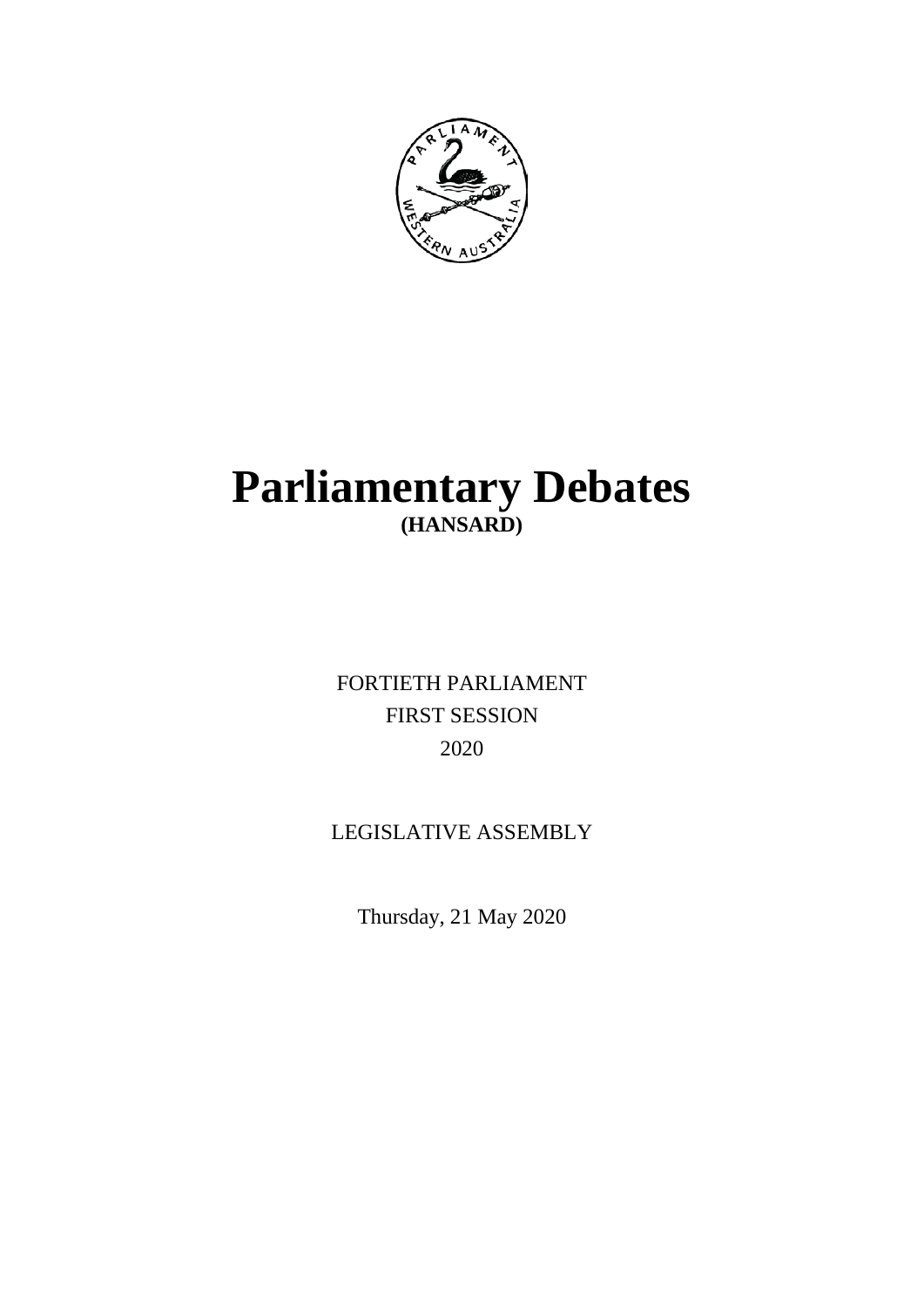# Parliamentary Debates

**(HANSARD)**

FORTIETH PARLIAMENT

FIRST SESSION

2020

LEGISLATIVE ASSEMBLY

Thursday, 21 May 2020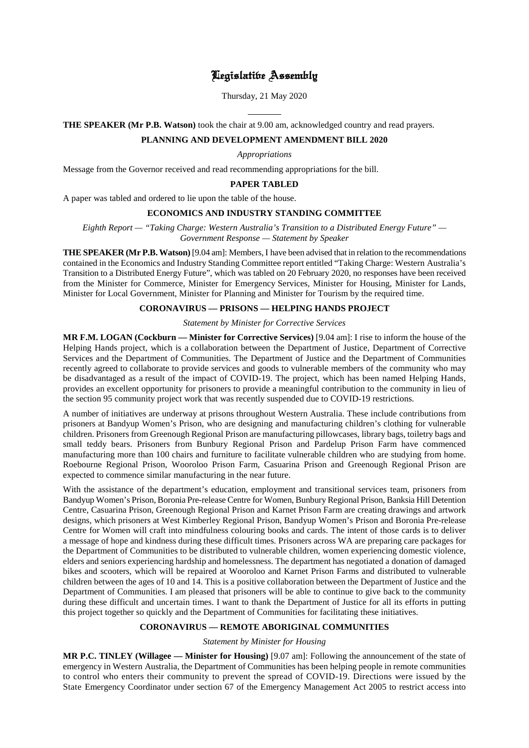# Legislative Assembly

Thursday, 21 May 2020

---

**THE SPEAKER (Mr P.B. Watson)** took the chair at 9.00 am, acknowledged country and read prayers.

## PLANNING AND DEVELOPMENT AMENDMENT BILL 2020

*Appropriations*

Message from the Governor received and read recommending appropriations for the bill.

## PAPER TABLED

A paper was tabled and ordered to lie upon the table of the house.

## ECONOMICS AND INDUSTRY STANDING COMMITTEE

*Eighth Report — "Taking Charge: Western Australia's Transition to a Distributed Energy Future" — Government Response — Statement by Speaker*

**THE SPEAKER (Mr P.B. Watson)** [9.04 am]: Members, I have been advised that in relation to the recommendations contained in the Economics and Industry Standing Committee report entitled "Taking Charge: Western Australia's Transition to a Distributed Energy Future", which was tabled on 20 February 2020, no responses have been received from the Minister for Commerce, Minister for Emergency Services, Minister for Housing, Minister for Lands, Minister for Local Government, Minister for Planning and Minister for Tourism by the required time.

## CORONAVIRUS — PRISONS — HELPING HANDS PROJECT

*Statement by Minister for Corrective Services*

**MR F.M. LOGAN (Cockburn — Minister for Corrective Services)** [9.04 am]: I rise to inform the house of the Helping Hands project, which is a collaboration between the Department of Justice, Department of Corrective Services and the Department of Communities. The Department of Justice and the Department of Communities recently agreed to collaborate to provide services and goods to vulnerable members of the community who may be disadvantaged as a result of the impact of COVID-19. The project, which has been named Helping Hands, provides an excellent opportunity for prisoners to provide a meaningful contribution to the community in lieu of the section 95 community project work that was recently suspended due to COVID-19 restrictions.

A number of initiatives are underway at prisons throughout Western Australia. These include contributions from prisoners at Bandyup Women's Prison, who are designing and manufacturing children's clothing for vulnerable children. Prisoners from Greenough Regional Prison are manufacturing pillowcases, library bags, toiletry bags and small teddy bears. Prisoners from Bunbury Regional Prison and Pardelup Prison Farm have commenced manufacturing more than 100 chairs and furniture to facilitate vulnerable children who are studying from home. Roebourne Regional Prison, Wooroloo Prison Farm, Casuarina Prison and Greenough Regional Prison are expected to commence similar manufacturing in the near future.

With the assistance of the department's education, employment and transitional services team, prisoners from Bandyup Women's Prison, Boronia Pre-release Centre for Women, Bunbury Regional Prison, Banksia Hill Detention Centre, Casuarina Prison, Greenough Regional Prison and Karnet Prison Farm are creating drawings and artwork designs, which prisoners at West Kimberley Regional Prison, Bandyup Women's Prison and Boronia Pre-release Centre for Women will craft into mindfulness colouring books and cards. The intent of those cards is to deliver a message of hope and kindness during these difficult times. Prisoners across WA are preparing care packages for the Department of Communities to be distributed to vulnerable children, women experiencing domestic violence, elders and seniors experiencing hardship and homelessness. The department has negotiated a donation of damaged bikes and scooters, which will be repaired at Wooroloo and Karnet Prison Farms and distributed to vulnerable children between the ages of 10 and 14. This is a positive collaboration between the Department of Justice and the Department of Communities. I am pleased that prisoners will be able to continue to give back to the community during these difficult and uncertain times. I want to thank the Department of Justice for all its efforts in putting this project together so quickly and the Department of Communities for facilitating these initiatives.

## CORONAVIRUS — REMOTE ABORIGINAL COMMUNITIES

*Statement by Minister for Housing*

**MR P.C. TINLEY (Willagee — Minister for Housing)** [9.07 am]: Following the announcement of the state of emergency in Western Australia, the Department of Communities has been helping people in remote communities to control who enters their community to prevent the spread of COVID-19. Directions were issued by the State Emergency Coordinator under section 67 of the Emergency Management Act 2005 to restrict access into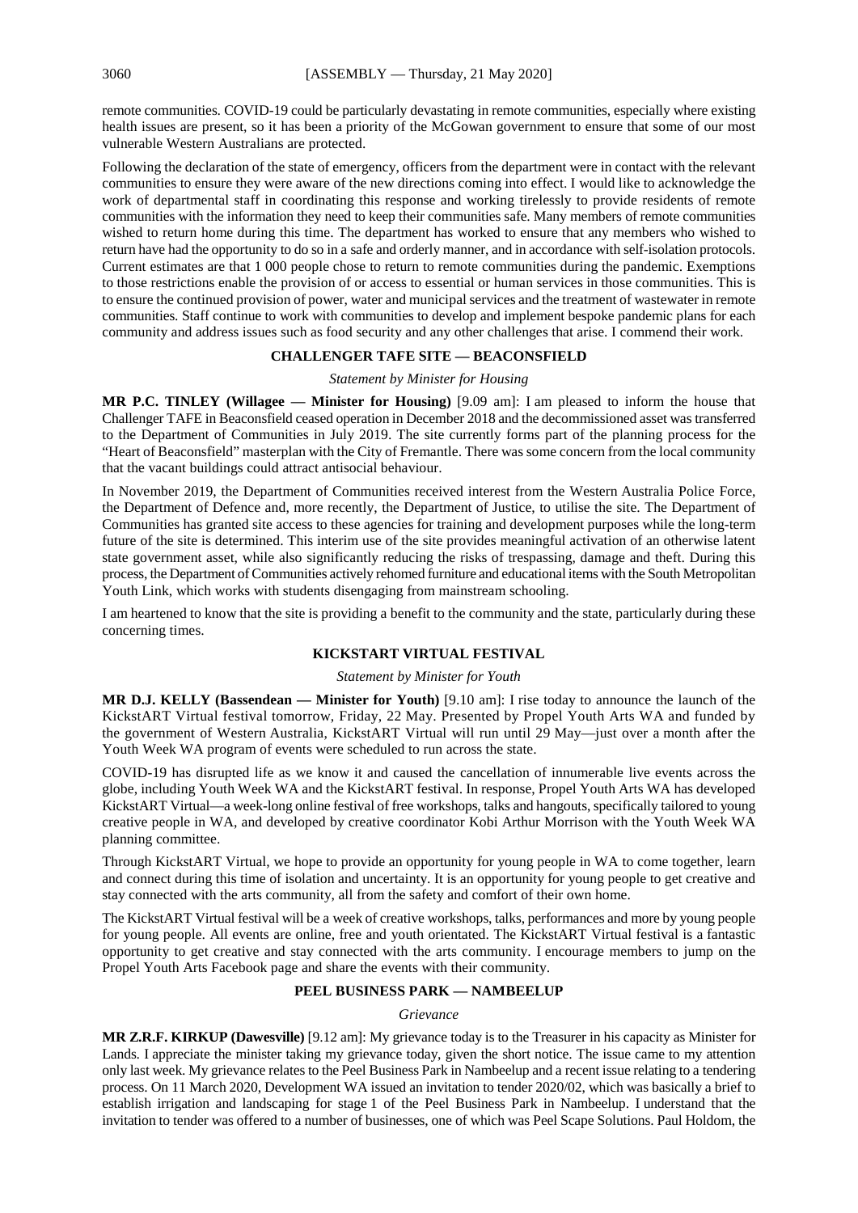remote communities. COVID-19 could be particularly devastating in remote communities, especially where existing health issues are present, so it has been a priority of the McGowan government to ensure that some of our most vulnerable Western Australians are protected.

Following the declaration of the state of emergency, officers from the department were in contact with the relevant communities to ensure they were aware of the new directions coming into effect. I would like to acknowledge the work of departmental staff in coordinating this response and working tirelessly to provide residents of remote communities with the information they need to keep their communities safe. Many members of remote communities wished to return home during this time. The department has worked to ensure that any members who wished to return have had the opportunity to do so in a safe and orderly manner, and in accordance with self-isolation protocols. Current estimates are that 1 000 people chose to return to remote communities during the pandemic. Exemptions to those restrictions enable the provision of or access to essential or human services in those communities. This is to ensure the continued provision of power, water and municipal services and the treatment of wastewater in remote communities. Staff continue to work with communities to develop and implement bespoke pandemic plans for each community and address issues such as food security and any other challenges that arise. I commend their work.

## CHALLENGER TAFE SITE — BEACONSFIELD

*Statement by Minister for Housing*

**MR P.C. TINLEY (Willagee — Minister for Housing)** [9.09 am]: I am pleased to inform the house that Challenger TAFE in Beaconsfield ceased operation in December 2018 and the decommissioned asset was transferred to the Department of Communities in July 2019. The site currently forms part of the planning process for the "Heart of Beaconsfield" masterplan with the City of Fremantle. There was some concern from the local community that the vacant buildings could attract antisocial behaviour.

In November 2019, the Department of Communities received interest from the Western Australia Police Force, the Department of Defence and, more recently, the Department of Justice, to utilise the site. The Department of Communities has granted site access to these agencies for training and development purposes while the long-term future of the site is determined. This interim use of the site provides meaningful activation of an otherwise latent state government asset, while also significantly reducing the risks of trespassing, damage and theft. During this process, the Department of Communities actively rehomed furniture and educational items with the South Metropolitan Youth Link, which works with students disengaging from mainstream schooling.

I am heartened to know that the site is providing a benefit to the community and the state, particularly during these concerning times.

## KICKSTART VIRTUAL FESTIVAL

*Statement by Minister for Youth*

**MR D.J. KELLY (Bassendean — Minister for Youth)** [9.10 am]: I rise today to announce the launch of the KickstART Virtual festival tomorrow, Friday, 22 May. Presented by Propel Youth Arts WA and funded by the government of Western Australia, KickstART Virtual will run until 29 May—just over a month after the Youth Week WA program of events were scheduled to run across the state.

COVID-19 has disrupted life as we know it and caused the cancellation of innumerable live events across the globe, including Youth Week WA and the KickstART festival. In response, Propel Youth Arts WA has developed KickstART Virtual—a week-long online festival of free workshops, talks and hangouts, specifically tailored to young creative people in WA, and developed by creative coordinator Kobi Arthur Morrison with the Youth Week WA planning committee.

Through KickstART Virtual, we hope to provide an opportunity for young people in WA to come together, learn and connect during this time of isolation and uncertainty. It is an opportunity for young people to get creative and stay connected with the arts community, all from the safety and comfort of their own home.

The KickstART Virtual festival will be a week of creative workshops, talks, performances and more by young people for young people. All events are online, free and youth orientated. The KickstART Virtual festival is a fantastic opportunity to get creative and stay connected with the arts community. I encourage members to jump on the Propel Youth Arts Facebook page and share the events with their community.

## PEEL BUSINESS PARK — NAMBEELUP

*Grievance*

**MR Z.R.F. KIRKUP (Dawesville)** [9.12 am]: My grievance today is to the Treasurer in his capacity as Minister for Lands. I appreciate the minister taking my grievance today, given the short notice. The issue came to my attention only last week. My grievance relates to the Peel Business Park in Nambeelup and a recent issue relating to a tendering process. On 11 March 2020, Development WA issued an invitation to tender 2020/02, which was basically a brief to establish irrigation and landscaping for stage 1 of the Peel Business Park in Nambeelup. I understand that the invitation to tender was offered to a number of businesses, one of which was Peel Scape Solutions. Paul Holdom, the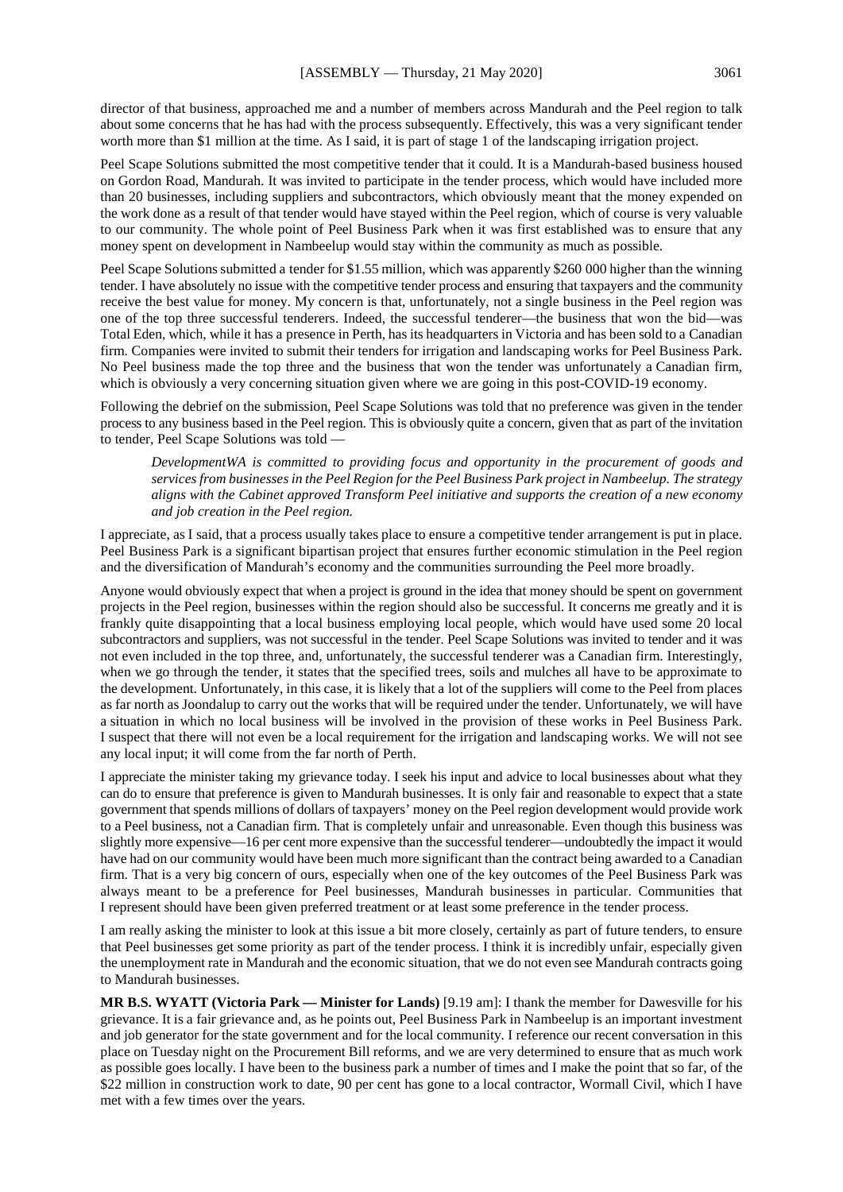director of that business, approached me and a number of members across Mandurah and the Peel region to talk about some concerns that he has had with the process subsequently. Effectively, this was a very significant tender worth more than $1 million at the time. As I said, it is part of stage 1 of the landscaping irrigation project.

Peel Scape Solutions submitted the most competitive tender that it could. It is a Mandurah-based business housed on Gordon Road, Mandurah. It was invited to participate in the tender process, which would have included more than 20 businesses, including suppliers and subcontractors, which obviously meant that the money expended on the work done as a result of that tender would have stayed within the Peel region, which of course is very valuable to our community. The whole point of Peel Business Park when it was first established was to ensure that any money spent on development in Nambeelup would stay within the community as much as possible.

Peel Scape Solutions submitted a tender for $1.55 million, which was apparently $260 000 higher than the winning tender. I have absolutely no issue with the competitive tender process and ensuring that taxpayers and the community receive the best value for money. My concern is that, unfortunately, not a single business in the Peel region was one of the top three successful tenderers. Indeed, the successful tenderer—the business that won the bid—was Total Eden, which, while it has a presence in Perth, has its headquarters in Victoria and has been sold to a Canadian firm. Companies were invited to submit their tenders for irrigation and landscaping works for Peel Business Park. No Peel business made the top three and the business that won the tender was unfortunately a Canadian firm, which is obviously a very concerning situation given where we are going in this post-COVID-19 economy.

Following the debrief on the submission, Peel Scape Solutions was told that no preference was given in the tender process to any business based in the Peel region. This is obviously quite a concern, given that as part of the invitation to tender, Peel Scape Solutions was told —

> *DevelopmentWA is committed to providing focus and opportunity in the procurement of goods and services from businesses in the Peel Region for the Peel Business Park project in Nambeelup. The strategy aligns with the Cabinet approved Transform Peel initiative and supports the creation of a new economy and job creation in the Peel region.*

I appreciate, as I said, that a process usually takes place to ensure a competitive tender arrangement is put in place. Peel Business Park is a significant bipartisan project that ensures further economic stimulation in the Peel region and the diversification of Mandurah's economy and the communities surrounding the Peel more broadly.

Anyone would obviously expect that when a project is ground in the idea that money should be spent on government projects in the Peel region, businesses within the region should also be successful. It concerns me greatly and it is frankly quite disappointing that a local business employing local people, which would have used some 20 local subcontractors and suppliers, was not successful in the tender. Peel Scape Solutions was invited to tender and it was not even included in the top three, and, unfortunately, the successful tenderer was a Canadian firm. Interestingly, when we go through the tender, it states that the specified trees, soils and mulches all have to be approximate to the development. Unfortunately, in this case, it is likely that a lot of the suppliers will come to the Peel from places as far north as Joondalup to carry out the works that will be required under the tender. Unfortunately, we will have a situation in which no local business will be involved in the provision of these works in Peel Business Park. I suspect that there will not even be a local requirement for the irrigation and landscaping works. We will not see any local input; it will come from the far north of Perth.

I appreciate the minister taking my grievance today. I seek his input and advice to local businesses about what they can do to ensure that preference is given to Mandurah businesses. It is only fair and reasonable to expect that a state government that spends millions of dollars of taxpayers' money on the Peel region development would provide work to a Peel business, not a Canadian firm. That is completely unfair and unreasonable. Even though this business was slightly more expensive—16 per cent more expensive than the successful tenderer—undoubtedly the impact it would have had on our community would have been much more significant than the contract being awarded to a Canadian firm. That is a very big concern of ours, especially when one of the key outcomes of the Peel Business Park was always meant to be a preference for Peel businesses, Mandurah businesses in particular. Communities that I represent should have been given preferred treatment or at least some preference in the tender process.

I am really asking the minister to look at this issue a bit more closely, certainly as part of future tenders, to ensure that Peel businesses get some priority as part of the tender process. I think it is incredibly unfair, especially given the unemployment rate in Mandurah and the economic situation, that we do not even see Mandurah contracts going to Mandurah businesses.

**MR B.S. WYATT (Victoria Park — Minister for Lands)** [9.19 am]: I thank the member for Dawesville for his grievance. It is a fair grievance and, as he points out, Peel Business Park in Nambeelup is an important investment and job generator for the state government and for the local community. I reference our recent conversation in this place on Tuesday night on the Procurement Bill reforms, and we are very determined to ensure that as much work as possible goes locally. I have been to the business park a number of times and I make the point that so far, of the $22 million in construction work to date, 90 per cent has gone to a local contractor, Wormall Civil, which I have met with a few times over the years.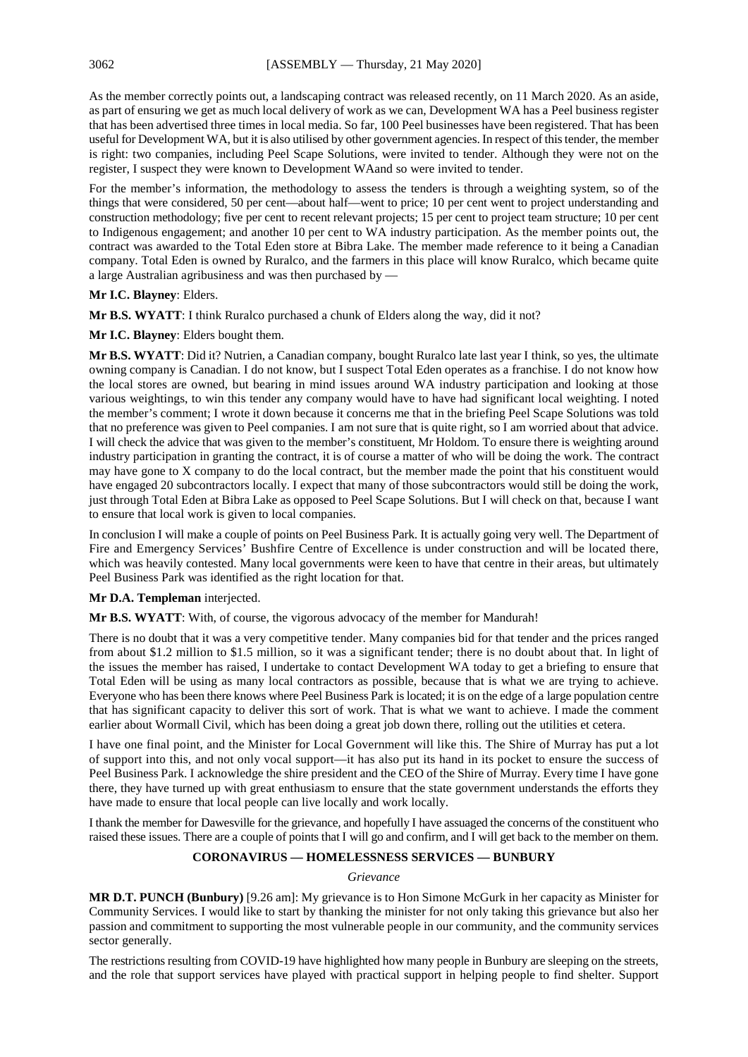As the member correctly points out, a landscaping contract was released recently, on 11 March 2020. As an aside, as part of ensuring we get as much local delivery of work as we can, Development WA has a Peel business register that has been advertised three times in local media. So far, 100 Peel businesses have been registered. That has been useful for Development WA, but it is also utilised by other government agencies. In respect of this tender, the member is right: two companies, including Peel Scape Solutions, were invited to tender. Although they were not on the register, I suspect they were known to Development WAand so were invited to tender.

For the member's information, the methodology to assess the tenders is through a weighting system, so of the things that were considered, 50 per cent—about half—went to price; 10 per cent went to project understanding and construction methodology; five per cent to recent relevant projects; 15 per cent to project team structure; 10 per cent to Indigenous engagement; and another 10 per cent to WA industry participation. As the member points out, the contract was awarded to the Total Eden store at Bibra Lake. The member made reference to it being a Canadian company. Total Eden is owned by Ruralco, and the farmers in this place will know Ruralco, which became quite a large Australian agribusiness and was then purchased by —

**Mr I.C. Blayney**: Elders.

**Mr B.S. WYATT**: I think Ruralco purchased a chunk of Elders along the way, did it not?

**Mr I.C. Blayney**: Elders bought them.

**Mr B.S. WYATT**: Did it? Nutrien, a Canadian company, bought Ruralco late last year I think, so yes, the ultimate owning company is Canadian. I do not know, but I suspect Total Eden operates as a franchise. I do not know how the local stores are owned, but bearing in mind issues around WA industry participation and looking at those various weightings, to win this tender any company would have to have had significant local weighting. I noted the member's comment; I wrote it down because it concerns me that in the briefing Peel Scape Solutions was told that no preference was given to Peel companies. I am not sure that is quite right, so I am worried about that advice. I will check the advice that was given to the member's constituent, Mr Holdom. To ensure there is weighting around industry participation in granting the contract, it is of course a matter of who will be doing the work. The contract may have gone to X company to do the local contract, but the member made the point that his constituent would have engaged 20 subcontractors locally. I expect that many of those subcontractors would still be doing the work, just through Total Eden at Bibra Lake as opposed to Peel Scape Solutions. But I will check on that, because I want to ensure that local work is given to local companies.

In conclusion I will make a couple of points on Peel Business Park. It is actually going very well. The Department of Fire and Emergency Services' Bushfire Centre of Excellence is under construction and will be located there, which was heavily contested. Many local governments were keen to have that centre in their areas, but ultimately Peel Business Park was identified as the right location for that.

**Mr D.A. Templeman** interjected.

**Mr B.S. WYATT**: With, of course, the vigorous advocacy of the member for Mandurah!

There is no doubt that it was a very competitive tender. Many companies bid for that tender and the prices ranged from about \$1.2 million to \$1.5 million, so it was a significant tender; there is no doubt about that. In light of the issues the member has raised, I undertake to contact Development WA today to get a briefing to ensure that Total Eden will be using as many local contractors as possible, because that is what we are trying to achieve. Everyone who has been there knows where Peel Business Park is located; it is on the edge of a large population centre that has significant capacity to deliver this sort of work. That is what we want to achieve. I made the comment earlier about Wormall Civil, which has been doing a great job down there, rolling out the utilities et cetera.

I have one final point, and the Minister for Local Government will like this. The Shire of Murray has put a lot of support into this, and not only vocal support—it has also put its hand in its pocket to ensure the success of Peel Business Park. I acknowledge the shire president and the CEO of the Shire of Murray. Every time I have gone there, they have turned up with great enthusiasm to ensure that the state government understands the efforts they have made to ensure that local people can live locally and work locally.

I thank the member for Dawesville for the grievance, and hopefully I have assuaged the concerns of the constituent who raised these issues. There are a couple of points that I will go and confirm, and I will get back to the member on them.

## CORONAVIRUS — HOMELESSNESS SERVICES — BUNBURY

*Grievance*

**MR D.T. PUNCH (Bunbury)** [9.26 am]: My grievance is to Hon Simone McGurk in her capacity as Minister for Community Services. I would like to start by thanking the minister for not only taking this grievance but also her passion and commitment to supporting the most vulnerable people in our community, and the community services sector generally.

The restrictions resulting from COVID-19 have highlighted how many people in Bunbury are sleeping on the streets, and the role that support services have played with practical support in helping people to find shelter. Support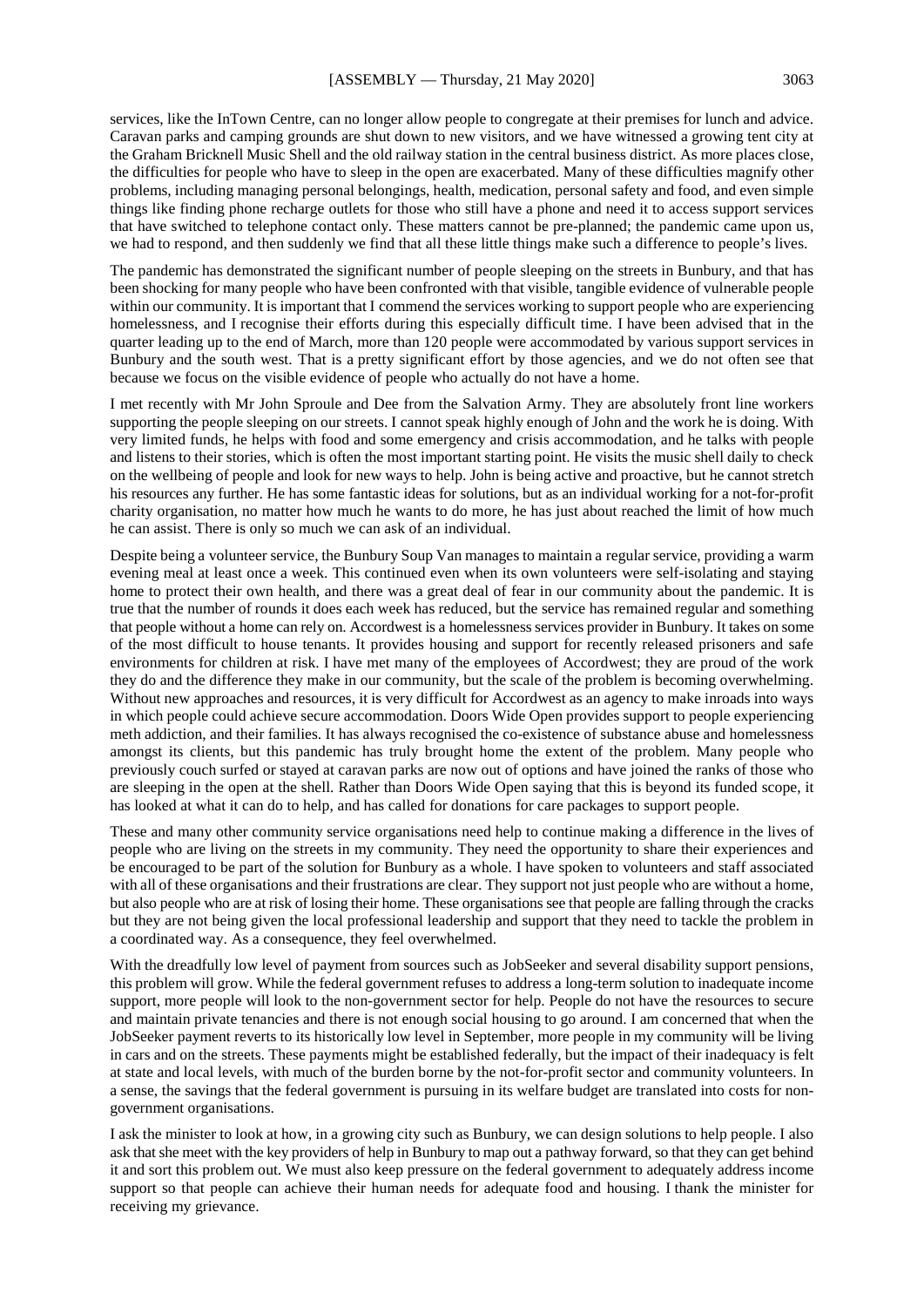services, like the InTown Centre, can no longer allow people to congregate at their premises for lunch and advice. Caravan parks and camping grounds are shut down to new visitors, and we have witnessed a growing tent city at the Graham Bricknell Music Shell and the old railway station in the central business district. As more places close, the difficulties for people who have to sleep in the open are exacerbated. Many of these difficulties magnify other problems, including managing personal belongings, health, medication, personal safety and food, and even simple things like finding phone recharge outlets for those who still have a phone and need it to access support services that have switched to telephone contact only. These matters cannot be pre-planned; the pandemic came upon us, we had to respond, and then suddenly we find that all these little things make such a difference to people's lives.

The pandemic has demonstrated the significant number of people sleeping on the streets in Bunbury, and that has been shocking for many people who have been confronted with that visible, tangible evidence of vulnerable people within our community. It is important that I commend the services working to support people who are experiencing homelessness, and I recognise their efforts during this especially difficult time. I have been advised that in the quarter leading up to the end of March, more than 120 people were accommodated by various support services in Bunbury and the south west. That is a pretty significant effort by those agencies, and we do not often see that because we focus on the visible evidence of people who actually do not have a home.

I met recently with Mr John Sproule and Dee from the Salvation Army. They are absolutely front line workers supporting the people sleeping on our streets. I cannot speak highly enough of John and the work he is doing. With very limited funds, he helps with food and some emergency and crisis accommodation, and he talks with people and listens to their stories, which is often the most important starting point. He visits the music shell daily to check on the wellbeing of people and look for new ways to help. John is being active and proactive, but he cannot stretch his resources any further. He has some fantastic ideas for solutions, but as an individual working for a not-for-profit charity organisation, no matter how much he wants to do more, he has just about reached the limit of how much he can assist. There is only so much we can ask of an individual.

Despite being a volunteer service, the Bunbury Soup Van manages to maintain a regular service, providing a warm evening meal at least once a week. This continued even when its own volunteers were self-isolating and staying home to protect their own health, and there was a great deal of fear in our community about the pandemic. It is true that the number of rounds it does each week has reduced, but the service has remained regular and something that people without a home can rely on. Accordwest is a homelessness services provider in Bunbury. It takes on some of the most difficult to house tenants. It provides housing and support for recently released prisoners and safe environments for children at risk. I have met many of the employees of Accordwest; they are proud of the work they do and the difference they make in our community, but the scale of the problem is becoming overwhelming. Without new approaches and resources, it is very difficult for Accordwest as an agency to make inroads into ways in which people could achieve secure accommodation. Doors Wide Open provides support to people experiencing meth addiction, and their families. It has always recognised the co-existence of substance abuse and homelessness amongst its clients, but this pandemic has truly brought home the extent of the problem. Many people who previously couch surfed or stayed at caravan parks are now out of options and have joined the ranks of those who are sleeping in the open at the shell. Rather than Doors Wide Open saying that this is beyond its funded scope, it has looked at what it can do to help, and has called for donations for care packages to support people.

These and many other community service organisations need help to continue making a difference in the lives of people who are living on the streets in my community. They need the opportunity to share their experiences and be encouraged to be part of the solution for Bunbury as a whole. I have spoken to volunteers and staff associated with all of these organisations and their frustrations are clear. They support not just people who are without a home, but also people who are at risk of losing their home. These organisations see that people are falling through the cracks but they are not being given the local professional leadership and support that they need to tackle the problem in a coordinated way. As a consequence, they feel overwhelmed.

With the dreadfully low level of payment from sources such as JobSeeker and several disability support pensions, this problem will grow. While the federal government refuses to address a long-term solution to inadequate income support, more people will look to the non-government sector for help. People do not have the resources to secure and maintain private tenancies and there is not enough social housing to go around. I am concerned that when the JobSeeker payment reverts to its historically low level in September, more people in my community will be living in cars and on the streets. These payments might be established federally, but the impact of their inadequacy is felt at state and local levels, with much of the burden borne by the not-for-profit sector and community volunteers. In a sense, the savings that the federal government is pursuing in its welfare budget are translated into costs for non-government organisations.

I ask the minister to look at how, in a growing city such as Bunbury, we can design solutions to help people. I also ask that she meet with the key providers of help in Bunbury to map out a pathway forward, so that they can get behind it and sort this problem out. We must also keep pressure on the federal government to adequately address income support so that people can achieve their human needs for adequate food and housing. I thank the minister for receiving my grievance.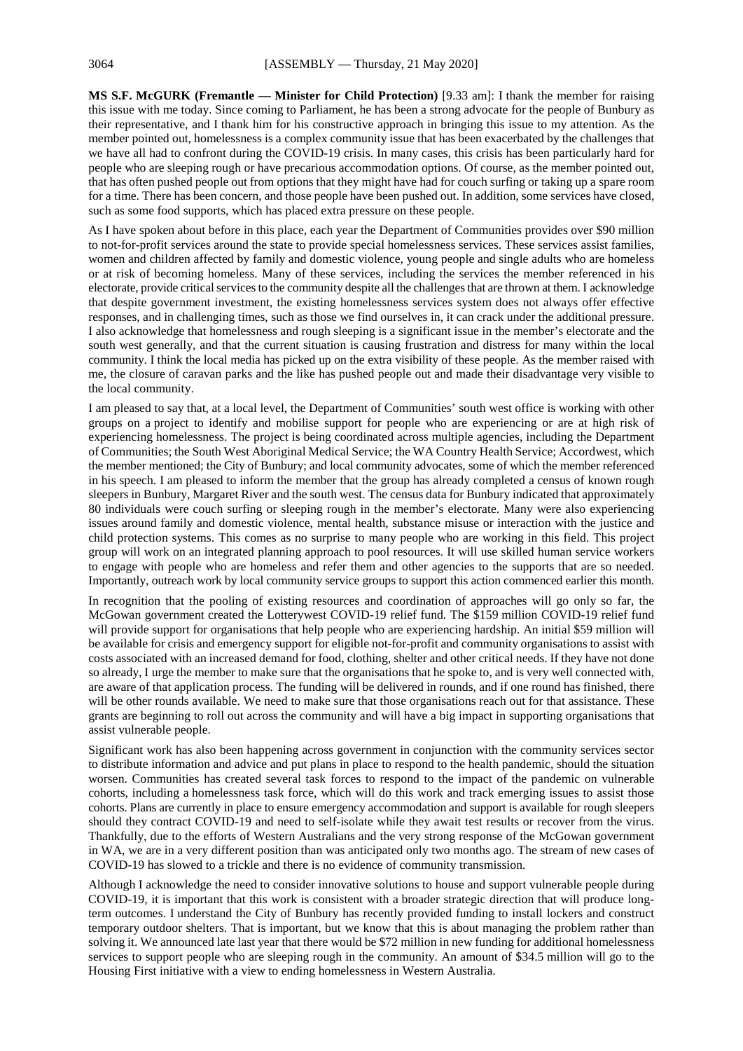**MS S.F. McGURK (Fremantle — Minister for Child Protection)** [9.33 am]: I thank the member for raising this issue with me today. Since coming to Parliament, he has been a strong advocate for the people of Bunbury as their representative, and I thank him for his constructive approach in bringing this issue to my attention. As the member pointed out, homelessness is a complex community issue that has been exacerbated by the challenges that we have all had to confront during the COVID-19 crisis. In many cases, this crisis has been particularly hard for people who are sleeping rough or have precarious accommodation options. Of course, as the member pointed out, that has often pushed people out from options that they might have had for couch surfing or taking up a spare room for a time. There has been concern, and those people have been pushed out. In addition, some services have closed, such as some food supports, which has placed extra pressure on these people.

As I have spoken about before in this place, each year the Department of Communities provides over $90 million to not-for-profit services around the state to provide special homelessness services. These services assist families, women and children affected by family and domestic violence, young people and single adults who are homeless or at risk of becoming homeless. Many of these services, including the services the member referenced in his electorate, provide critical services to the community despite all the challenges that are thrown at them. I acknowledge that despite government investment, the existing homelessness services system does not always offer effective responses, and in challenging times, such as those we find ourselves in, it can crack under the additional pressure. I also acknowledge that homelessness and rough sleeping is a significant issue in the member's electorate and the south west generally, and that the current situation is causing frustration and distress for many within the local community. I think the local media has picked up on the extra visibility of these people. As the member raised with me, the closure of caravan parks and the like has pushed people out and made their disadvantage very visible to the local community.

I am pleased to say that, at a local level, the Department of Communities' south west office is working with other groups on a project to identify and mobilise support for people who are experiencing or are at high risk of experiencing homelessness. The project is being coordinated across multiple agencies, including the Department of Communities; the South West Aboriginal Medical Service; the WA Country Health Service; Accordwest, which the member mentioned; the City of Bunbury; and local community advocates, some of which the member referenced in his speech. I am pleased to inform the member that the group has already completed a census of known rough sleepers in Bunbury, Margaret River and the south west. The census data for Bunbury indicated that approximately 80 individuals were couch surfing or sleeping rough in the member's electorate. Many were also experiencing issues around family and domestic violence, mental health, substance misuse or interaction with the justice and child protection systems. This comes as no surprise to many people who are working in this field. This project group will work on an integrated planning approach to pool resources. It will use skilled human service workers to engage with people who are homeless and refer them and other agencies to the supports that are so needed. Importantly, outreach work by local community service groups to support this action commenced earlier this month.

In recognition that the pooling of existing resources and coordination of approaches will go only so far, the McGowan government created the Lotterywest COVID-19 relief fund. The $159 million COVID-19 relief fund will provide support for organisations that help people who are experiencing hardship. An initial $59 million will be available for crisis and emergency support for eligible not-for-profit and community organisations to assist with costs associated with an increased demand for food, clothing, shelter and other critical needs. If they have not done so already, I urge the member to make sure that the organisations that he spoke to, and is very well connected with, are aware of that application process. The funding will be delivered in rounds, and if one round has finished, there will be other rounds available. We need to make sure that those organisations reach out for that assistance. These grants are beginning to roll out across the community and will have a big impact in supporting organisations that assist vulnerable people.

Significant work has also been happening across government in conjunction with the community services sector to distribute information and advice and put plans in place to respond to the health pandemic, should the situation worsen. Communities has created several task forces to respond to the impact of the pandemic on vulnerable cohorts, including a homelessness task force, which will do this work and track emerging issues to assist those cohorts. Plans are currently in place to ensure emergency accommodation and support is available for rough sleepers should they contract COVID-19 and need to self-isolate while they await test results or recover from the virus. Thankfully, due to the efforts of Western Australians and the very strong response of the McGowan government in WA, we are in a very different position than was anticipated only two months ago. The stream of new cases of COVID-19 has slowed to a trickle and there is no evidence of community transmission.

Although I acknowledge the need to consider innovative solutions to house and support vulnerable people during COVID-19, it is important that this work is consistent with a broader strategic direction that will produce long-term outcomes. I understand the City of Bunbury has recently provided funding to install lockers and construct temporary outdoor shelters. That is important, but we know that this is about managing the problem rather than solving it. We announced late last year that there would be $72 million in new funding for additional homelessness services to support people who are sleeping rough in the community. An amount of $34.5 million will go to the Housing First initiative with a view to ending homelessness in Western Australia.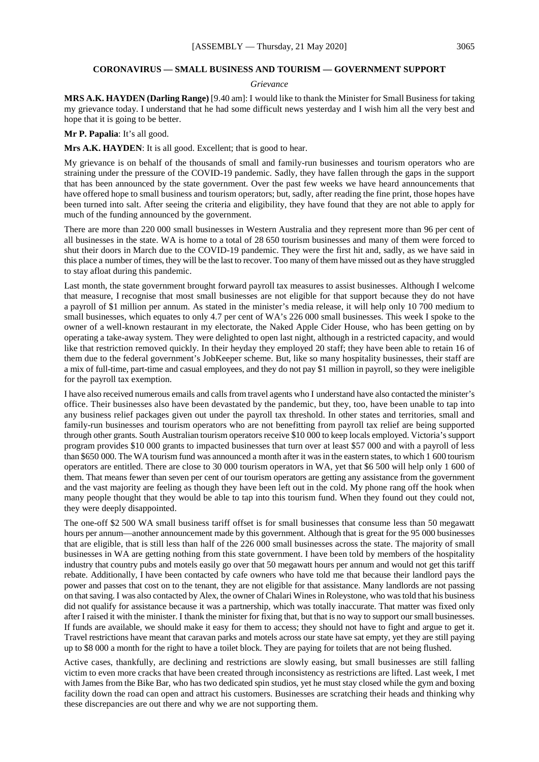## CORONAVIRUS — SMALL BUSINESS AND TOURISM — GOVERNMENT SUPPORT

*Grievance*

**MRS A.K. HAYDEN (Darling Range)** [9.40 am]: I would like to thank the Minister for Small Business for taking my grievance today. I understand that he had some difficult news yesterday and I wish him all the very best and hope that it is going to be better.

**Mr P. Papalia**: It's all good.

**Mrs A.K. HAYDEN**: It is all good. Excellent; that is good to hear.

My grievance is on behalf of the thousands of small and family-run businesses and tourism operators who are straining under the pressure of the COVID-19 pandemic. Sadly, they have fallen through the gaps in the support that has been announced by the state government. Over the past few weeks we have heard announcements that have offered hope to small business and tourism operators; but, sadly, after reading the fine print, those hopes have been turned into salt. After seeing the criteria and eligibility, they have found that they are not able to apply for much of the funding announced by the government.

There are more than 220 000 small businesses in Western Australia and they represent more than 96 per cent of all businesses in the state. WA is home to a total of 28 650 tourism businesses and many of them were forced to shut their doors in March due to the COVID-19 pandemic. They were the first hit and, sadly, as we have said in this place a number of times, they will be the last to recover. Too many of them have missed out as they have struggled to stay afloat during this pandemic.

Last month, the state government brought forward payroll tax measures to assist businesses. Although I welcome that measure, I recognise that most small businesses are not eligible for that support because they do not have a payroll of $1 million per annum. As stated in the minister's media release, it will help only 10 700 medium to small businesses, which equates to only 4.7 per cent of WA's 226 000 small businesses. This week I spoke to the owner of a well-known restaurant in my electorate, the Naked Apple Cider House, who has been getting on by operating a take-away system. They were delighted to open last night, although in a restricted capacity, and would like that restriction removed quickly. In their heyday they employed 20 staff; they have been able to retain 16 of them due to the federal government's JobKeeper scheme. But, like so many hospitality businesses, their staff are a mix of full-time, part-time and casual employees, and they do not pay $1 million in payroll, so they were ineligible for the payroll tax exemption.

I have also received numerous emails and calls from travel agents who I understand have also contacted the minister's office. Their businesses also have been devastated by the pandemic, but they, too, have been unable to tap into any business relief packages given out under the payroll tax threshold. In other states and territories, small and family-run businesses and tourism operators who are not benefitting from payroll tax relief are being supported through other grants. South Australian tourism operators receive $10 000 to keep locals employed. Victoria's support program provides $10 000 grants to impacted businesses that turn over at least $57 000 and with a payroll of less than $650 000. The WA tourism fund was announced a month after it was in the eastern states, to which 1 600 tourism operators are entitled. There are close to 30 000 tourism operators in WA, yet that $6 500 will help only 1 600 of them. That means fewer than seven per cent of our tourism operators are getting any assistance from the government and the vast majority are feeling as though they have been left out in the cold. My phone rang off the hook when many people thought that they would be able to tap into this tourism fund. When they found out they could not, they were deeply disappointed.

The one-off $2 500 WA small business tariff offset is for small businesses that consume less than 50 megawatt hours per annum—another announcement made by this government. Although that is great for the 95 000 businesses that are eligible, that is still less than half of the 226 000 small businesses across the state. The majority of small businesses in WA are getting nothing from this state government. I have been told by members of the hospitality industry that country pubs and motels easily go over that 50 megawatt hours per annum and would not get this tariff rebate. Additionally, I have been contacted by cafe owners who have told me that because their landlord pays the power and passes that cost on to the tenant, they are not eligible for that assistance. Many landlords are not passing on that saving. I was also contacted by Alex, the owner of Chalari Wines in Roleystone, who was told that his business did not qualify for assistance because it was a partnership, which was totally inaccurate. That matter was fixed only after I raised it with the minister. I thank the minister for fixing that, but that is no way to support our small businesses. If funds are available, we should make it easy for them to access; they should not have to fight and argue to get it. Travel restrictions have meant that caravan parks and motels across our state have sat empty, yet they are still paying up to $8 000 a month for the right to have a toilet block. They are paying for toilets that are not being flushed.

Active cases, thankfully, are declining and restrictions are slowly easing, but small businesses are still falling victim to even more cracks that have been created through inconsistency as restrictions are lifted. Last week, I met with James from the Bike Bar, who has two dedicated spin studios, yet he must stay closed while the gym and boxing facility down the road can open and attract his customers. Businesses are scratching their heads and thinking why these discrepancies are out there and why we are not supporting them.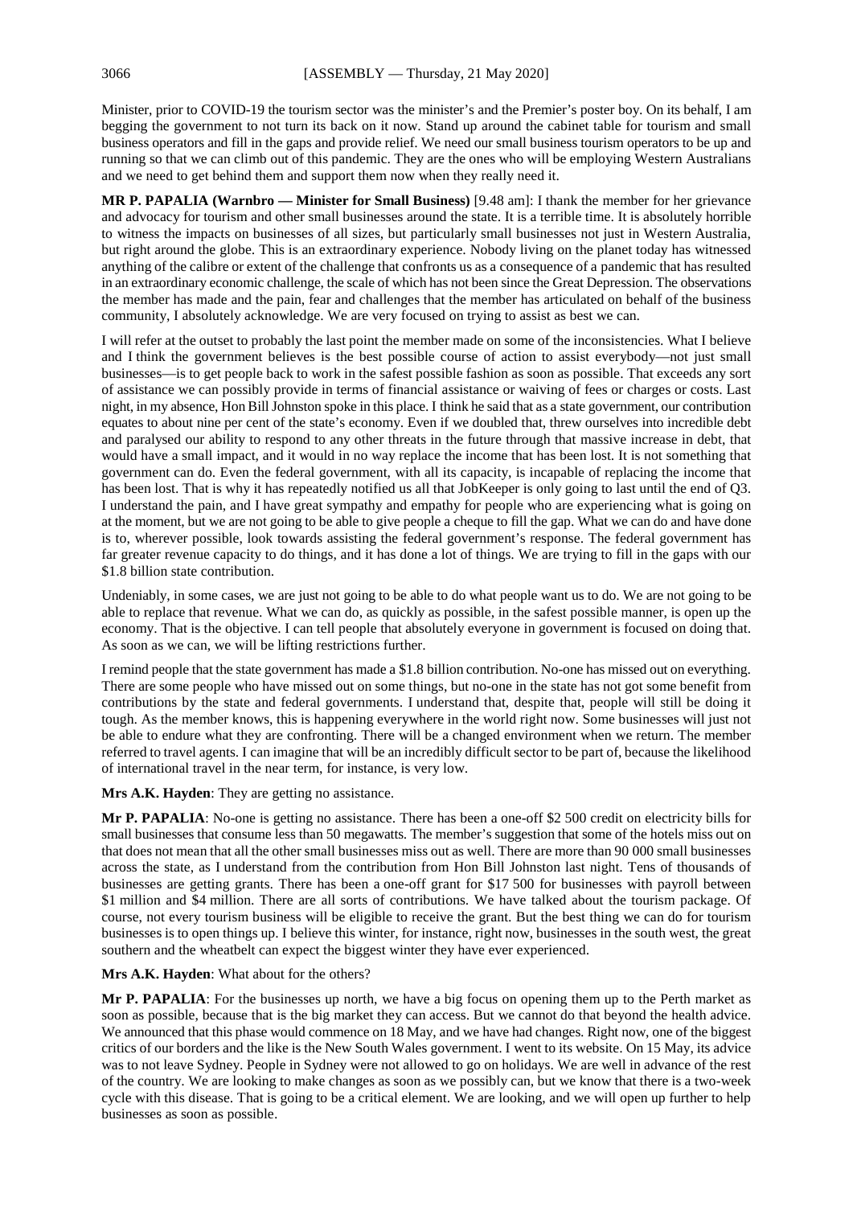Minister, prior to COVID-19 the tourism sector was the minister's and the Premier's poster boy. On its behalf, I am begging the government to not turn its back on it now. Stand up around the cabinet table for tourism and small business operators and fill in the gaps and provide relief. We need our small business tourism operators to be up and running so that we can climb out of this pandemic. They are the ones who will be employing Western Australians and we need to get behind them and support them now when they really need it.

**MR P. PAPALIA (Warnbro — Minister for Small Business)** [9.48 am]: I thank the member for her grievance and advocacy for tourism and other small businesses around the state. It is a terrible time. It is absolutely horrible to witness the impacts on businesses of all sizes, but particularly small businesses not just in Western Australia, but right around the globe. This is an extraordinary experience. Nobody living on the planet today has witnessed anything of the calibre or extent of the challenge that confronts us as a consequence of a pandemic that has resulted in an extraordinary economic challenge, the scale of which has not been since the Great Depression. The observations the member has made and the pain, fear and challenges that the member has articulated on behalf of the business community, I absolutely acknowledge. We are very focused on trying to assist as best we can.

I will refer at the outset to probably the last point the member made on some of the inconsistencies. What I believe and I think the government believes is the best possible course of action to assist everybody—not just small businesses—is to get people back to work in the safest possible fashion as soon as possible. That exceeds any sort of assistance we can possibly provide in terms of financial assistance or waiving of fees or charges or costs. Last night, in my absence, Hon Bill Johnston spoke in this place. I think he said that as a state government, our contribution equates to about nine per cent of the state's economy. Even if we doubled that, threw ourselves into incredible debt and paralysed our ability to respond to any other threats in the future through that massive increase in debt, that would have a small impact, and it would in no way replace the income that has been lost. It is not something that government can do. Even the federal government, with all its capacity, is incapable of replacing the income that has been lost. That is why it has repeatedly notified us all that JobKeeper is only going to last until the end of Q3. I understand the pain, and I have great sympathy and empathy for people who are experiencing what is going on at the moment, but we are not going to be able to give people a cheque to fill the gap. What we can do and have done is to, wherever possible, look towards assisting the federal government's response. The federal government has far greater revenue capacity to do things, and it has done a lot of things. We are trying to fill in the gaps with our $1.8 billion state contribution.

Undeniably, in some cases, we are just not going to be able to do what people want us to do. We are not going to be able to replace that revenue. What we can do, as quickly as possible, in the safest possible manner, is open up the economy. That is the objective. I can tell people that absolutely everyone in government is focused on doing that. As soon as we can, we will be lifting restrictions further.

I remind people that the state government has made a $1.8 billion contribution. No-one has missed out on everything. There are some people who have missed out on some things, but no-one in the state has not got some benefit from contributions by the state and federal governments. I understand that, despite that, people will still be doing it tough. As the member knows, this is happening everywhere in the world right now. Some businesses will just not be able to endure what they are confronting. There will be a changed environment when we return. The member referred to travel agents. I can imagine that will be an incredibly difficult sector to be part of, because the likelihood of international travel in the near term, for instance, is very low.

**Mrs A.K. Hayden**: They are getting no assistance.

**Mr P. PAPALIA**: No-one is getting no assistance. There has been a one-off $2 500 credit on electricity bills for small businesses that consume less than 50 megawatts. The member's suggestion that some of the hotels miss out on that does not mean that all the other small businesses miss out as well. There are more than 90 000 small businesses across the state, as I understand from the contribution from Hon Bill Johnston last night. Tens of thousands of businesses are getting grants. There has been a one-off grant for $17 500 for businesses with payroll between $1 million and $4 million. There are all sorts of contributions. We have talked about the tourism package. Of course, not every tourism business will be eligible to receive the grant. But the best thing we can do for tourism businesses is to open things up. I believe this winter, for instance, right now, businesses in the south west, the great southern and the wheatbelt can expect the biggest winter they have ever experienced.

**Mrs A.K. Hayden**: What about for the others?

**Mr P. PAPALIA**: For the businesses up north, we have a big focus on opening them up to the Perth market as soon as possible, because that is the big market they can access. But we cannot do that beyond the health advice. We announced that this phase would commence on 18 May, and we have had changes. Right now, one of the biggest critics of our borders and the like is the New South Wales government. I went to its website. On 15 May, its advice was to not leave Sydney. People in Sydney were not allowed to go on holidays. We are well in advance of the rest of the country. We are looking to make changes as soon as we possibly can, but we know that there is a two-week cycle with this disease. That is going to be a critical element. We are looking, and we will open up further to help businesses as soon as possible.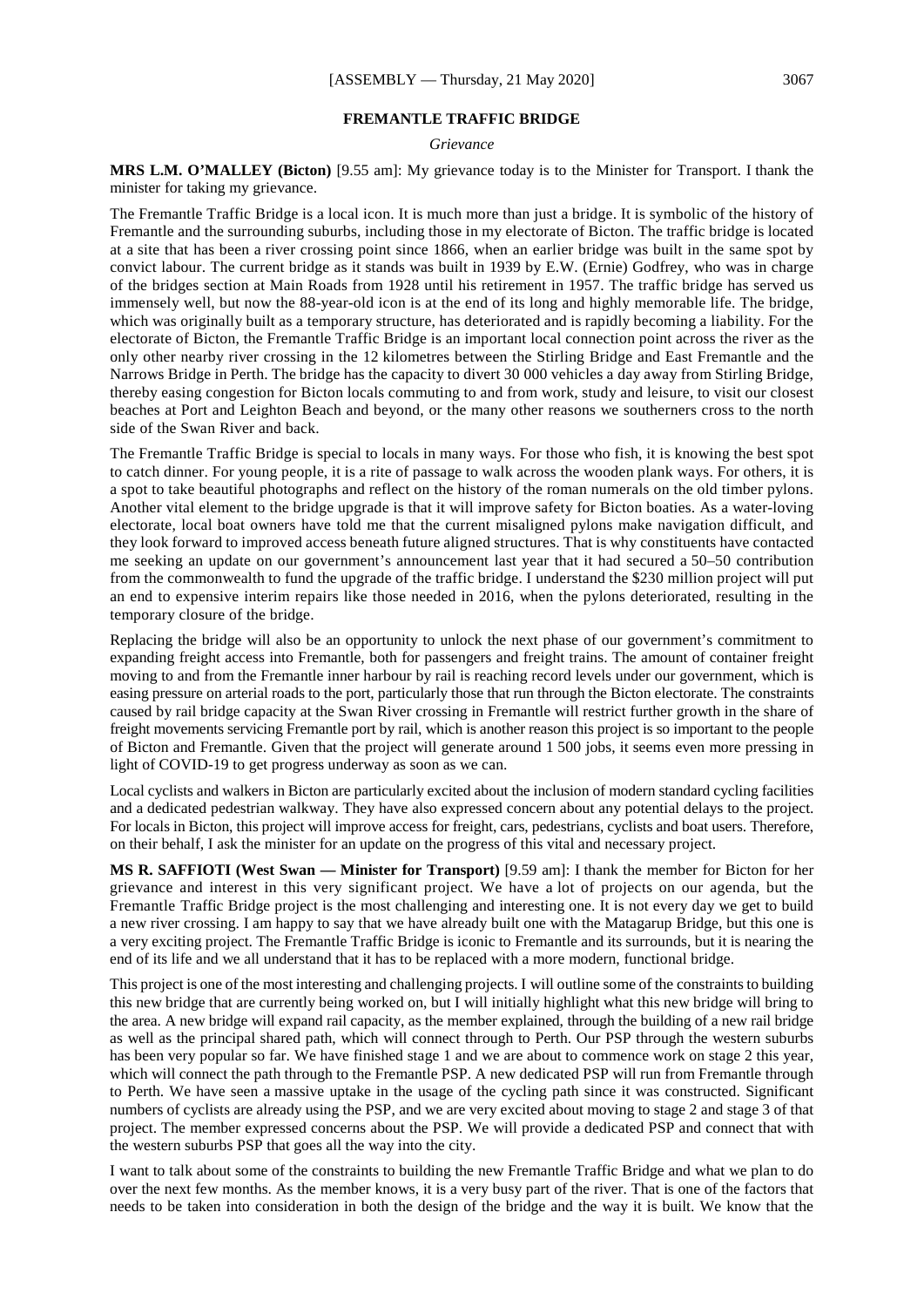## FREMANTLE TRAFFIC BRIDGE

*Grievance*

**MRS L.M. O'MALLEY (Bicton)** [9.55 am]: My grievance today is to the Minister for Transport. I thank the minister for taking my grievance.

The Fremantle Traffic Bridge is a local icon. It is much more than just a bridge. It is symbolic of the history of Fremantle and the surrounding suburbs, including those in my electorate of Bicton. The traffic bridge is located at a site that has been a river crossing point since 1866, when an earlier bridge was built in the same spot by convict labour. The current bridge as it stands was built in 1939 by E.W. (Ernie) Godfrey, who was in charge of the bridges section at Main Roads from 1928 until his retirement in 1957. The traffic bridge has served us immensely well, but now the 88-year-old icon is at the end of its long and highly memorable life. The bridge, which was originally built as a temporary structure, has deteriorated and is rapidly becoming a liability. For the electorate of Bicton, the Fremantle Traffic Bridge is an important local connection point across the river as the only other nearby river crossing in the 12 kilometres between the Stirling Bridge and East Fremantle and the Narrows Bridge in Perth. The bridge has the capacity to divert 30 000 vehicles a day away from Stirling Bridge, thereby easing congestion for Bicton locals commuting to and from work, study and leisure, to visit our closest beaches at Port and Leighton Beach and beyond, or the many other reasons we southerners cross to the north side of the Swan River and back.

The Fremantle Traffic Bridge is special to locals in many ways. For those who fish, it is knowing the best spot to catch dinner. For young people, it is a rite of passage to walk across the wooden plank ways. For others, it is a spot to take beautiful photographs and reflect on the history of the roman numerals on the old timber pylons. Another vital element to the bridge upgrade is that it will improve safety for Bicton boaties. As a water-loving electorate, local boat owners have told me that the current misaligned pylons make navigation difficult, and they look forward to improved access beneath future aligned structures. That is why constituents have contacted me seeking an update on our government's announcement last year that it had secured a 50–50 contribution from the commonwealth to fund the upgrade of the traffic bridge. I understand the $230 million project will put an end to expensive interim repairs like those needed in 2016, when the pylons deteriorated, resulting in the temporary closure of the bridge.

Replacing the bridge will also be an opportunity to unlock the next phase of our government's commitment to expanding freight access into Fremantle, both for passengers and freight trains. The amount of container freight moving to and from the Fremantle inner harbour by rail is reaching record levels under our government, which is easing pressure on arterial roads to the port, particularly those that run through the Bicton electorate. The constraints caused by rail bridge capacity at the Swan River crossing in Fremantle will restrict further growth in the share of freight movements servicing Fremantle port by rail, which is another reason this project is so important to the people of Bicton and Fremantle. Given that the project will generate around 1 500 jobs, it seems even more pressing in light of COVID-19 to get progress underway as soon as we can.

Local cyclists and walkers in Bicton are particularly excited about the inclusion of modern standard cycling facilities and a dedicated pedestrian walkway. They have also expressed concern about any potential delays to the project. For locals in Bicton, this project will improve access for freight, cars, pedestrians, cyclists and boat users. Therefore, on their behalf, I ask the minister for an update on the progress of this vital and necessary project.

**MS R. SAFFIOTI (West Swan — Minister for Transport)** [9.59 am]: I thank the member for Bicton for her grievance and interest in this very significant project. We have a lot of projects on our agenda, but the Fremantle Traffic Bridge project is the most challenging and interesting one. It is not every day we get to build a new river crossing. I am happy to say that we have already built one with the Matagarup Bridge, but this one is a very exciting project. The Fremantle Traffic Bridge is iconic to Fremantle and its surrounds, but it is nearing the end of its life and we all understand that it has to be replaced with a more modern, functional bridge.

This project is one of the most interesting and challenging projects. I will outline some of the constraints to building this new bridge that are currently being worked on, but I will initially highlight what this new bridge will bring to the area. A new bridge will expand rail capacity, as the member explained, through the building of a new rail bridge as well as the principal shared path, which will connect through to Perth. Our PSP through the western suburbs has been very popular so far. We have finished stage 1 and we are about to commence work on stage 2 this year, which will connect the path through to the Fremantle PSP. A new dedicated PSP will run from Fremantle through to Perth. We have seen a massive uptake in the usage of the cycling path since it was constructed. Significant numbers of cyclists are already using the PSP, and we are very excited about moving to stage 2 and stage 3 of that project. The member expressed concerns about the PSP. We will provide a dedicated PSP and connect that with the western suburbs PSP that goes all the way into the city.

I want to talk about some of the constraints to building the new Fremantle Traffic Bridge and what we plan to do over the next few months. As the member knows, it is a very busy part of the river. That is one of the factors that needs to be taken into consideration in both the design of the bridge and the way it is built. We know that the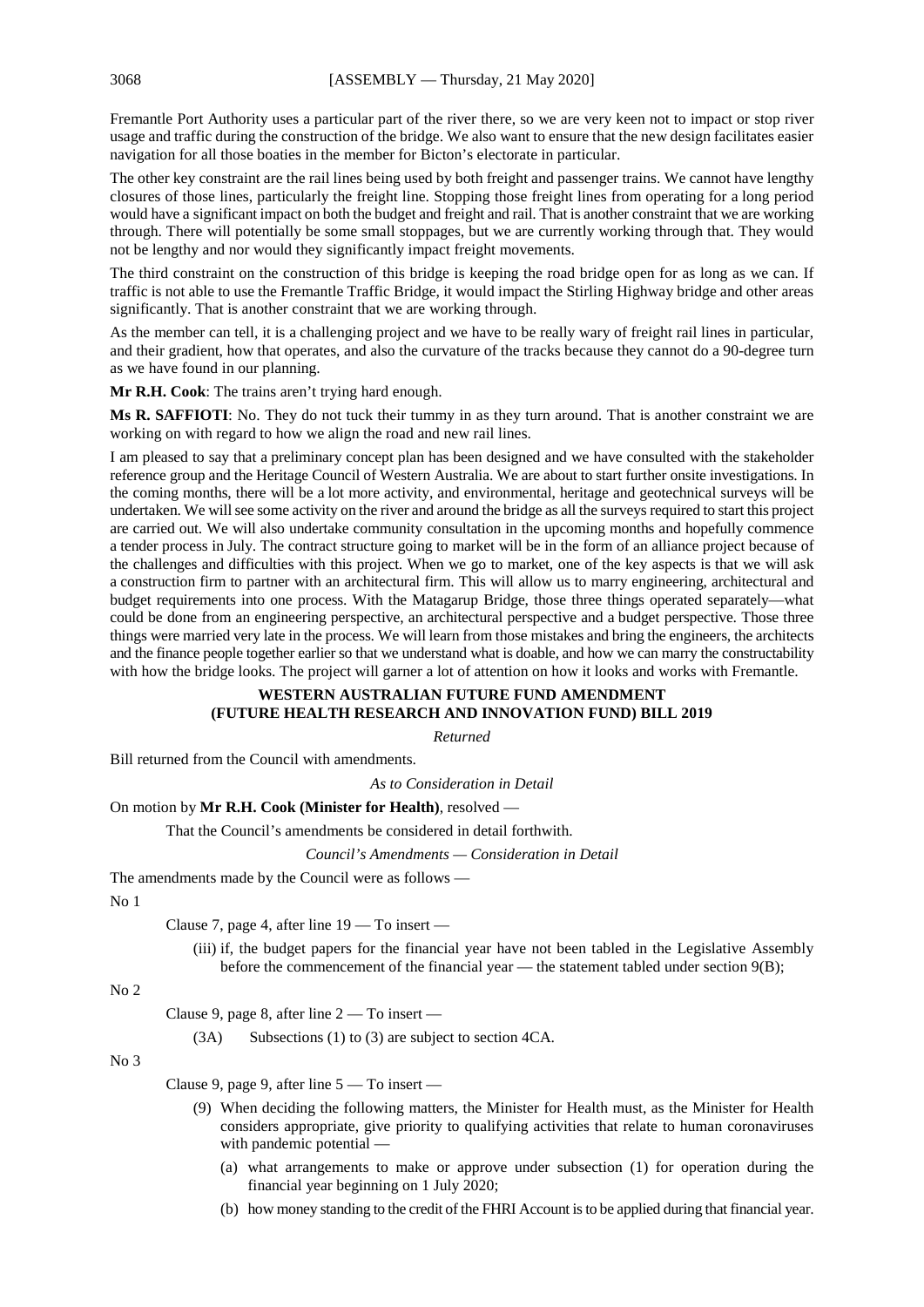Fremantle Port Authority uses a particular part of the river there, so we are very keen not to impact or stop river usage and traffic during the construction of the bridge. We also want to ensure that the new design facilitates easier navigation for all those boaties in the member for Bicton's electorate in particular.

The other key constraint are the rail lines being used by both freight and passenger trains. We cannot have lengthy closures of those lines, particularly the freight line. Stopping those freight lines from operating for a long period would have a significant impact on both the budget and freight and rail. That is another constraint that we are working through. There will potentially be some small stoppages, but we are currently working through that. They would not be lengthy and nor would they significantly impact freight movements.

The third constraint on the construction of this bridge is keeping the road bridge open for as long as we can. If traffic is not able to use the Fremantle Traffic Bridge, it would impact the Stirling Highway bridge and other areas significantly. That is another constraint that we are working through.

As the member can tell, it is a challenging project and we have to be really wary of freight rail lines in particular, and their gradient, how that operates, and also the curvature of the tracks because they cannot do a 90-degree turn as we have found in our planning.

**Mr R.H. Cook**: The trains aren't trying hard enough.

**Ms R. SAFFIOTI**: No. They do not tuck their tummy in as they turn around. That is another constraint we are working on with regard to how we align the road and new rail lines.

I am pleased to say that a preliminary concept plan has been designed and we have consulted with the stakeholder reference group and the Heritage Council of Western Australia. We are about to start further onsite investigations. In the coming months, there will be a lot more activity, and environmental, heritage and geotechnical surveys will be undertaken. We will see some activity on the river and around the bridge as all the surveys required to start this project are carried out. We will also undertake community consultation in the upcoming months and hopefully commence a tender process in July. The contract structure going to market will be in the form of an alliance project because of the challenges and difficulties with this project. When we go to market, one of the key aspects is that we will ask a construction firm to partner with an architectural firm. This will allow us to marry engineering, architectural and budget requirements into one process. With the Matagarup Bridge, those three things operated separately—what could be done from an engineering perspective, an architectural perspective and a budget perspective. Those three things were married very late in the process. We will learn from those mistakes and bring the engineers, the architects and the finance people together earlier so that we understand what is doable, and how we can marry the constructability with how the bridge looks. The project will garner a lot of attention on how it looks and works with Fremantle.

## WESTERN AUSTRALIAN FUTURE FUND AMENDMENT (FUTURE HEALTH RESEARCH AND INNOVATION FUND) BILL 2019

*Returned*

Bill returned from the Council with amendments.

*As to Consideration in Detail*

On motion by **Mr R.H. Cook (Minister for Health)**, resolved —

That the Council's amendments be considered in detail forthwith.

*Council's Amendments — Consideration in Detail*

The amendments made by the Council were as follows —

No 1

Clause 7, page 4, after line 19 — To insert —

(iii) if, the budget papers for the financial year have not been tabled in the Legislative Assembly before the commencement of the financial year — the statement tabled under section 9(B);

No 2

Clause 9, page 8, after line 2 — To insert —

(3A) Subsections (1) to (3) are subject to section 4CA.

No 3

Clause 9, page 9, after line 5 — To insert —

(9) When deciding the following matters, the Minister for Health must, as the Minister for Health considers appropriate, give priority to qualifying activities that relate to human coronaviruses with pandemic potential —

(a) what arrangements to make or approve under subsection (1) for operation during the financial year beginning on 1 July 2020;

(b) how money standing to the credit of the FHRI Account is to be applied during that financial year.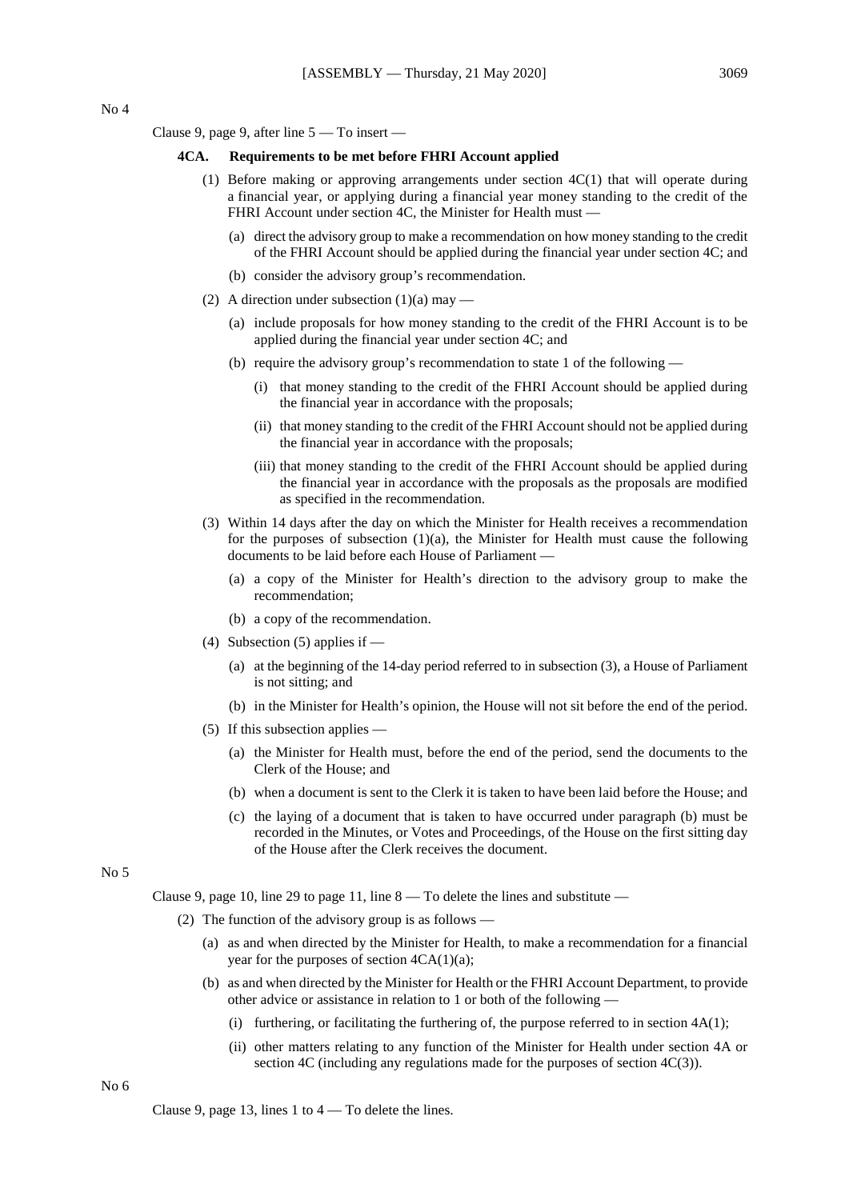No 4

Clause 9, page 9, after line 5 — To insert —

**4CA. Requirements to be met before FHRI Account applied**

(1) Before making or approving arrangements under section 4C(1) that will operate during a financial year, or applying during a financial year money standing to the credit of the FHRI Account under section 4C, the Minister for Health must —

(a) direct the advisory group to make a recommendation on how money standing to the credit of the FHRI Account should be applied during the financial year under section 4C; and

(b) consider the advisory group's recommendation.

(2) A direction under subsection (1)(a) may —

(a) include proposals for how money standing to the credit of the FHRI Account is to be applied during the financial year under section 4C; and

(b) require the advisory group's recommendation to state 1 of the following —

(i) that money standing to the credit of the FHRI Account should be applied during the financial year in accordance with the proposals;

(ii) that money standing to the credit of the FHRI Account should not be applied during the financial year in accordance with the proposals;

(iii) that money standing to the credit of the FHRI Account should be applied during the financial year in accordance with the proposals as the proposals are modified as specified in the recommendation.

(3) Within 14 days after the day on which the Minister for Health receives a recommendation for the purposes of subsection (1)(a), the Minister for Health must cause the following documents to be laid before each House of Parliament —

(a) a copy of the Minister for Health's direction to the advisory group to make the recommendation;

(b) a copy of the recommendation.

(4) Subsection (5) applies if —

(a) at the beginning of the 14-day period referred to in subsection (3), a House of Parliament is not sitting; and

(b) in the Minister for Health's opinion, the House will not sit before the end of the period.

(5) If this subsection applies —

(a) the Minister for Health must, before the end of the period, send the documents to the Clerk of the House; and

(b) when a document is sent to the Clerk it is taken to have been laid before the House; and

(c) the laying of a document that is taken to have occurred under paragraph (b) must be recorded in the Minutes, or Votes and Proceedings, of the House on the first sitting day of the House after the Clerk receives the document.

No 5

Clause 9, page 10, line 29 to page 11, line 8 — To delete the lines and substitute —

(2) The function of the advisory group is as follows —

(a) as and when directed by the Minister for Health, to make a recommendation for a financial year for the purposes of section 4CA(1)(a);

(b) as and when directed by the Minister for Health or the FHRI Account Department, to provide other advice or assistance in relation to 1 or both of the following —

(i) furthering, or facilitating the furthering of, the purpose referred to in section 4A(1);

(ii) other matters relating to any function of the Minister for Health under section 4A or section 4C (including any regulations made for the purposes of section 4C(3)).

No 6

Clause 9, page 13, lines 1 to 4 — To delete the lines.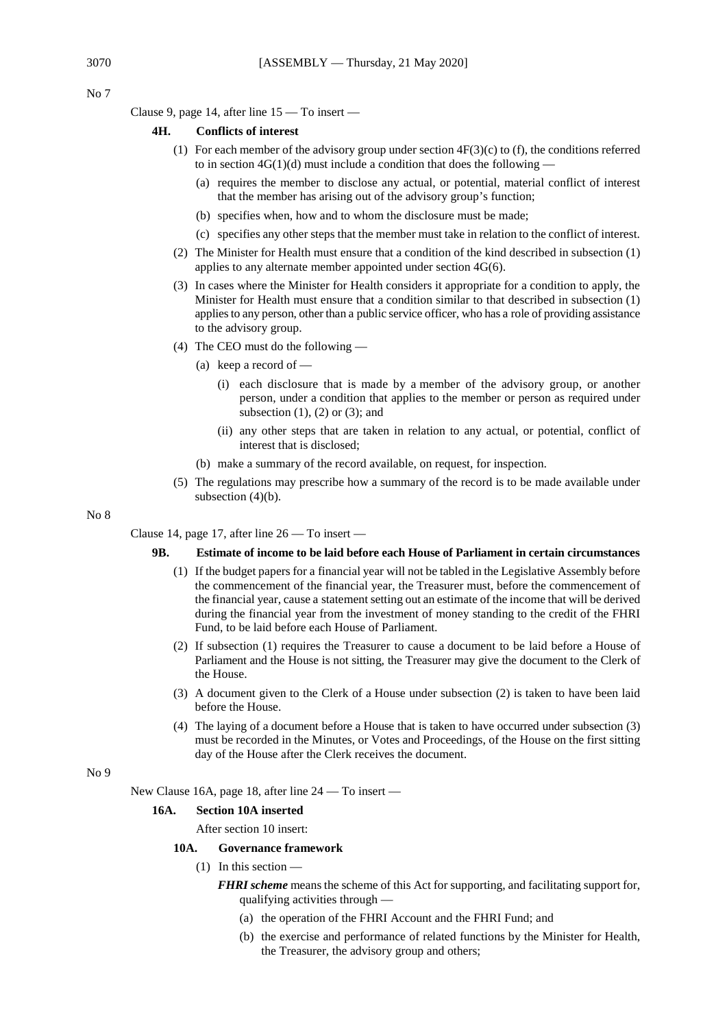No 7

Clause 9, page 14, after line 15 — To insert —

**4H. Conflicts of interest**

(1) For each member of the advisory group under section 4F(3)(c) to (f), the conditions referred to in section 4G(1)(d) must include a condition that does the following —

(a) requires the member to disclose any actual, or potential, material conflict of interest that the member has arising out of the advisory group's function;

(b) specifies when, how and to whom the disclosure must be made;

(c) specifies any other steps that the member must take in relation to the conflict of interest.

(2) The Minister for Health must ensure that a condition of the kind described in subsection (1) applies to any alternate member appointed under section 4G(6).

(3) In cases where the Minister for Health considers it appropriate for a condition to apply, the Minister for Health must ensure that a condition similar to that described in subsection (1) applies to any person, other than a public service officer, who has a role of providing assistance to the advisory group.

(4) The CEO must do the following —

(a) keep a record of —

(i) each disclosure that is made by a member of the advisory group, or another person, under a condition that applies to the member or person as required under subsection (1), (2) or (3); and

(ii) any other steps that are taken in relation to any actual, or potential, conflict of interest that is disclosed;

(b) make a summary of the record available, on request, for inspection.

(5) The regulations may prescribe how a summary of the record is to be made available under subsection (4)(b).

No 8

Clause 14, page 17, after line 26 — To insert —

**9B. Estimate of income to be laid before each House of Parliament in certain circumstances**

(1) If the budget papers for a financial year will not be tabled in the Legislative Assembly before the commencement of the financial year, the Treasurer must, before the commencement of the financial year, cause a statement setting out an estimate of the income that will be derived during the financial year from the investment of money standing to the credit of the FHRI Fund, to be laid before each House of Parliament.

(2) If subsection (1) requires the Treasurer to cause a document to be laid before a House of Parliament and the House is not sitting, the Treasurer may give the document to the Clerk of the House.

(3) A document given to the Clerk of a House under subsection (2) is taken to have been laid before the House.

(4) The laying of a document before a House that is taken to have occurred under subsection (3) must be recorded in the Minutes, or Votes and Proceedings, of the House on the first sitting day of the House after the Clerk receives the document.

No 9

New Clause 16A, page 18, after line 24 — To insert —

**16A. Section 10A inserted**

After section 10 insert:

**10A. Governance framework**

(1) In this section —

***FHRI scheme*** means the scheme of this Act for supporting, and facilitating support for, qualifying activities through —

(a) the operation of the FHRI Account and the FHRI Fund; and

(b) the exercise and performance of related functions by the Minister for Health, the Treasurer, the advisory group and others;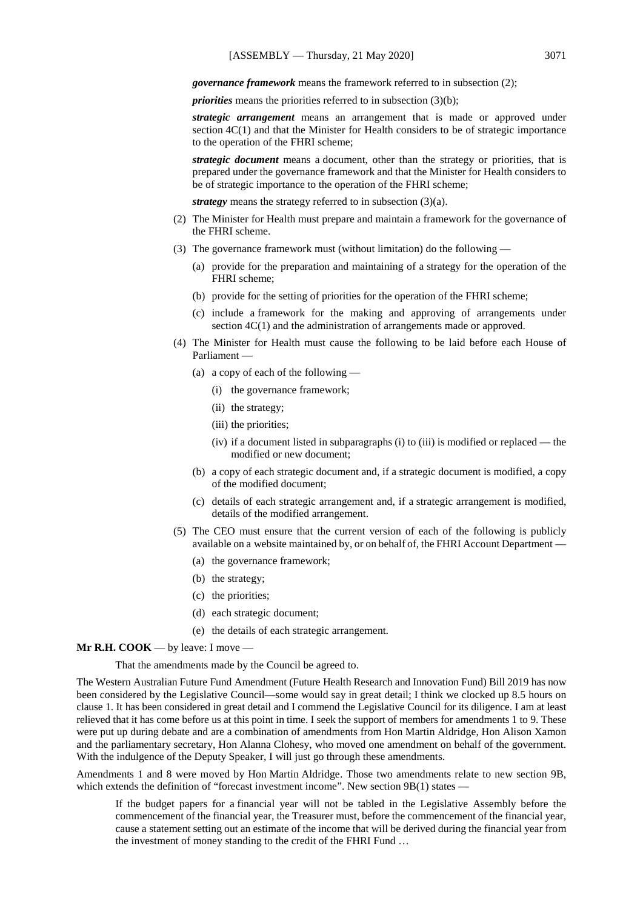***governance framework*** means the framework referred to in subsection (2);

***priorities*** means the priorities referred to in subsection (3)(b);

***strategic arrangement*** means an arrangement that is made or approved under section 4C(1) and that the Minister for Health considers to be of strategic importance to the operation of the FHRI scheme;

***strategic document*** means a document, other than the strategy or priorities, that is prepared under the governance framework and that the Minister for Health considers to be of strategic importance to the operation of the FHRI scheme;

***strategy*** means the strategy referred to in subsection (3)(a).

(2) The Minister for Health must prepare and maintain a framework for the governance of the FHRI scheme.

(3) The governance framework must (without limitation) do the following —

- (a) provide for the preparation and maintaining of a strategy for the operation of the FHRI scheme;
- (b) provide for the setting of priorities for the operation of the FHRI scheme;
- (c) include a framework for the making and approving of arrangements under section 4C(1) and the administration of arrangements made or approved.

(4) The Minister for Health must cause the following to be laid before each House of Parliament —

- (a) a copy of each of the following —
  - (i) the governance framework;
  - (ii) the strategy;
  - (iii) the priorities;
  - (iv) if a document listed in subparagraphs (i) to (iii) is modified or replaced — the modified or new document;
- (b) a copy of each strategic document and, if a strategic document is modified, a copy of the modified document;
- (c) details of each strategic arrangement and, if a strategic arrangement is modified, details of the modified arrangement.

(5) The CEO must ensure that the current version of each of the following is publicly available on a website maintained by, or on behalf of, the FHRI Account Department —

- (a) the governance framework;
- (b) the strategy;
- (c) the priorities;
- (d) each strategic document;
- (e) the details of each strategic arrangement.

**Mr R.H. COOK** — by leave: I move —

> That the amendments made by the Council be agreed to.

The Western Australian Future Fund Amendment (Future Health Research and Innovation Fund) Bill 2019 has now been considered by the Legislative Council—some would say in great detail; I think we clocked up 8.5 hours on clause 1. It has been considered in great detail and I commend the Legislative Council for its diligence. I am at least relieved that it has come before us at this point in time. I seek the support of members for amendments 1 to 9. These were put up during debate and are a combination of amendments from Hon Martin Aldridge, Hon Alison Xamon and the parliamentary secretary, Hon Alanna Clohesy, who moved one amendment on behalf of the government. With the indulgence of the Deputy Speaker, I will just go through these amendments.

Amendments 1 and 8 were moved by Hon Martin Aldridge. Those two amendments relate to new section 9B, which extends the definition of "forecast investment income". New section 9B(1) states —

> If the budget papers for a financial year will not be tabled in the Legislative Assembly before the commencement of the financial year, the Treasurer must, before the commencement of the financial year, cause a statement setting out an estimate of the income that will be derived during the financial year from the investment of money standing to the credit of the FHRI Fund …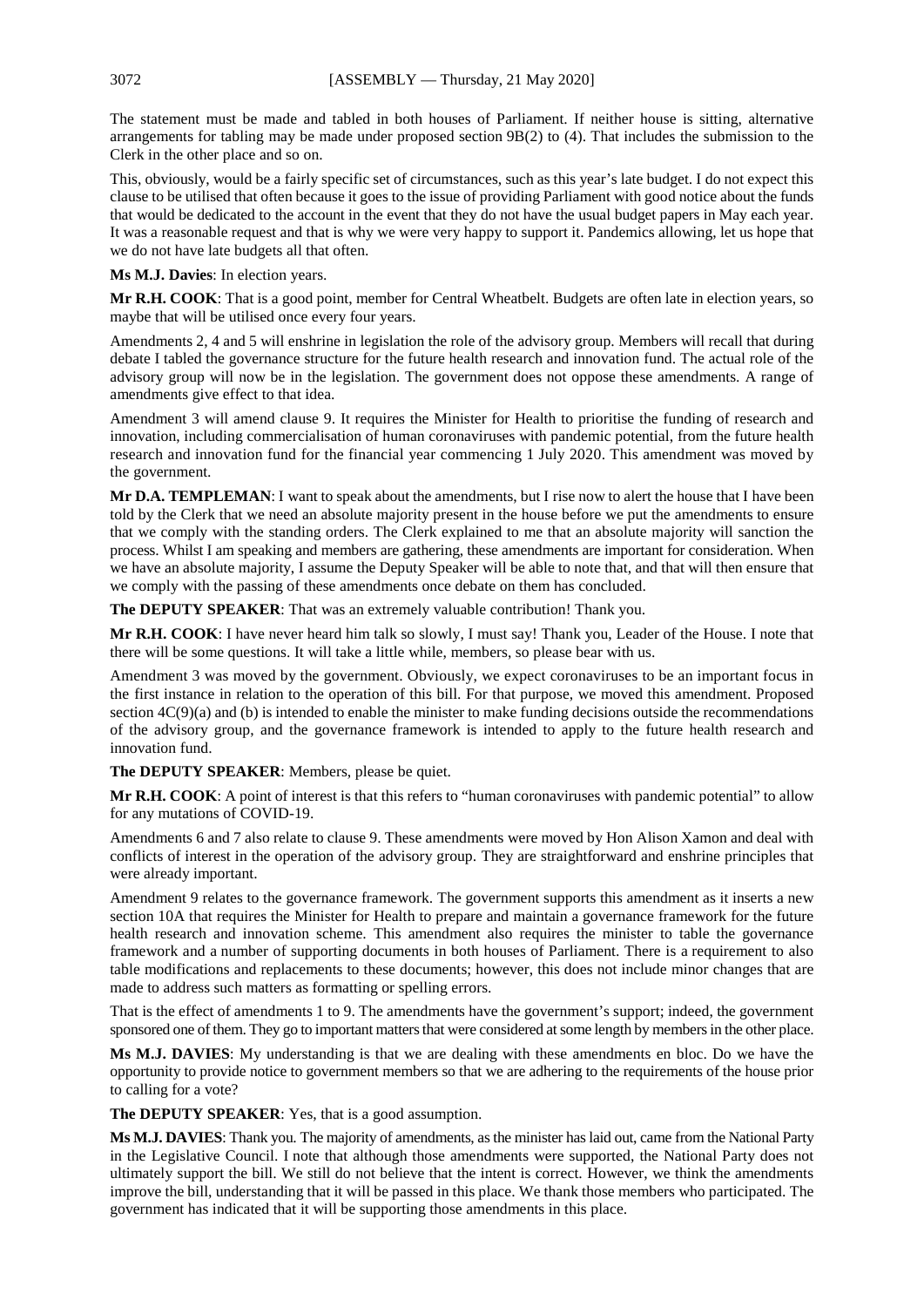The statement must be made and tabled in both houses of Parliament. If neither house is sitting, alternative arrangements for tabling may be made under proposed section 9B(2) to (4). That includes the submission to the Clerk in the other place and so on.

This, obviously, would be a fairly specific set of circumstances, such as this year's late budget. I do not expect this clause to be utilised that often because it goes to the issue of providing Parliament with good notice about the funds that would be dedicated to the account in the event that they do not have the usual budget papers in May each year. It was a reasonable request and that is why we were very happy to support it. Pandemics allowing, let us hope that we do not have late budgets all that often.

**Ms M.J. Davies**: In election years.

**Mr R.H. COOK**: That is a good point, member for Central Wheatbelt. Budgets are often late in election years, so maybe that will be utilised once every four years.

Amendments 2, 4 and 5 will enshrine in legislation the role of the advisory group. Members will recall that during debate I tabled the governance structure for the future health research and innovation fund. The actual role of the advisory group will now be in the legislation. The government does not oppose these amendments. A range of amendments give effect to that idea.

Amendment 3 will amend clause 9. It requires the Minister for Health to prioritise the funding of research and innovation, including commercialisation of human coronaviruses with pandemic potential, from the future health research and innovation fund for the financial year commencing 1 July 2020. This amendment was moved by the government.

**Mr D.A. TEMPLEMAN**: I want to speak about the amendments, but I rise now to alert the house that I have been told by the Clerk that we need an absolute majority present in the house before we put the amendments to ensure that we comply with the standing orders. The Clerk explained to me that an absolute majority will sanction the process. Whilst I am speaking and members are gathering, these amendments are important for consideration. When we have an absolute majority, I assume the Deputy Speaker will be able to note that, and that will then ensure that we comply with the passing of these amendments once debate on them has concluded.

**The DEPUTY SPEAKER**: That was an extremely valuable contribution! Thank you.

**Mr R.H. COOK**: I have never heard him talk so slowly, I must say! Thank you, Leader of the House. I note that there will be some questions. It will take a little while, members, so please bear with us.

Amendment 3 was moved by the government. Obviously, we expect coronaviruses to be an important focus in the first instance in relation to the operation of this bill. For that purpose, we moved this amendment. Proposed section 4C(9)(a) and (b) is intended to enable the minister to make funding decisions outside the recommendations of the advisory group, and the governance framework is intended to apply to the future health research and innovation fund.

**The DEPUTY SPEAKER**: Members, please be quiet.

**Mr R.H. COOK**: A point of interest is that this refers to "human coronaviruses with pandemic potential" to allow for any mutations of COVID-19.

Amendments 6 and 7 also relate to clause 9. These amendments were moved by Hon Alison Xamon and deal with conflicts of interest in the operation of the advisory group. They are straightforward and enshrine principles that were already important.

Amendment 9 relates to the governance framework. The government supports this amendment as it inserts a new section 10A that requires the Minister for Health to prepare and maintain a governance framework for the future health research and innovation scheme. This amendment also requires the minister to table the governance framework and a number of supporting documents in both houses of Parliament. There is a requirement to also table modifications and replacements to these documents; however, this does not include minor changes that are made to address such matters as formatting or spelling errors.

That is the effect of amendments 1 to 9. The amendments have the government's support; indeed, the government sponsored one of them. They go to important matters that were considered at some length by members in the other place.

**Ms M.J. DAVIES**: My understanding is that we are dealing with these amendments en bloc. Do we have the opportunity to provide notice to government members so that we are adhering to the requirements of the house prior to calling for a vote?

**The DEPUTY SPEAKER**: Yes, that is a good assumption.

**Ms M.J. DAVIES**: Thank you. The majority of amendments, as the minister has laid out, came from the National Party in the Legislative Council. I note that although those amendments were supported, the National Party does not ultimately support the bill. We still do not believe that the intent is correct. However, we think the amendments improve the bill, understanding that it will be passed in this place. We thank those members who participated. The government has indicated that it will be supporting those amendments in this place.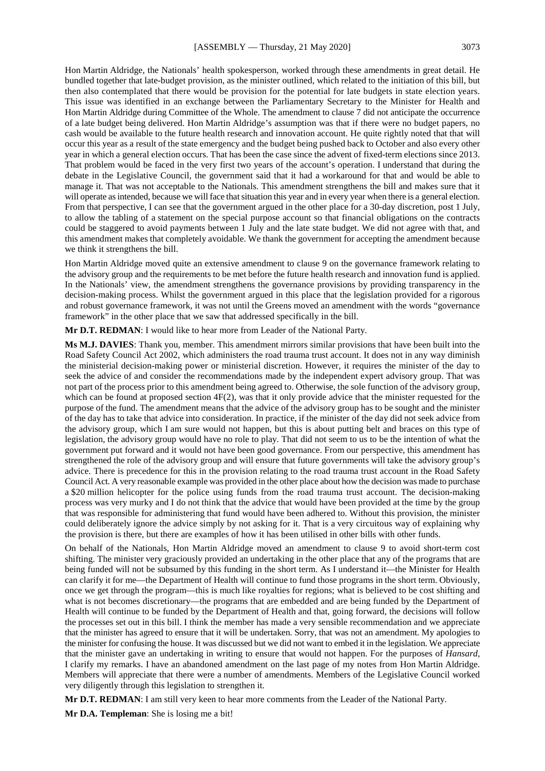Hon Martin Aldridge, the Nationals' health spokesperson, worked through these amendments in great detail. He bundled together that late-budget provision, as the minister outlined, which related to the initiation of this bill, but then also contemplated that there would be provision for the potential for late budgets in state election years. This issue was identified in an exchange between the Parliamentary Secretary to the Minister for Health and Hon Martin Aldridge during Committee of the Whole. The amendment to clause 7 did not anticipate the occurrence of a late budget being delivered. Hon Martin Aldridge's assumption was that if there were no budget papers, no cash would be available to the future health research and innovation account. He quite rightly noted that that will occur this year as a result of the state emergency and the budget being pushed back to October and also every other year in which a general election occurs. That has been the case since the advent of fixed-term elections since 2013. That problem would be faced in the very first two years of the account's operation. I understand that during the debate in the Legislative Council, the government said that it had a workaround for that and would be able to manage it. That was not acceptable to the Nationals. This amendment strengthens the bill and makes sure that it will operate as intended, because we will face that situation this year and in every year when there is a general election. From that perspective, I can see that the government argued in the other place for a 30-day discretion, post 1 July, to allow the tabling of a statement on the special purpose account so that financial obligations on the contracts could be staggered to avoid payments between 1 July and the late state budget. We did not agree with that, and this amendment makes that completely avoidable. We thank the government for accepting the amendment because we think it strengthens the bill.

Hon Martin Aldridge moved quite an extensive amendment to clause 9 on the governance framework relating to the advisory group and the requirements to be met before the future health research and innovation fund is applied. In the Nationals' view, the amendment strengthens the governance provisions by providing transparency in the decision-making process. Whilst the government argued in this place that the legislation provided for a rigorous and robust governance framework, it was not until the Greens moved an amendment with the words "governance framework" in the other place that we saw that addressed specifically in the bill.

**Mr D.T. REDMAN**: I would like to hear more from Leader of the National Party.

**Ms M.J. DAVIES**: Thank you, member. This amendment mirrors similar provisions that have been built into the Road Safety Council Act 2002, which administers the road trauma trust account. It does not in any way diminish the ministerial decision-making power or ministerial discretion. However, it requires the minister of the day to seek the advice of and consider the recommendations made by the independent expert advisory group. That was not part of the process prior to this amendment being agreed to. Otherwise, the sole function of the advisory group, which can be found at proposed section 4F(2), was that it only provide advice that the minister requested for the purpose of the fund. The amendment means that the advice of the advisory group has to be sought and the minister of the day has to take that advice into consideration. In practice, if the minister of the day did not seek advice from the advisory group, which I am sure would not happen, but this is about putting belt and braces on this type of legislation, the advisory group would have no role to play. That did not seem to us to be the intention of what the government put forward and it would not have been good governance. From our perspective, this amendment has strengthened the role of the advisory group and will ensure that future governments will take the advisory group's advice. There is precedence for this in the provision relating to the road trauma trust account in the Road Safety Council Act. A very reasonable example was provided in the other place about how the decision was made to purchase a \$20 million helicopter for the police using funds from the road trauma trust account. The decision-making process was very murky and I do not think that the advice that would have been provided at the time by the group that was responsible for administering that fund would have been adhered to. Without this provision, the minister could deliberately ignore the advice simply by not asking for it. That is a very circuitous way of explaining why the provision is there, but there are examples of how it has been utilised in other bills with other funds.

On behalf of the Nationals, Hon Martin Aldridge moved an amendment to clause 9 to avoid short-term cost shifting. The minister very graciously provided an undertaking in the other place that any of the programs that are being funded will not be subsumed by this funding in the short term. As I understand it—the Minister for Health can clarify it for me—the Department of Health will continue to fund those programs in the short term. Obviously, once we get through the program—this is much like royalties for regions; what is believed to be cost shifting and what is not becomes discretionary—the programs that are embedded and are being funded by the Department of Health will continue to be funded by the Department of Health and that, going forward, the decisions will follow the processes set out in this bill. I think the member has made a very sensible recommendation and we appreciate that the minister has agreed to ensure that it will be undertaken. Sorry, that was not an amendment. My apologies to the minister for confusing the house. It was discussed but we did not want to embed it in the legislation. We appreciate that the minister gave an undertaking in writing to ensure that would not happen. For the purposes of *Hansard*, I clarify my remarks. I have an abandoned amendment on the last page of my notes from Hon Martin Aldridge. Members will appreciate that there were a number of amendments. Members of the Legislative Council worked very diligently through this legislation to strengthen it.

**Mr D.T. REDMAN**: I am still very keen to hear more comments from the Leader of the National Party.

**Mr D.A. Templeman**: She is losing me a bit!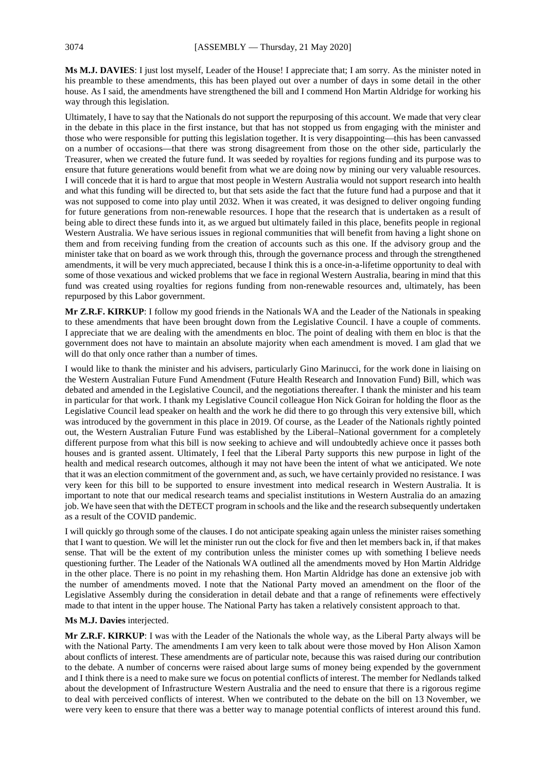**Ms M.J. DAVIES**: I just lost myself, Leader of the House! I appreciate that; I am sorry. As the minister noted in his preamble to these amendments, this has been played out over a number of days in some detail in the other house. As I said, the amendments have strengthened the bill and I commend Hon Martin Aldridge for working his way through this legislation.

Ultimately, I have to say that the Nationals do not support the repurposing of this account. We made that very clear in the debate in this place in the first instance, but that has not stopped us from engaging with the minister and those who were responsible for putting this legislation together. It is very disappointing—this has been canvassed on a number of occasions—that there was strong disagreement from those on the other side, particularly the Treasurer, when we created the future fund. It was seeded by royalties for regions funding and its purpose was to ensure that future generations would benefit from what we are doing now by mining our very valuable resources. I will concede that it is hard to argue that most people in Western Australia would not support research into health and what this funding will be directed to, but that sets aside the fact that the future fund had a purpose and that it was not supposed to come into play until 2032. When it was created, it was designed to deliver ongoing funding for future generations from non-renewable resources. I hope that the research that is undertaken as a result of being able to direct these funds into it, as we argued but ultimately failed in this place, benefits people in regional Western Australia. We have serious issues in regional communities that will benefit from having a light shone on them and from receiving funding from the creation of accounts such as this one. If the advisory group and the minister take that on board as we work through this, through the governance process and through the strengthened amendments, it will be very much appreciated, because I think this is a once-in-a-lifetime opportunity to deal with some of those vexatious and wicked problems that we face in regional Western Australia, bearing in mind that this fund was created using royalties for regions funding from non-renewable resources and, ultimately, has been repurposed by this Labor government.

**Mr Z.R.F. KIRKUP**: I follow my good friends in the Nationals WA and the Leader of the Nationals in speaking to these amendments that have been brought down from the Legislative Council. I have a couple of comments. I appreciate that we are dealing with the amendments en bloc. The point of dealing with them en bloc is that the government does not have to maintain an absolute majority when each amendment is moved. I am glad that we will do that only once rather than a number of times.

I would like to thank the minister and his advisers, particularly Gino Marinucci, for the work done in liaising on the Western Australian Future Fund Amendment (Future Health Research and Innovation Fund) Bill, which was debated and amended in the Legislative Council, and the negotiations thereafter. I thank the minister and his team in particular for that work. I thank my Legislative Council colleague Hon Nick Goiran for holding the floor as the Legislative Council lead speaker on health and the work he did there to go through this very extensive bill, which was introduced by the government in this place in 2019. Of course, as the Leader of the Nationals rightly pointed out, the Western Australian Future Fund was established by the Liberal–National government for a completely different purpose from what this bill is now seeking to achieve and will undoubtedly achieve once it passes both houses and is granted assent. Ultimately, I feel that the Liberal Party supports this new purpose in light of the health and medical research outcomes, although it may not have been the intent of what we anticipated. We note that it was an election commitment of the government and, as such, we have certainly provided no resistance. I was very keen for this bill to be supported to ensure investment into medical research in Western Australia. It is important to note that our medical research teams and specialist institutions in Western Australia do an amazing job. We have seen that with the DETECT program in schools and the like and the research subsequently undertaken as a result of the COVID pandemic.

I will quickly go through some of the clauses. I do not anticipate speaking again unless the minister raises something that I want to question. We will let the minister run out the clock for five and then let members back in, if that makes sense. That will be the extent of my contribution unless the minister comes up with something I believe needs questioning further. The Leader of the Nationals WA outlined all the amendments moved by Hon Martin Aldridge in the other place. There is no point in my rehashing them. Hon Martin Aldridge has done an extensive job with the number of amendments moved. I note that the National Party moved an amendment on the floor of the Legislative Assembly during the consideration in detail debate and that a range of refinements were effectively made to that intent in the upper house. The National Party has taken a relatively consistent approach to that.

**Ms M.J. Davies** interjected.

**Mr Z.R.F. KIRKUP**: I was with the Leader of the Nationals the whole way, as the Liberal Party always will be with the National Party. The amendments I am very keen to talk about were those moved by Hon Alison Xamon about conflicts of interest. These amendments are of particular note, because this was raised during our contribution to the debate. A number of concerns were raised about large sums of money being expended by the government and I think there is a need to make sure we focus on potential conflicts of interest. The member for Nedlands talked about the development of Infrastructure Western Australia and the need to ensure that there is a rigorous regime to deal with perceived conflicts of interest. When we contributed to the debate on the bill on 13 November, we were very keen to ensure that there was a better way to manage potential conflicts of interest around this fund.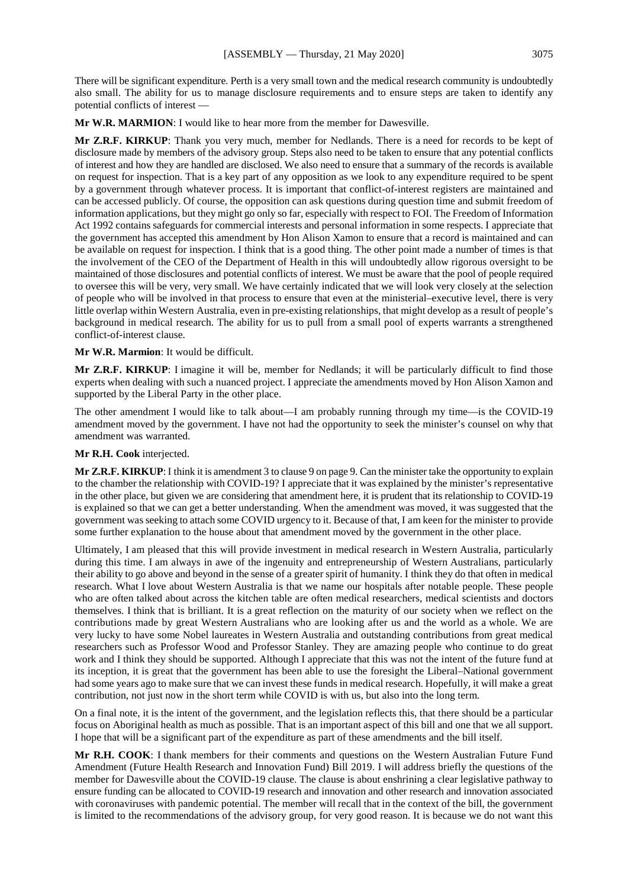There will be significant expenditure. Perth is a very small town and the medical research community is undoubtedly also small. The ability for us to manage disclosure requirements and to ensure steps are taken to identify any potential conflicts of interest —

**Mr W.R. MARMION**: I would like to hear more from the member for Dawesville.

**Mr Z.R.F. KIRKUP**: Thank you very much, member for Nedlands. There is a need for records to be kept of disclosure made by members of the advisory group. Steps also need to be taken to ensure that any potential conflicts of interest and how they are handled are disclosed. We also need to ensure that a summary of the records is available on request for inspection. That is a key part of any opposition as we look to any expenditure required to be spent by a government through whatever process. It is important that conflict-of-interest registers are maintained and can be accessed publicly. Of course, the opposition can ask questions during question time and submit freedom of information applications, but they might go only so far, especially with respect to FOI. The Freedom of Information Act 1992 contains safeguards for commercial interests and personal information in some respects. I appreciate that the government has accepted this amendment by Hon Alison Xamon to ensure that a record is maintained and can be available on request for inspection. I think that is a good thing. The other point made a number of times is that the involvement of the CEO of the Department of Health in this will undoubtedly allow rigorous oversight to be maintained of those disclosures and potential conflicts of interest. We must be aware that the pool of people required to oversee this will be very, very small. We have certainly indicated that we will look very closely at the selection of people who will be involved in that process to ensure that even at the ministerial–executive level, there is very little overlap within Western Australia, even in pre-existing relationships, that might develop as a result of people's background in medical research. The ability for us to pull from a small pool of experts warrants a strengthened conflict-of-interest clause.

**Mr W.R. Marmion**: It would be difficult.

**Mr Z.R.F. KIRKUP**: I imagine it will be, member for Nedlands; it will be particularly difficult to find those experts when dealing with such a nuanced project. I appreciate the amendments moved by Hon Alison Xamon and supported by the Liberal Party in the other place.

The other amendment I would like to talk about—I am probably running through my time—is the COVID-19 amendment moved by the government. I have not had the opportunity to seek the minister's counsel on why that amendment was warranted.

**Mr R.H. Cook** interjected.

**Mr Z.R.F. KIRKUP**: I think it is amendment 3 to clause 9 on page 9. Can the minister take the opportunity to explain to the chamber the relationship with COVID-19? I appreciate that it was explained by the minister's representative in the other place, but given we are considering that amendment here, it is prudent that its relationship to COVID-19 is explained so that we can get a better understanding. When the amendment was moved, it was suggested that the government was seeking to attach some COVID urgency to it. Because of that, I am keen for the minister to provide some further explanation to the house about that amendment moved by the government in the other place.

Ultimately, I am pleased that this will provide investment in medical research in Western Australia, particularly during this time. I am always in awe of the ingenuity and entrepreneurship of Western Australians, particularly their ability to go above and beyond in the sense of a greater spirit of humanity. I think they do that often in medical research. What I love about Western Australia is that we name our hospitals after notable people. These people who are often talked about across the kitchen table are often medical researchers, medical scientists and doctors themselves. I think that is brilliant. It is a great reflection on the maturity of our society when we reflect on the contributions made by great Western Australians who are looking after us and the world as a whole. We are very lucky to have some Nobel laureates in Western Australia and outstanding contributions from great medical researchers such as Professor Wood and Professor Stanley. They are amazing people who continue to do great work and I think they should be supported. Although I appreciate that this was not the intent of the future fund at its inception, it is great that the government has been able to use the foresight the Liberal–National government had some years ago to make sure that we can invest these funds in medical research. Hopefully, it will make a great contribution, not just now in the short term while COVID is with us, but also into the long term.

On a final note, it is the intent of the government, and the legislation reflects this, that there should be a particular focus on Aboriginal health as much as possible. That is an important aspect of this bill and one that we all support. I hope that will be a significant part of the expenditure as part of these amendments and the bill itself.

**Mr R.H. COOK**: I thank members for their comments and questions on the Western Australian Future Fund Amendment (Future Health Research and Innovation Fund) Bill 2019. I will address briefly the questions of the member for Dawesville about the COVID-19 clause. The clause is about enshrining a clear legislative pathway to ensure funding can be allocated to COVID-19 research and innovation and other research and innovation associated with coronaviruses with pandemic potential. The member will recall that in the context of the bill, the government is limited to the recommendations of the advisory group, for very good reason. It is because we do not want this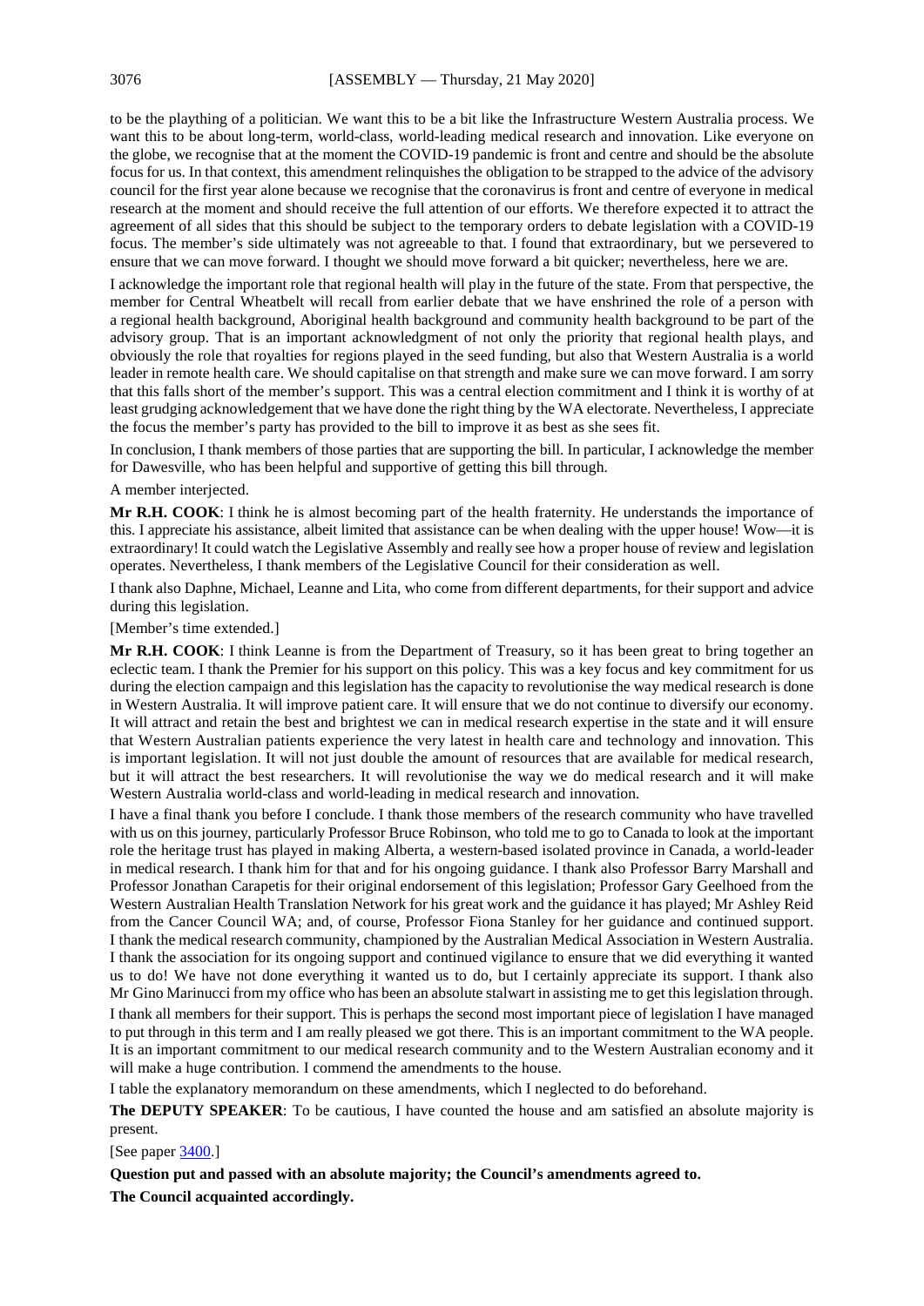to be the plaything of a politician. We want this to be a bit like the Infrastructure Western Australia process. We want this to be about long-term, world-class, world-leading medical research and innovation. Like everyone on the globe, we recognise that at the moment the COVID-19 pandemic is front and centre and should be the absolute focus for us. In that context, this amendment relinquishes the obligation to be strapped to the advice of the advisory council for the first year alone because we recognise that the coronavirus is front and centre of everyone in medical research at the moment and should receive the full attention of our efforts. We therefore expected it to attract the agreement of all sides that this should be subject to the temporary orders to debate legislation with a COVID-19 focus. The member's side ultimately was not agreeable to that. I found that extraordinary, but we persevered to ensure that we can move forward. I thought we should move forward a bit quicker; nevertheless, here we are.

I acknowledge the important role that regional health will play in the future of the state. From that perspective, the member for Central Wheatbelt will recall from earlier debate that we have enshrined the role of a person with a regional health background, Aboriginal health background and community health background to be part of the advisory group. That is an important acknowledgment of not only the priority that regional health plays, and obviously the role that royalties for regions played in the seed funding, but also that Western Australia is a world leader in remote health care. We should capitalise on that strength and make sure we can move forward. I am sorry that this falls short of the member's support. This was a central election commitment and I think it is worthy of at least grudging acknowledgement that we have done the right thing by the WA electorate. Nevertheless, I appreciate the focus the member's party has provided to the bill to improve it as best as she sees fit.

In conclusion, I thank members of those parties that are supporting the bill. In particular, I acknowledge the member for Dawesville, who has been helpful and supportive of getting this bill through.

A member interjected.

**Mr R.H. COOK**: I think he is almost becoming part of the health fraternity. He understands the importance of this. I appreciate his assistance, albeit limited that assistance can be when dealing with the upper house! Wow—it is extraordinary! It could watch the Legislative Assembly and really see how a proper house of review and legislation operates. Nevertheless, I thank members of the Legislative Council for their consideration as well.

I thank also Daphne, Michael, Leanne and Lita, who come from different departments, for their support and advice during this legislation.

[Member's time extended.]

**Mr R.H. COOK**: I think Leanne is from the Department of Treasury, so it has been great to bring together an eclectic team. I thank the Premier for his support on this policy. This was a key focus and key commitment for us during the election campaign and this legislation has the capacity to revolutionise the way medical research is done in Western Australia. It will improve patient care. It will ensure that we do not continue to diversify our economy. It will attract and retain the best and brightest we can in medical research expertise in the state and it will ensure that Western Australian patients experience the very latest in health care and technology and innovation. This is important legislation. It will not just double the amount of resources that are available for medical research, but it will attract the best researchers. It will revolutionise the way we do medical research and it will make Western Australia world-class and world-leading in medical research and innovation.

I have a final thank you before I conclude. I thank those members of the research community who have travelled with us on this journey, particularly Professor Bruce Robinson, who told me to go to Canada to look at the important role the heritage trust has played in making Alberta, a western-based isolated province in Canada, a world-leader in medical research. I thank him for that and for his ongoing guidance. I thank also Professor Barry Marshall and Professor Jonathan Carapetis for their original endorsement of this legislation; Professor Gary Geelhoed from the Western Australian Health Translation Network for his great work and the guidance it has played; Mr Ashley Reid from the Cancer Council WA; and, of course, Professor Fiona Stanley for her guidance and continued support. I thank the medical research community, championed by the Australian Medical Association in Western Australia. I thank the association for its ongoing support and continued vigilance to ensure that we did everything it wanted us to do! We have not done everything it wanted us to do, but I certainly appreciate its support. I thank also Mr Gino Marinucci from my office who has been an absolute stalwart in assisting me to get this legislation through.

I thank all members for their support. This is perhaps the second most important piece of legislation I have managed to put through in this term and I am really pleased we got there. This is an important commitment to the WA people. It is an important commitment to our medical research community and to the Western Australian economy and it will make a huge contribution. I commend the amendments to the house.

I table the explanatory memorandum on these amendments, which I neglected to do beforehand.

**The DEPUTY SPEAKER**: To be cautious, I have counted the house and am satisfied an absolute majority is present.

[See paper 3400.]

**Question put and passed with an absolute majority; the Council's amendments agreed to.**

**The Council acquainted accordingly.**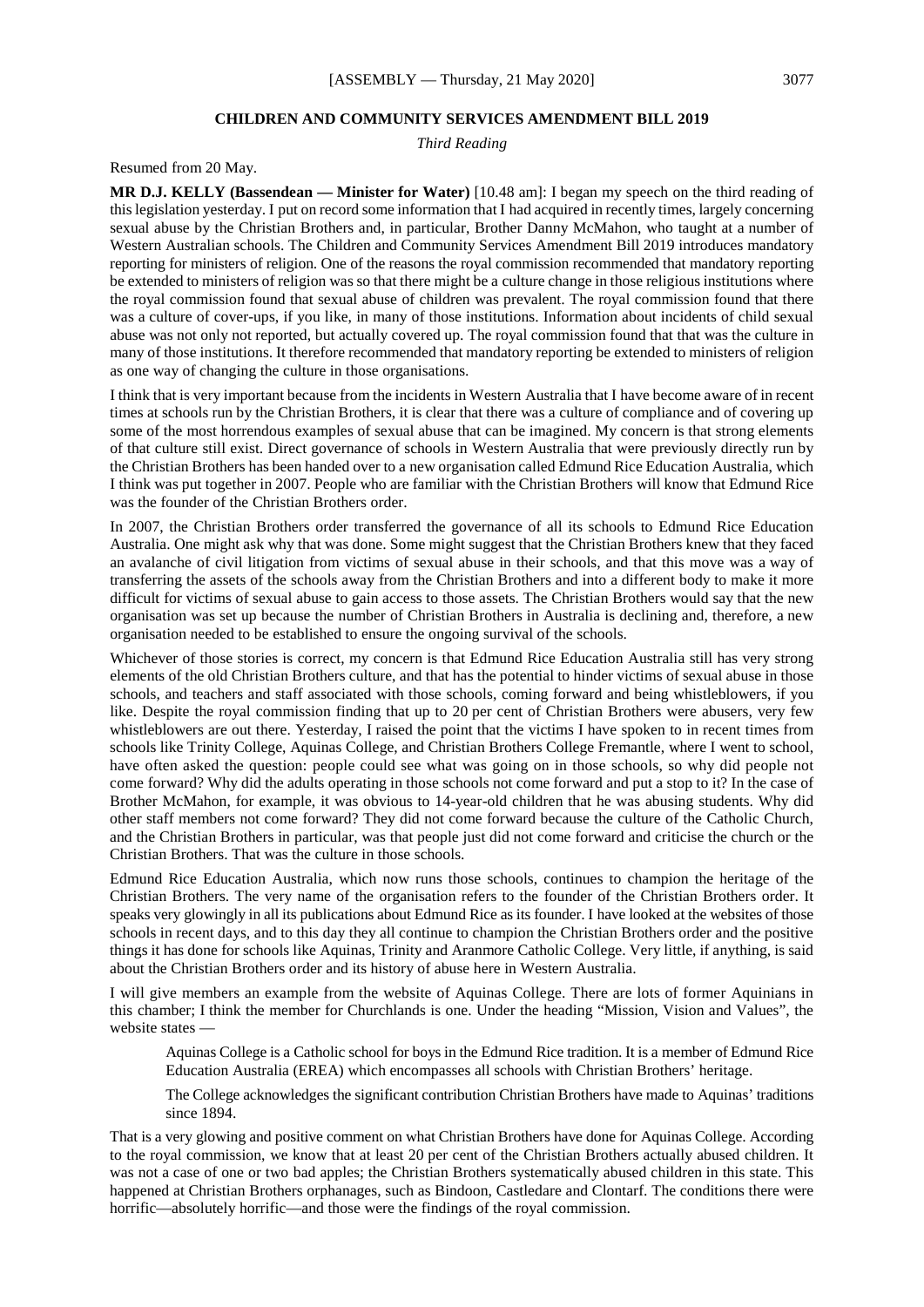## CHILDREN AND COMMUNITY SERVICES AMENDMENT BILL 2019

*Third Reading*

Resumed from 20 May.

**MR D.J. KELLY (Bassendean — Minister for Water)** [10.48 am]: I began my speech on the third reading of this legislation yesterday. I put on record some information that I had acquired in recently times, largely concerning sexual abuse by the Christian Brothers and, in particular, Brother Danny McMahon, who taught at a number of Western Australian schools. The Children and Community Services Amendment Bill 2019 introduces mandatory reporting for ministers of religion. One of the reasons the royal commission recommended that mandatory reporting be extended to ministers of religion was so that there might be a culture change in those religious institutions where the royal commission found that sexual abuse of children was prevalent. The royal commission found that there was a culture of cover-ups, if you like, in many of those institutions. Information about incidents of child sexual abuse was not only not reported, but actually covered up. The royal commission found that that was the culture in many of those institutions. It therefore recommended that mandatory reporting be extended to ministers of religion as one way of changing the culture in those organisations.

I think that is very important because from the incidents in Western Australia that I have become aware of in recent times at schools run by the Christian Brothers, it is clear that there was a culture of compliance and of covering up some of the most horrendous examples of sexual abuse that can be imagined. My concern is that strong elements of that culture still exist. Direct governance of schools in Western Australia that were previously directly run by the Christian Brothers has been handed over to a new organisation called Edmund Rice Education Australia, which I think was put together in 2007. People who are familiar with the Christian Brothers will know that Edmund Rice was the founder of the Christian Brothers order.

In 2007, the Christian Brothers order transferred the governance of all its schools to Edmund Rice Education Australia. One might ask why that was done. Some might suggest that the Christian Brothers knew that they faced an avalanche of civil litigation from victims of sexual abuse in their schools, and that this move was a way of transferring the assets of the schools away from the Christian Brothers and into a different body to make it more difficult for victims of sexual abuse to gain access to those assets. The Christian Brothers would say that the new organisation was set up because the number of Christian Brothers in Australia is declining and, therefore, a new organisation needed to be established to ensure the ongoing survival of the schools.

Whichever of those stories is correct, my concern is that Edmund Rice Education Australia still has very strong elements of the old Christian Brothers culture, and that has the potential to hinder victims of sexual abuse in those schools, and teachers and staff associated with those schools, coming forward and being whistleblowers, if you like. Despite the royal commission finding that up to 20 per cent of Christian Brothers were abusers, very few whistleblowers are out there. Yesterday, I raised the point that the victims I have spoken to in recent times from schools like Trinity College, Aquinas College, and Christian Brothers College Fremantle, where I went to school, have often asked the question: people could see what was going on in those schools, so why did people not come forward? Why did the adults operating in those schools not come forward and put a stop to it? In the case of Brother McMahon, for example, it was obvious to 14-year-old children that he was abusing students. Why did other staff members not come forward? They did not come forward because the culture of the Catholic Church, and the Christian Brothers in particular, was that people just did not come forward and criticise the church or the Christian Brothers. That was the culture in those schools.

Edmund Rice Education Australia, which now runs those schools, continues to champion the heritage of the Christian Brothers. The very name of the organisation refers to the founder of the Christian Brothers order. It speaks very glowingly in all its publications about Edmund Rice as its founder. I have looked at the websites of those schools in recent days, and to this day they all continue to champion the Christian Brothers order and the positive things it has done for schools like Aquinas, Trinity and Aranmore Catholic College. Very little, if anything, is said about the Christian Brothers order and its history of abuse here in Western Australia.

I will give members an example from the website of Aquinas College. There are lots of former Aquinians in this chamber; I think the member for Churchlands is one. Under the heading "Mission, Vision and Values", the website states —

> Aquinas College is a Catholic school for boys in the Edmund Rice tradition. It is a member of Edmund Rice Education Australia (EREA) which encompasses all schools with Christian Brothers' heritage.
>
> The College acknowledges the significant contribution Christian Brothers have made to Aquinas' traditions since 1894.

That is a very glowing and positive comment on what Christian Brothers have done for Aquinas College. According to the royal commission, we know that at least 20 per cent of the Christian Brothers actually abused children. It was not a case of one or two bad apples; the Christian Brothers systematically abused children in this state. This happened at Christian Brothers orphanages, such as Bindoon, Castledare and Clontarf. The conditions there were horrific—absolutely horrific—and those were the findings of the royal commission.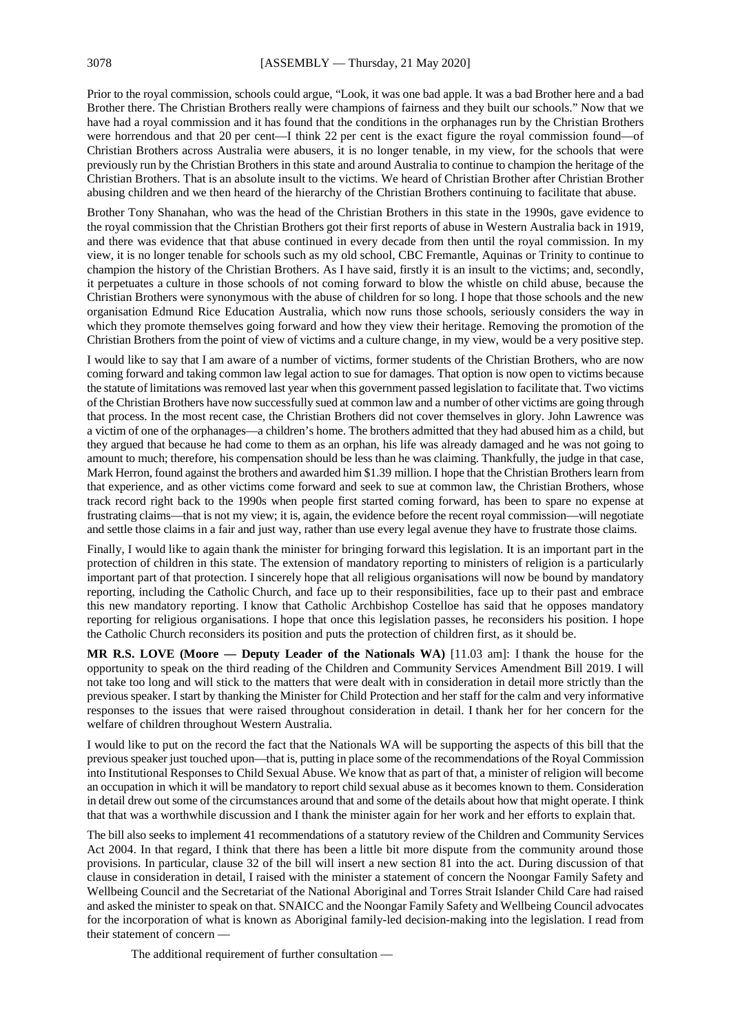Prior to the royal commission, schools could argue, "Look, it was one bad apple. It was a bad Brother here and a bad Brother there. The Christian Brothers really were champions of fairness and they built our schools." Now that we have had a royal commission and it has found that the conditions in the orphanages run by the Christian Brothers were horrendous and that 20 per cent—I think 22 per cent is the exact figure the royal commission found—of Christian Brothers across Australia were abusers, it is no longer tenable, in my view, for the schools that were previously run by the Christian Brothers in this state and around Australia to continue to champion the heritage of the Christian Brothers. That is an absolute insult to the victims. We heard of Christian Brother after Christian Brother abusing children and we then heard of the hierarchy of the Christian Brothers continuing to facilitate that abuse.

Brother Tony Shanahan, who was the head of the Christian Brothers in this state in the 1990s, gave evidence to the royal commission that the Christian Brothers got their first reports of abuse in Western Australia back in 1919, and there was evidence that that abuse continued in every decade from then until the royal commission. In my view, it is no longer tenable for schools such as my old school, CBC Fremantle, Aquinas or Trinity to continue to champion the history of the Christian Brothers. As I have said, firstly it is an insult to the victims; and, secondly, it perpetuates a culture in those schools of not coming forward to blow the whistle on child abuse, because the Christian Brothers were synonymous with the abuse of children for so long. I hope that those schools and the new organisation Edmund Rice Education Australia, which now runs those schools, seriously considers the way in which they promote themselves going forward and how they view their heritage. Removing the promotion of the Christian Brothers from the point of view of victims and a culture change, in my view, would be a very positive step.

I would like to say that I am aware of a number of victims, former students of the Christian Brothers, who are now coming forward and taking common law legal action to sue for damages. That option is now open to victims because the statute of limitations was removed last year when this government passed legislation to facilitate that. Two victims of the Christian Brothers have now successfully sued at common law and a number of other victims are going through that process. In the most recent case, the Christian Brothers did not cover themselves in glory. John Lawrence was a victim of one of the orphanages—a children's home. The brothers admitted that they had abused him as a child, but they argued that because he had come to them as an orphan, his life was already damaged and he was not going to amount to much; therefore, his compensation should be less than he was claiming. Thankfully, the judge in that case, Mark Herron, found against the brothers and awarded him $1.39 million. I hope that the Christian Brothers learn from that experience, and as other victims come forward and seek to sue at common law, the Christian Brothers, whose track record right back to the 1990s when people first started coming forward, has been to spare no expense at frustrating claims—that is not my view; it is, again, the evidence before the recent royal commission—will negotiate and settle those claims in a fair and just way, rather than use every legal avenue they have to frustrate those claims.

Finally, I would like to again thank the minister for bringing forward this legislation. It is an important part in the protection of children in this state. The extension of mandatory reporting to ministers of religion is a particularly important part of that protection. I sincerely hope that all religious organisations will now be bound by mandatory reporting, including the Catholic Church, and face up to their responsibilities, face up to their past and embrace this new mandatory reporting. I know that Catholic Archbishop Costelloe has said that he opposes mandatory reporting for religious organisations. I hope that once this legislation passes, he reconsiders his position. I hope the Catholic Church reconsiders its position and puts the protection of children first, as it should be.

**MR R.S. LOVE (Moore — Deputy Leader of the Nationals WA)** [11.03 am]: I thank the house for the opportunity to speak on the third reading of the Children and Community Services Amendment Bill 2019. I will not take too long and will stick to the matters that were dealt with in consideration in detail more strictly than the previous speaker. I start by thanking the Minister for Child Protection and her staff for the calm and very informative responses to the issues that were raised throughout consideration in detail. I thank her for her concern for the welfare of children throughout Western Australia.

I would like to put on the record the fact that the Nationals WA will be supporting the aspects of this bill that the previous speaker just touched upon—that is, putting in place some of the recommendations of the Royal Commission into Institutional Responses to Child Sexual Abuse. We know that as part of that, a minister of religion will become an occupation in which it will be mandatory to report child sexual abuse as it becomes known to them. Consideration in detail drew out some of the circumstances around that and some of the details about how that might operate. I think that that was a worthwhile discussion and I thank the minister again for her work and her efforts to explain that.

The bill also seeks to implement 41 recommendations of a statutory review of the Children and Community Services Act 2004. In that regard, I think that there has been a little bit more dispute from the community around those provisions. In particular, clause 32 of the bill will insert a new section 81 into the act. During discussion of that clause in consideration in detail, I raised with the minister a statement of concern the Noongar Family Safety and Wellbeing Council and the Secretariat of the National Aboriginal and Torres Strait Islander Child Care had raised and asked the minister to speak on that. SNAICC and the Noongar Family Safety and Wellbeing Council advocates for the incorporation of what is known as Aboriginal family-led decision-making into the legislation. I read from their statement of concern —

> The additional requirement of further consultation —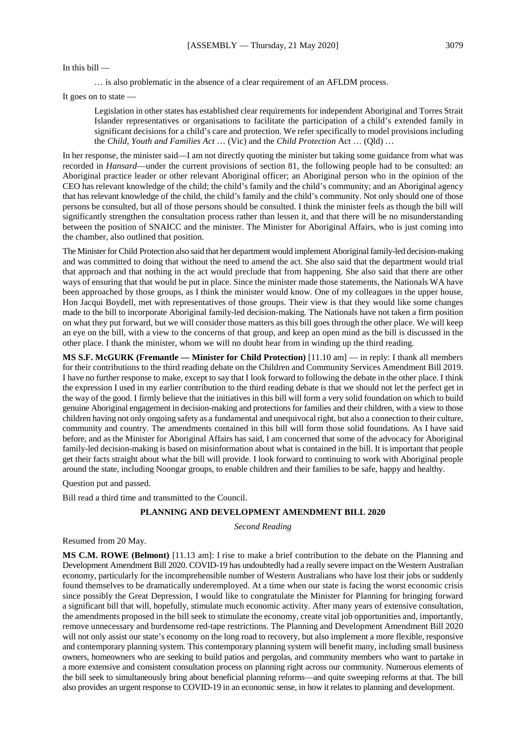In this bill —

> … is also problematic in the absence of a clear requirement of an AFLDM process.

It goes on to state —

> Legislation in other states has established clear requirements for independent Aboriginal and Torres Strait Islander representatives or organisations to facilitate the participation of a child's extended family in significant decisions for a child's care and protection. We refer specifically to model provisions including the *Child, Youth and Families Act* … (Vic) and the *Child Protection* Act … (Qld) …

In her response, the minister said—I am not directly quoting the minister but taking some guidance from what was recorded in *Hansard*—under the current provisions of section 81, the following people had to be consulted: an Aboriginal practice leader or other relevant Aboriginal officer; an Aboriginal person who in the opinion of the CEO has relevant knowledge of the child; the child's family and the child's community; and an Aboriginal agency that has relevant knowledge of the child, the child's family and the child's community. Not only should one of those persons be consulted, but all of those persons should be consulted. I think the minister feels as though the bill will significantly strengthen the consultation process rather than lessen it, and that there will be no misunderstanding between the position of SNAICC and the minister. The Minister for Aboriginal Affairs, who is just coming into the chamber, also outlined that position.

The Minister for Child Protection also said that her department would implement Aboriginal family-led decision-making and was committed to doing that without the need to amend the act. She also said that the department would trial that approach and that nothing in the act would preclude that from happening. She also said that there are other ways of ensuring that that would be put in place. Since the minister made those statements, the Nationals WA have been approached by those groups, as I think the minister would know. One of my colleagues in the upper house, Hon Jacqui Boydell, met with representatives of those groups. Their view is that they would like some changes made to the bill to incorporate Aboriginal family-led decision-making. The Nationals have not taken a firm position on what they put forward, but we will consider those matters as this bill goes through the other place. We will keep an eye on the bill, with a view to the concerns of that group, and keep an open mind as the bill is discussed in the other place. I thank the minister, whom we will no doubt hear from in winding up the third reading.

**MS S.F. McGURK (Fremantle — Minister for Child Protection)** [11.10 am] — in reply: I thank all members for their contributions to the third reading debate on the Children and Community Services Amendment Bill 2019. I have no further response to make, except to say that I look forward to following the debate in the other place. I think the expression I used in my earlier contribution to the third reading debate is that we should not let the perfect get in the way of the good. I firmly believe that the initiatives in this bill will form a very solid foundation on which to build genuine Aboriginal engagement in decision-making and protections for families and their children, with a view to those children having not only ongoing safety as a fundamental and unequivocal right, but also a connection to their culture, community and country. The amendments contained in this bill will form those solid foundations. As I have said before, and as the Minister for Aboriginal Affairs has said, I am concerned that some of the advocacy for Aboriginal family-led decision-making is based on misinformation about what is contained in the bill. It is important that people get their facts straight about what the bill will provide. I look forward to continuing to work with Aboriginal people around the state, including Noongar groups, to enable children and their families to be safe, happy and healthy.

Question put and passed.

Bill read a third time and transmitted to the Council.

## PLANNING AND DEVELOPMENT AMENDMENT BILL 2020

*Second Reading*

Resumed from 20 May.

**MS C.M. ROWE (Belmont)** [11.13 am]: I rise to make a brief contribution to the debate on the Planning and Development Amendment Bill 2020. COVID-19 has undoubtedly had a really severe impact on the Western Australian economy, particularly for the incomprehensible number of Western Australians who have lost their jobs or suddenly found themselves to be dramatically underemployed. At a time when our state is facing the worst economic crisis since possibly the Great Depression, I would like to congratulate the Minister for Planning for bringing forward a significant bill that will, hopefully, stimulate much economic activity. After many years of extensive consultation, the amendments proposed in the bill seek to stimulate the economy, create vital job opportunities and, importantly, remove unnecessary and burdensome red-tape restrictions. The Planning and Development Amendment Bill 2020 will not only assist our state's economy on the long road to recovery, but also implement a more flexible, responsive and contemporary planning system. This contemporary planning system will benefit many, including small business owners, homeowners who are seeking to build patios and pergolas, and community members who want to partake in a more extensive and consistent consultation process on planning right across our community. Numerous elements of the bill seek to simultaneously bring about beneficial planning reforms—and quite sweeping reforms at that. The bill also provides an urgent response to COVID-19 in an economic sense, in how it relates to planning and development.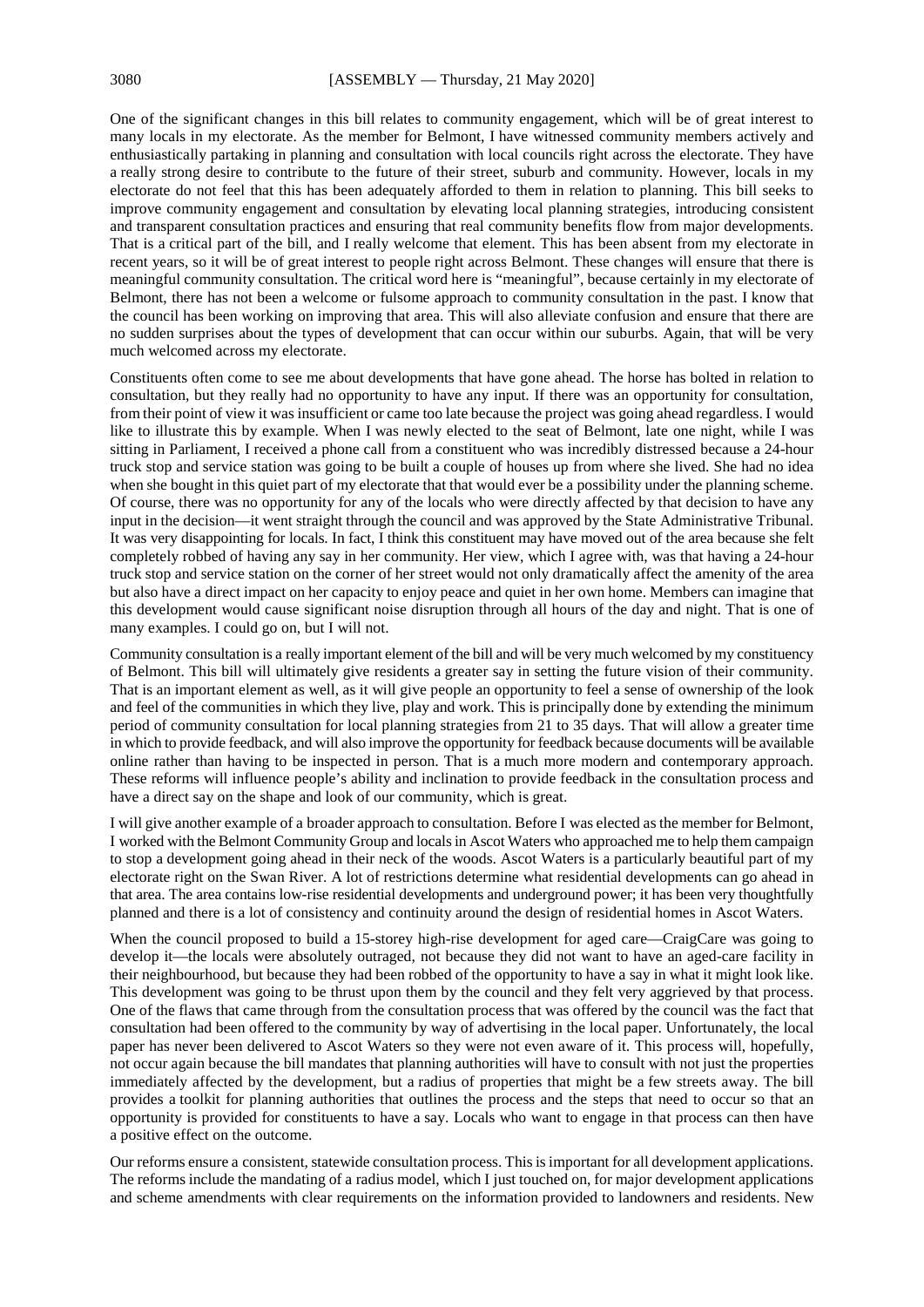One of the significant changes in this bill relates to community engagement, which will be of great interest to many locals in my electorate. As the member for Belmont, I have witnessed community members actively and enthusiastically partaking in planning and consultation with local councils right across the electorate. They have a really strong desire to contribute to the future of their street, suburb and community. However, locals in my electorate do not feel that this has been adequately afforded to them in relation to planning. This bill seeks to improve community engagement and consultation by elevating local planning strategies, introducing consistent and transparent consultation practices and ensuring that real community benefits flow from major developments. That is a critical part of the bill, and I really welcome that element. This has been absent from my electorate in recent years, so it will be of great interest to people right across Belmont. These changes will ensure that there is meaningful community consultation. The critical word here is "meaningful", because certainly in my electorate of Belmont, there has not been a welcome or fulsome approach to community consultation in the past. I know that the council has been working on improving that area. This will also alleviate confusion and ensure that there are no sudden surprises about the types of development that can occur within our suburbs. Again, that will be very much welcomed across my electorate.

Constituents often come to see me about developments that have gone ahead. The horse has bolted in relation to consultation, but they really had no opportunity to have any input. If there was an opportunity for consultation, from their point of view it was insufficient or came too late because the project was going ahead regardless. I would like to illustrate this by example. When I was newly elected to the seat of Belmont, late one night, while I was sitting in Parliament, I received a phone call from a constituent who was incredibly distressed because a 24-hour truck stop and service station was going to be built a couple of houses up from where she lived. She had no idea when she bought in this quiet part of my electorate that that would ever be a possibility under the planning scheme. Of course, there was no opportunity for any of the locals who were directly affected by that decision to have any input in the decision—it went straight through the council and was approved by the State Administrative Tribunal. It was very disappointing for locals. In fact, I think this constituent may have moved out of the area because she felt completely robbed of having any say in her community. Her view, which I agree with, was that having a 24-hour truck stop and service station on the corner of her street would not only dramatically affect the amenity of the area but also have a direct impact on her capacity to enjoy peace and quiet in her own home. Members can imagine that this development would cause significant noise disruption through all hours of the day and night. That is one of many examples. I could go on, but I will not.

Community consultation is a really important element of the bill and will be very much welcomed by my constituency of Belmont. This bill will ultimately give residents a greater say in setting the future vision of their community. That is an important element as well, as it will give people an opportunity to feel a sense of ownership of the look and feel of the communities in which they live, play and work. This is principally done by extending the minimum period of community consultation for local planning strategies from 21 to 35 days. That will allow a greater time in which to provide feedback, and will also improve the opportunity for feedback because documents will be available online rather than having to be inspected in person. That is a much more modern and contemporary approach. These reforms will influence people's ability and inclination to provide feedback in the consultation process and have a direct say on the shape and look of our community, which is great.

I will give another example of a broader approach to consultation. Before I was elected as the member for Belmont, I worked with the Belmont Community Group and locals in Ascot Waters who approached me to help them campaign to stop a development going ahead in their neck of the woods. Ascot Waters is a particularly beautiful part of my electorate right on the Swan River. A lot of restrictions determine what residential developments can go ahead in that area. The area contains low-rise residential developments and underground power; it has been very thoughtfully planned and there is a lot of consistency and continuity around the design of residential homes in Ascot Waters.

When the council proposed to build a 15-storey high-rise development for aged care—CraigCare was going to develop it—the locals were absolutely outraged, not because they did not want to have an aged-care facility in their neighbourhood, but because they had been robbed of the opportunity to have a say in what it might look like. This development was going to be thrust upon them by the council and they felt very aggrieved by that process. One of the flaws that came through from the consultation process that was offered by the council was the fact that consultation had been offered to the community by way of advertising in the local paper. Unfortunately, the local paper has never been delivered to Ascot Waters so they were not even aware of it. This process will, hopefully, not occur again because the bill mandates that planning authorities will have to consult with not just the properties immediately affected by the development, but a radius of properties that might be a few streets away. The bill provides a toolkit for planning authorities that outlines the process and the steps that need to occur so that an opportunity is provided for constituents to have a say. Locals who want to engage in that process can then have a positive effect on the outcome.

Our reforms ensure a consistent, statewide consultation process. This is important for all development applications. The reforms include the mandating of a radius model, which I just touched on, for major development applications and scheme amendments with clear requirements on the information provided to landowners and residents. New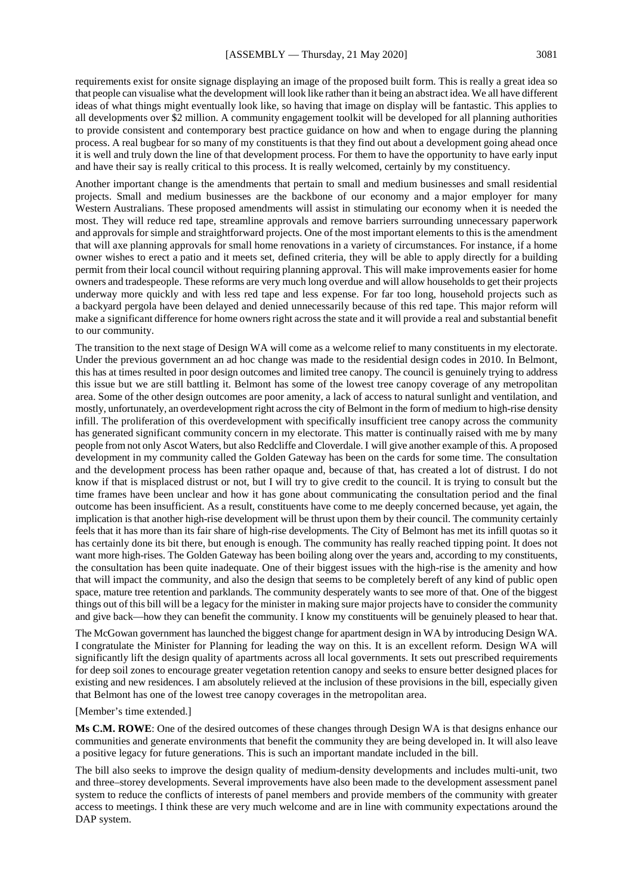requirements exist for onsite signage displaying an image of the proposed built form. This is really a great idea so that people can visualise what the development will look like rather than it being an abstract idea. We all have different ideas of what things might eventually look like, so having that image on display will be fantastic. This applies to all developments over $2 million. A community engagement toolkit will be developed for all planning authorities to provide consistent and contemporary best practice guidance on how and when to engage during the planning process. A real bugbear for so many of my constituents is that they find out about a development going ahead once it is well and truly down the line of that development process. For them to have the opportunity to have early input and have their say is really critical to this process. It is really welcomed, certainly by my constituency.

Another important change is the amendments that pertain to small and medium businesses and small residential projects. Small and medium businesses are the backbone of our economy and a major employer for many Western Australians. These proposed amendments will assist in stimulating our economy when it is needed the most. They will reduce red tape, streamline approvals and remove barriers surrounding unnecessary paperwork and approvals for simple and straightforward projects. One of the most important elements to this is the amendment that will axe planning approvals for small home renovations in a variety of circumstances. For instance, if a home owner wishes to erect a patio and it meets set, defined criteria, they will be able to apply directly for a building permit from their local council without requiring planning approval. This will make improvements easier for home owners and tradespeople. These reforms are very much long overdue and will allow households to get their projects underway more quickly and with less red tape and less expense. For far too long, household projects such as a backyard pergola have been delayed and denied unnecessarily because of this red tape. This major reform will make a significant difference for home owners right across the state and it will provide a real and substantial benefit to our community.

The transition to the next stage of Design WA will come as a welcome relief to many constituents in my electorate. Under the previous government an ad hoc change was made to the residential design codes in 2010. In Belmont, this has at times resulted in poor design outcomes and limited tree canopy. The council is genuinely trying to address this issue but we are still battling it. Belmont has some of the lowest tree canopy coverage of any metropolitan area. Some of the other design outcomes are poor amenity, a lack of access to natural sunlight and ventilation, and mostly, unfortunately, an overdevelopment right across the city of Belmont in the form of medium to high-rise density infill. The proliferation of this overdevelopment with specifically insufficient tree canopy across the community has generated significant community concern in my electorate. This matter is continually raised with me by many people from not only Ascot Waters, but also Redcliffe and Cloverdale. I will give another example of this. A proposed development in my community called the Golden Gateway has been on the cards for some time. The consultation and the development process has been rather opaque and, because of that, has created a lot of distrust. I do not know if that is misplaced distrust or not, but I will try to give credit to the council. It is trying to consult but the time frames have been unclear and how it has gone about communicating the consultation period and the final outcome has been insufficient. As a result, constituents have come to me deeply concerned because, yet again, the implication is that another high-rise development will be thrust upon them by their council. The community certainly feels that it has more than its fair share of high-rise developments. The City of Belmont has met its infill quotas so it has certainly done its bit there, but enough is enough. The community has really reached tipping point. It does not want more high-rises. The Golden Gateway has been boiling along over the years and, according to my constituents, the consultation has been quite inadequate. One of their biggest issues with the high-rise is the amenity and how that will impact the community, and also the design that seems to be completely bereft of any kind of public open space, mature tree retention and parklands. The community desperately wants to see more of that. One of the biggest things out of this bill will be a legacy for the minister in making sure major projects have to consider the community and give back—how they can benefit the community. I know my constituents will be genuinely pleased to hear that.

The McGowan government has launched the biggest change for apartment design in WA by introducing Design WA. I congratulate the Minister for Planning for leading the way on this. It is an excellent reform. Design WA will significantly lift the design quality of apartments across all local governments. It sets out prescribed requirements for deep soil zones to encourage greater vegetation retention canopy and seeks to ensure better designed places for existing and new residences. I am absolutely relieved at the inclusion of these provisions in the bill, especially given that Belmont has one of the lowest tree canopy coverages in the metropolitan area.

[Member's time extended.]

**Ms C.M. ROWE**: One of the desired outcomes of these changes through Design WA is that designs enhance our communities and generate environments that benefit the community they are being developed in. It will also leave a positive legacy for future generations. This is such an important mandate included in the bill.

The bill also seeks to improve the design quality of medium-density developments and includes multi-unit, two and three–storey developments. Several improvements have also been made to the development assessment panel system to reduce the conflicts of interests of panel members and provide members of the community with greater access to meetings. I think these are very much welcome and are in line with community expectations around the DAP system.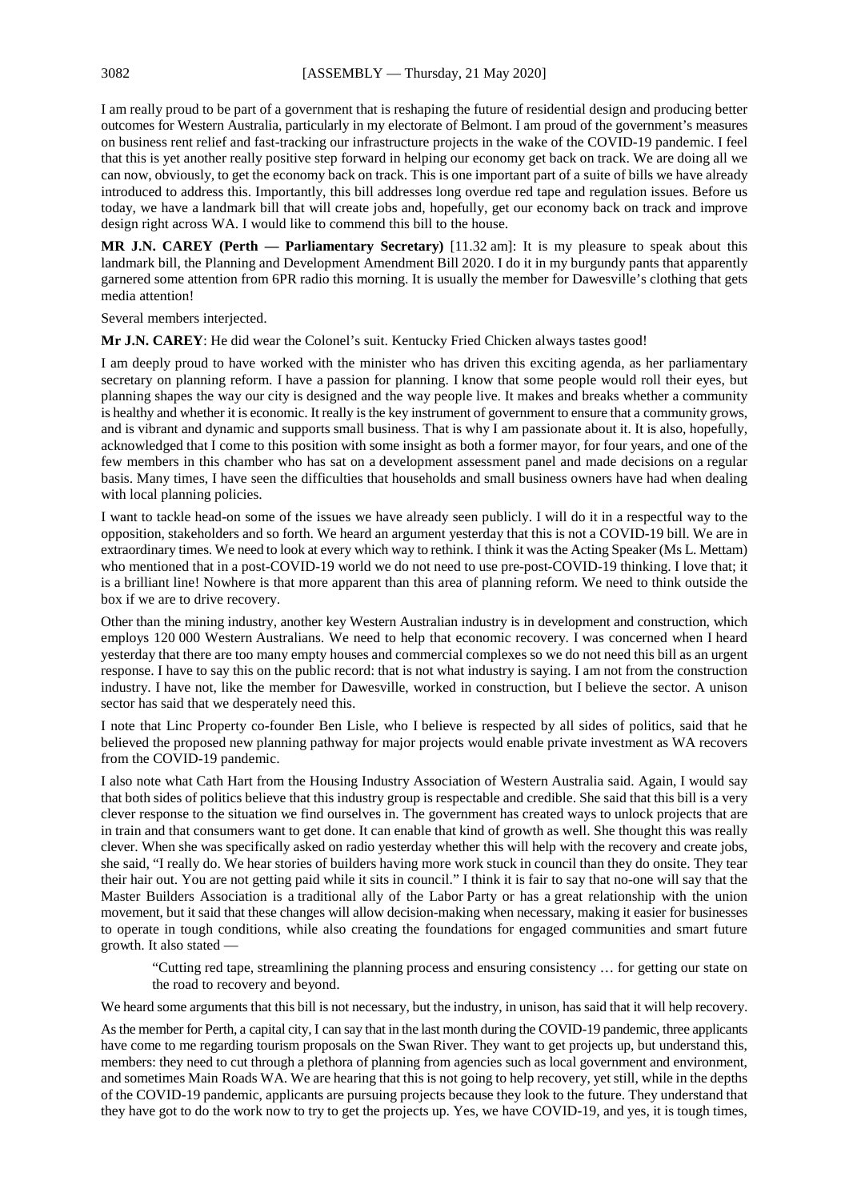I am really proud to be part of a government that is reshaping the future of residential design and producing better outcomes for Western Australia, particularly in my electorate of Belmont. I am proud of the government's measures on business rent relief and fast-tracking our infrastructure projects in the wake of the COVID-19 pandemic. I feel that this is yet another really positive step forward in helping our economy get back on track. We are doing all we can now, obviously, to get the economy back on track. This is one important part of a suite of bills we have already introduced to address this. Importantly, this bill addresses long overdue red tape and regulation issues. Before us today, we have a landmark bill that will create jobs and, hopefully, get our economy back on track and improve design right across WA. I would like to commend this bill to the house.

**MR J.N. CAREY (Perth — Parliamentary Secretary)** [11.32 am]: It is my pleasure to speak about this landmark bill, the Planning and Development Amendment Bill 2020. I do it in my burgundy pants that apparently garnered some attention from 6PR radio this morning. It is usually the member for Dawesville's clothing that gets media attention!

Several members interjected.

**Mr J.N. CAREY**: He did wear the Colonel's suit. Kentucky Fried Chicken always tastes good!

I am deeply proud to have worked with the minister who has driven this exciting agenda, as her parliamentary secretary on planning reform. I have a passion for planning. I know that some people would roll their eyes, but planning shapes the way our city is designed and the way people live. It makes and breaks whether a community is healthy and whether it is economic. It really is the key instrument of government to ensure that a community grows, and is vibrant and dynamic and supports small business. That is why I am passionate about it. It is also, hopefully, acknowledged that I come to this position with some insight as both a former mayor, for four years, and one of the few members in this chamber who has sat on a development assessment panel and made decisions on a regular basis. Many times, I have seen the difficulties that households and small business owners have had when dealing with local planning policies.

I want to tackle head-on some of the issues we have already seen publicly. I will do it in a respectful way to the opposition, stakeholders and so forth. We heard an argument yesterday that this is not a COVID-19 bill. We are in extraordinary times. We need to look at every which way to rethink. I think it was the Acting Speaker (Ms L. Mettam) who mentioned that in a post-COVID-19 world we do not need to use pre-post-COVID-19 thinking. I love that; it is a brilliant line! Nowhere is that more apparent than this area of planning reform. We need to think outside the box if we are to drive recovery.

Other than the mining industry, another key Western Australian industry is in development and construction, which employs 120 000 Western Australians. We need to help that economic recovery. I was concerned when I heard yesterday that there are too many empty houses and commercial complexes so we do not need this bill as an urgent response. I have to say this on the public record: that is not what industry is saying. I am not from the construction industry. I have not, like the member for Dawesville, worked in construction, but I believe the sector. A unison sector has said that we desperately need this.

I note that Linc Property co-founder Ben Lisle, who I believe is respected by all sides of politics, said that he believed the proposed new planning pathway for major projects would enable private investment as WA recovers from the COVID-19 pandemic.

I also note what Cath Hart from the Housing Industry Association of Western Australia said. Again, I would say that both sides of politics believe that this industry group is respectable and credible. She said that this bill is a very clever response to the situation we find ourselves in. The government has created ways to unlock projects that are in train and that consumers want to get done. It can enable that kind of growth as well. She thought this was really clever. When she was specifically asked on radio yesterday whether this will help with the recovery and create jobs, she said, "I really do. We hear stories of builders having more work stuck in council than they do onsite. They tear their hair out. You are not getting paid while it sits in council." I think it is fair to say that no-one will say that the Master Builders Association is a traditional ally of the Labor Party or has a great relationship with the union movement, but it said that these changes will allow decision-making when necessary, making it easier for businesses to operate in tough conditions, while also creating the foundations for engaged communities and smart future growth. It also stated —

> "Cutting red tape, streamlining the planning process and ensuring consistency … for getting our state on the road to recovery and beyond.

We heard some arguments that this bill is not necessary, but the industry, in unison, has said that it will help recovery.

As the member for Perth, a capital city, I can say that in the last month during the COVID-19 pandemic, three applicants have come to me regarding tourism proposals on the Swan River. They want to get projects up, but understand this, members: they need to cut through a plethora of planning from agencies such as local government and environment, and sometimes Main Roads WA. We are hearing that this is not going to help recovery, yet still, while in the depths of the COVID-19 pandemic, applicants are pursuing projects because they look to the future. They understand that they have got to do the work now to try to get the projects up. Yes, we have COVID-19, and yes, it is tough times,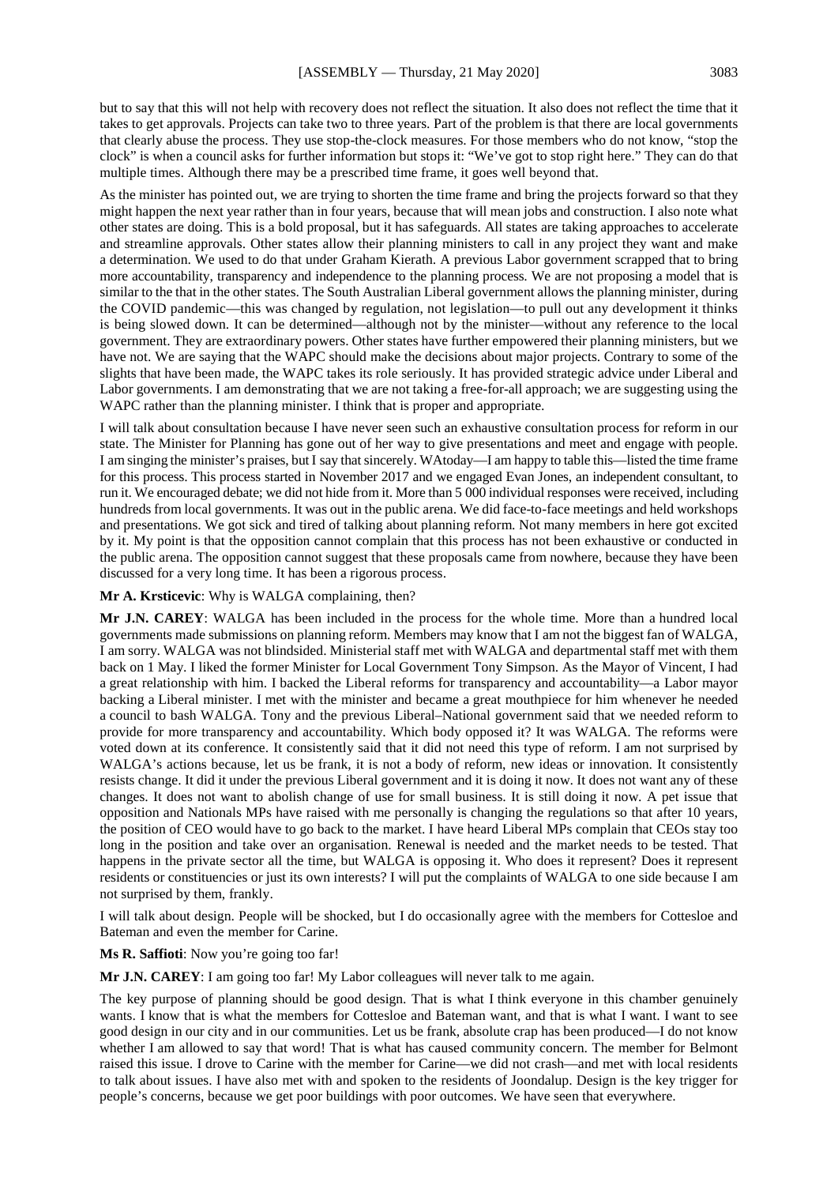but to say that this will not help with recovery does not reflect the situation. It also does not reflect the time that it takes to get approvals. Projects can take two to three years. Part of the problem is that there are local governments that clearly abuse the process. They use stop-the-clock measures. For those members who do not know, "stop the clock" is when a council asks for further information but stops it: "We've got to stop right here." They can do that multiple times. Although there may be a prescribed time frame, it goes well beyond that.

As the minister has pointed out, we are trying to shorten the time frame and bring the projects forward so that they might happen the next year rather than in four years, because that will mean jobs and construction. I also note what other states are doing. This is a bold proposal, but it has safeguards. All states are taking approaches to accelerate and streamline approvals. Other states allow their planning ministers to call in any project they want and make a determination. We used to do that under Graham Kierath. A previous Labor government scrapped that to bring more accountability, transparency and independence to the planning process. We are not proposing a model that is similar to the that in the other states. The South Australian Liberal government allows the planning minister, during the COVID pandemic—this was changed by regulation, not legislation—to pull out any development it thinks is being slowed down. It can be determined—although not by the minister—without any reference to the local government. They are extraordinary powers. Other states have further empowered their planning ministers, but we have not. We are saying that the WAPC should make the decisions about major projects. Contrary to some of the slights that have been made, the WAPC takes its role seriously. It has provided strategic advice under Liberal and Labor governments. I am demonstrating that we are not taking a free-for-all approach; we are suggesting using the WAPC rather than the planning minister. I think that is proper and appropriate.

I will talk about consultation because I have never seen such an exhaustive consultation process for reform in our state. The Minister for Planning has gone out of her way to give presentations and meet and engage with people. I am singing the minister's praises, but I say that sincerely. WAtoday—I am happy to table this—listed the time frame for this process. This process started in November 2017 and we engaged Evan Jones, an independent consultant, to run it. We encouraged debate; we did not hide from it. More than 5 000 individual responses were received, including hundreds from local governments. It was out in the public arena. We did face-to-face meetings and held workshops and presentations. We got sick and tired of talking about planning reform. Not many members in here got excited by it. My point is that the opposition cannot complain that this process has not been exhaustive or conducted in the public arena. The opposition cannot suggest that these proposals came from nowhere, because they have been discussed for a very long time. It has been a rigorous process.

**Mr A. Krsticevic**: Why is WALGA complaining, then?

**Mr J.N. CAREY**: WALGA has been included in the process for the whole time. More than a hundred local governments made submissions on planning reform. Members may know that I am not the biggest fan of WALGA, I am sorry. WALGA was not blindsided. Ministerial staff met with WALGA and departmental staff met with them back on 1 May. I liked the former Minister for Local Government Tony Simpson. As the Mayor of Vincent, I had a great relationship with him. I backed the Liberal reforms for transparency and accountability—a Labor mayor backing a Liberal minister. I met with the minister and became a great mouthpiece for him whenever he needed a council to bash WALGA. Tony and the previous Liberal–National government said that we needed reform to provide for more transparency and accountability. Which body opposed it? It was WALGA. The reforms were voted down at its conference. It consistently said that it did not need this type of reform. I am not surprised by WALGA's actions because, let us be frank, it is not a body of reform, new ideas or innovation. It consistently resists change. It did it under the previous Liberal government and it is doing it now. It does not want any of these changes. It does not want to abolish change of use for small business. It is still doing it now. A pet issue that opposition and Nationals MPs have raised with me personally is changing the regulations so that after 10 years, the position of CEO would have to go back to the market. I have heard Liberal MPs complain that CEOs stay too long in the position and take over an organisation. Renewal is needed and the market needs to be tested. That happens in the private sector all the time, but WALGA is opposing it. Who does it represent? Does it represent residents or constituencies or just its own interests? I will put the complaints of WALGA to one side because I am not surprised by them, frankly.

I will talk about design. People will be shocked, but I do occasionally agree with the members for Cottesloe and Bateman and even the member for Carine.

**Ms R. Saffioti**: Now you're going too far!

**Mr J.N. CAREY**: I am going too far! My Labor colleagues will never talk to me again.

The key purpose of planning should be good design. That is what I think everyone in this chamber genuinely wants. I know that is what the members for Cottesloe and Bateman want, and that is what I want. I want to see good design in our city and in our communities. Let us be frank, absolute crap has been produced—I do not know whether I am allowed to say that word! That is what has caused community concern. The member for Belmont raised this issue. I drove to Carine with the member for Carine—we did not crash—and met with local residents to talk about issues. I have also met with and spoken to the residents of Joondalup. Design is the key trigger for people's concerns, because we get poor buildings with poor outcomes. We have seen that everywhere.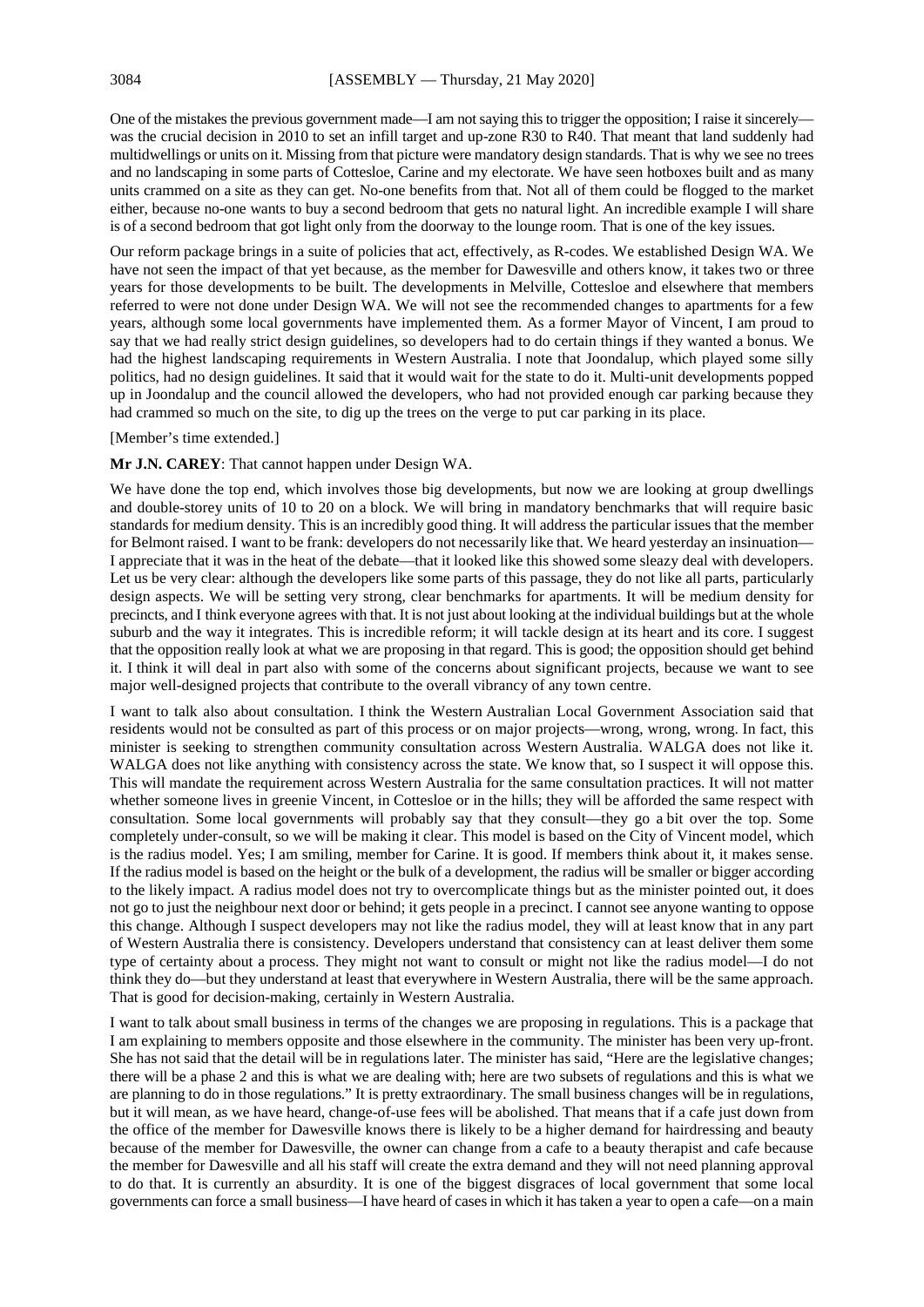One of the mistakes the previous government made—I am not saying this to trigger the opposition; I raise it sincerely—was the crucial decision in 2010 to set an infill target and up-zone R30 to R40. That meant that land suddenly had multidwellings or units on it. Missing from that picture were mandatory design standards. That is why we see no trees and no landscaping in some parts of Cottesloe, Carine and my electorate. We have seen hotboxes built and as many units crammed on a site as they can get. No-one benefits from that. Not all of them could be flogged to the market either, because no-one wants to buy a second bedroom that gets no natural light. An incredible example I will share is of a second bedroom that got light only from the doorway to the lounge room. That is one of the key issues.

Our reform package brings in a suite of policies that act, effectively, as R-codes. We established Design WA. We have not seen the impact of that yet because, as the member for Dawesville and others know, it takes two or three years for those developments to be built. The developments in Melville, Cottesloe and elsewhere that members referred to were not done under Design WA. We will not see the recommended changes to apartments for a few years, although some local governments have implemented them. As a former Mayor of Vincent, I am proud to say that we had really strict design guidelines, so developers had to do certain things if they wanted a bonus. We had the highest landscaping requirements in Western Australia. I note that Joondalup, which played some silly politics, had no design guidelines. It said that it would wait for the state to do it. Multi-unit developments popped up in Joondalup and the council allowed the developers, who had not provided enough car parking because they had crammed so much on the site, to dig up the trees on the verge to put car parking in its place.

[Member's time extended.]

**Mr J.N. CAREY**: That cannot happen under Design WA.

We have done the top end, which involves those big developments, but now we are looking at group dwellings and double-storey units of 10 to 20 on a block. We will bring in mandatory benchmarks that will require basic standards for medium density. This is an incredibly good thing. It will address the particular issues that the member for Belmont raised. I want to be frank: developers do not necessarily like that. We heard yesterday an insinuation—I appreciate that it was in the heat of the debate—that it looked like this showed some sleazy deal with developers. Let us be very clear: although the developers like some parts of this passage, they do not like all parts, particularly design aspects. We will be setting very strong, clear benchmarks for apartments. It will be medium density for precincts, and I think everyone agrees with that. It is not just about looking at the individual buildings but at the whole suburb and the way it integrates. This is incredible reform; it will tackle design at its heart and its core. I suggest that the opposition really look at what we are proposing in that regard. This is good; the opposition should get behind it. I think it will deal in part also with some of the concerns about significant projects, because we want to see major well-designed projects that contribute to the overall vibrancy of any town centre.

I want to talk also about consultation. I think the Western Australian Local Government Association said that residents would not be consulted as part of this process or on major projects—wrong, wrong, wrong. In fact, this minister is seeking to strengthen community consultation across Western Australia. WALGA does not like it. WALGA does not like anything with consistency across the state. We know that, so I suspect it will oppose this. This will mandate the requirement across Western Australia for the same consultation practices. It will not matter whether someone lives in greenie Vincent, in Cottesloe or in the hills; they will be afforded the same respect with consultation. Some local governments will probably say that they consult—they go a bit over the top. Some completely under-consult, so we will be making it clear. This model is based on the City of Vincent model, which is the radius model. Yes; I am smiling, member for Carine. It is good. If members think about it, it makes sense. If the radius model is based on the height or the bulk of a development, the radius will be smaller or bigger according to the likely impact. A radius model does not try to overcomplicate things but as the minister pointed out, it does not go to just the neighbour next door or behind; it gets people in a precinct. I cannot see anyone wanting to oppose this change. Although I suspect developers may not like the radius model, they will at least know that in any part of Western Australia there is consistency. Developers understand that consistency can at least deliver them some type of certainty about a process. They might not want to consult or might not like the radius model—I do not think they do—but they understand at least that everywhere in Western Australia, there will be the same approach. That is good for decision-making, certainly in Western Australia.

I want to talk about small business in terms of the changes we are proposing in regulations. This is a package that I am explaining to members opposite and those elsewhere in the community. The minister has been very up-front. She has not said that the detail will be in regulations later. The minister has said, "Here are the legislative changes; there will be a phase 2 and this is what we are dealing with; here are two subsets of regulations and this is what we are planning to do in those regulations." It is pretty extraordinary. The small business changes will be in regulations, but it will mean, as we have heard, change-of-use fees will be abolished. That means that if a cafe just down from the office of the member for Dawesville knows there is likely to be a higher demand for hairdressing and beauty because of the member for Dawesville, the owner can change from a cafe to a beauty therapist and cafe because the member for Dawesville and all his staff will create the extra demand and they will not need planning approval to do that. It is currently an absurdity. It is one of the biggest disgraces of local government that some local governments can force a small business—I have heard of cases in which it has taken a year to open a cafe—on a main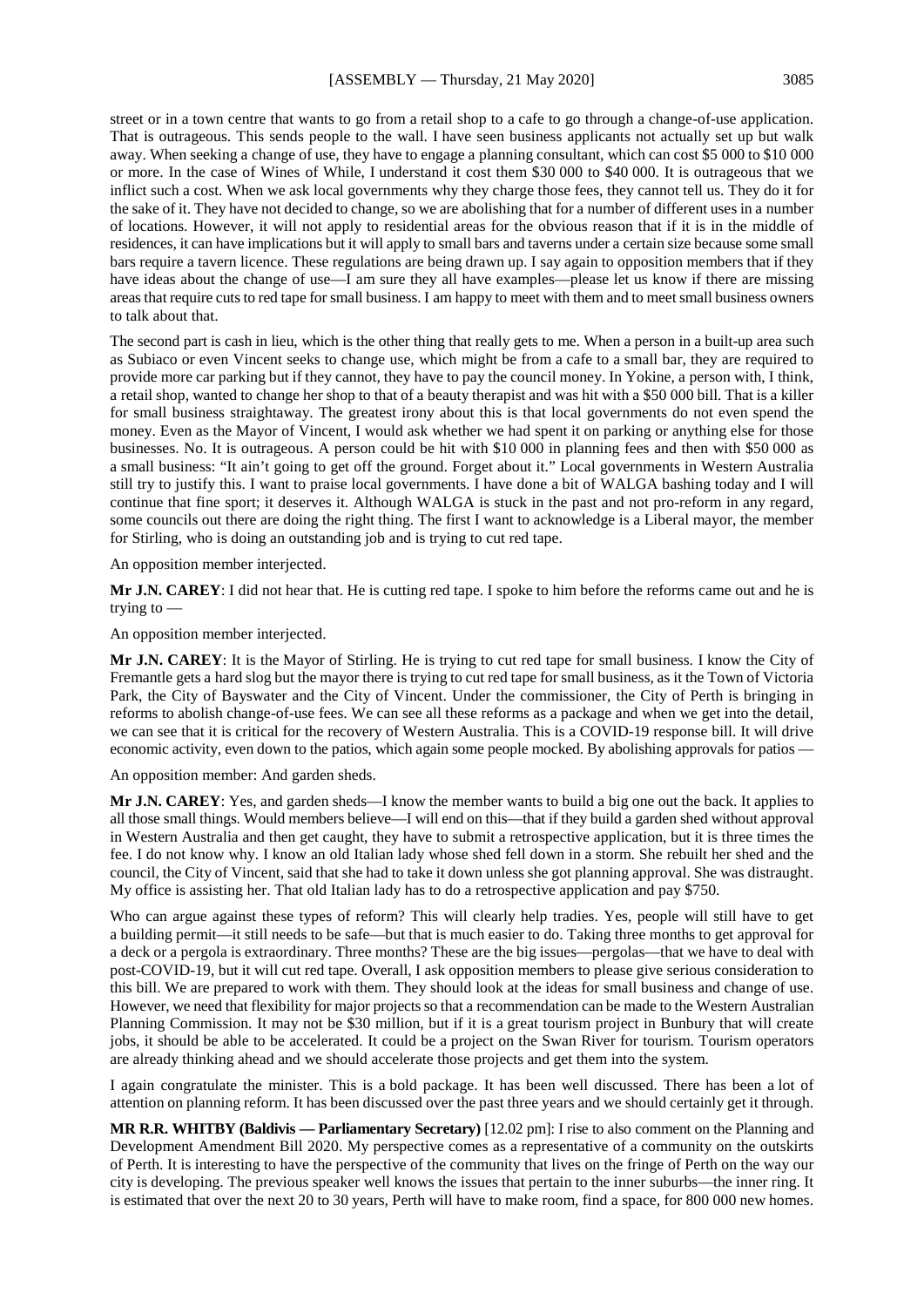street or in a town centre that wants to go from a retail shop to a cafe to go through a change-of-use application. That is outrageous. This sends people to the wall. I have seen business applicants not actually set up but walk away. When seeking a change of use, they have to engage a planning consultant, which can cost $5 000 to $10 000 or more. In the case of Wines of While, I understand it cost them $30 000 to $40 000. It is outrageous that we inflict such a cost. When we ask local governments why they charge those fees, they cannot tell us. They do it for the sake of it. They have not decided to change, so we are abolishing that for a number of different uses in a number of locations. However, it will not apply to residential areas for the obvious reason that if it is in the middle of residences, it can have implications but it will apply to small bars and taverns under a certain size because some small bars require a tavern licence. These regulations are being drawn up. I say again to opposition members that if they have ideas about the change of use—I am sure they all have examples—please let us know if there are missing areas that require cuts to red tape for small business. I am happy to meet with them and to meet small business owners to talk about that.

The second part is cash in lieu, which is the other thing that really gets to me. When a person in a built-up area such as Subiaco or even Vincent seeks to change use, which might be from a cafe to a small bar, they are required to provide more car parking but if they cannot, they have to pay the council money. In Yokine, a person with, I think, a retail shop, wanted to change her shop to that of a beauty therapist and was hit with a $50 000 bill. That is a killer for small business straightaway. The greatest irony about this is that local governments do not even spend the money. Even as the Mayor of Vincent, I would ask whether we had spent it on parking or anything else for those businesses. No. It is outrageous. A person could be hit with $10 000 in planning fees and then with $50 000 as a small business: "It ain't going to get off the ground. Forget about it." Local governments in Western Australia still try to justify this. I want to praise local governments. I have done a bit of WALGA bashing today and I will continue that fine sport; it deserves it. Although WALGA is stuck in the past and not pro-reform in any regard, some councils out there are doing the right thing. The first I want to acknowledge is a Liberal mayor, the member for Stirling, who is doing an outstanding job and is trying to cut red tape.

An opposition member interjected.

**Mr J.N. CAREY**: I did not hear that. He is cutting red tape. I spoke to him before the reforms came out and he is trying to —

An opposition member interjected.

**Mr J.N. CAREY**: It is the Mayor of Stirling. He is trying to cut red tape for small business. I know the City of Fremantle gets a hard slog but the mayor there is trying to cut red tape for small business, as it the Town of Victoria Park, the City of Bayswater and the City of Vincent. Under the commissioner, the City of Perth is bringing in reforms to abolish change-of-use fees. We can see all these reforms as a package and when we get into the detail, we can see that it is critical for the recovery of Western Australia. This is a COVID-19 response bill. It will drive economic activity, even down to the patios, which again some people mocked. By abolishing approvals for patios —

An opposition member: And garden sheds.

**Mr J.N. CAREY**: Yes, and garden sheds—I know the member wants to build a big one out the back. It applies to all those small things. Would members believe—I will end on this—that if they build a garden shed without approval in Western Australia and then get caught, they have to submit a retrospective application, but it is three times the fee. I do not know why. I know an old Italian lady whose shed fell down in a storm. She rebuilt her shed and the council, the City of Vincent, said that she had to take it down unless she got planning approval. She was distraught. My office is assisting her. That old Italian lady has to do a retrospective application and pay $750.

Who can argue against these types of reform? This will clearly help tradies. Yes, people will still have to get a building permit—it still needs to be safe—but that is much easier to do. Taking three months to get approval for a deck or a pergola is extraordinary. Three months? These are the big issues—pergolas—that we have to deal with post-COVID-19, but it will cut red tape. Overall, I ask opposition members to please give serious consideration to this bill. We are prepared to work with them. They should look at the ideas for small business and change of use. However, we need that flexibility for major projects so that a recommendation can be made to the Western Australian Planning Commission. It may not be $30 million, but if it is a great tourism project in Bunbury that will create jobs, it should be able to be accelerated. It could be a project on the Swan River for tourism. Tourism operators are already thinking ahead and we should accelerate those projects and get them into the system.

I again congratulate the minister. This is a bold package. It has been well discussed. There has been a lot of attention on planning reform. It has been discussed over the past three years and we should certainly get it through.

**MR R.R. WHITBY (Baldivis — Parliamentary Secretary)** [12.02 pm]: I rise to also comment on the Planning and Development Amendment Bill 2020. My perspective comes as a representative of a community on the outskirts of Perth. It is interesting to have the perspective of the community that lives on the fringe of Perth on the way our city is developing. The previous speaker well knows the issues that pertain to the inner suburbs—the inner ring. It is estimated that over the next 20 to 30 years, Perth will have to make room, find a space, for 800 000 new homes.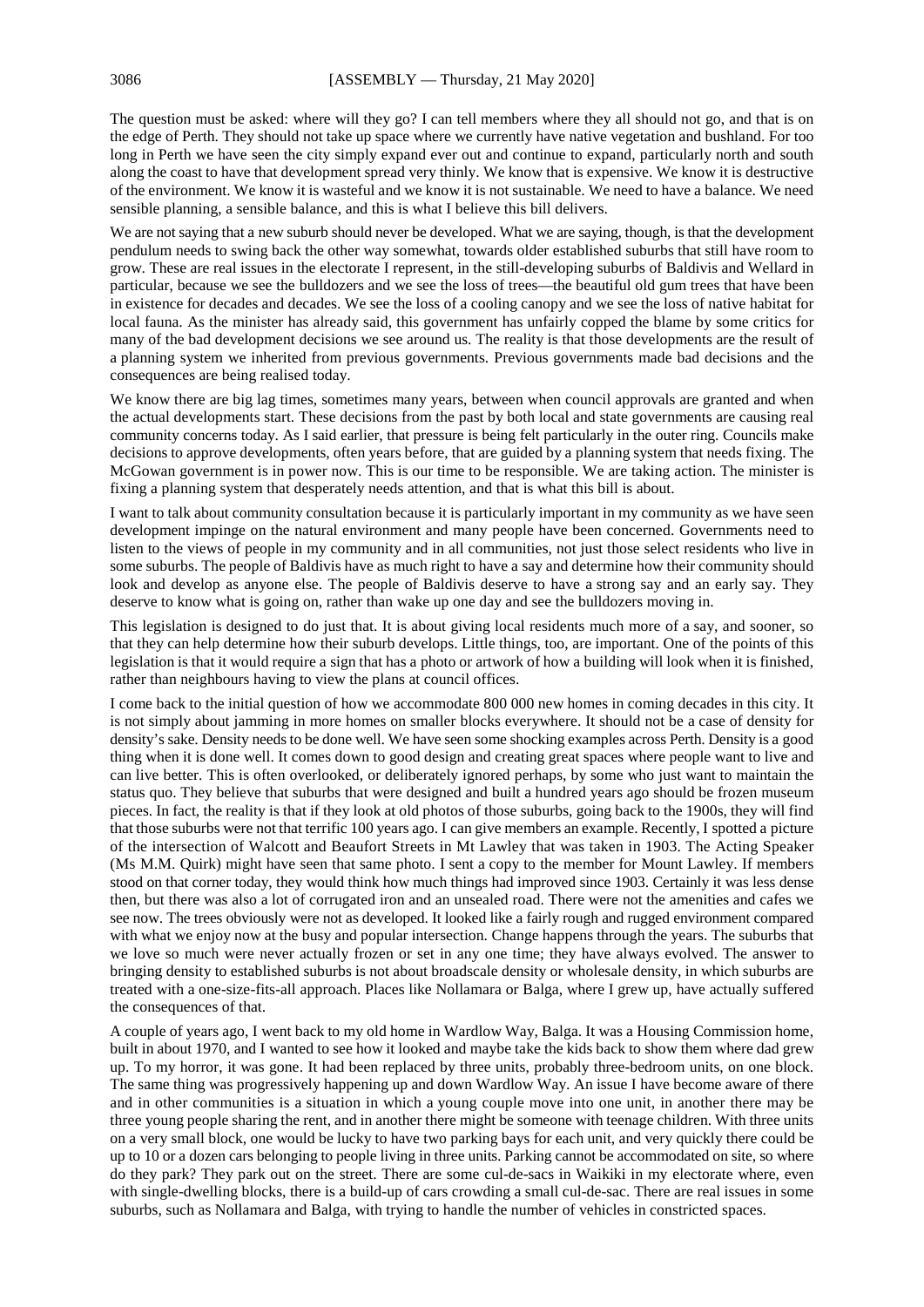The question must be asked: where will they go? I can tell members where they all should not go, and that is on the edge of Perth. They should not take up space where we currently have native vegetation and bushland. For too long in Perth we have seen the city simply expand ever out and continue to expand, particularly north and south along the coast to have that development spread very thinly. We know that is expensive. We know it is destructive of the environment. We know it is wasteful and we know it is not sustainable. We need to have a balance. We need sensible planning, a sensible balance, and this is what I believe this bill delivers.

We are not saying that a new suburb should never be developed. What we are saying, though, is that the development pendulum needs to swing back the other way somewhat, towards older established suburbs that still have room to grow. These are real issues in the electorate I represent, in the still-developing suburbs of Baldivis and Wellard in particular, because we see the bulldozers and we see the loss of trees—the beautiful old gum trees that have been in existence for decades and decades. We see the loss of a cooling canopy and we see the loss of native habitat for local fauna. As the minister has already said, this government has unfairly copped the blame by some critics for many of the bad development decisions we see around us. The reality is that those developments are the result of a planning system we inherited from previous governments. Previous governments made bad decisions and the consequences are being realised today.

We know there are big lag times, sometimes many years, between when council approvals are granted and when the actual developments start. These decisions from the past by both local and state governments are causing real community concerns today. As I said earlier, that pressure is being felt particularly in the outer ring. Councils make decisions to approve developments, often years before, that are guided by a planning system that needs fixing. The McGowan government is in power now. This is our time to be responsible. We are taking action. The minister is fixing a planning system that desperately needs attention, and that is what this bill is about.

I want to talk about community consultation because it is particularly important in my community as we have seen development impinge on the natural environment and many people have been concerned. Governments need to listen to the views of people in my community and in all communities, not just those select residents who live in some suburbs. The people of Baldivis have as much right to have a say and determine how their community should look and develop as anyone else. The people of Baldivis deserve to have a strong say and an early say. They deserve to know what is going on, rather than wake up one day and see the bulldozers moving in.

This legislation is designed to do just that. It is about giving local residents much more of a say, and sooner, so that they can help determine how their suburb develops. Little things, too, are important. One of the points of this legislation is that it would require a sign that has a photo or artwork of how a building will look when it is finished, rather than neighbours having to view the plans at council offices.

I come back to the initial question of how we accommodate 800 000 new homes in coming decades in this city. It is not simply about jamming in more homes on smaller blocks everywhere. It should not be a case of density for density's sake. Density needs to be done well. We have seen some shocking examples across Perth. Density is a good thing when it is done well. It comes down to good design and creating great spaces where people want to live and can live better. This is often overlooked, or deliberately ignored perhaps, by some who just want to maintain the status quo. They believe that suburbs that were designed and built a hundred years ago should be frozen museum pieces. In fact, the reality is that if they look at old photos of those suburbs, going back to the 1900s, they will find that those suburbs were not that terrific 100 years ago. I can give members an example. Recently, I spotted a picture of the intersection of Walcott and Beaufort Streets in Mt Lawley that was taken in 1903. The Acting Speaker (Ms M.M. Quirk) might have seen that same photo. I sent a copy to the member for Mount Lawley. If members stood on that corner today, they would think how much things had improved since 1903. Certainly it was less dense then, but there was also a lot of corrugated iron and an unsealed road. There were not the amenities and cafes we see now. The trees obviously were not as developed. It looked like a fairly rough and rugged environment compared with what we enjoy now at the busy and popular intersection. Change happens through the years. The suburbs that we love so much were never actually frozen or set in any one time; they have always evolved. The answer to bringing density to established suburbs is not about broadscale density or wholesale density, in which suburbs are treated with a one-size-fits-all approach. Places like Nollamara or Balga, where I grew up, have actually suffered the consequences of that.

A couple of years ago, I went back to my old home in Wardlow Way, Balga. It was a Housing Commission home, built in about 1970, and I wanted to see how it looked and maybe take the kids back to show them where dad grew up. To my horror, it was gone. It had been replaced by three units, probably three-bedroom units, on one block. The same thing was progressively happening up and down Wardlow Way. An issue I have become aware of there and in other communities is a situation in which a young couple move into one unit, in another there may be three young people sharing the rent, and in another there might be someone with teenage children. With three units on a very small block, one would be lucky to have two parking bays for each unit, and very quickly there could be up to 10 or a dozen cars belonging to people living in three units. Parking cannot be accommodated on site, so where do they park? They park out on the street. There are some cul-de-sacs in Waikiki in my electorate where, even with single-dwelling blocks, there is a build-up of cars crowding a small cul-de-sac. There are real issues in some suburbs, such as Nollamara and Balga, with trying to handle the number of vehicles in constricted spaces.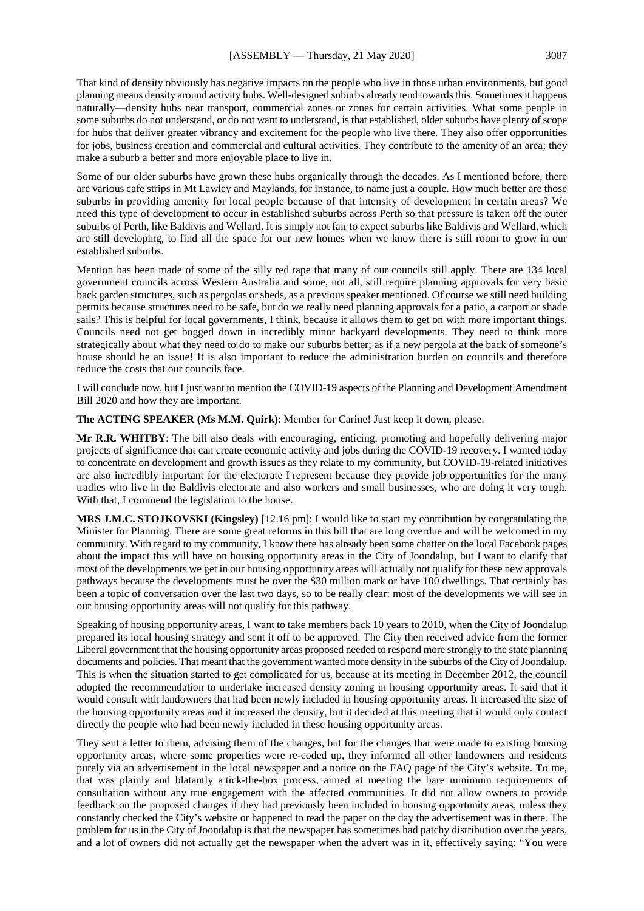That kind of density obviously has negative impacts on the people who live in those urban environments, but good planning means density around activity hubs. Well-designed suburbs already tend towards this. Sometimes it happens naturally—density hubs near transport, commercial zones or zones for certain activities. What some people in some suburbs do not understand, or do not want to understand, is that established, older suburbs have plenty of scope for hubs that deliver greater vibrancy and excitement for the people who live there. They also offer opportunities for jobs, business creation and commercial and cultural activities. They contribute to the amenity of an area; they make a suburb a better and more enjoyable place to live in.

Some of our older suburbs have grown these hubs organically through the decades. As I mentioned before, there are various cafe strips in Mt Lawley and Maylands, for instance, to name just a couple. How much better are those suburbs in providing amenity for local people because of that intensity of development in certain areas? We need this type of development to occur in established suburbs across Perth so that pressure is taken off the outer suburbs of Perth, like Baldivis and Wellard. It is simply not fair to expect suburbs like Baldivis and Wellard, which are still developing, to find all the space for our new homes when we know there is still room to grow in our established suburbs.

Mention has been made of some of the silly red tape that many of our councils still apply. There are 134 local government councils across Western Australia and some, not all, still require planning approvals for very basic back garden structures, such as pergolas or sheds, as a previous speaker mentioned. Of course we still need building permits because structures need to be safe, but do we really need planning approvals for a patio, a carport or shade sails? This is helpful for local governments, I think, because it allows them to get on with more important things. Councils need not get bogged down in incredibly minor backyard developments. They need to think more strategically about what they need to do to make our suburbs better; as if a new pergola at the back of someone's house should be an issue! It is also important to reduce the administration burden on councils and therefore reduce the costs that our councils face.

I will conclude now, but I just want to mention the COVID-19 aspects of the Planning and Development Amendment Bill 2020 and how they are important.

**The ACTING SPEAKER (Ms M.M. Quirk)**: Member for Carine! Just keep it down, please.

**Mr R.R. WHITBY**: The bill also deals with encouraging, enticing, promoting and hopefully delivering major projects of significance that can create economic activity and jobs during the COVID-19 recovery. I wanted today to concentrate on development and growth issues as they relate to my community, but COVID-19-related initiatives are also incredibly important for the electorate I represent because they provide job opportunities for the many tradies who live in the Baldivis electorate and also workers and small businesses, who are doing it very tough. With that, I commend the legislation to the house.

**MRS J.M.C. STOJKOVSKI (Kingsley)** [12.16 pm]: I would like to start my contribution by congratulating the Minister for Planning. There are some great reforms in this bill that are long overdue and will be welcomed in my community. With regard to my community, I know there has already been some chatter on the local Facebook pages about the impact this will have on housing opportunity areas in the City of Joondalup, but I want to clarify that most of the developments we get in our housing opportunity areas will actually not qualify for these new approvals pathways because the developments must be over the $30 million mark or have 100 dwellings. That certainly has been a topic of conversation over the last two days, so to be really clear: most of the developments we will see in our housing opportunity areas will not qualify for this pathway.

Speaking of housing opportunity areas, I want to take members back 10 years to 2010, when the City of Joondalup prepared its local housing strategy and sent it off to be approved. The City then received advice from the former Liberal government that the housing opportunity areas proposed needed to respond more strongly to the state planning documents and policies. That meant that the government wanted more density in the suburbs of the City of Joondalup. This is when the situation started to get complicated for us, because at its meeting in December 2012, the council adopted the recommendation to undertake increased density zoning in housing opportunity areas. It said that it would consult with landowners that had been newly included in housing opportunity areas. It increased the size of the housing opportunity areas and it increased the density, but it decided at this meeting that it would only contact directly the people who had been newly included in these housing opportunity areas.

They sent a letter to them, advising them of the changes, but for the changes that were made to existing housing opportunity areas, where some properties were re-coded up, they informed all other landowners and residents purely via an advertisement in the local newspaper and a notice on the FAQ page of the City's website. To me, that was plainly and blatantly a tick-the-box process, aimed at meeting the bare minimum requirements of consultation without any true engagement with the affected communities. It did not allow owners to provide feedback on the proposed changes if they had previously been included in housing opportunity areas, unless they constantly checked the City's website or happened to read the paper on the day the advertisement was in there. The problem for us in the City of Joondalup is that the newspaper has sometimes had patchy distribution over the years, and a lot of owners did not actually get the newspaper when the advert was in it, effectively saying: "You were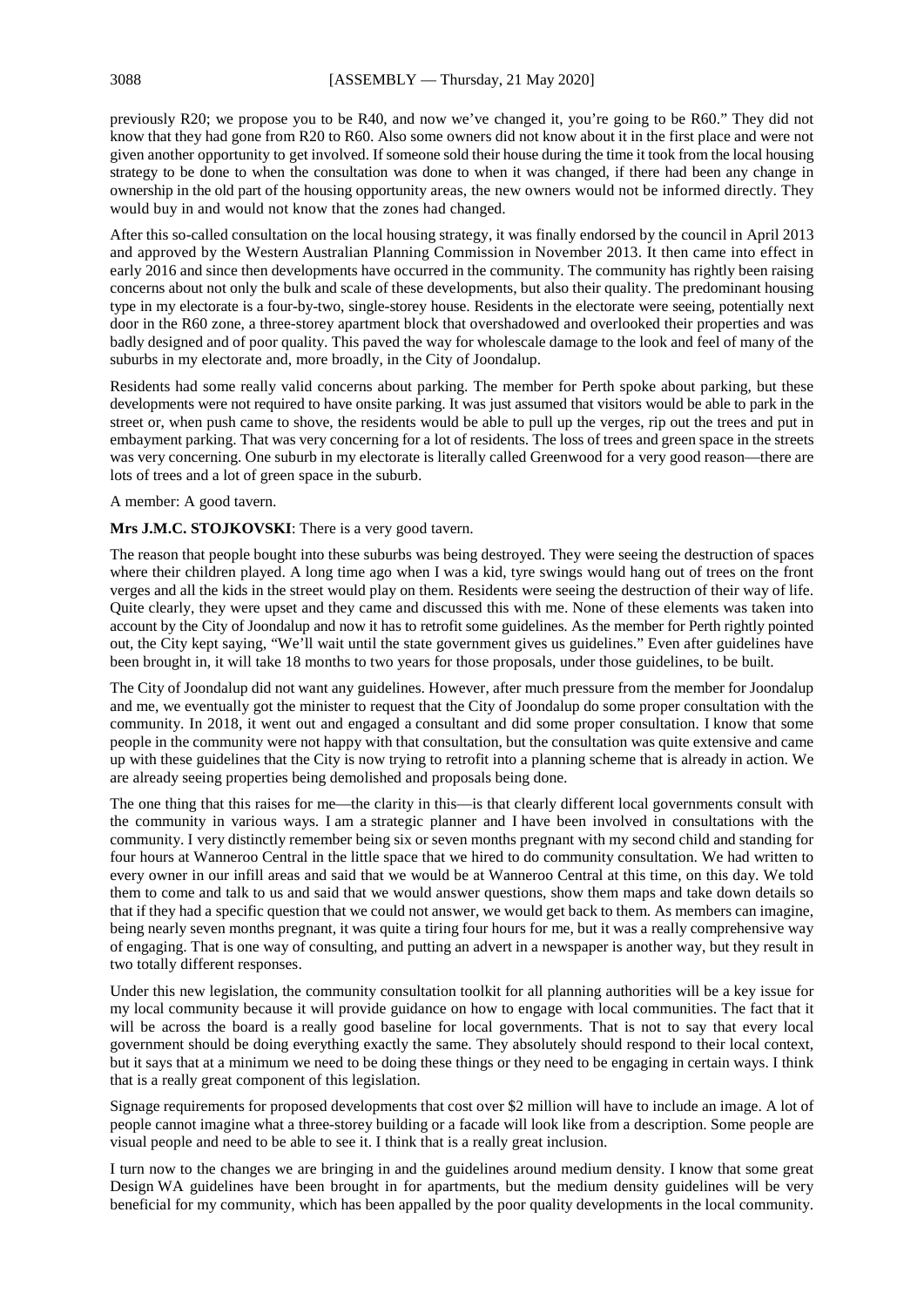previously R20; we propose you to be R40, and now we've changed it, you're going to be R60." They did not know that they had gone from R20 to R60. Also some owners did not know about it in the first place and were not given another opportunity to get involved. If someone sold their house during the time it took from the local housing strategy to be done to when the consultation was done to when it was changed, if there had been any change in ownership in the old part of the housing opportunity areas, the new owners would not be informed directly. They would buy in and would not know that the zones had changed.

After this so-called consultation on the local housing strategy, it was finally endorsed by the council in April 2013 and approved by the Western Australian Planning Commission in November 2013. It then came into effect in early 2016 and since then developments have occurred in the community. The community has rightly been raising concerns about not only the bulk and scale of these developments, but also their quality. The predominant housing type in my electorate is a four-by-two, single-storey house. Residents in the electorate were seeing, potentially next door in the R60 zone, a three-storey apartment block that overshadowed and overlooked their properties and was badly designed and of poor quality. This paved the way for wholescale damage to the look and feel of many of the suburbs in my electorate and, more broadly, in the City of Joondalup.

Residents had some really valid concerns about parking. The member for Perth spoke about parking, but these developments were not required to have onsite parking. It was just assumed that visitors would be able to park in the street or, when push came to shove, the residents would be able to pull up the verges, rip out the trees and put in embayment parking. That was very concerning for a lot of residents. The loss of trees and green space in the streets was very concerning. One suburb in my electorate is literally called Greenwood for a very good reason—there are lots of trees and a lot of green space in the suburb.

A member: A good tavern.

**Mrs J.M.C. STOJKOVSKI**: There is a very good tavern.

The reason that people bought into these suburbs was being destroyed. They were seeing the destruction of spaces where their children played. A long time ago when I was a kid, tyre swings would hang out of trees on the front verges and all the kids in the street would play on them. Residents were seeing the destruction of their way of life. Quite clearly, they were upset and they came and discussed this with me. None of these elements was taken into account by the City of Joondalup and now it has to retrofit some guidelines. As the member for Perth rightly pointed out, the City kept saying, "We'll wait until the state government gives us guidelines." Even after guidelines have been brought in, it will take 18 months to two years for those proposals, under those guidelines, to be built.

The City of Joondalup did not want any guidelines. However, after much pressure from the member for Joondalup and me, we eventually got the minister to request that the City of Joondalup do some proper consultation with the community. In 2018, it went out and engaged a consultant and did some proper consultation. I know that some people in the community were not happy with that consultation, but the consultation was quite extensive and came up with these guidelines that the City is now trying to retrofit into a planning scheme that is already in action. We are already seeing properties being demolished and proposals being done.

The one thing that this raises for me—the clarity in this—is that clearly different local governments consult with the community in various ways. I am a strategic planner and I have been involved in consultations with the community. I very distinctly remember being six or seven months pregnant with my second child and standing for four hours at Wanneroo Central in the little space that we hired to do community consultation. We had written to every owner in our infill areas and said that we would be at Wanneroo Central at this time, on this day. We told them to come and talk to us and said that we would answer questions, show them maps and take down details so that if they had a specific question that we could not answer, we would get back to them. As members can imagine, being nearly seven months pregnant, it was quite a tiring four hours for me, but it was a really comprehensive way of engaging. That is one way of consulting, and putting an advert in a newspaper is another way, but they result in two totally different responses.

Under this new legislation, the community consultation toolkit for all planning authorities will be a key issue for my local community because it will provide guidance on how to engage with local communities. The fact that it will be across the board is a really good baseline for local governments. That is not to say that every local government should be doing everything exactly the same. They absolutely should respond to their local context, but it says that at a minimum we need to be doing these things or they need to be engaging in certain ways. I think that is a really great component of this legislation.

Signage requirements for proposed developments that cost over $2 million will have to include an image. A lot of people cannot imagine what a three-storey building or a facade will look like from a description. Some people are visual people and need to be able to see it. I think that is a really great inclusion.

I turn now to the changes we are bringing in and the guidelines around medium density. I know that some great Design WA guidelines have been brought in for apartments, but the medium density guidelines will be very beneficial for my community, which has been appalled by the poor quality developments in the local community.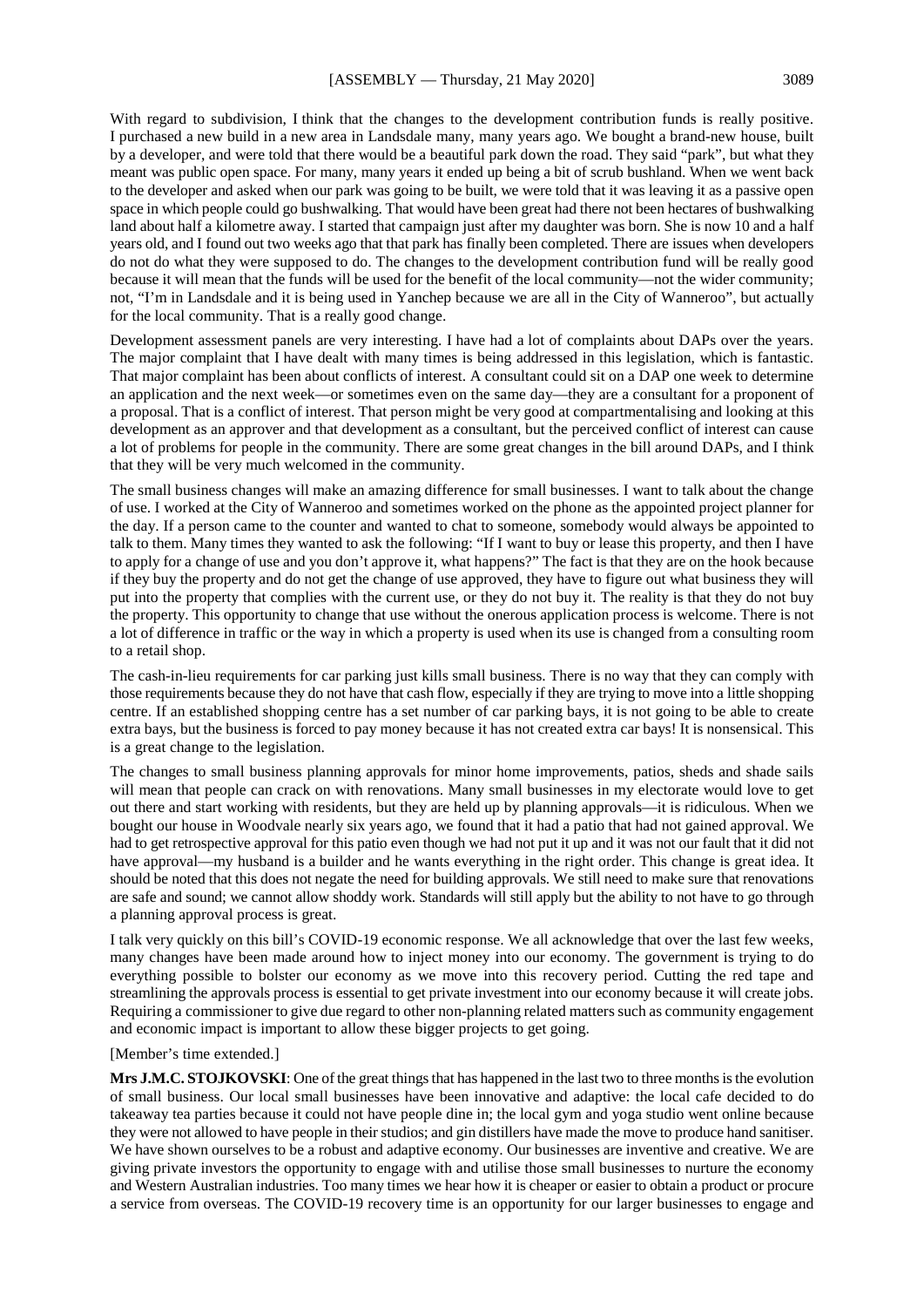With regard to subdivision, I think that the changes to the development contribution funds is really positive. I purchased a new build in a new area in Landsdale many, many years ago. We bought a brand-new house, built by a developer, and were told that there would be a beautiful park down the road. They said "park", but what they meant was public open space. For many, many years it ended up being a bit of scrub bushland. When we went back to the developer and asked when our park was going to be built, we were told that it was leaving it as a passive open space in which people could go bushwalking. That would have been great had there not been hectares of bushwalking land about half a kilometre away. I started that campaign just after my daughter was born. She is now 10 and a half years old, and I found out two weeks ago that that park has finally been completed. There are issues when developers do not do what they were supposed to do. The changes to the development contribution fund will be really good because it will mean that the funds will be used for the benefit of the local community—not the wider community; not, "I'm in Landsdale and it is being used in Yanchep because we are all in the City of Wanneroo", but actually for the local community. That is a really good change.

Development assessment panels are very interesting. I have had a lot of complaints about DAPs over the years. The major complaint that I have dealt with many times is being addressed in this legislation, which is fantastic. That major complaint has been about conflicts of interest. A consultant could sit on a DAP one week to determine an application and the next week—or sometimes even on the same day—they are a consultant for a proponent of a proposal. That is a conflict of interest. That person might be very good at compartmentalising and looking at this development as an approver and that development as a consultant, but the perceived conflict of interest can cause a lot of problems for people in the community. There are some great changes in the bill around DAPs, and I think that they will be very much welcomed in the community.

The small business changes will make an amazing difference for small businesses. I want to talk about the change of use. I worked at the City of Wanneroo and sometimes worked on the phone as the appointed project planner for the day. If a person came to the counter and wanted to chat to someone, somebody would always be appointed to talk to them. Many times they wanted to ask the following: "If I want to buy or lease this property, and then I have to apply for a change of use and you don't approve it, what happens?" The fact is that they are on the hook because if they buy the property and do not get the change of use approved, they have to figure out what business they will put into the property that complies with the current use, or they do not buy it. The reality is that they do not buy the property. This opportunity to change that use without the onerous application process is welcome. There is not a lot of difference in traffic or the way in which a property is used when its use is changed from a consulting room to a retail shop.

The cash-in-lieu requirements for car parking just kills small business. There is no way that they can comply with those requirements because they do not have that cash flow, especially if they are trying to move into a little shopping centre. If an established shopping centre has a set number of car parking bays, it is not going to be able to create extra bays, but the business is forced to pay money because it has not created extra car bays! It is nonsensical. This is a great change to the legislation.

The changes to small business planning approvals for minor home improvements, patios, sheds and shade sails will mean that people can crack on with renovations. Many small businesses in my electorate would love to get out there and start working with residents, but they are held up by planning approvals—it is ridiculous. When we bought our house in Woodvale nearly six years ago, we found that it had a patio that had not gained approval. We had to get retrospective approval for this patio even though we had not put it up and it was not our fault that it did not have approval—my husband is a builder and he wants everything in the right order. This change is great idea. It should be noted that this does not negate the need for building approvals. We still need to make sure that renovations are safe and sound; we cannot allow shoddy work. Standards will still apply but the ability to not have to go through a planning approval process is great.

I talk very quickly on this bill's COVID-19 economic response. We all acknowledge that over the last few weeks, many changes have been made around how to inject money into our economy. The government is trying to do everything possible to bolster our economy as we move into this recovery period. Cutting the red tape and streamlining the approvals process is essential to get private investment into our economy because it will create jobs. Requiring a commissioner to give due regard to other non-planning related matters such as community engagement and economic impact is important to allow these bigger projects to get going.

[Member's time extended.]

**Mrs J.M.C. STOJKOVSKI**: One of the great things that has happened in the last two to three months is the evolution of small business. Our local small businesses have been innovative and adaptive: the local cafe decided to do takeaway tea parties because it could not have people dine in; the local gym and yoga studio went online because they were not allowed to have people in their studios; and gin distillers have made the move to produce hand sanitiser. We have shown ourselves to be a robust and adaptive economy. Our businesses are inventive and creative. We are giving private investors the opportunity to engage with and utilise those small businesses to nurture the economy and Western Australian industries. Too many times we hear how it is cheaper or easier to obtain a product or procure a service from overseas. The COVID-19 recovery time is an opportunity for our larger businesses to engage and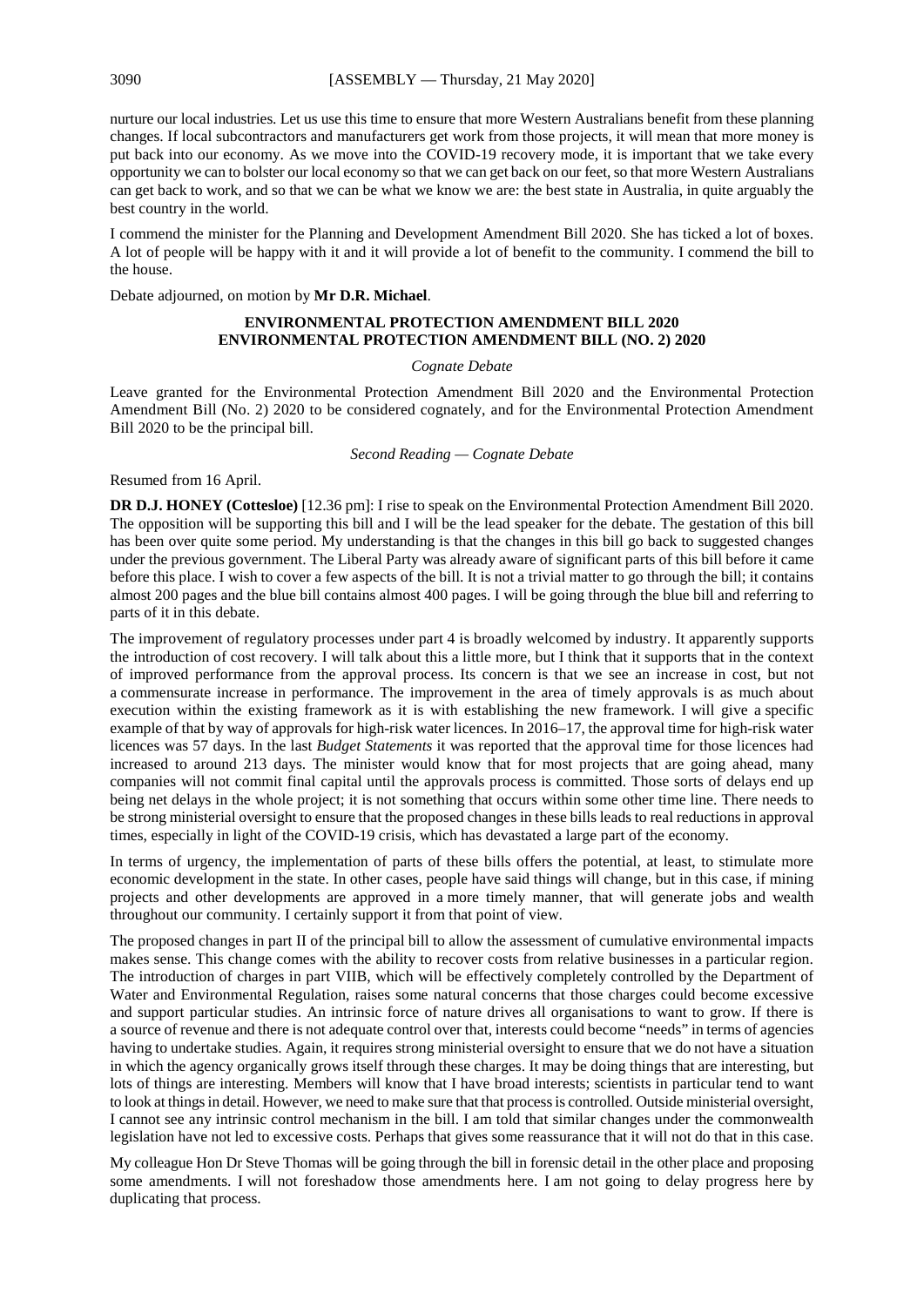nurture our local industries. Let us use this time to ensure that more Western Australians benefit from these planning changes. If local subcontractors and manufacturers get work from those projects, it will mean that more money is put back into our economy. As we move into the COVID-19 recovery mode, it is important that we take every opportunity we can to bolster our local economy so that we can get back on our feet, so that more Western Australians can get back to work, and so that we can be what we know we are: the best state in Australia, in quite arguably the best country in the world.

I commend the minister for the Planning and Development Amendment Bill 2020. She has ticked a lot of boxes. A lot of people will be happy with it and it will provide a lot of benefit to the community. I commend the bill to the house.

Debate adjourned, on motion by **Mr D.R. Michael**.

## ENVIRONMENTAL PROTECTION AMENDMENT BILL 2020
## ENVIRONMENTAL PROTECTION AMENDMENT BILL (NO. 2) 2020

*Cognate Debate*

Leave granted for the Environmental Protection Amendment Bill 2020 and the Environmental Protection Amendment Bill (No. 2) 2020 to be considered cognately, and for the Environmental Protection Amendment Bill 2020 to be the principal bill.

*Second Reading — Cognate Debate*

Resumed from 16 April.

**DR D.J. HONEY (Cottesloe)** [12.36 pm]: I rise to speak on the Environmental Protection Amendment Bill 2020. The opposition will be supporting this bill and I will be the lead speaker for the debate. The gestation of this bill has been over quite some period. My understanding is that the changes in this bill go back to suggested changes under the previous government. The Liberal Party was already aware of significant parts of this bill before it came before this place. I wish to cover a few aspects of the bill. It is not a trivial matter to go through the bill; it contains almost 200 pages and the blue bill contains almost 400 pages. I will be going through the blue bill and referring to parts of it in this debate.

The improvement of regulatory processes under part 4 is broadly welcomed by industry. It apparently supports the introduction of cost recovery. I will talk about this a little more, but I think that it supports that in the context of improved performance from the approval process. Its concern is that we see an increase in cost, but not a commensurate increase in performance. The improvement in the area of timely approvals is as much about execution within the existing framework as it is with establishing the new framework. I will give a specific example of that by way of approvals for high-risk water licences. In 2016–17, the approval time for high-risk water licences was 57 days. In the last *Budget Statements* it was reported that the approval time for those licences had increased to around 213 days. The minister would know that for most projects that are going ahead, many companies will not commit final capital until the approvals process is committed. Those sorts of delays end up being net delays in the whole project; it is not something that occurs within some other time line. There needs to be strong ministerial oversight to ensure that the proposed changes in these bills leads to real reductions in approval times, especially in light of the COVID-19 crisis, which has devastated a large part of the economy.

In terms of urgency, the implementation of parts of these bills offers the potential, at least, to stimulate more economic development in the state. In other cases, people have said things will change, but in this case, if mining projects and other developments are approved in a more timely manner, that will generate jobs and wealth throughout our community. I certainly support it from that point of view.

The proposed changes in part II of the principal bill to allow the assessment of cumulative environmental impacts makes sense. This change comes with the ability to recover costs from relative businesses in a particular region. The introduction of charges in part VIIB, which will be effectively completely controlled by the Department of Water and Environmental Regulation, raises some natural concerns that those charges could become excessive and support particular studies. An intrinsic force of nature drives all organisations to want to grow. If there is a source of revenue and there is not adequate control over that, interests could become "needs" in terms of agencies having to undertake studies. Again, it requires strong ministerial oversight to ensure that we do not have a situation in which the agency organically grows itself through these charges. It may be doing things that are interesting, but lots of things are interesting. Members will know that I have broad interests; scientists in particular tend to want to look at things in detail. However, we need to make sure that that process is controlled. Outside ministerial oversight, I cannot see any intrinsic control mechanism in the bill. I am told that similar changes under the commonwealth legislation have not led to excessive costs. Perhaps that gives some reassurance that it will not do that in this case.

My colleague Hon Dr Steve Thomas will be going through the bill in forensic detail in the other place and proposing some amendments. I will not foreshadow those amendments here. I am not going to delay progress here by duplicating that process.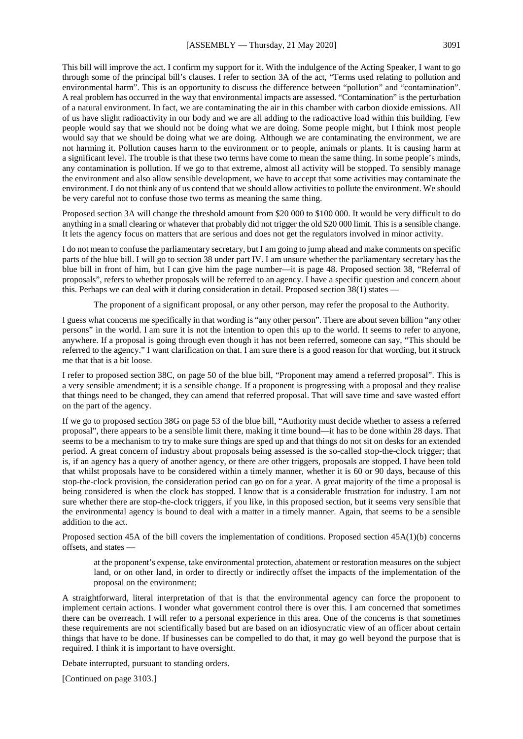This bill will improve the act. I confirm my support for it. With the indulgence of the Acting Speaker, I want to go through some of the principal bill's clauses. I refer to section 3A of the act, "Terms used relating to pollution and environmental harm". This is an opportunity to discuss the difference between "pollution" and "contamination". A real problem has occurred in the way that environmental impacts are assessed. "Contamination" is the perturbation of a natural environment. In fact, we are contaminating the air in this chamber with carbon dioxide emissions. All of us have slight radioactivity in our body and we are all adding to the radioactive load within this building. Few people would say that we should not be doing what we are doing. Some people might, but I think most people would say that we should be doing what we are doing. Although we are contaminating the environment, we are not harming it. Pollution causes harm to the environment or to people, animals or plants. It is causing harm at a significant level. The trouble is that these two terms have come to mean the same thing. In some people's minds, any contamination is pollution. If we go to that extreme, almost all activity will be stopped. To sensibly manage the environment and also allow sensible development, we have to accept that some activities may contaminate the environment. I do not think any of us contend that we should allow activities to pollute the environment. We should be very careful not to confuse those two terms as meaning the same thing.

Proposed section 3A will change the threshold amount from $20 000 to $100 000. It would be very difficult to do anything in a small clearing or whatever that probably did not trigger the old $20 000 limit. This is a sensible change. It lets the agency focus on matters that are serious and does not get the regulators involved in minor activity.

I do not mean to confuse the parliamentary secretary, but I am going to jump ahead and make comments on specific parts of the blue bill. I will go to section 38 under part IV. I am unsure whether the parliamentary secretary has the blue bill in front of him, but I can give him the page number—it is page 48. Proposed section 38, "Referral of proposals", refers to whether proposals will be referred to an agency. I have a specific question and concern about this. Perhaps we can deal with it during consideration in detail. Proposed section 38(1) states —

> The proponent of a significant proposal, or any other person, may refer the proposal to the Authority.

I guess what concerns me specifically in that wording is "any other person". There are about seven billion "any other persons" in the world. I am sure it is not the intention to open this up to the world. It seems to refer to anyone, anywhere. If a proposal is going through even though it has not been referred, someone can say, "This should be referred to the agency." I want clarification on that. I am sure there is a good reason for that wording, but it struck me that that is a bit loose.

I refer to proposed section 38C, on page 50 of the blue bill, "Proponent may amend a referred proposal". This is a very sensible amendment; it is a sensible change. If a proponent is progressing with a proposal and they realise that things need to be changed, they can amend that referred proposal. That will save time and save wasted effort on the part of the agency.

If we go to proposed section 38G on page 53 of the blue bill, "Authority must decide whether to assess a referred proposal", there appears to be a sensible limit there, making it time bound—it has to be done within 28 days. That seems to be a mechanism to try to make sure things are sped up and that things do not sit on desks for an extended period. A great concern of industry about proposals being assessed is the so-called stop-the-clock trigger; that is, if an agency has a query of another agency, or there are other triggers, proposals are stopped. I have been told that whilst proposals have to be considered within a timely manner, whether it is 60 or 90 days, because of this stop-the-clock provision, the consideration period can go on for a year. A great majority of the time a proposal is being considered is when the clock has stopped. I know that is a considerable frustration for industry. I am not sure whether there are stop-the-clock triggers, if you like, in this proposed section, but it seems very sensible that the environmental agency is bound to deal with a matter in a timely manner. Again, that seems to be a sensible addition to the act.

Proposed section 45A of the bill covers the implementation of conditions. Proposed section 45A(1)(b) concerns offsets, and states —

> at the proponent's expense, take environmental protection, abatement or restoration measures on the subject land, or on other land, in order to directly or indirectly offset the impacts of the implementation of the proposal on the environment;

A straightforward, literal interpretation of that is that the environmental agency can force the proponent to implement certain actions. I wonder what government control there is over this. I am concerned that sometimes there can be overreach. I will refer to a personal experience in this area. One of the concerns is that sometimes these requirements are not scientifically based but are based on an idiosyncratic view of an officer about certain things that have to be done. If businesses can be compelled to do that, it may go well beyond the purpose that is required. I think it is important to have oversight.

Debate interrupted, pursuant to standing orders.

[Continued on page 3103.]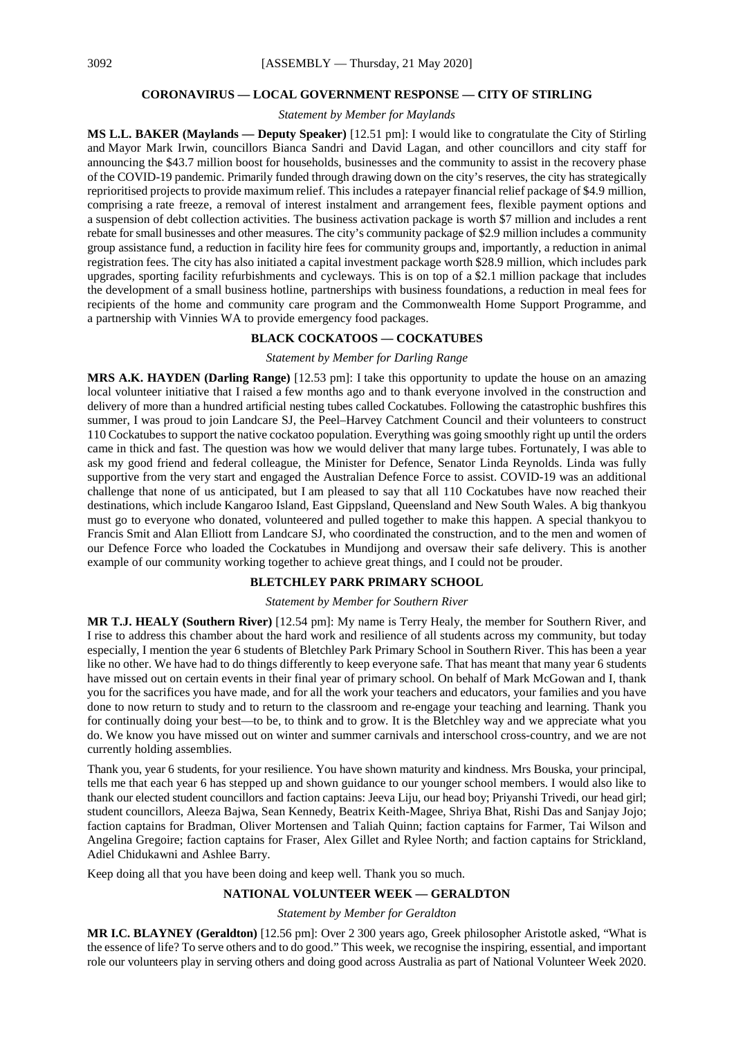## CORONAVIRUS — LOCAL GOVERNMENT RESPONSE — CITY OF STIRLING

*Statement by Member for Maylands*

**MS L.L. BAKER (Maylands — Deputy Speaker)** [12.51 pm]: I would like to congratulate the City of Stirling and Mayor Mark Irwin, councillors Bianca Sandri and David Lagan, and other councillors and city staff for announcing the $43.7 million boost for households, businesses and the community to assist in the recovery phase of the COVID-19 pandemic. Primarily funded through drawing down on the city's reserves, the city has strategically reprioritised projects to provide maximum relief. This includes a ratepayer financial relief package of $4.9 million, comprising a rate freeze, a removal of interest instalment and arrangement fees, flexible payment options and a suspension of debt collection activities. The business activation package is worth $7 million and includes a rent rebate for small businesses and other measures. The city's community package of $2.9 million includes a community group assistance fund, a reduction in facility hire fees for community groups and, importantly, a reduction in animal registration fees. The city has also initiated a capital investment package worth $28.9 million, which includes park upgrades, sporting facility refurbishments and cycleways. This is on top of a $2.1 million package that includes the development of a small business hotline, partnerships with business foundations, a reduction in meal fees for recipients of the home and community care program and the Commonwealth Home Support Programme, and a partnership with Vinnies WA to provide emergency food packages.

## BLACK COCKATOOS — COCKATUBES

*Statement by Member for Darling Range*

**MRS A.K. HAYDEN (Darling Range)** [12.53 pm]: I take this opportunity to update the house on an amazing local volunteer initiative that I raised a few months ago and to thank everyone involved in the construction and delivery of more than a hundred artificial nesting tubes called Cockatubes. Following the catastrophic bushfires this summer, I was proud to join Landcare SJ, the Peel–Harvey Catchment Council and their volunteers to construct 110 Cockatubes to support the native cockatoo population. Everything was going smoothly right up until the orders came in thick and fast. The question was how we would deliver that many large tubes. Fortunately, I was able to ask my good friend and federal colleague, the Minister for Defence, Senator Linda Reynolds. Linda was fully supportive from the very start and engaged the Australian Defence Force to assist. COVID-19 was an additional challenge that none of us anticipated, but I am pleased to say that all 110 Cockatubes have now reached their destinations, which include Kangaroo Island, East Gippsland, Queensland and New South Wales. A big thankyou must go to everyone who donated, volunteered and pulled together to make this happen. A special thankyou to Francis Smit and Alan Elliott from Landcare SJ, who coordinated the construction, and to the men and women of our Defence Force who loaded the Cockatubes in Mundijong and oversaw their safe delivery. This is another example of our community working together to achieve great things, and I could not be prouder.

## BLETCHLEY PARK PRIMARY SCHOOL

*Statement by Member for Southern River*

**MR T.J. HEALY (Southern River)** [12.54 pm]: My name is Terry Healy, the member for Southern River, and I rise to address this chamber about the hard work and resilience of all students across my community, but today especially, I mention the year 6 students of Bletchley Park Primary School in Southern River. This has been a year like no other. We have had to do things differently to keep everyone safe. That has meant that many year 6 students have missed out on certain events in their final year of primary school. On behalf of Mark McGowan and I, thank you for the sacrifices you have made, and for all the work your teachers and educators, your families and you have done to now return to study and to return to the classroom and re-engage your teaching and learning. Thank you for continually doing your best—to be, to think and to grow. It is the Bletchley way and we appreciate what you do. We know you have missed out on winter and summer carnivals and interschool cross-country, and we are not currently holding assemblies.

Thank you, year 6 students, for your resilience. You have shown maturity and kindness. Mrs Bouska, your principal, tells me that each year 6 has stepped up and shown guidance to our younger school members. I would also like to thank our elected student councillors and faction captains: Jeeva Liju, our head boy; Priyanshi Trivedi, our head girl; student councillors, Aleeza Bajwa, Sean Kennedy, Beatrix Keith-Magee, Shriya Bhat, Rishi Das and Sanjay Jojo; faction captains for Bradman, Oliver Mortensen and Taliah Quinn; faction captains for Farmer, Tai Wilson and Angelina Gregoire; faction captains for Fraser, Alex Gillet and Rylee North; and faction captains for Strickland, Adiel Chidukawni and Ashlee Barry.

Keep doing all that you have been doing and keep well. Thank you so much.

## NATIONAL VOLUNTEER WEEK — GERALDTON

*Statement by Member for Geraldton*

**MR I.C. BLAYNEY (Geraldton)** [12.56 pm]: Over 2 300 years ago, Greek philosopher Aristotle asked, "What is the essence of life? To serve others and to do good." This week, we recognise the inspiring, essential, and important role our volunteers play in serving others and doing good across Australia as part of National Volunteer Week 2020.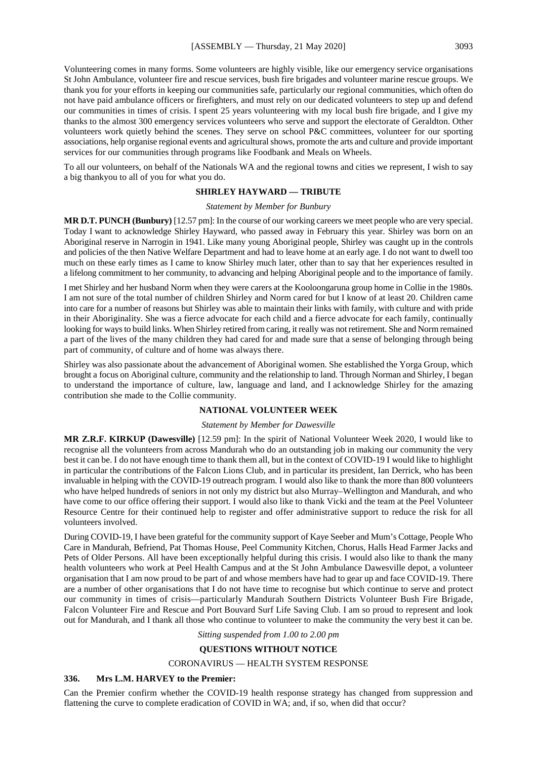Volunteering comes in many forms. Some volunteers are highly visible, like our emergency service organisations St John Ambulance, volunteer fire and rescue services, bush fire brigades and volunteer marine rescue groups. We thank you for your efforts in keeping our communities safe, particularly our regional communities, which often do not have paid ambulance officers or firefighters, and must rely on our dedicated volunteers to step up and defend our communities in times of crisis. I spent 25 years volunteering with my local bush fire brigade, and I give my thanks to the almost 300 emergency services volunteers who serve and support the electorate of Geraldton. Other volunteers work quietly behind the scenes. They serve on school P&C committees, volunteer for our sporting associations, help organise regional events and agricultural shows, promote the arts and culture and provide important services for our communities through programs like Foodbank and Meals on Wheels.

To all our volunteers, on behalf of the Nationals WA and the regional towns and cities we represent, I wish to say a big thankyou to all of you for what you do.

## SHIRLEY HAYWARD — TRIBUTE

*Statement by Member for Bunbury*

**MR D.T. PUNCH (Bunbury)** [12.57 pm]: In the course of our working careers we meet people who are very special. Today I want to acknowledge Shirley Hayward, who passed away in February this year. Shirley was born on an Aboriginal reserve in Narrogin in 1941. Like many young Aboriginal people, Shirley was caught up in the controls and policies of the then Native Welfare Department and had to leave home at an early age. I do not want to dwell too much on these early times as I came to know Shirley much later, other than to say that her experiences resulted in a lifelong commitment to her community, to advancing and helping Aboriginal people and to the importance of family.

I met Shirley and her husband Norm when they were carers at the Kooloongaruna group home in Collie in the 1980s. I am not sure of the total number of children Shirley and Norm cared for but I know of at least 20. Children came into care for a number of reasons but Shirley was able to maintain their links with family, with culture and with pride in their Aboriginality. She was a fierce advocate for each child and a fierce advocate for each family, continually looking for ways to build links. When Shirley retired from caring, it really was not retirement. She and Norm remained a part of the lives of the many children they had cared for and made sure that a sense of belonging through being part of community, of culture and of home was always there.

Shirley was also passionate about the advancement of Aboriginal women. She established the Yorga Group, which brought a focus on Aboriginal culture, community and the relationship to land. Through Norman and Shirley, I began to understand the importance of culture, law, language and land, and I acknowledge Shirley for the amazing contribution she made to the Collie community.

## NATIONAL VOLUNTEER WEEK

*Statement by Member for Dawesville*

**MR Z.R.F. KIRKUP (Dawesville)** [12.59 pm]: In the spirit of National Volunteer Week 2020, I would like to recognise all the volunteers from across Mandurah who do an outstanding job in making our community the very best it can be. I do not have enough time to thank them all, but in the context of COVID-19 I would like to highlight in particular the contributions of the Falcon Lions Club, and in particular its president, Ian Derrick, who has been invaluable in helping with the COVID-19 outreach program. I would also like to thank the more than 800 volunteers who have helped hundreds of seniors in not only my district but also Murray–Wellington and Mandurah, and who have come to our office offering their support. I would also like to thank Vicki and the team at the Peel Volunteer Resource Centre for their continued help to register and offer administrative support to reduce the risk for all volunteers involved.

During COVID-19, I have been grateful for the community support of Kaye Seeber and Mum's Cottage, People Who Care in Mandurah, Befriend, Pat Thomas House, Peel Community Kitchen, Chorus, Halls Head Farmer Jacks and Pets of Older Persons. All have been exceptionally helpful during this crisis. I would also like to thank the many health volunteers who work at Peel Health Campus and at the St John Ambulance Dawesville depot, a volunteer organisation that I am now proud to be part of and whose members have had to gear up and face COVID-19. There are a number of other organisations that I do not have time to recognise but which continue to serve and protect our community in times of crisis—particularly Mandurah Southern Districts Volunteer Bush Fire Brigade, Falcon Volunteer Fire and Rescue and Port Bouvard Surf Life Saving Club. I am so proud to represent and look out for Mandurah, and I thank all those who continue to volunteer to make the community the very best it can be.

*Sitting suspended from 1.00 to 2.00 pm*

## QUESTIONS WITHOUT NOTICE

### CORONAVIRUS — HEALTH SYSTEM RESPONSE

**336. Mrs L.M. HARVEY to the Premier:**

Can the Premier confirm whether the COVID-19 health response strategy has changed from suppression and flattening the curve to complete eradication of COVID in WA; and, if so, when did that occur?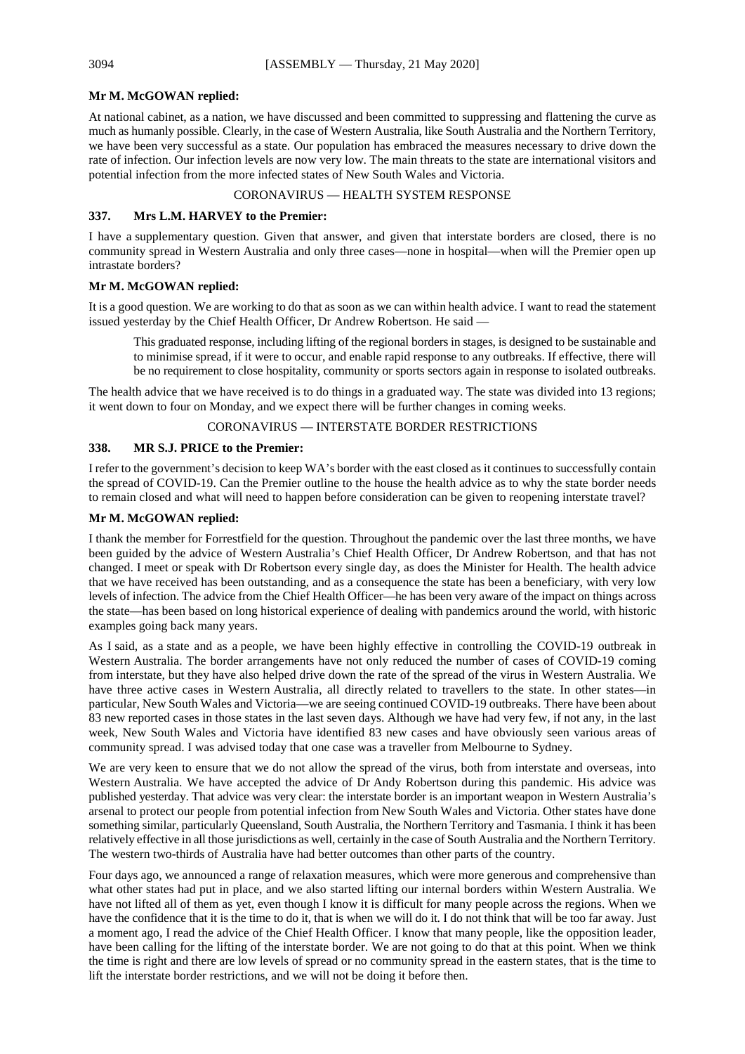**Mr M. McGOWAN replied:**

At national cabinet, as a nation, we have discussed and been committed to suppressing and flattening the curve as much as humanly possible. Clearly, in the case of Western Australia, like South Australia and the Northern Territory, we have been very successful as a state. Our population has embraced the measures necessary to drive down the rate of infection. Our infection levels are now very low. The main threats to the state are international visitors and potential infection from the more infected states of New South Wales and Victoria.

CORONAVIRUS — HEALTH SYSTEM RESPONSE

**337. Mrs L.M. HARVEY to the Premier:**

I have a supplementary question. Given that answer, and given that interstate borders are closed, there is no community spread in Western Australia and only three cases—none in hospital—when will the Premier open up intrastate borders?

**Mr M. McGOWAN replied:**

It is a good question. We are working to do that as soon as we can within health advice. I want to read the statement issued yesterday by the Chief Health Officer, Dr Andrew Robertson. He said —

> This graduated response, including lifting of the regional borders in stages, is designed to be sustainable and to minimise spread, if it were to occur, and enable rapid response to any outbreaks. If effective, there will be no requirement to close hospitality, community or sports sectors again in response to isolated outbreaks.

The health advice that we have received is to do things in a graduated way. The state was divided into 13 regions; it went down to four on Monday, and we expect there will be further changes in coming weeks.

CORONAVIRUS — INTERSTATE BORDER RESTRICTIONS

**338. MR S.J. PRICE to the Premier:**

I refer to the government's decision to keep WA's border with the east closed as it continues to successfully contain the spread of COVID-19. Can the Premier outline to the house the health advice as to why the state border needs to remain closed and what will need to happen before consideration can be given to reopening interstate travel?

**Mr M. McGOWAN replied:**

I thank the member for Forrestfield for the question. Throughout the pandemic over the last three months, we have been guided by the advice of Western Australia's Chief Health Officer, Dr Andrew Robertson, and that has not changed. I meet or speak with Dr Robertson every single day, as does the Minister for Health. The health advice that we have received has been outstanding, and as a consequence the state has been a beneficiary, with very low levels of infection. The advice from the Chief Health Officer—he has been very aware of the impact on things across the state—has been based on long historical experience of dealing with pandemics around the world, with historic examples going back many years.

As I said, as a state and as a people, we have been highly effective in controlling the COVID-19 outbreak in Western Australia. The border arrangements have not only reduced the number of cases of COVID-19 coming from interstate, but they have also helped drive down the rate of the spread of the virus in Western Australia. We have three active cases in Western Australia, all directly related to travellers to the state. In other states—in particular, New South Wales and Victoria—we are seeing continued COVID-19 outbreaks. There have been about 83 new reported cases in those states in the last seven days. Although we have had very few, if not any, in the last week, New South Wales and Victoria have identified 83 new cases and have obviously seen various areas of community spread. I was advised today that one case was a traveller from Melbourne to Sydney.

We are very keen to ensure that we do not allow the spread of the virus, both from interstate and overseas, into Western Australia. We have accepted the advice of Dr Andy Robertson during this pandemic. His advice was published yesterday. That advice was very clear: the interstate border is an important weapon in Western Australia's arsenal to protect our people from potential infection from New South Wales and Victoria. Other states have done something similar, particularly Queensland, South Australia, the Northern Territory and Tasmania. I think it has been relatively effective in all those jurisdictions as well, certainly in the case of South Australia and the Northern Territory. The western two-thirds of Australia have had better outcomes than other parts of the country.

Four days ago, we announced a range of relaxation measures, which were more generous and comprehensive than what other states had put in place, and we also started lifting our internal borders within Western Australia. We have not lifted all of them as yet, even though I know it is difficult for many people across the regions. When we have the confidence that it is the time to do it, that is when we will do it. I do not think that will be too far away. Just a moment ago, I read the advice of the Chief Health Officer. I know that many people, like the opposition leader, have been calling for the lifting of the interstate border. We are not going to do that at this point. When we think the time is right and there are low levels of spread or no community spread in the eastern states, that is the time to lift the interstate border restrictions, and we will not be doing it before then.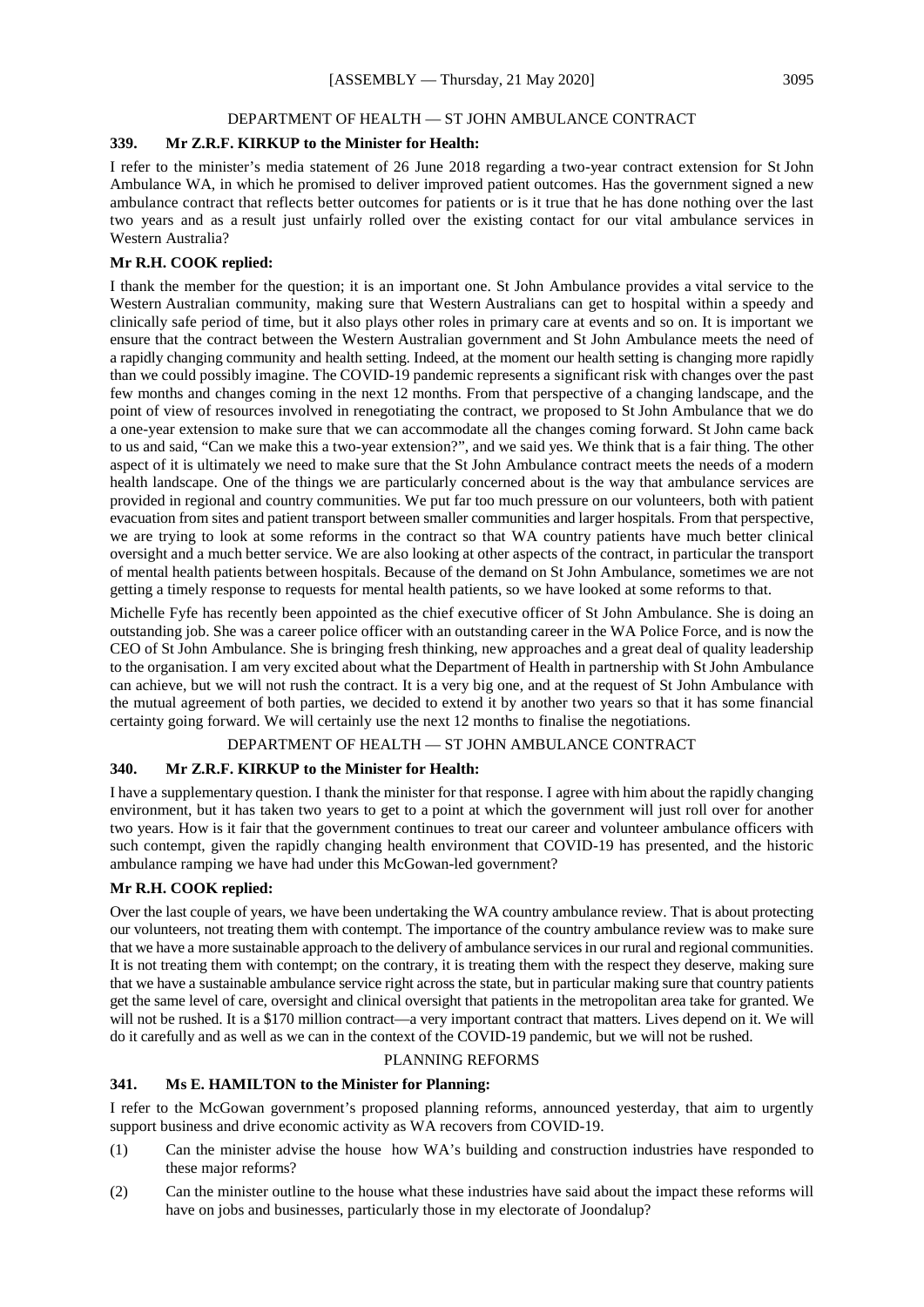## DEPARTMENT OF HEALTH — ST JOHN AMBULANCE CONTRACT

### 339. Mr Z.R.F. KIRKUP to the Minister for Health:

I refer to the minister's media statement of 26 June 2018 regarding a two-year contract extension for St John Ambulance WA, in which he promised to deliver improved patient outcomes. Has the government signed a new ambulance contract that reflects better outcomes for patients or is it true that he has done nothing over the last two years and as a result just unfairly rolled over the existing contact for our vital ambulance services in Western Australia?

**Mr R.H. COOK replied:**

I thank the member for the question; it is an important one. St John Ambulance provides a vital service to the Western Australian community, making sure that Western Australians can get to hospital within a speedy and clinically safe period of time, but it also plays other roles in primary care at events and so on. It is important we ensure that the contract between the Western Australian government and St John Ambulance meets the need of a rapidly changing community and health setting. Indeed, at the moment our health setting is changing more rapidly than we could possibly imagine. The COVID-19 pandemic represents a significant risk with changes over the past few months and changes coming in the next 12 months. From that perspective of a changing landscape, and the point of view of resources involved in renegotiating the contract, we proposed to St John Ambulance that we do a one-year extension to make sure that we can accommodate all the changes coming forward. St John came back to us and said, "Can we make this a two-year extension?", and we said yes. We think that is a fair thing. The other aspect of it is ultimately we need to make sure that the St John Ambulance contract meets the needs of a modern health landscape. One of the things we are particularly concerned about is the way that ambulance services are provided in regional and country communities. We put far too much pressure on our volunteers, both with patient evacuation from sites and patient transport between smaller communities and larger hospitals. From that perspective, we are trying to look at some reforms in the contract so that WA country patients have much better clinical oversight and a much better service. We are also looking at other aspects of the contract, in particular the transport of mental health patients between hospitals. Because of the demand on St John Ambulance, sometimes we are not getting a timely response to requests for mental health patients, so we have looked at some reforms to that.

Michelle Fyfe has recently been appointed as the chief executive officer of St John Ambulance. She is doing an outstanding job. She was a career police officer with an outstanding career in the WA Police Force, and is now the CEO of St John Ambulance. She is bringing fresh thinking, new approaches and a great deal of quality leadership to the organisation. I am very excited about what the Department of Health in partnership with St John Ambulance can achieve, but we will not rush the contract. It is a very big one, and at the request of St John Ambulance with the mutual agreement of both parties, we decided to extend it by another two years so that it has some financial certainty going forward. We will certainly use the next 12 months to finalise the negotiations.

## DEPARTMENT OF HEALTH — ST JOHN AMBULANCE CONTRACT

### 340. Mr Z.R.F. KIRKUP to the Minister for Health:

I have a supplementary question. I thank the minister for that response. I agree with him about the rapidly changing environment, but it has taken two years to get to a point at which the government will just roll over for another two years. How is it fair that the government continues to treat our career and volunteer ambulance officers with such contempt, given the rapidly changing health environment that COVID-19 has presented, and the historic ambulance ramping we have had under this McGowan-led government?

**Mr R.H. COOK replied:**

Over the last couple of years, we have been undertaking the WA country ambulance review. That is about protecting our volunteers, not treating them with contempt. The importance of the country ambulance review was to make sure that we have a more sustainable approach to the delivery of ambulance services in our rural and regional communities. It is not treating them with contempt; on the contrary, it is treating them with the respect they deserve, making sure that we have a sustainable ambulance service right across the state, but in particular making sure that country patients get the same level of care, oversight and clinical oversight that patients in the metropolitan area take for granted. We will not be rushed. It is a $170 million contract—a very important contract that matters. Lives depend on it. We will do it carefully and as well as we can in the context of the COVID-19 pandemic, but we will not be rushed.

## PLANNING REFORMS

### 341. Ms E. HAMILTON to the Minister for Planning:

I refer to the McGowan government's proposed planning reforms, announced yesterday, that aim to urgently support business and drive economic activity as WA recovers from COVID-19.

(1) Can the minister advise the house how WA's building and construction industries have responded to these major reforms?

(2) Can the minister outline to the house what these industries have said about the impact these reforms will have on jobs and businesses, particularly those in my electorate of Joondalup?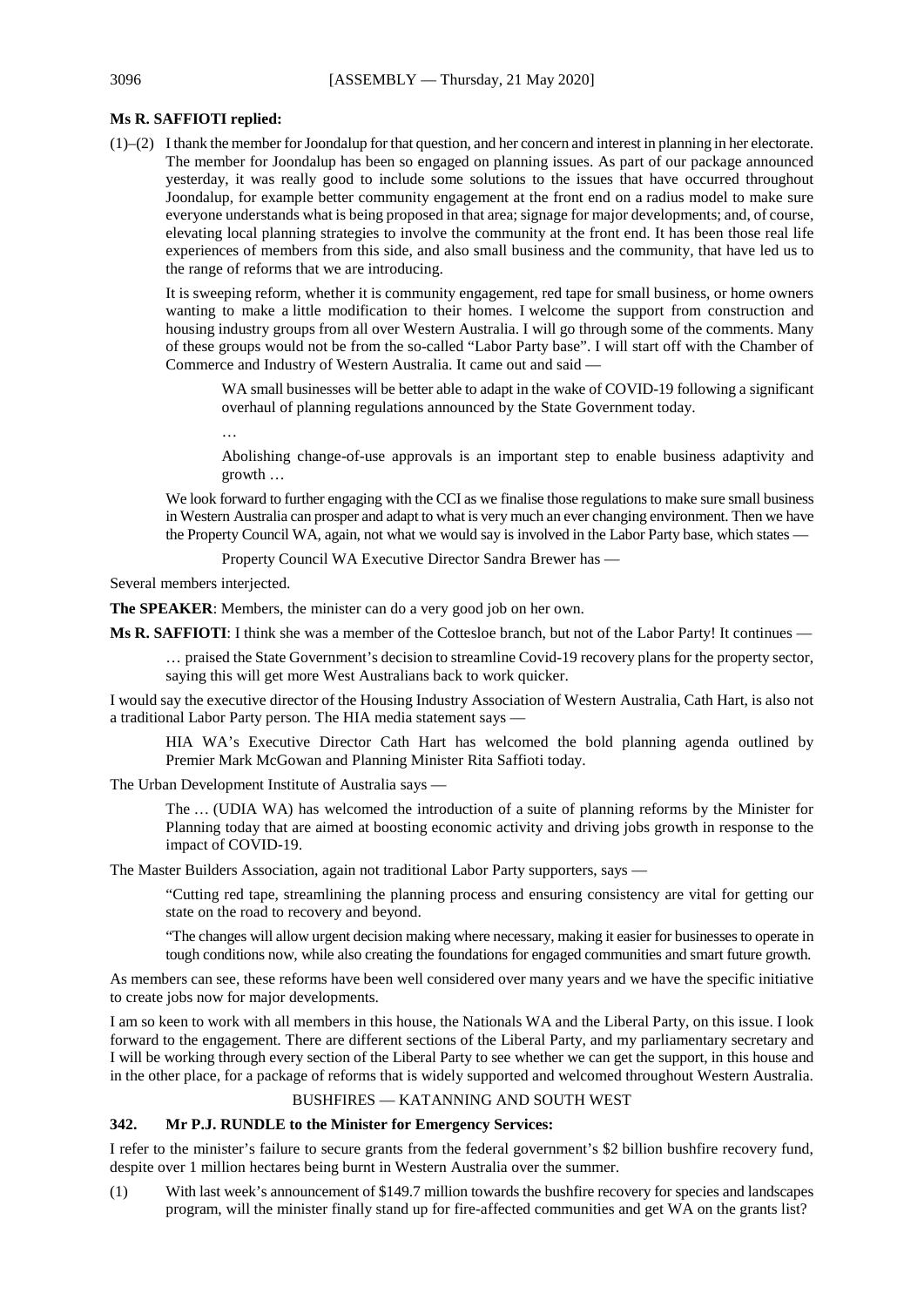**Ms R. SAFFIOTI replied:**

(1)–(2) I thank the member for Joondalup for that question, and her concern and interest in planning in her electorate. The member for Joondalup has been so engaged on planning issues. As part of our package announced yesterday, it was really good to include some solutions to the issues that have occurred throughout Joondalup, for example better community engagement at the front end on a radius model to make sure everyone understands what is being proposed in that area; signage for major developments; and, of course, elevating local planning strategies to involve the community at the front end. It has been those real life experiences of members from this side, and also small business and the community, that have led us to the range of reforms that we are introducing.

It is sweeping reform, whether it is community engagement, red tape for small business, or home owners wanting to make a little modification to their homes. I welcome the support from construction and housing industry groups from all over Western Australia. I will go through some of the comments. Many of these groups would not be from the so-called "Labor Party base". I will start off with the Chamber of Commerce and Industry of Western Australia. It came out and said —

> WA small businesses will be better able to adapt in the wake of COVID-19 following a significant overhaul of planning regulations announced by the State Government today.
>
> …
>
> Abolishing change-of-use approvals is an important step to enable business adaptivity and growth …

We look forward to further engaging with the CCI as we finalise those regulations to make sure small business in Western Australia can prosper and adapt to what is very much an ever changing environment. Then we have the Property Council WA, again, not what we would say is involved in the Labor Party base, which states —

> Property Council WA Executive Director Sandra Brewer has —

Several members interjected.

**The SPEAKER**: Members, the minister can do a very good job on her own.

**Ms R. SAFFIOTI**: I think she was a member of the Cottesloe branch, but not of the Labor Party! It continues —

> … praised the State Government's decision to streamline Covid-19 recovery plans for the property sector, saying this will get more West Australians back to work quicker.

I would say the executive director of the Housing Industry Association of Western Australia, Cath Hart, is also not a traditional Labor Party person. The HIA media statement says —

> HIA WA's Executive Director Cath Hart has welcomed the bold planning agenda outlined by Premier Mark McGowan and Planning Minister Rita Saffioti today.

The Urban Development Institute of Australia says —

> The … (UDIA WA) has welcomed the introduction of a suite of planning reforms by the Minister for Planning today that are aimed at boosting economic activity and driving jobs growth in response to the impact of COVID-19.

The Master Builders Association, again not traditional Labor Party supporters, says —

> "Cutting red tape, streamlining the planning process and ensuring consistency are vital for getting our state on the road to recovery and beyond.
>
> "The changes will allow urgent decision making where necessary, making it easier for businesses to operate in tough conditions now, while also creating the foundations for engaged communities and smart future growth.

As members can see, these reforms have been well considered over many years and we have the specific initiative to create jobs now for major developments.

I am so keen to work with all members in this house, the Nationals WA and the Liberal Party, on this issue. I look forward to the engagement. There are different sections of the Liberal Party, and my parliamentary secretary and I will be working through every section of the Liberal Party to see whether we can get the support, in this house and in the other place, for a package of reforms that is widely supported and welcomed throughout Western Australia.

## BUSHFIRES — KATANNING AND SOUTH WEST

**342. Mr P.J. RUNDLE to the Minister for Emergency Services:**

I refer to the minister's failure to secure grants from the federal government's $2 billion bushfire recovery fund, despite over 1 million hectares being burnt in Western Australia over the summer.

(1) With last week's announcement of $149.7 million towards the bushfire recovery for species and landscapes program, will the minister finally stand up for fire-affected communities and get WA on the grants list?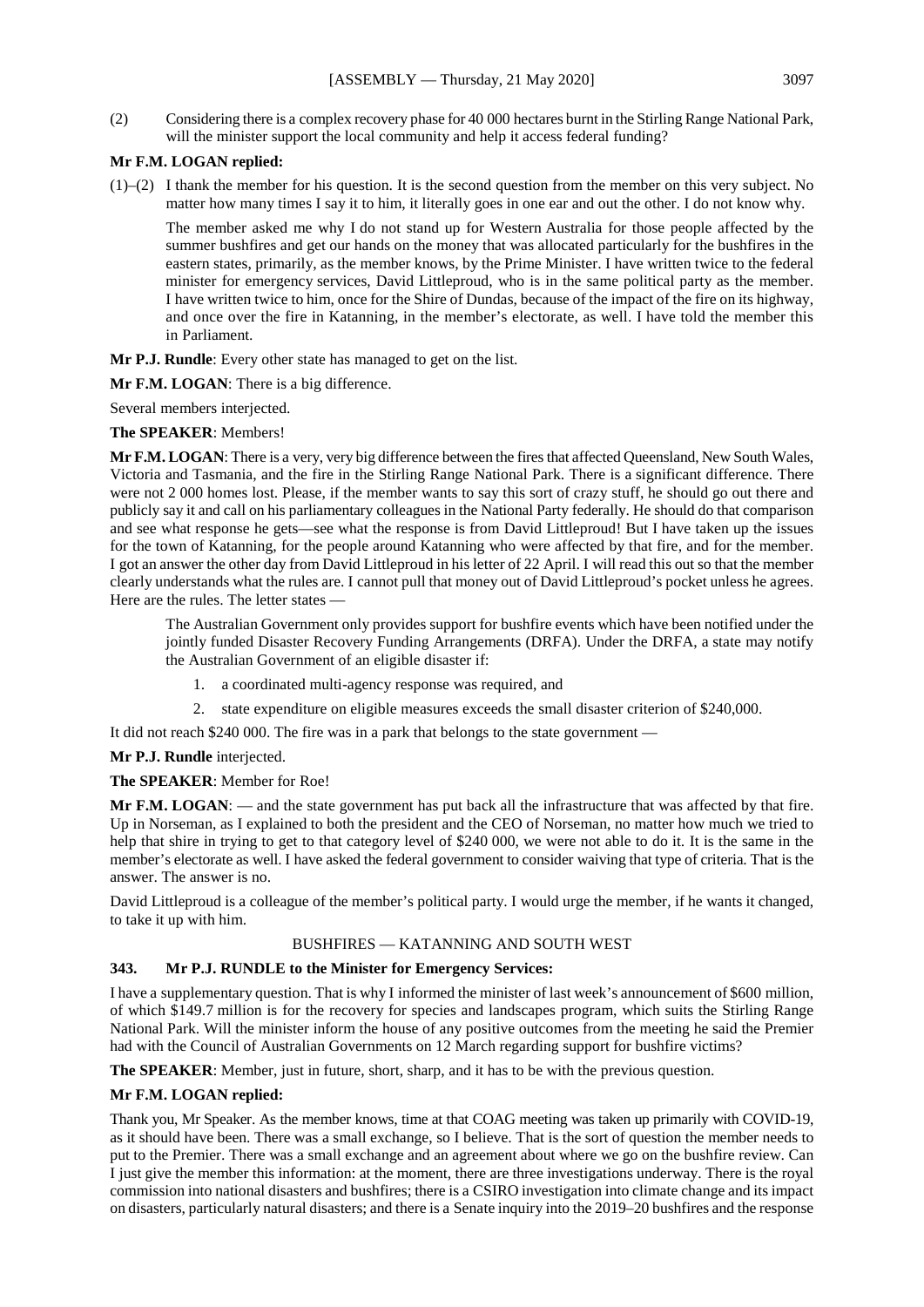(2) Considering there is a complex recovery phase for 40 000 hectares burnt in the Stirling Range National Park, will the minister support the local community and help it access federal funding?

**Mr F.M. LOGAN replied:**

(1)–(2) I thank the member for his question. It is the second question from the member on this very subject. No matter how many times I say it to him, it literally goes in one ear and out the other. I do not know why.

The member asked me why I do not stand up for Western Australia for those people affected by the summer bushfires and get our hands on the money that was allocated particularly for the bushfires in the eastern states, primarily, as the member knows, by the Prime Minister. I have written twice to the federal minister for emergency services, David Littleproud, who is in the same political party as the member. I have written twice to him, once for the Shire of Dundas, because of the impact of the fire on its highway, and once over the fire in Katanning, in the member's electorate, as well. I have told the member this in Parliament.

**Mr P.J. Rundle**: Every other state has managed to get on the list.

**Mr F.M. LOGAN**: There is a big difference.

Several members interjected.

**The SPEAKER**: Members!

**Mr F.M. LOGAN**: There is a very, very big difference between the fires that affected Queensland, New South Wales, Victoria and Tasmania, and the fire in the Stirling Range National Park. There is a significant difference. There were not 2 000 homes lost. Please, if the member wants to say this sort of crazy stuff, he should go out there and publicly say it and call on his parliamentary colleagues in the National Party federally. He should do that comparison and see what response he gets—see what the response is from David Littleproud! But I have taken up the issues for the town of Katanning, for the people around Katanning who were affected by that fire, and for the member. I got an answer the other day from David Littleproud in his letter of 22 April. I will read this out so that the member clearly understands what the rules are. I cannot pull that money out of David Littleproud's pocket unless he agrees. Here are the rules. The letter states —

> The Australian Government only provides support for bushfire events which have been notified under the jointly funded Disaster Recovery Funding Arrangements (DRFA). Under the DRFA, a state may notify the Australian Government of an eligible disaster if:
>
> 1. a coordinated multi-agency response was required, and
> 2. state expenditure on eligible measures exceeds the small disaster criterion of $240,000.

It did not reach $240 000. The fire was in a park that belongs to the state government —

**Mr P.J. Rundle** interjected.

**The SPEAKER**: Member for Roe!

**Mr F.M. LOGAN**: — and the state government has put back all the infrastructure that was affected by that fire. Up in Norseman, as I explained to both the president and the CEO of Norseman, no matter how much we tried to help that shire in trying to get to that category level of $240 000, we were not able to do it. It is the same in the member's electorate as well. I have asked the federal government to consider waiving that type of criteria. That is the answer. The answer is no.

David Littleproud is a colleague of the member's political party. I would urge the member, if he wants it changed, to take it up with him.

## BUSHFIRES — KATANNING AND SOUTH WEST

### 343. Mr P.J. RUNDLE to the Minister for Emergency Services:

I have a supplementary question. That is why I informed the minister of last week's announcement of $600 million, of which $149.7 million is for the recovery for species and landscapes program, which suits the Stirling Range National Park. Will the minister inform the house of any positive outcomes from the meeting he said the Premier had with the Council of Australian Governments on 12 March regarding support for bushfire victims?

**The SPEAKER**: Member, just in future, short, sharp, and it has to be with the previous question.

**Mr F.M. LOGAN replied:**

Thank you, Mr Speaker. As the member knows, time at that COAG meeting was taken up primarily with COVID-19, as it should have been. There was a small exchange, so I believe. That is the sort of question the member needs to put to the Premier. There was a small exchange and an agreement about where we go on the bushfire review. Can I just give the member this information: at the moment, there are three investigations underway. There is the royal commission into national disasters and bushfires; there is a CSIRO investigation into climate change and its impact on disasters, particularly natural disasters; and there is a Senate inquiry into the 2019–20 bushfires and the response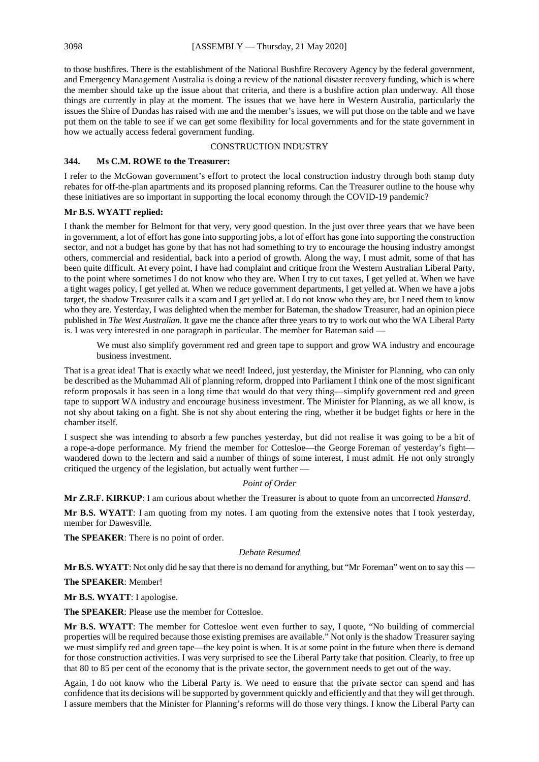to those bushfires. There is the establishment of the National Bushfire Recovery Agency by the federal government, and Emergency Management Australia is doing a review of the national disaster recovery funding, which is where the member should take up the issue about that criteria, and there is a bushfire action plan underway. All those things are currently in play at the moment. The issues that we have here in Western Australia, particularly the issues the Shire of Dundas has raised with me and the member's issues, we will put those on the table and we have put them on the table to see if we can get some flexibility for local governments and for the state government in how we actually access federal government funding.

CONSTRUCTION INDUSTRY

**344. Ms C.M. ROWE to the Treasurer:**

I refer to the McGowan government's effort to protect the local construction industry through both stamp duty rebates for off-the-plan apartments and its proposed planning reforms. Can the Treasurer outline to the house why these initiatives are so important in supporting the local economy through the COVID-19 pandemic?

**Mr B.S. WYATT replied:**

I thank the member for Belmont for that very, very good question. In the just over three years that we have been in government, a lot of effort has gone into supporting jobs, a lot of effort has gone into supporting the construction sector, and not a budget has gone by that has not had something to try to encourage the housing industry amongst others, commercial and residential, back into a period of growth. Along the way, I must admit, some of that has been quite difficult. At every point, I have had complaint and critique from the Western Australian Liberal Party, to the point where sometimes I do not know who they are. When I try to cut taxes, I get yelled at. When we have a tight wages policy, I get yelled at. When we reduce government departments, I get yelled at. When we have a jobs target, the shadow Treasurer calls it a scam and I get yelled at. I do not know who they are, but I need them to know who they are. Yesterday, I was delighted when the member for Bateman, the shadow Treasurer, had an opinion piece published in *The West Australian*. It gave me the chance after three years to try to work out who the WA Liberal Party is. I was very interested in one paragraph in particular. The member for Bateman said —

> We must also simplify government red and green tape to support and grow WA industry and encourage business investment.

That is a great idea! That is exactly what we need! Indeed, just yesterday, the Minister for Planning, who can only be described as the Muhammad Ali of planning reform, dropped into Parliament I think one of the most significant reform proposals it has seen in a long time that would do that very thing—simplify government red and green tape to support WA industry and encourage business investment. The Minister for Planning, as we all know, is not shy about taking on a fight. She is not shy about entering the ring, whether it be budget fights or here in the chamber itself.

I suspect she was intending to absorb a few punches yesterday, but did not realise it was going to be a bit of a rope-a-dope performance. My friend the member for Cottesloe—the George Foreman of yesterday's fight—wandered down to the lectern and said a number of things of some interest, I must admit. He not only strongly critiqued the urgency of the legislation, but actually went further —

*Point of Order*

**Mr Z.R.F. KIRKUP**: I am curious about whether the Treasurer is about to quote from an uncorrected *Hansard*.

**Mr B.S. WYATT**: I am quoting from my notes. I am quoting from the extensive notes that I took yesterday, member for Dawesville.

**The SPEAKER**: There is no point of order.

*Debate Resumed*

**Mr B.S. WYATT**: Not only did he say that there is no demand for anything, but "Mr Foreman" went on to say this —

**The SPEAKER**: Member!

**Mr B.S. WYATT**: I apologise.

**The SPEAKER**: Please use the member for Cottesloe.

**Mr B.S. WYATT**: The member for Cottesloe went even further to say, I quote, "No building of commercial properties will be required because those existing premises are available." Not only is the shadow Treasurer saying we must simplify red and green tape—the key point is when. It is at some point in the future when there is demand for those construction activities. I was very surprised to see the Liberal Party take that position. Clearly, to free up that 80 to 85 per cent of the economy that is the private sector, the government needs to get out of the way.

Again, I do not know who the Liberal Party is. We need to ensure that the private sector can spend and has confidence that its decisions will be supported by government quickly and efficiently and that they will get through. I assure members that the Minister for Planning's reforms will do those very things. I know the Liberal Party can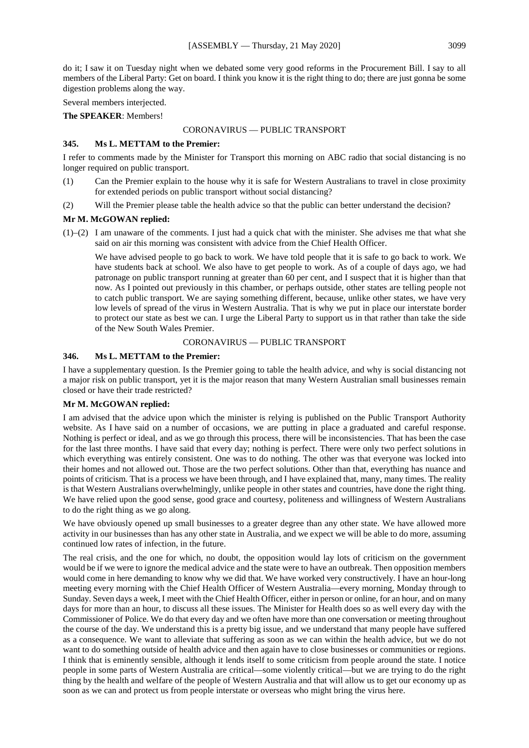do it; I saw it on Tuesday night when we debated some very good reforms in the Procurement Bill. I say to all members of the Liberal Party: Get on board. I think you know it is the right thing to do; there are just gonna be some digestion problems along the way.

Several members interjected.

**The SPEAKER**: Members!

## CORONAVIRUS — PUBLIC TRANSPORT

### 345. Ms L. METTAM to the Premier:

I refer to comments made by the Minister for Transport this morning on ABC radio that social distancing is no longer required on public transport.

(1) Can the Premier explain to the house why it is safe for Western Australians to travel in close proximity for extended periods on public transport without social distancing?

(2) Will the Premier please table the health advice so that the public can better understand the decision?

**Mr M. McGOWAN replied:**

(1)–(2) I am unaware of the comments. I just had a quick chat with the minister. She advises me that what she said on air this morning was consistent with advice from the Chief Health Officer.

We have advised people to go back to work. We have told people that it is safe to go back to work. We have students back at school. We also have to get people to work. As of a couple of days ago, we had patronage on public transport running at greater than 60 per cent, and I suspect that it is higher than that now. As I pointed out previously in this chamber, or perhaps outside, other states are telling people not to catch public transport. We are saying something different, because, unlike other states, we have very low levels of spread of the virus in Western Australia. That is why we put in place our interstate border to protect our state as best we can. I urge the Liberal Party to support us in that rather than take the side of the New South Wales Premier.

## CORONAVIRUS — PUBLIC TRANSPORT

### 346. Ms L. METTAM to the Premier:

I have a supplementary question. Is the Premier going to table the health advice, and why is social distancing not a major risk on public transport, yet it is the major reason that many Western Australian small businesses remain closed or have their trade restricted?

**Mr M. McGOWAN replied:**

I am advised that the advice upon which the minister is relying is published on the Public Transport Authority website. As I have said on a number of occasions, we are putting in place a graduated and careful response. Nothing is perfect or ideal, and as we go through this process, there will be inconsistencies. That has been the case for the last three months. I have said that every day; nothing is perfect. There were only two perfect solutions in which everything was entirely consistent. One was to do nothing. The other was that everyone was locked into their homes and not allowed out. Those are the two perfect solutions. Other than that, everything has nuance and points of criticism. That is a process we have been through, and I have explained that, many, many times. The reality is that Western Australians overwhelmingly, unlike people in other states and countries, have done the right thing. We have relied upon the good sense, good grace and courtesy, politeness and willingness of Western Australians to do the right thing as we go along.

We have obviously opened up small businesses to a greater degree than any other state. We have allowed more activity in our businesses than has any other state in Australia, and we expect we will be able to do more, assuming continued low rates of infection, in the future.

The real crisis, and the one for which, no doubt, the opposition would lay lots of criticism on the government would be if we were to ignore the medical advice and the state were to have an outbreak. Then opposition members would come in here demanding to know why we did that. We have worked very constructively. I have an hour-long meeting every morning with the Chief Health Officer of Western Australia—every morning, Monday through to Sunday. Seven days a week, I meet with the Chief Health Officer, either in person or online, for an hour, and on many days for more than an hour, to discuss all these issues. The Minister for Health does so as well every day with the Commissioner of Police. We do that every day and we often have more than one conversation or meeting throughout the course of the day. We understand this is a pretty big issue, and we understand that many people have suffered as a consequence. We want to alleviate that suffering as soon as we can within the health advice, but we do not want to do something outside of health advice and then again have to close businesses or communities or regions. I think that is eminently sensible, although it lends itself to some criticism from people around the state. I notice people in some parts of Western Australia are critical—some violently critical—but we are trying to do the right thing by the health and welfare of the people of Western Australia and that will allow us to get our economy up as soon as we can and protect us from people interstate or overseas who might bring the virus here.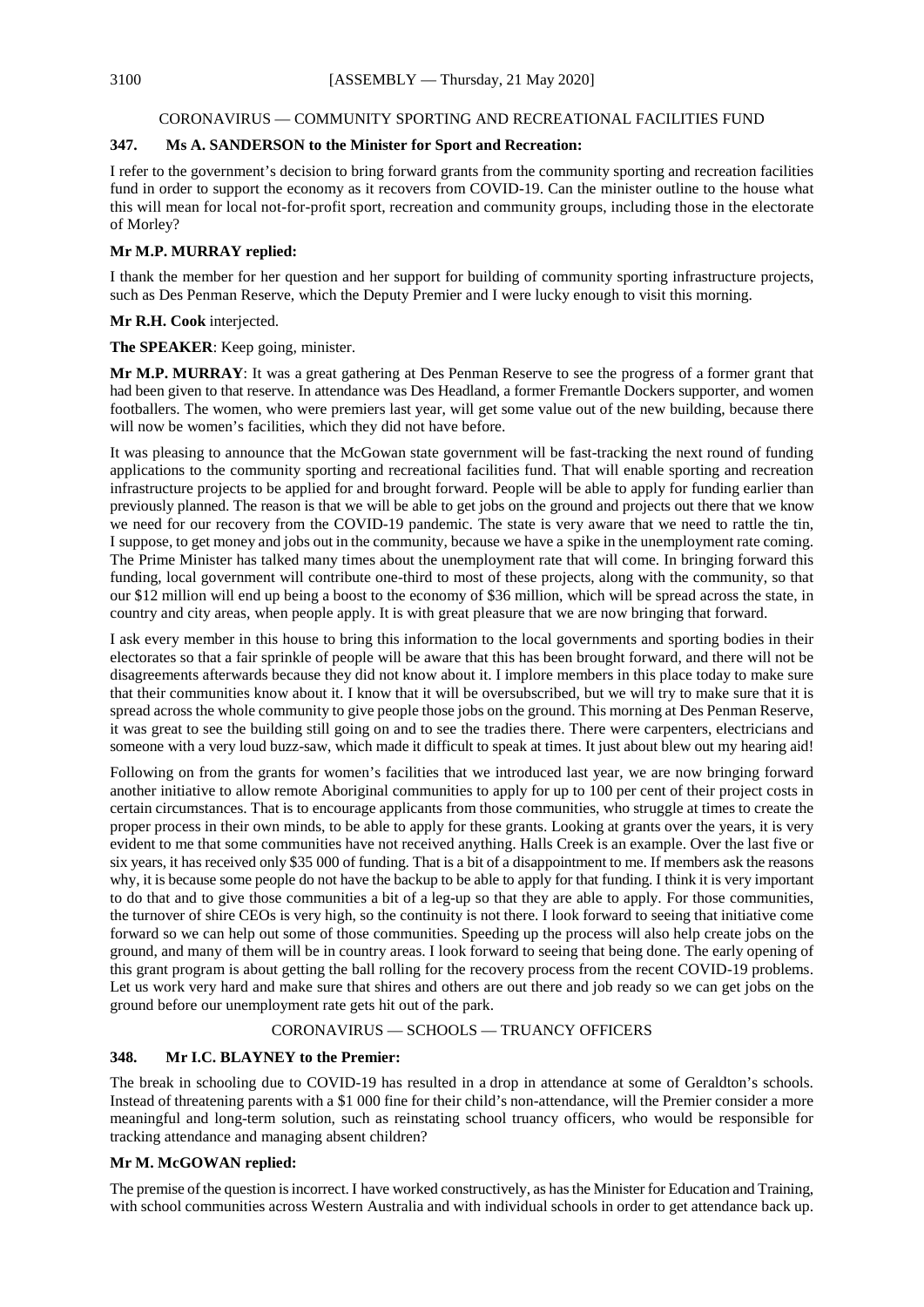## CORONAVIRUS — COMMUNITY SPORTING AND RECREATIONAL FACILITIES FUND

### 347. Ms A. SANDERSON to the Minister for Sport and Recreation:

I refer to the government's decision to bring forward grants from the community sporting and recreation facilities fund in order to support the economy as it recovers from COVID-19. Can the minister outline to the house what this will mean for local not-for-profit sport, recreation and community groups, including those in the electorate of Morley?

**Mr M.P. MURRAY replied:**

I thank the member for her question and her support for building of community sporting infrastructure projects, such as Des Penman Reserve, which the Deputy Premier and I were lucky enough to visit this morning.

**Mr R.H. Cook** interjected.

**The SPEAKER**: Keep going, minister.

**Mr M.P. MURRAY**: It was a great gathering at Des Penman Reserve to see the progress of a former grant that had been given to that reserve. In attendance was Des Headland, a former Fremantle Dockers supporter, and women footballers. The women, who were premiers last year, will get some value out of the new building, because there will now be women's facilities, which they did not have before.

It was pleasing to announce that the McGowan state government will be fast-tracking the next round of funding applications to the community sporting and recreational facilities fund. That will enable sporting and recreation infrastructure projects to be applied for and brought forward. People will be able to apply for funding earlier than previously planned. The reason is that we will be able to get jobs on the ground and projects out there that we know we need for our recovery from the COVID-19 pandemic. The state is very aware that we need to rattle the tin, I suppose, to get money and jobs out in the community, because we have a spike in the unemployment rate coming. The Prime Minister has talked many times about the unemployment rate that will come. In bringing forward this funding, local government will contribute one-third to most of these projects, along with the community, so that our $12 million will end up being a boost to the economy of $36 million, which will be spread across the state, in country and city areas, when people apply. It is with great pleasure that we are now bringing that forward.

I ask every member in this house to bring this information to the local governments and sporting bodies in their electorates so that a fair sprinkle of people will be aware that this has been brought forward, and there will not be disagreements afterwards because they did not know about it. I implore members in this place today to make sure that their communities know about it. I know that it will be oversubscribed, but we will try to make sure that it is spread across the whole community to give people those jobs on the ground. This morning at Des Penman Reserve, it was great to see the building still going on and to see the tradies there. There were carpenters, electricians and someone with a very loud buzz-saw, which made it difficult to speak at times. It just about blew out my hearing aid!

Following on from the grants for women's facilities that we introduced last year, we are now bringing forward another initiative to allow remote Aboriginal communities to apply for up to 100 per cent of their project costs in certain circumstances. That is to encourage applicants from those communities, who struggle at times to create the proper process in their own minds, to be able to apply for these grants. Looking at grants over the years, it is very evident to me that some communities have not received anything. Halls Creek is an example. Over the last five or six years, it has received only $35 000 of funding. That is a bit of a disappointment to me. If members ask the reasons why, it is because some people do not have the backup to be able to apply for that funding. I think it is very important to do that and to give those communities a bit of a leg-up so that they are able to apply. For those communities, the turnover of shire CEOs is very high, so the continuity is not there. I look forward to seeing that initiative come forward so we can help out some of those communities. Speeding up the process will also help create jobs on the ground, and many of them will be in country areas. I look forward to seeing that being done. The early opening of this grant program is about getting the ball rolling for the recovery process from the recent COVID-19 problems. Let us work very hard and make sure that shires and others are out there and job ready so we can get jobs on the ground before our unemployment rate gets hit out of the park.

## CORONAVIRUS — SCHOOLS — TRUANCY OFFICERS

### 348. Mr I.C. BLAYNEY to the Premier:

The break in schooling due to COVID-19 has resulted in a drop in attendance at some of Geraldton's schools. Instead of threatening parents with a $1 000 fine for their child's non-attendance, will the Premier consider a more meaningful and long-term solution, such as reinstating school truancy officers, who would be responsible for tracking attendance and managing absent children?

**Mr M. McGOWAN replied:**

The premise of the question is incorrect. I have worked constructively, as has the Minister for Education and Training, with school communities across Western Australia and with individual schools in order to get attendance back up.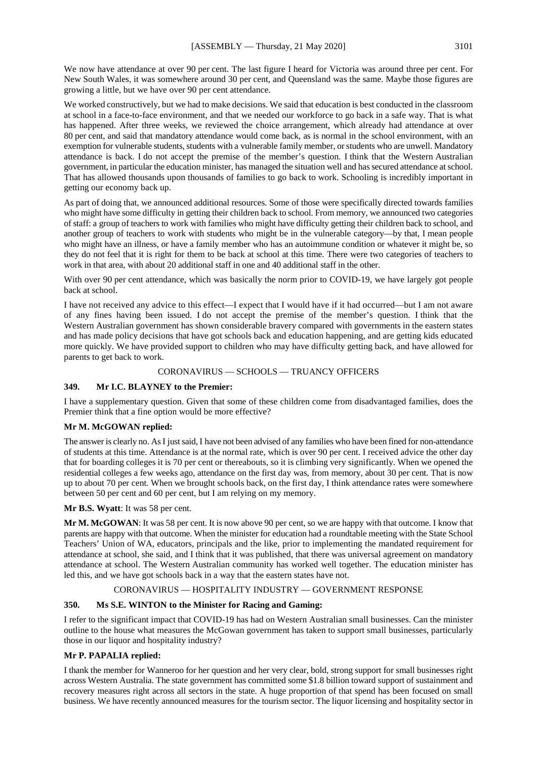We now have attendance at over 90 per cent. The last figure I heard for Victoria was around three per cent. For New South Wales, it was somewhere around 30 per cent, and Queensland was the same. Maybe those figures are growing a little, but we have over 90 per cent attendance.

We worked constructively, but we had to make decisions. We said that education is best conducted in the classroom at school in a face-to-face environment, and that we needed our workforce to go back in a safe way. That is what has happened. After three weeks, we reviewed the choice arrangement, which already had attendance at over 80 per cent, and said that mandatory attendance would come back, as is normal in the school environment, with an exemption for vulnerable students, students with a vulnerable family member, or students who are unwell. Mandatory attendance is back. I do not accept the premise of the member's question. I think that the Western Australian government, in particular the education minister, has managed the situation well and has secured attendance at school. That has allowed thousands upon thousands of families to go back to work. Schooling is incredibly important in getting our economy back up.

As part of doing that, we announced additional resources. Some of those were specifically directed towards families who might have some difficulty in getting their children back to school. From memory, we announced two categories of staff: a group of teachers to work with families who might have difficulty getting their children back to school, and another group of teachers to work with students who might be in the vulnerable category—by that, I mean people who might have an illness, or have a family member who has an autoimmune condition or whatever it might be, so they do not feel that it is right for them to be back at school at this time. There were two categories of teachers to work in that area, with about 20 additional staff in one and 40 additional staff in the other.

With over 90 per cent attendance, which was basically the norm prior to COVID-19, we have largely got people back at school.

I have not received any advice to this effect—I expect that I would have if it had occurred—but I am not aware of any fines having been issued. I do not accept the premise of the member's question. I think that the Western Australian government has shown considerable bravery compared with governments in the eastern states and has made policy decisions that have got schools back and education happening, and are getting kids educated more quickly. We have provided support to children who may have difficulty getting back, and have allowed for parents to get back to work.

## CORONAVIRUS — SCHOOLS — TRUANCY OFFICERS

### 349. Mr I.C. BLAYNEY to the Premier:

I have a supplementary question. Given that some of these children come from disadvantaged families, does the Premier think that a fine option would be more effective?

### Mr M. McGOWAN replied:

The answer is clearly no. As I just said, I have not been advised of any families who have been fined for non-attendance of students at this time. Attendance is at the normal rate, which is over 90 per cent. I received advice the other day that for boarding colleges it is 70 per cent or thereabouts, so it is climbing very significantly. When we opened the residential colleges a few weeks ago, attendance on the first day was, from memory, about 30 per cent. That is now up to about 70 per cent. When we brought schools back, on the first day, I think attendance rates were somewhere between 50 per cent and 60 per cent, but I am relying on my memory.

**Mr B.S. Wyatt**: It was 58 per cent.

**Mr M. McGOWAN**: It was 58 per cent. It is now above 90 per cent, so we are happy with that outcome. I know that parents are happy with that outcome. When the minister for education had a roundtable meeting with the State School Teachers' Union of WA, educators, principals and the like, prior to implementing the mandated requirement for attendance at school, she said, and I think that it was published, that there was universal agreement on mandatory attendance at school. The Western Australian community has worked well together. The education minister has led this, and we have got schools back in a way that the eastern states have not.

## CORONAVIRUS — HOSPITALITY INDUSTRY — GOVERNMENT RESPONSE

### 350. Ms S.E. WINTON to the Minister for Racing and Gaming:

I refer to the significant impact that COVID-19 has had on Western Australian small businesses. Can the minister outline to the house what measures the McGowan government has taken to support small businesses, particularly those in our liquor and hospitality industry?

### Mr P. PAPALIA replied:

I thank the member for Wanneroo for her question and her very clear, bold, strong support for small businesses right across Western Australia. The state government has committed some $1.8 billion toward support of sustainment and recovery measures right across all sectors in the state. A huge proportion of that spend has been focused on small business. We have recently announced measures for the tourism sector. The liquor licensing and hospitality sector in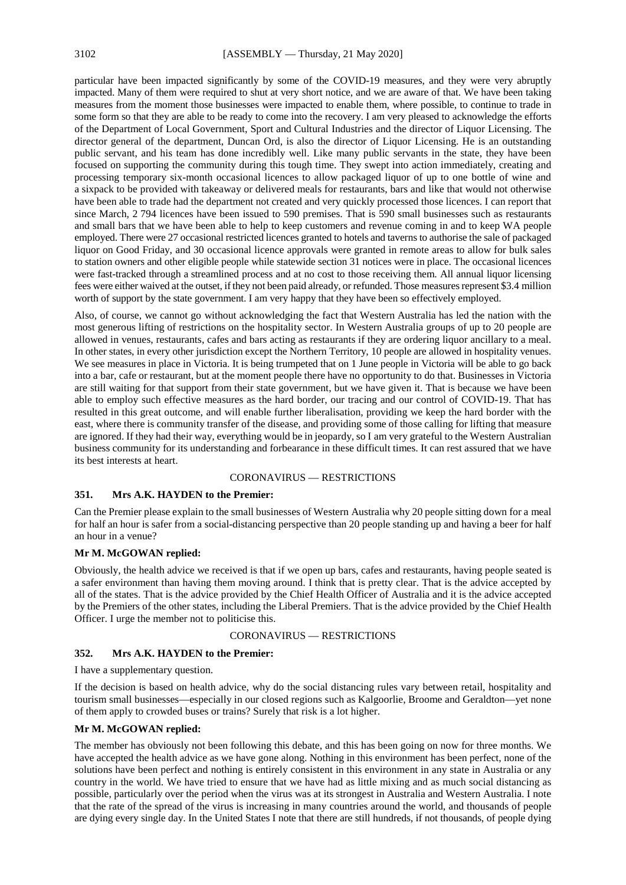particular have been impacted significantly by some of the COVID-19 measures, and they were very abruptly impacted. Many of them were required to shut at very short notice, and we are aware of that. We have been taking measures from the moment those businesses were impacted to enable them, where possible, to continue to trade in some form so that they are able to be ready to come into the recovery. I am very pleased to acknowledge the efforts of the Department of Local Government, Sport and Cultural Industries and the director of Liquor Licensing. The director general of the department, Duncan Ord, is also the director of Liquor Licensing. He is an outstanding public servant, and his team has done incredibly well. Like many public servants in the state, they have been focused on supporting the community during this tough time. They swept into action immediately, creating and processing temporary six-month occasional licences to allow packaged liquor of up to one bottle of wine and a sixpack to be provided with takeaway or delivered meals for restaurants, bars and like that would not otherwise have been able to trade had the department not created and very quickly processed those licences. I can report that since March, 2 794 licences have been issued to 590 premises. That is 590 small businesses such as restaurants and small bars that we have been able to help to keep customers and revenue coming in and to keep WA people employed. There were 27 occasional restricted licences granted to hotels and taverns to authorise the sale of packaged liquor on Good Friday, and 30 occasional licence approvals were granted in remote areas to allow for bulk sales to station owners and other eligible people while statewide section 31 notices were in place. The occasional licences were fast-tracked through a streamlined process and at no cost to those receiving them. All annual liquor licensing fees were either waived at the outset, if they not been paid already, or refunded. Those measures represent $3.4 million worth of support by the state government. I am very happy that they have been so effectively employed.

Also, of course, we cannot go without acknowledging the fact that Western Australia has led the nation with the most generous lifting of restrictions on the hospitality sector. In Western Australia groups of up to 20 people are allowed in venues, restaurants, cafes and bars acting as restaurants if they are ordering liquor ancillary to a meal. In other states, in every other jurisdiction except the Northern Territory, 10 people are allowed in hospitality venues. We see measures in place in Victoria. It is being trumpeted that on 1 June people in Victoria will be able to go back into a bar, cafe or restaurant, but at the moment people there have no opportunity to do that. Businesses in Victoria are still waiting for that support from their state government, but we have given it. That is because we have been able to employ such effective measures as the hard border, our tracing and our control of COVID-19. That has resulted in this great outcome, and will enable further liberalisation, providing we keep the hard border with the east, where there is community transfer of the disease, and providing some of those calling for lifting that measure are ignored. If they had their way, everything would be in jeopardy, so I am very grateful to the Western Australian business community for its understanding and forbearance in these difficult times. It can rest assured that we have its best interests at heart.

## CORONAVIRUS — RESTRICTIONS

### 351. Mrs A.K. HAYDEN to the Premier:

Can the Premier please explain to the small businesses of Western Australia why 20 people sitting down for a meal for half an hour is safer from a social-distancing perspective than 20 people standing up and having a beer for half an hour in a venue?

**Mr M. McGOWAN replied:**

Obviously, the health advice we received is that if we open up bars, cafes and restaurants, having people seated is a safer environment than having them moving around. I think that is pretty clear. That is the advice accepted by all of the states. That is the advice provided by the Chief Health Officer of Australia and it is the advice accepted by the Premiers of the other states, including the Liberal Premiers. That is the advice provided by the Chief Health Officer. I urge the member not to politicise this.

## CORONAVIRUS — RESTRICTIONS

### 352. Mrs A.K. HAYDEN to the Premier:

I have a supplementary question.

If the decision is based on health advice, why do the social distancing rules vary between retail, hospitality and tourism small businesses—especially in our closed regions such as Kalgoorlie, Broome and Geraldton—yet none of them apply to crowded buses or trains? Surely that risk is a lot higher.

**Mr M. McGOWAN replied:**

The member has obviously not been following this debate, and this has been going on now for three months. We have accepted the health advice as we have gone along. Nothing in this environment has been perfect, none of the solutions have been perfect and nothing is entirely consistent in this environment in any state in Australia or any country in the world. We have tried to ensure that we have had as little mixing and as much social distancing as possible, particularly over the period when the virus was at its strongest in Australia and Western Australia. I note that the rate of the spread of the virus is increasing in many countries around the world, and thousands of people are dying every single day. In the United States I note that there are still hundreds, if not thousands, of people dying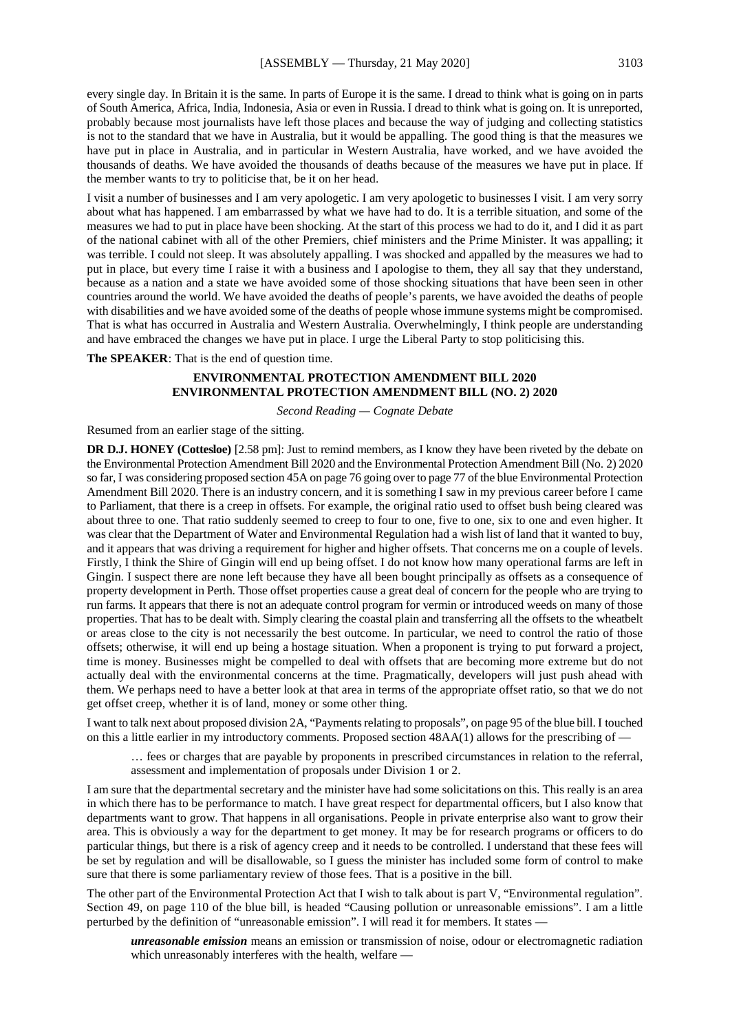every single day. In Britain it is the same. In parts of Europe it is the same. I dread to think what is going on in parts of South America, Africa, India, Indonesia, Asia or even in Russia. I dread to think what is going on. It is unreported, probably because most journalists have left those places and because the way of judging and collecting statistics is not to the standard that we have in Australia, but it would be appalling. The good thing is that the measures we have put in place in Australia, and in particular in Western Australia, have worked, and we have avoided the thousands of deaths. We have avoided the thousands of deaths because of the measures we have put in place. If the member wants to try to politicise that, be it on her head.

I visit a number of businesses and I am very apologetic. I am very apologetic to businesses I visit. I am very sorry about what has happened. I am embarrassed by what we have had to do. It is a terrible situation, and some of the measures we had to put in place have been shocking. At the start of this process we had to do it, and I did it as part of the national cabinet with all of the other Premiers, chief ministers and the Prime Minister. It was appalling; it was terrible. I could not sleep. It was absolutely appalling. I was shocked and appalled by the measures we had to put in place, but every time I raise it with a business and I apologise to them, they all say that they understand, because as a nation and a state we have avoided some of those shocking situations that have been seen in other countries around the world. We have avoided the deaths of people's parents, we have avoided the deaths of people with disabilities and we have avoided some of the deaths of people whose immune systems might be compromised. That is what has occurred in Australia and Western Australia. Overwhelmingly, I think people are understanding and have embraced the changes we have put in place. I urge the Liberal Party to stop politicising this.

**The SPEAKER**: That is the end of question time.

## ENVIRONMENTAL PROTECTION AMENDMENT BILL 2020
## ENVIRONMENTAL PROTECTION AMENDMENT BILL (NO. 2) 2020

*Second Reading — Cognate Debate*

Resumed from an earlier stage of the sitting.

**DR D.J. HONEY (Cottesloe)** [2.58 pm]: Just to remind members, as I know they have been riveted by the debate on the Environmental Protection Amendment Bill 2020 and the Environmental Protection Amendment Bill (No. 2) 2020 so far, I was considering proposed section 45A on page 76 going over to page 77 of the blue Environmental Protection Amendment Bill 2020. There is an industry concern, and it is something I saw in my previous career before I came to Parliament, that there is a creep in offsets. For example, the original ratio used to offset bush being cleared was about three to one. That ratio suddenly seemed to creep to four to one, five to one, six to one and even higher. It was clear that the Department of Water and Environmental Regulation had a wish list of land that it wanted to buy, and it appears that was driving a requirement for higher and higher offsets. That concerns me on a couple of levels. Firstly, I think the Shire of Gingin will end up being offset. I do not know how many operational farms are left in Gingin. I suspect there are none left because they have all been bought principally as offsets as a consequence of property development in Perth. Those offset properties cause a great deal of concern for the people who are trying to run farms. It appears that there is not an adequate control program for vermin or introduced weeds on many of those properties. That has to be dealt with. Simply clearing the coastal plain and transferring all the offsets to the wheatbelt or areas close to the city is not necessarily the best outcome. In particular, we need to control the ratio of those offsets; otherwise, it will end up being a hostage situation. When a proponent is trying to put forward a project, time is money. Businesses might be compelled to deal with offsets that are becoming more extreme but do not actually deal with the environmental concerns at the time. Pragmatically, developers will just push ahead with them. We perhaps need to have a better look at that area in terms of the appropriate offset ratio, so that we do not get offset creep, whether it is of land, money or some other thing.

I want to talk next about proposed division 2A, "Payments relating to proposals", on page 95 of the blue bill. I touched on this a little earlier in my introductory comments. Proposed section 48AA(1) allows for the prescribing of —

> … fees or charges that are payable by proponents in prescribed circumstances in relation to the referral, assessment and implementation of proposals under Division 1 or 2.

I am sure that the departmental secretary and the minister have had some solicitations on this. This really is an area in which there has to be performance to match. I have great respect for departmental officers, but I also know that departments want to grow. That happens in all organisations. People in private enterprise also want to grow their area. This is obviously a way for the department to get money. It may be for research programs or officers to do particular things, but there is a risk of agency creep and it needs to be controlled. I understand that these fees will be set by regulation and will be disallowable, so I guess the minister has included some form of control to make sure that there is some parliamentary review of those fees. That is a positive in the bill.

The other part of the Environmental Protection Act that I wish to talk about is part V, "Environmental regulation". Section 49, on page 110 of the blue bill, is headed "Causing pollution or unreasonable emissions". I am a little perturbed by the definition of "unreasonable emission". I will read it for members. It states —

> ***unreasonable emission*** means an emission or transmission of noise, odour or electromagnetic radiation which unreasonably interferes with the health, welfare —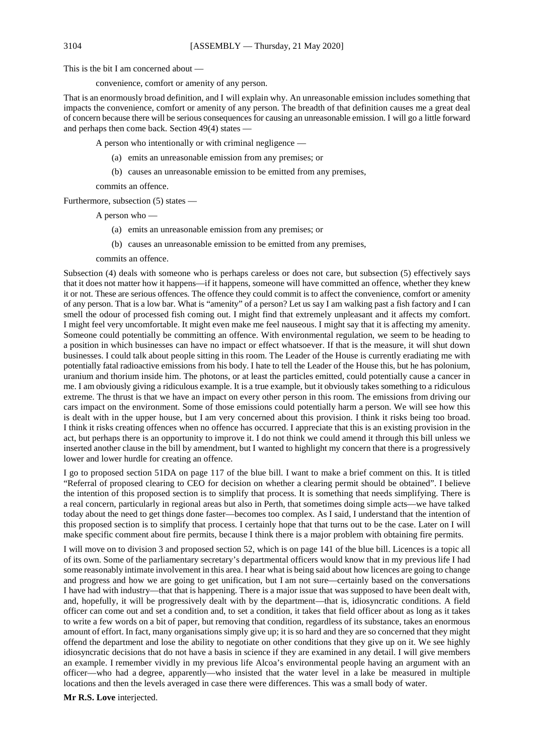This is the bit I am concerned about —

> convenience, comfort or amenity of any person.

That is an enormously broad definition, and I will explain why. An unreasonable emission includes something that impacts the convenience, comfort or amenity of any person. The breadth of that definition causes me a great deal of concern because there will be serious consequences for causing an unreasonable emission. I will go a little forward and perhaps then come back. Section 49(4) states —

> A person who intentionally or with criminal negligence —
>
> (a) emits an unreasonable emission from any premises; or
>
> (b) causes an unreasonable emission to be emitted from any premises,
>
> commits an offence.

Furthermore, subsection (5) states —

> A person who —
>
> (a) emits an unreasonable emission from any premises; or
>
> (b) causes an unreasonable emission to be emitted from any premises,
>
> commits an offence.

Subsection (4) deals with someone who is perhaps careless or does not care, but subsection (5) effectively says that it does not matter how it happens—if it happens, someone will have committed an offence, whether they knew it or not. These are serious offences. The offence they could commit is to affect the convenience, comfort or amenity of any person. That is a low bar. What is "amenity" of a person? Let us say I am walking past a fish factory and I can smell the odour of processed fish coming out. I might find that extremely unpleasant and it affects my comfort. I might feel very uncomfortable. It might even make me feel nauseous. I might say that it is affecting my amenity. Someone could potentially be committing an offence. With environmental regulation, we seem to be heading to a position in which businesses can have no impact or effect whatsoever. If that is the measure, it will shut down businesses. I could talk about people sitting in this room. The Leader of the House is currently eradiating me with potentially fatal radioactive emissions from his body. I hate to tell the Leader of the House this, but he has polonium, uranium and thorium inside him. The photons, or at least the particles emitted, could potentially cause a cancer in me. I am obviously giving a ridiculous example. It is a true example, but it obviously takes something to a ridiculous extreme. The thrust is that we have an impact on every other person in this room. The emissions from driving our cars impact on the environment. Some of those emissions could potentially harm a person. We will see how this is dealt with in the upper house, but I am very concerned about this provision. I think it risks being too broad. I think it risks creating offences when no offence has occurred. I appreciate that this is an existing provision in the act, but perhaps there is an opportunity to improve it. I do not think we could amend it through this bill unless we inserted another clause in the bill by amendment, but I wanted to highlight my concern that there is a progressively lower and lower hurdle for creating an offence.

I go to proposed section 51DA on page 117 of the blue bill. I want to make a brief comment on this. It is titled "Referral of proposed clearing to CEO for decision on whether a clearing permit should be obtained". I believe the intention of this proposed section is to simplify that process. It is something that needs simplifying. There is a real concern, particularly in regional areas but also in Perth, that sometimes doing simple acts—we have talked today about the need to get things done faster—becomes too complex. As I said, I understand that the intention of this proposed section is to simplify that process. I certainly hope that that turns out to be the case. Later on I will make specific comment about fire permits, because I think there is a major problem with obtaining fire permits.

I will move on to division 3 and proposed section 52, which is on page 141 of the blue bill. Licences is a topic all of its own. Some of the parliamentary secretary's departmental officers would know that in my previous life I had some reasonably intimate involvement in this area. I hear what is being said about how licences are going to change and progress and how we are going to get unification, but I am not sure—certainly based on the conversations I have had with industry—that that is happening. There is a major issue that was supposed to have been dealt with, and, hopefully, it will be progressively dealt with by the department—that is, idiosyncratic conditions. A field officer can come out and set a condition and, to set a condition, it takes that field officer about as long as it takes to write a few words on a bit of paper, but removing that condition, regardless of its substance, takes an enormous amount of effort. In fact, many organisations simply give up; it is so hard and they are so concerned that they might offend the department and lose the ability to negotiate on other conditions that they give up on it. We see highly idiosyncratic decisions that do not have a basis in science if they are examined in any detail. I will give members an example. I remember vividly in my previous life Alcoa's environmental people having an argument with an officer—who had a degree, apparently—who insisted that the water level in a lake be measured in multiple locations and then the levels averaged in case there were differences. This was a small body of water.

**Mr R.S. Love** interjected.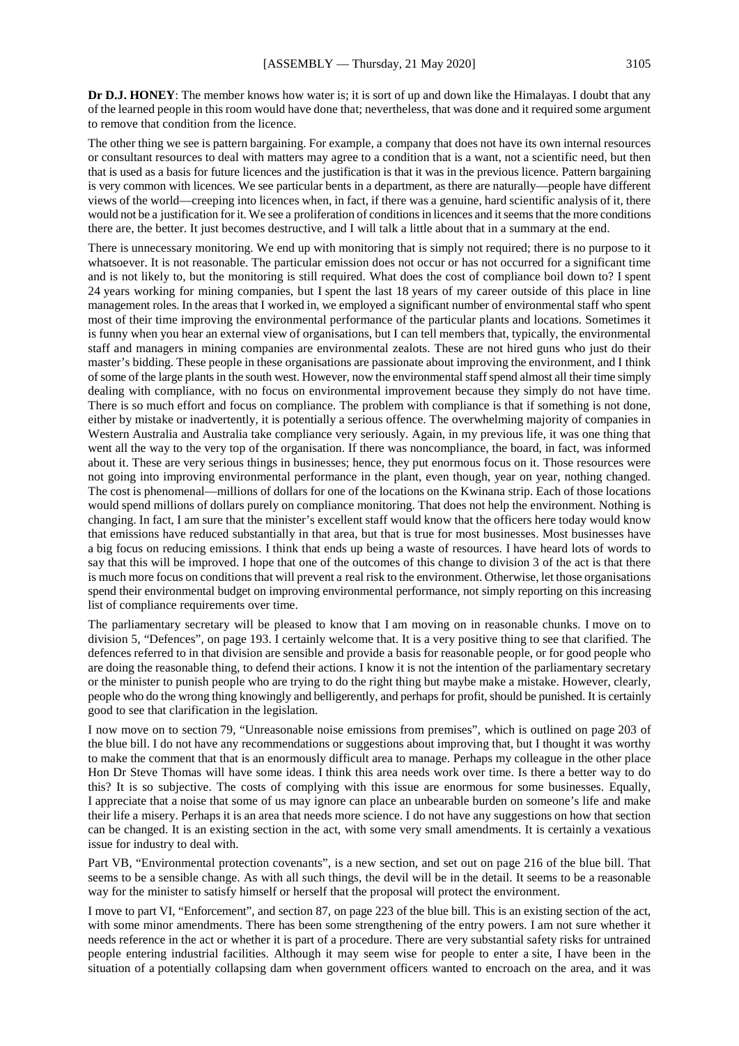**Dr D.J. HONEY**: The member knows how water is; it is sort of up and down like the Himalayas. I doubt that any of the learned people in this room would have done that; nevertheless, that was done and it required some argument to remove that condition from the licence.

The other thing we see is pattern bargaining. For example, a company that does not have its own internal resources or consultant resources to deal with matters may agree to a condition that is a want, not a scientific need, but then that is used as a basis for future licences and the justification is that it was in the previous licence. Pattern bargaining is very common with licences. We see particular bents in a department, as there are naturally—people have different views of the world—creeping into licences when, in fact, if there was a genuine, hard scientific analysis of it, there would not be a justification for it. We see a proliferation of conditions in licences and it seems that the more conditions there are, the better. It just becomes destructive, and I will talk a little about that in a summary at the end.

There is unnecessary monitoring. We end up with monitoring that is simply not required; there is no purpose to it whatsoever. It is not reasonable. The particular emission does not occur or has not occurred for a significant time and is not likely to, but the monitoring is still required. What does the cost of compliance boil down to? I spent 24 years working for mining companies, but I spent the last 18 years of my career outside of this place in line management roles. In the areas that I worked in, we employed a significant number of environmental staff who spent most of their time improving the environmental performance of the particular plants and locations. Sometimes it is funny when you hear an external view of organisations, but I can tell members that, typically, the environmental staff and managers in mining companies are environmental zealots. These are not hired guns who just do their master's bidding. These people in these organisations are passionate about improving the environment, and I think of some of the large plants in the south west. However, now the environmental staff spend almost all their time simply dealing with compliance, with no focus on environmental improvement because they simply do not have time. There is so much effort and focus on compliance. The problem with compliance is that if something is not done, either by mistake or inadvertently, it is potentially a serious offence. The overwhelming majority of companies in Western Australia and Australia take compliance very seriously. Again, in my previous life, it was one thing that went all the way to the very top of the organisation. If there was noncompliance, the board, in fact, was informed about it. These are very serious things in businesses; hence, they put enormous focus on it. Those resources were not going into improving environmental performance in the plant, even though, year on year, nothing changed. The cost is phenomenal—millions of dollars for one of the locations on the Kwinana strip. Each of those locations would spend millions of dollars purely on compliance monitoring. That does not help the environment. Nothing is changing. In fact, I am sure that the minister's excellent staff would know that the officers here today would know that emissions have reduced substantially in that area, but that is true for most businesses. Most businesses have a big focus on reducing emissions. I think that ends up being a waste of resources. I have heard lots of words to say that this will be improved. I hope that one of the outcomes of this change to division 3 of the act is that there is much more focus on conditions that will prevent a real risk to the environment. Otherwise, let those organisations spend their environmental budget on improving environmental performance, not simply reporting on this increasing list of compliance requirements over time.

The parliamentary secretary will be pleased to know that I am moving on in reasonable chunks. I move on to division 5, "Defences", on page 193. I certainly welcome that. It is a very positive thing to see that clarified. The defences referred to in that division are sensible and provide a basis for reasonable people, or for good people who are doing the reasonable thing, to defend their actions. I know it is not the intention of the parliamentary secretary or the minister to punish people who are trying to do the right thing but maybe make a mistake. However, clearly, people who do the wrong thing knowingly and belligerently, and perhaps for profit, should be punished. It is certainly good to see that clarification in the legislation.

I now move on to section 79, "Unreasonable noise emissions from premises", which is outlined on page 203 of the blue bill. I do not have any recommendations or suggestions about improving that, but I thought it was worthy to make the comment that that is an enormously difficult area to manage. Perhaps my colleague in the other place Hon Dr Steve Thomas will have some ideas. I think this area needs work over time. Is there a better way to do this? It is so subjective. The costs of complying with this issue are enormous for some businesses. Equally, I appreciate that a noise that some of us may ignore can place an unbearable burden on someone's life and make their life a misery. Perhaps it is an area that needs more science. I do not have any suggestions on how that section can be changed. It is an existing section in the act, with some very small amendments. It is certainly a vexatious issue for industry to deal with.

Part VB, "Environmental protection covenants", is a new section, and set out on page 216 of the blue bill. That seems to be a sensible change. As with all such things, the devil will be in the detail. It seems to be a reasonable way for the minister to satisfy himself or herself that the proposal will protect the environment.

I move to part VI, "Enforcement", and section 87, on page 223 of the blue bill. This is an existing section of the act, with some minor amendments. There has been some strengthening of the entry powers. I am not sure whether it needs reference in the act or whether it is part of a procedure. There are very substantial safety risks for untrained people entering industrial facilities. Although it may seem wise for people to enter a site, I have been in the situation of a potentially collapsing dam when government officers wanted to encroach on the area, and it was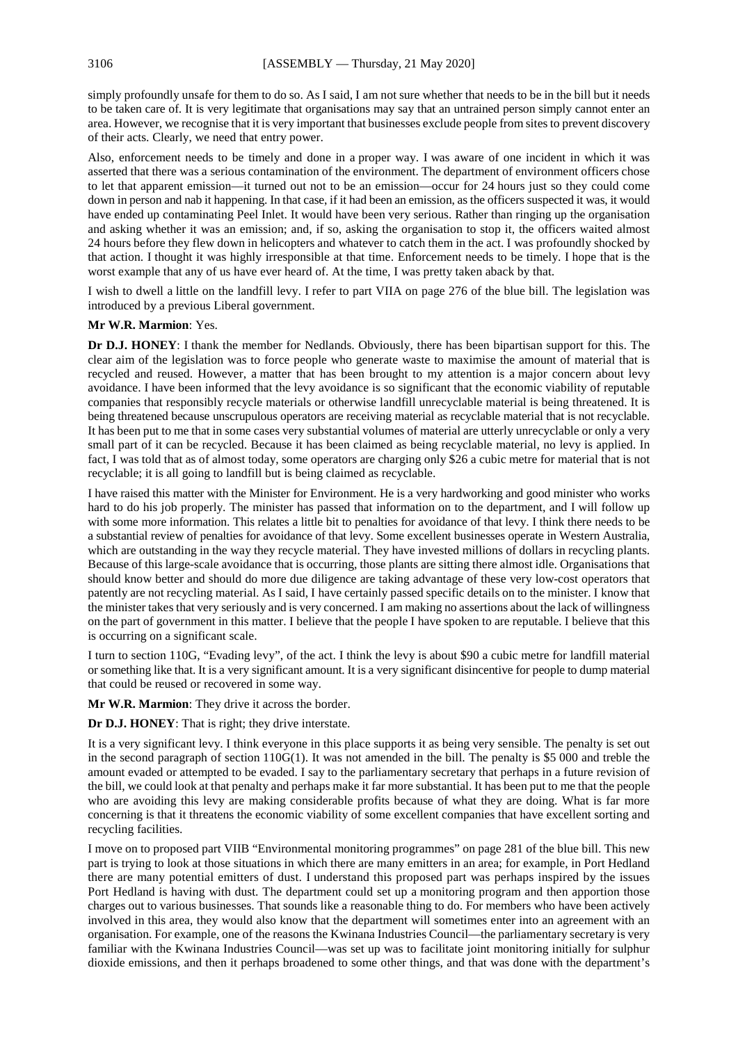simply profoundly unsafe for them to do so. As I said, I am not sure whether that needs to be in the bill but it needs to be taken care of. It is very legitimate that organisations may say that an untrained person simply cannot enter an area. However, we recognise that it is very important that businesses exclude people from sites to prevent discovery of their acts. Clearly, we need that entry power.

Also, enforcement needs to be timely and done in a proper way. I was aware of one incident in which it was asserted that there was a serious contamination of the environment. The department of environment officers chose to let that apparent emission—it turned out not to be an emission—occur for 24 hours just so they could come down in person and nab it happening. In that case, if it had been an emission, as the officers suspected it was, it would have ended up contaminating Peel Inlet. It would have been very serious. Rather than ringing up the organisation and asking whether it was an emission; and, if so, asking the organisation to stop it, the officers waited almost 24 hours before they flew down in helicopters and whatever to catch them in the act. I was profoundly shocked by that action. I thought it was highly irresponsible at that time. Enforcement needs to be timely. I hope that is the worst example that any of us have ever heard of. At the time, I was pretty taken aback by that.

I wish to dwell a little on the landfill levy. I refer to part VIIA on page 276 of the blue bill. The legislation was introduced by a previous Liberal government.

**Mr W.R. Marmion**: Yes.

**Dr D.J. HONEY**: I thank the member for Nedlands. Obviously, there has been bipartisan support for this. The clear aim of the legislation was to force people who generate waste to maximise the amount of material that is recycled and reused. However, a matter that has been brought to my attention is a major concern about levy avoidance. I have been informed that the levy avoidance is so significant that the economic viability of reputable companies that responsibly recycle materials or otherwise landfill unrecyclable material is being threatened. It is being threatened because unscrupulous operators are receiving material as recyclable material that is not recyclable. It has been put to me that in some cases very substantial volumes of material are utterly unrecyclable or only a very small part of it can be recycled. Because it has been claimed as being recyclable material, no levy is applied. In fact, I was told that as of almost today, some operators are charging only $26 a cubic metre for material that is not recyclable; it is all going to landfill but is being claimed as recyclable.

I have raised this matter with the Minister for Environment. He is a very hardworking and good minister who works hard to do his job properly. The minister has passed that information on to the department, and I will follow up with some more information. This relates a little bit to penalties for avoidance of that levy. I think there needs to be a substantial review of penalties for avoidance of that levy. Some excellent businesses operate in Western Australia, which are outstanding in the way they recycle material. They have invested millions of dollars in recycling plants. Because of this large-scale avoidance that is occurring, those plants are sitting there almost idle. Organisations that should know better and should do more due diligence are taking advantage of these very low-cost operators that patently are not recycling material. As I said, I have certainly passed specific details on to the minister. I know that the minister takes that very seriously and is very concerned. I am making no assertions about the lack of willingness on the part of government in this matter. I believe that the people I have spoken to are reputable. I believe that this is occurring on a significant scale.

I turn to section 110G, "Evading levy", of the act. I think the levy is about $90 a cubic metre for landfill material or something like that. It is a very significant amount. It is a very significant disincentive for people to dump material that could be reused or recovered in some way.

**Mr W.R. Marmion**: They drive it across the border.

**Dr D.J. HONEY**: That is right; they drive interstate.

It is a very significant levy. I think everyone in this place supports it as being very sensible. The penalty is set out in the second paragraph of section 110G(1). It was not amended in the bill. The penalty is $5 000 and treble the amount evaded or attempted to be evaded. I say to the parliamentary secretary that perhaps in a future revision of the bill, we could look at that penalty and perhaps make it far more substantial. It has been put to me that the people who are avoiding this levy are making considerable profits because of what they are doing. What is far more concerning is that it threatens the economic viability of some excellent companies that have excellent sorting and recycling facilities.

I move on to proposed part VIIB "Environmental monitoring programmes" on page 281 of the blue bill. This new part is trying to look at those situations in which there are many emitters in an area; for example, in Port Hedland there are many potential emitters of dust. I understand this proposed part was perhaps inspired by the issues Port Hedland is having with dust. The department could set up a monitoring program and then apportion those charges out to various businesses. That sounds like a reasonable thing to do. For members who have been actively involved in this area, they would also know that the department will sometimes enter into an agreement with an organisation. For example, one of the reasons the Kwinana Industries Council—the parliamentary secretary is very familiar with the Kwinana Industries Council—was set up was to facilitate joint monitoring initially for sulphur dioxide emissions, and then it perhaps broadened to some other things, and that was done with the department's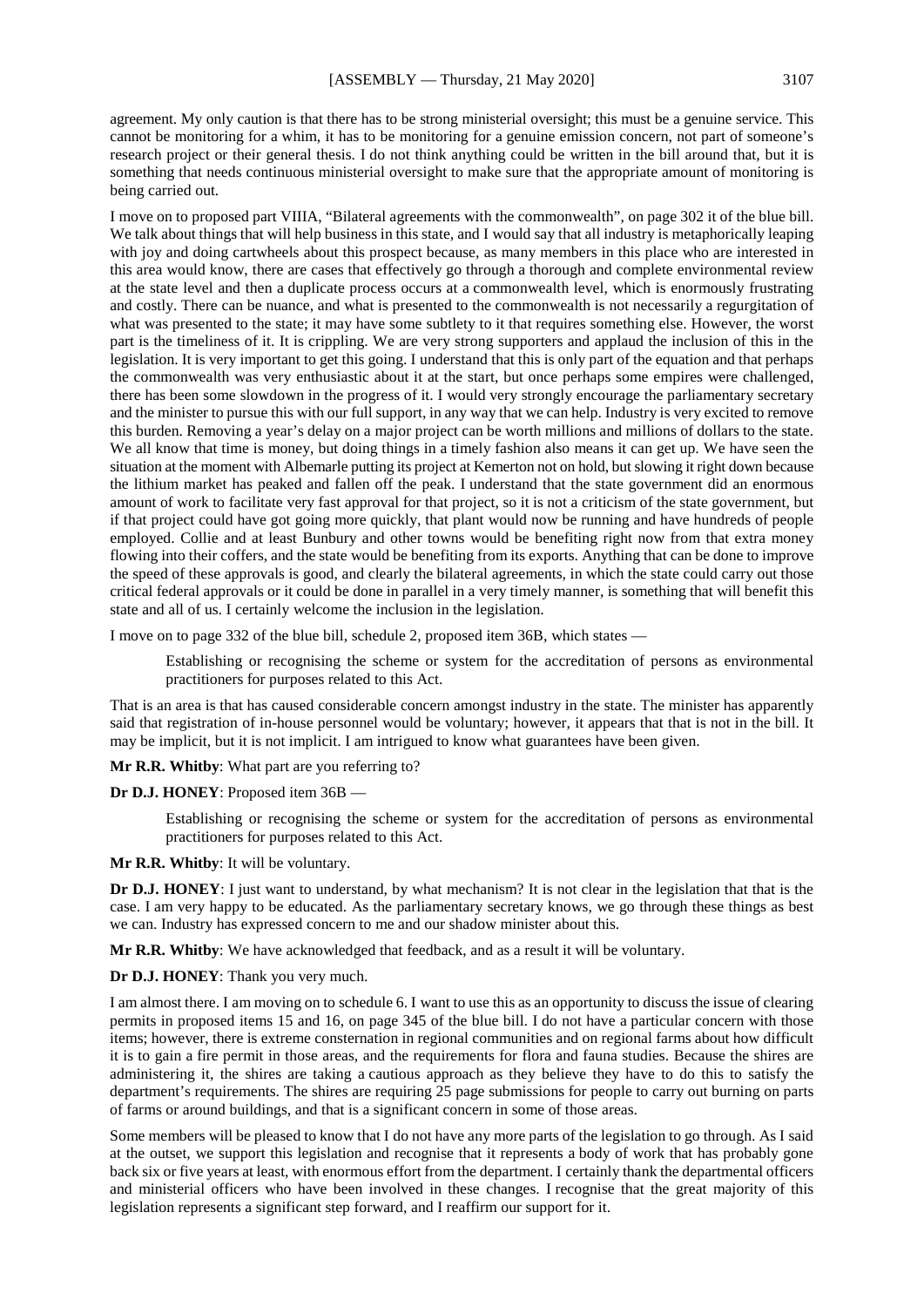agreement. My only caution is that there has to be strong ministerial oversight; this must be a genuine service. This cannot be monitoring for a whim, it has to be monitoring for a genuine emission concern, not part of someone's research project or their general thesis. I do not think anything could be written in the bill around that, but it is something that needs continuous ministerial oversight to make sure that the appropriate amount of monitoring is being carried out.

I move on to proposed part VIIIA, "Bilateral agreements with the commonwealth", on page 302 it of the blue bill. We talk about things that will help business in this state, and I would say that all industry is metaphorically leaping with joy and doing cartwheels about this prospect because, as many members in this place who are interested in this area would know, there are cases that effectively go through a thorough and complete environmental review at the state level and then a duplicate process occurs at a commonwealth level, which is enormously frustrating and costly. There can be nuance, and what is presented to the commonwealth is not necessarily a regurgitation of what was presented to the state; it may have some subtlety to it that requires something else. However, the worst part is the timeliness of it. It is crippling. We are very strong supporters and applaud the inclusion of this in the legislation. It is very important to get this going. I understand that this is only part of the equation and that perhaps the commonwealth was very enthusiastic about it at the start, but once perhaps some empires were challenged, there has been some slowdown in the progress of it. I would very strongly encourage the parliamentary secretary and the minister to pursue this with our full support, in any way that we can help. Industry is very excited to remove this burden. Removing a year's delay on a major project can be worth millions and millions of dollars to the state. We all know that time is money, but doing things in a timely fashion also means it can get up. We have seen the situation at the moment with Albemarle putting its project at Kemerton not on hold, but slowing it right down because the lithium market has peaked and fallen off the peak. I understand that the state government did an enormous amount of work to facilitate very fast approval for that project, so it is not a criticism of the state government, but if that project could have got going more quickly, that plant would now be running and have hundreds of people employed. Collie and at least Bunbury and other towns would be benefiting right now from that extra money flowing into their coffers, and the state would be benefiting from its exports. Anything that can be done to improve the speed of these approvals is good, and clearly the bilateral agreements, in which the state could carry out those critical federal approvals or it could be done in parallel in a very timely manner, is something that will benefit this state and all of us. I certainly welcome the inclusion in the legislation.

I move on to page 332 of the blue bill, schedule 2, proposed item 36B, which states —

> Establishing or recognising the scheme or system for the accreditation of persons as environmental practitioners for purposes related to this Act.

That is an area is that has caused considerable concern amongst industry in the state. The minister has apparently said that registration of in-house personnel would be voluntary; however, it appears that that is not in the bill. It may be implicit, but it is not implicit. I am intrigued to know what guarantees have been given.

**Mr R.R. Whitby**: What part are you referring to?

**Dr D.J. HONEY**: Proposed item 36B —

> Establishing or recognising the scheme or system for the accreditation of persons as environmental practitioners for purposes related to this Act.

**Mr R.R. Whitby**: It will be voluntary.

**Dr D.J. HONEY**: I just want to understand, by what mechanism? It is not clear in the legislation that that is the case. I am very happy to be educated. As the parliamentary secretary knows, we go through these things as best we can. Industry has expressed concern to me and our shadow minister about this.

**Mr R.R. Whitby**: We have acknowledged that feedback, and as a result it will be voluntary.

**Dr D.J. HONEY**: Thank you very much.

I am almost there. I am moving on to schedule 6. I want to use this as an opportunity to discuss the issue of clearing permits in proposed items 15 and 16, on page 345 of the blue bill. I do not have a particular concern with those items; however, there is extreme consternation in regional communities and on regional farms about how difficult it is to gain a fire permit in those areas, and the requirements for flora and fauna studies. Because the shires are administering it, the shires are taking a cautious approach as they believe they have to do this to satisfy the department's requirements. The shires are requiring 25 page submissions for people to carry out burning on parts of farms or around buildings, and that is a significant concern in some of those areas.

Some members will be pleased to know that I do not have any more parts of the legislation to go through. As I said at the outset, we support this legislation and recognise that it represents a body of work that has probably gone back six or five years at least, with enormous effort from the department. I certainly thank the departmental officers and ministerial officers who have been involved in these changes. I recognise that the great majority of this legislation represents a significant step forward, and I reaffirm our support for it.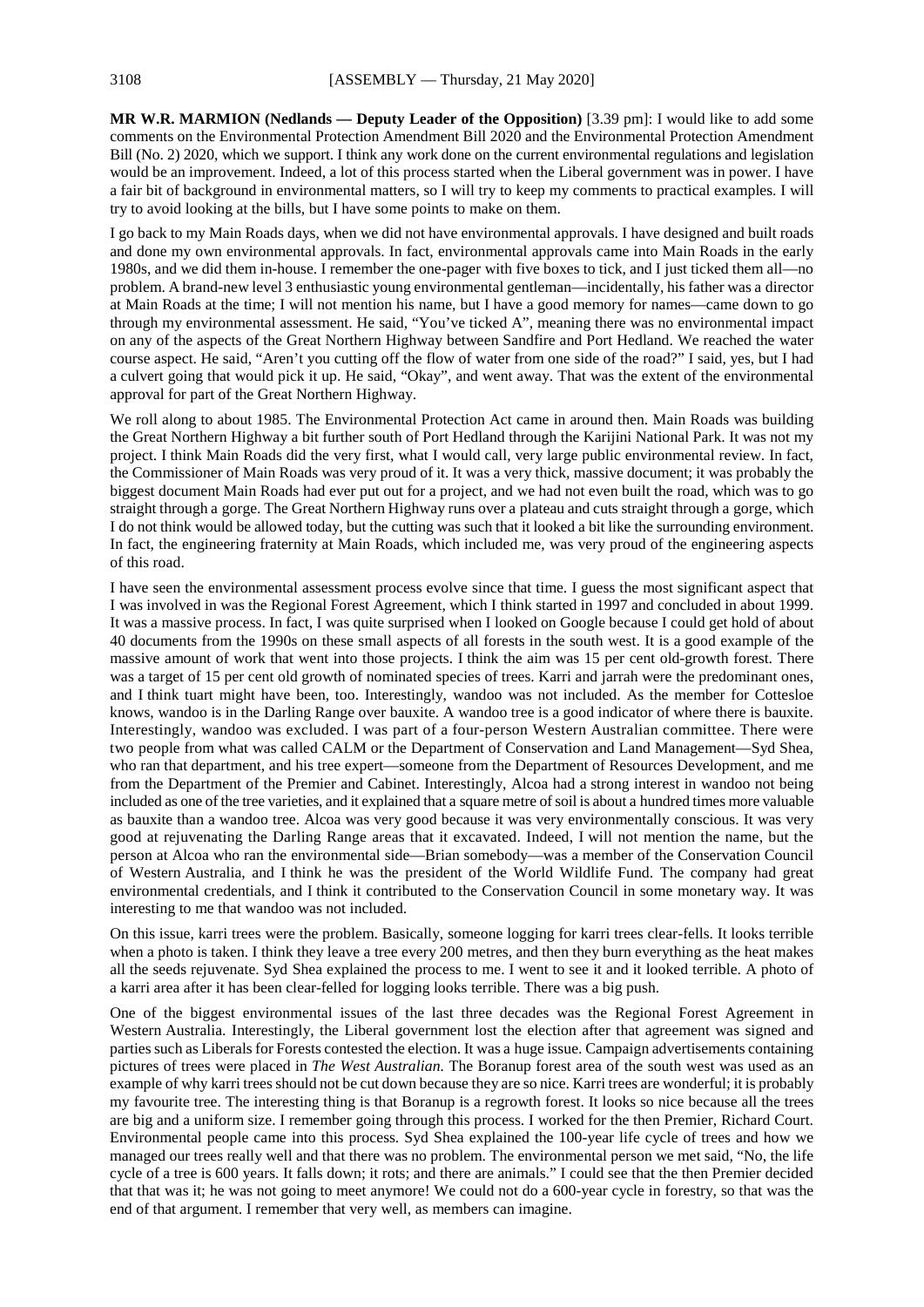**MR W.R. MARMION (Nedlands — Deputy Leader of the Opposition)** [3.39 pm]: I would like to add some comments on the Environmental Protection Amendment Bill 2020 and the Environmental Protection Amendment Bill (No. 2) 2020, which we support. I think any work done on the current environmental regulations and legislation would be an improvement. Indeed, a lot of this process started when the Liberal government was in power. I have a fair bit of background in environmental matters, so I will try to keep my comments to practical examples. I will try to avoid looking at the bills, but I have some points to make on them.

I go back to my Main Roads days, when we did not have environmental approvals. I have designed and built roads and done my own environmental approvals. In fact, environmental approvals came into Main Roads in the early 1980s, and we did them in-house. I remember the one-pager with five boxes to tick, and I just ticked them all—no problem. A brand-new level 3 enthusiastic young environmental gentleman—incidentally, his father was a director at Main Roads at the time; I will not mention his name, but I have a good memory for names—came down to go through my environmental assessment. He said, "You've ticked A", meaning there was no environmental impact on any of the aspects of the Great Northern Highway between Sandfire and Port Hedland. We reached the water course aspect. He said, "Aren't you cutting off the flow of water from one side of the road?" I said, yes, but I had a culvert going that would pick it up. He said, "Okay", and went away. That was the extent of the environmental approval for part of the Great Northern Highway.

We roll along to about 1985. The Environmental Protection Act came in around then. Main Roads was building the Great Northern Highway a bit further south of Port Hedland through the Karijini National Park. It was not my project. I think Main Roads did the very first, what I would call, very large public environmental review. In fact, the Commissioner of Main Roads was very proud of it. It was a very thick, massive document; it was probably the biggest document Main Roads had ever put out for a project, and we had not even built the road, which was to go straight through a gorge. The Great Northern Highway runs over a plateau and cuts straight through a gorge, which I do not think would be allowed today, but the cutting was such that it looked a bit like the surrounding environment. In fact, the engineering fraternity at Main Roads, which included me, was very proud of the engineering aspects of this road.

I have seen the environmental assessment process evolve since that time. I guess the most significant aspect that I was involved in was the Regional Forest Agreement, which I think started in 1997 and concluded in about 1999. It was a massive process. In fact, I was quite surprised when I looked on Google because I could get hold of about 40 documents from the 1990s on these small aspects of all forests in the south west. It is a good example of the massive amount of work that went into those projects. I think the aim was 15 per cent old-growth forest. There was a target of 15 per cent old growth of nominated species of trees. Karri and jarrah were the predominant ones, and I think tuart might have been, too. Interestingly, wandoo was not included. As the member for Cottesloe knows, wandoo is in the Darling Range over bauxite. A wandoo tree is a good indicator of where there is bauxite. Interestingly, wandoo was excluded. I was part of a four-person Western Australian committee. There were two people from what was called CALM or the Department of Conservation and Land Management—Syd Shea, who ran that department, and his tree expert—someone from the Department of Resources Development, and me from the Department of the Premier and Cabinet. Interestingly, Alcoa had a strong interest in wandoo not being included as one of the tree varieties, and it explained that a square metre of soil is about a hundred times more valuable as bauxite than a wandoo tree. Alcoa was very good because it was very environmentally conscious. It was very good at rejuvenating the Darling Range areas that it excavated. Indeed, I will not mention the name, but the person at Alcoa who ran the environmental side—Brian somebody—was a member of the Conservation Council of Western Australia, and I think he was the president of the World Wildlife Fund. The company had great environmental credentials, and I think it contributed to the Conservation Council in some monetary way. It was interesting to me that wandoo was not included.

On this issue, karri trees were the problem. Basically, someone logging for karri trees clear-fells. It looks terrible when a photo is taken. I think they leave a tree every 200 metres, and then they burn everything as the heat makes all the seeds rejuvenate. Syd Shea explained the process to me. I went to see it and it looked terrible. A photo of a karri area after it has been clear-felled for logging looks terrible. There was a big push.

One of the biggest environmental issues of the last three decades was the Regional Forest Agreement in Western Australia. Interestingly, the Liberal government lost the election after that agreement was signed and parties such as Liberals for Forests contested the election. It was a huge issue. Campaign advertisements containing pictures of trees were placed in *The West Australian*. The Boranup forest area of the south west was used as an example of why karri trees should not be cut down because they are so nice. Karri trees are wonderful; it is probably my favourite tree. The interesting thing is that Boranup is a regrowth forest. It looks so nice because all the trees are big and a uniform size. I remember going through this process. I worked for the then Premier, Richard Court. Environmental people came into this process. Syd Shea explained the 100-year life cycle of trees and how we managed our trees really well and that there was no problem. The environmental person we met said, "No, the life cycle of a tree is 600 years. It falls down; it rots; and there are animals." I could see that the then Premier decided that that was it; he was not going to meet anymore! We could not do a 600-year cycle in forestry, so that was the end of that argument. I remember that very well, as members can imagine.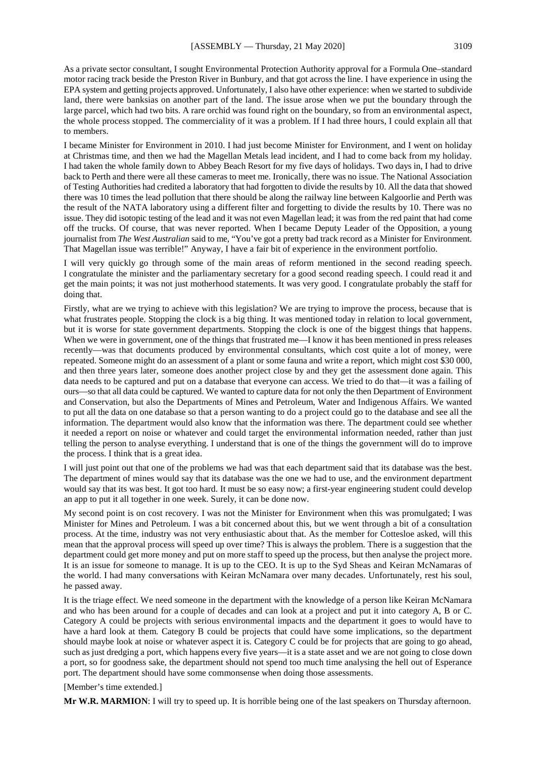As a private sector consultant, I sought Environmental Protection Authority approval for a Formula One–standard motor racing track beside the Preston River in Bunbury, and that got across the line. I have experience in using the EPA system and getting projects approved. Unfortunately, I also have other experience: when we started to subdivide land, there were banksias on another part of the land. The issue arose when we put the boundary through the large parcel, which had two bits. A rare orchid was found right on the boundary, so from an environmental aspect, the whole process stopped. The commerciality of it was a problem. If I had three hours, I could explain all that to members.

I became Minister for Environment in 2010. I had just become Minister for Environment, and I went on holiday at Christmas time, and then we had the Magellan Metals lead incident, and I had to come back from my holiday. I had taken the whole family down to Abbey Beach Resort for my five days of holidays. Two days in, I had to drive back to Perth and there were all these cameras to meet me. Ironically, there was no issue. The National Association of Testing Authorities had credited a laboratory that had forgotten to divide the results by 10. All the data that showed there was 10 times the lead pollution that there should be along the railway line between Kalgoorlie and Perth was the result of the NATA laboratory using a different filter and forgetting to divide the results by 10. There was no issue. They did isotopic testing of the lead and it was not even Magellan lead; it was from the red paint that had come off the trucks. Of course, that was never reported. When I became Deputy Leader of the Opposition, a young journalist from *The West Australian* said to me, "You've got a pretty bad track record as a Minister for Environment. That Magellan issue was terrible!" Anyway, I have a fair bit of experience in the environment portfolio.

I will very quickly go through some of the main areas of reform mentioned in the second reading speech. I congratulate the minister and the parliamentary secretary for a good second reading speech. I could read it and get the main points; it was not just motherhood statements. It was very good. I congratulate probably the staff for doing that.

Firstly, what are we trying to achieve with this legislation? We are trying to improve the process, because that is what frustrates people. Stopping the clock is a big thing. It was mentioned today in relation to local government, but it is worse for state government departments. Stopping the clock is one of the biggest things that happens. When we were in government, one of the things that frustrated me—I know it has been mentioned in press releases recently—was that documents produced by environmental consultants, which cost quite a lot of money, were repeated. Someone might do an assessment of a plant or some fauna and write a report, which might cost $30 000, and then three years later, someone does another project close by and they get the assessment done again. This data needs to be captured and put on a database that everyone can access. We tried to do that—it was a failing of ours—so that all data could be captured. We wanted to capture data for not only the then Department of Environment and Conservation, but also the Departments of Mines and Petroleum, Water and Indigenous Affairs. We wanted to put all the data on one database so that a person wanting to do a project could go to the database and see all the information. The department would also know that the information was there. The department could see whether it needed a report on noise or whatever and could target the environmental information needed, rather than just telling the person to analyse everything. I understand that is one of the things the government will do to improve the process. I think that is a great idea.

I will just point out that one of the problems we had was that each department said that its database was the best. The department of mines would say that its database was the one we had to use, and the environment department would say that its was best. It got too hard. It must be so easy now; a first-year engineering student could develop an app to put it all together in one week. Surely, it can be done now.

My second point is on cost recovery. I was not the Minister for Environment when this was promulgated; I was Minister for Mines and Petroleum. I was a bit concerned about this, but we went through a bit of a consultation process. At the time, industry was not very enthusiastic about that. As the member for Cottesloe asked, will this mean that the approval process will speed up over time? This is always the problem. There is a suggestion that the department could get more money and put on more staff to speed up the process, but then analyse the project more. It is an issue for someone to manage. It is up to the CEO. It is up to the Syd Sheas and Keiran McNamaras of the world. I had many conversations with Keiran McNamara over many decades. Unfortunately, rest his soul, he passed away.

It is the triage effect. We need someone in the department with the knowledge of a person like Keiran McNamara and who has been around for a couple of decades and can look at a project and put it into category A, B or C. Category A could be projects with serious environmental impacts and the department it goes to would have to have a hard look at them. Category B could be projects that could have some implications, so the department should maybe look at noise or whatever aspect it is. Category C could be for projects that are going to go ahead, such as just dredging a port, which happens every five years—it is a state asset and we are not going to close down a port, so for goodness sake, the department should not spend too much time analysing the hell out of Esperance port. The department should have some commonsense when doing those assessments.

[Member's time extended.]

**Mr W.R. MARMION**: I will try to speed up. It is horrible being one of the last speakers on Thursday afternoon.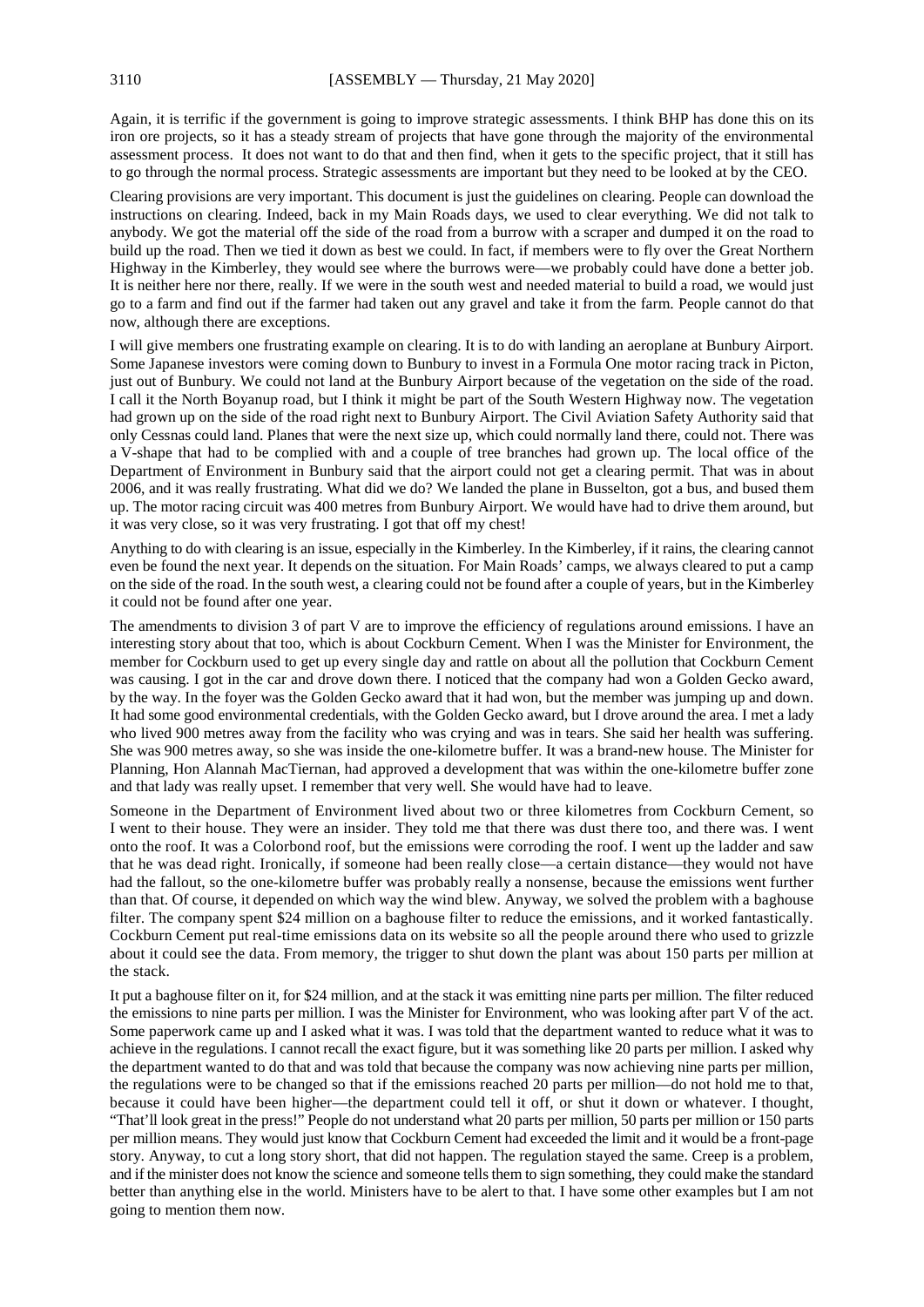Again, it is terrific if the government is going to improve strategic assessments. I think BHP has done this on its iron ore projects, so it has a steady stream of projects that have gone through the majority of the environmental assessment process. It does not want to do that and then find, when it gets to the specific project, that it still has to go through the normal process. Strategic assessments are important but they need to be looked at by the CEO.

Clearing provisions are very important. This document is just the guidelines on clearing. People can download the instructions on clearing. Indeed, back in my Main Roads days, we used to clear everything. We did not talk to anybody. We got the material off the side of the road from a burrow with a scraper and dumped it on the road to build up the road. Then we tied it down as best we could. In fact, if members were to fly over the Great Northern Highway in the Kimberley, they would see where the burrows were—we probably could have done a better job. It is neither here nor there, really. If we were in the south west and needed material to build a road, we would just go to a farm and find out if the farmer had taken out any gravel and take it from the farm. People cannot do that now, although there are exceptions.

I will give members one frustrating example on clearing. It is to do with landing an aeroplane at Bunbury Airport. Some Japanese investors were coming down to Bunbury to invest in a Formula One motor racing track in Picton, just out of Bunbury. We could not land at the Bunbury Airport because of the vegetation on the side of the road. I call it the North Boyanup road, but I think it might be part of the South Western Highway now. The vegetation had grown up on the side of the road right next to Bunbury Airport. The Civil Aviation Safety Authority said that only Cessnas could land. Planes that were the next size up, which could normally land there, could not. There was a V-shape that had to be complied with and a couple of tree branches had grown up. The local office of the Department of Environment in Bunbury said that the airport could not get a clearing permit. That was in about 2006, and it was really frustrating. What did we do? We landed the plane in Busselton, got a bus, and bused them up. The motor racing circuit was 400 metres from Bunbury Airport. We would have had to drive them around, but it was very close, so it was very frustrating. I got that off my chest!

Anything to do with clearing is an issue, especially in the Kimberley. In the Kimberley, if it rains, the clearing cannot even be found the next year. It depends on the situation. For Main Roads' camps, we always cleared to put a camp on the side of the road. In the south west, a clearing could not be found after a couple of years, but in the Kimberley it could not be found after one year.

The amendments to division 3 of part V are to improve the efficiency of regulations around emissions. I have an interesting story about that too, which is about Cockburn Cement. When I was the Minister for Environment, the member for Cockburn used to get up every single day and rattle on about all the pollution that Cockburn Cement was causing. I got in the car and drove down there. I noticed that the company had won a Golden Gecko award, by the way. In the foyer was the Golden Gecko award that it had won, but the member was jumping up and down. It had some good environmental credentials, with the Golden Gecko award, but I drove around the area. I met a lady who lived 900 metres away from the facility who was crying and was in tears. She said her health was suffering. She was 900 metres away, so she was inside the one-kilometre buffer. It was a brand-new house. The Minister for Planning, Hon Alannah MacTiernan, had approved a development that was within the one-kilometre buffer zone and that lady was really upset. I remember that very well. She would have had to leave.

Someone in the Department of Environment lived about two or three kilometres from Cockburn Cement, so I went to their house. They were an insider. They told me that there was dust there too, and there was. I went onto the roof. It was a Colorbond roof, but the emissions were corroding the roof. I went up the ladder and saw that he was dead right. Ironically, if someone had been really close—a certain distance—they would not have had the fallout, so the one-kilometre buffer was probably really a nonsense, because the emissions went further than that. Of course, it depended on which way the wind blew. Anyway, we solved the problem with a baghouse filter. The company spent $24 million on a baghouse filter to reduce the emissions, and it worked fantastically. Cockburn Cement put real-time emissions data on its website so all the people around there who used to grizzle about it could see the data. From memory, the trigger to shut down the plant was about 150 parts per million at the stack.

It put a baghouse filter on it, for $24 million, and at the stack it was emitting nine parts per million. The filter reduced the emissions to nine parts per million. I was the Minister for Environment, who was looking after part V of the act. Some paperwork came up and I asked what it was. I was told that the department wanted to reduce what it was to achieve in the regulations. I cannot recall the exact figure, but it was something like 20 parts per million. I asked why the department wanted to do that and was told that because the company was now achieving nine parts per million, the regulations were to be changed so that if the emissions reached 20 parts per million—do not hold me to that, because it could have been higher—the department could tell it off, or shut it down or whatever. I thought, "That'll look great in the press!" People do not understand what 20 parts per million, 50 parts per million or 150 parts per million means. They would just know that Cockburn Cement had exceeded the limit and it would be a front-page story. Anyway, to cut a long story short, that did not happen. The regulation stayed the same. Creep is a problem, and if the minister does not know the science and someone tells them to sign something, they could make the standard better than anything else in the world. Ministers have to be alert to that. I have some other examples but I am not going to mention them now.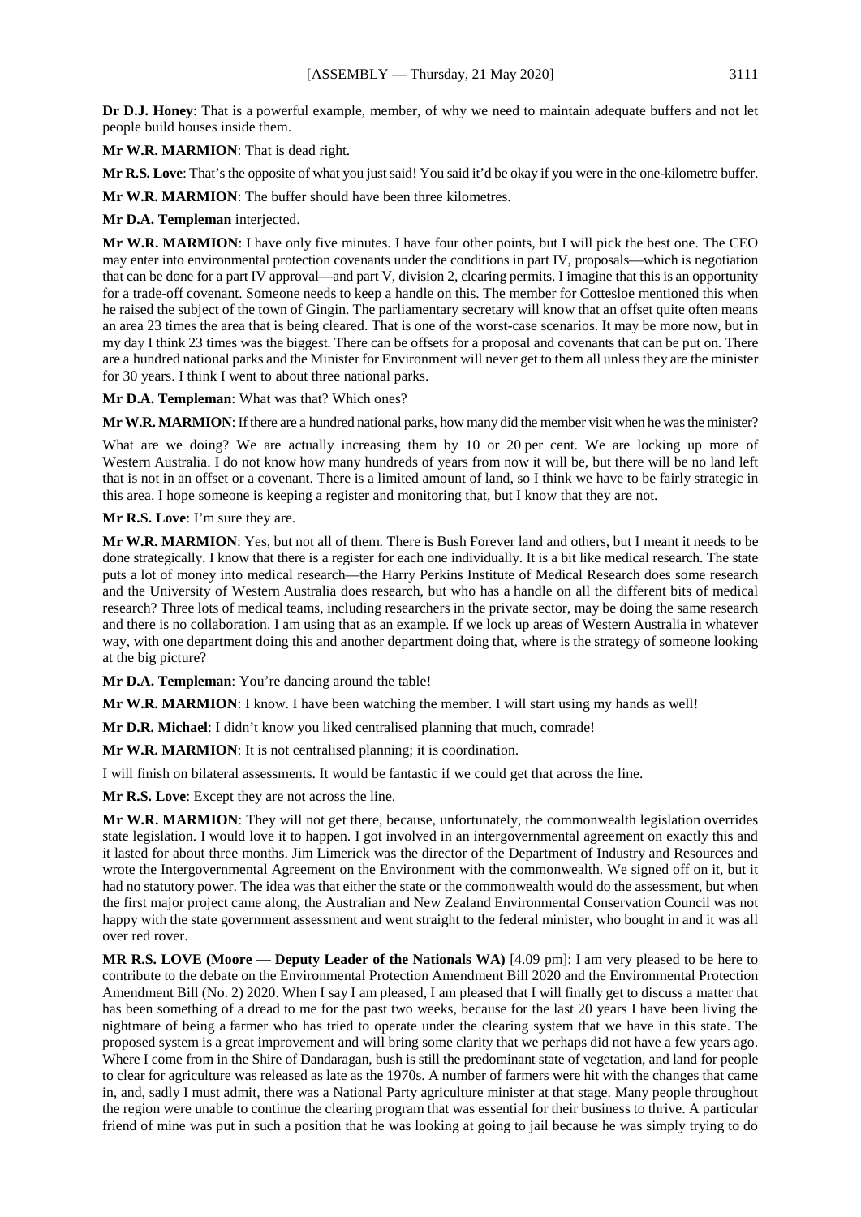**Dr D.J. Honey**: That is a powerful example, member, of why we need to maintain adequate buffers and not let people build houses inside them.

**Mr W.R. MARMION**: That is dead right.

**Mr R.S. Love**: That's the opposite of what you just said! You said it'd be okay if you were in the one-kilometre buffer.

**Mr W.R. MARMION**: The buffer should have been three kilometres.

**Mr D.A. Templeman** interjected.

**Mr W.R. MARMION**: I have only five minutes. I have four other points, but I will pick the best one. The CEO may enter into environmental protection covenants under the conditions in part IV, proposals—which is negotiation that can be done for a part IV approval—and part V, division 2, clearing permits. I imagine that this is an opportunity for a trade-off covenant. Someone needs to keep a handle on this. The member for Cottesloe mentioned this when he raised the subject of the town of Gingin. The parliamentary secretary will know that an offset quite often means an area 23 times the area that is being cleared. That is one of the worst-case scenarios. It may be more now, but in my day I think 23 times was the biggest. There can be offsets for a proposal and covenants that can be put on. There are a hundred national parks and the Minister for Environment will never get to them all unless they are the minister for 30 years. I think I went to about three national parks.

**Mr D.A. Templeman**: What was that? Which ones?

**Mr W.R. MARMION**: If there are a hundred national parks, how many did the member visit when he was the minister?

What are we doing? We are actually increasing them by 10 or 20 per cent. We are locking up more of Western Australia. I do not know how many hundreds of years from now it will be, but there will be no land left that is not in an offset or a covenant. There is a limited amount of land, so I think we have to be fairly strategic in this area. I hope someone is keeping a register and monitoring that, but I know that they are not.

**Mr R.S. Love**: I'm sure they are.

**Mr W.R. MARMION**: Yes, but not all of them. There is Bush Forever land and others, but I meant it needs to be done strategically. I know that there is a register for each one individually. It is a bit like medical research. The state puts a lot of money into medical research—the Harry Perkins Institute of Medical Research does some research and the University of Western Australia does research, but who has a handle on all the different bits of medical research? Three lots of medical teams, including researchers in the private sector, may be doing the same research and there is no collaboration. I am using that as an example. If we lock up areas of Western Australia in whatever way, with one department doing this and another department doing that, where is the strategy of someone looking at the big picture?

**Mr D.A. Templeman**: You're dancing around the table!

**Mr W.R. MARMION**: I know. I have been watching the member. I will start using my hands as well!

**Mr D.R. Michael**: I didn't know you liked centralised planning that much, comrade!

**Mr W.R. MARMION**: It is not centralised planning; it is coordination.

I will finish on bilateral assessments. It would be fantastic if we could get that across the line.

**Mr R.S. Love**: Except they are not across the line.

**Mr W.R. MARMION**: They will not get there, because, unfortunately, the commonwealth legislation overrides state legislation. I would love it to happen. I got involved in an intergovernmental agreement on exactly this and it lasted for about three months. Jim Limerick was the director of the Department of Industry and Resources and wrote the Intergovernmental Agreement on the Environment with the commonwealth. We signed off on it, but it had no statutory power. The idea was that either the state or the commonwealth would do the assessment, but when the first major project came along, the Australian and New Zealand Environmental Conservation Council was not happy with the state government assessment and went straight to the federal minister, who bought in and it was all over red rover.

**MR R.S. LOVE (Moore — Deputy Leader of the Nationals WA)** [4.09 pm]: I am very pleased to be here to contribute to the debate on the Environmental Protection Amendment Bill 2020 and the Environmental Protection Amendment Bill (No. 2) 2020. When I say I am pleased, I am pleased that I will finally get to discuss a matter that has been something of a dread to me for the past two weeks, because for the last 20 years I have been living the nightmare of being a farmer who has tried to operate under the clearing system that we have in this state. The proposed system is a great improvement and will bring some clarity that we perhaps did not have a few years ago. Where I come from in the Shire of Dandaragan, bush is still the predominant state of vegetation, and land for people to clear for agriculture was released as late as the 1970s. A number of farmers were hit with the changes that came in, and, sadly I must admit, there was a National Party agriculture minister at that stage. Many people throughout the region were unable to continue the clearing program that was essential for their business to thrive. A particular friend of mine was put in such a position that he was looking at going to jail because he was simply trying to do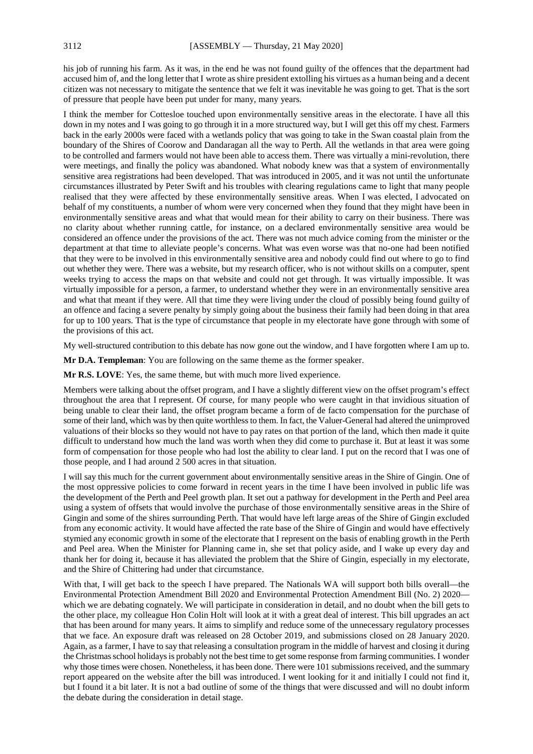his job of running his farm. As it was, in the end he was not found guilty of the offences that the department had accused him of, and the long letter that I wrote as shire president extolling his virtues as a human being and a decent citizen was not necessary to mitigate the sentence that we felt it was inevitable he was going to get. That is the sort of pressure that people have been put under for many, many years.

I think the member for Cottesloe touched upon environmentally sensitive areas in the electorate. I have all this down in my notes and I was going to go through it in a more structured way, but I will get this off my chest. Farmers back in the early 2000s were faced with a wetlands policy that was going to take in the Swan coastal plain from the boundary of the Shires of Coorow and Dandaragan all the way to Perth. All the wetlands in that area were going to be controlled and farmers would not have been able to access them. There was virtually a mini-revolution, there were meetings, and finally the policy was abandoned. What nobody knew was that a system of environmentally sensitive area registrations had been developed. That was introduced in 2005, and it was not until the unfortunate circumstances illustrated by Peter Swift and his troubles with clearing regulations came to light that many people realised that they were affected by these environmentally sensitive areas. When I was elected, I advocated on behalf of my constituents, a number of whom were very concerned when they found that they might have been in environmentally sensitive areas and what that would mean for their ability to carry on their business. There was no clarity about whether running cattle, for instance, on a declared environmentally sensitive area would be considered an offence under the provisions of the act. There was not much advice coming from the minister or the department at that time to alleviate people's concerns. What was even worse was that no-one had been notified that they were to be involved in this environmentally sensitive area and nobody could find out where to go to find out whether they were. There was a website, but my research officer, who is not without skills on a computer, spent weeks trying to access the maps on that website and could not get through. It was virtually impossible. It was virtually impossible for a person, a farmer, to understand whether they were in an environmentally sensitive area and what that meant if they were. All that time they were living under the cloud of possibly being found guilty of an offence and facing a severe penalty by simply going about the business their family had been doing in that area for up to 100 years. That is the type of circumstance that people in my electorate have gone through with some of the provisions of this act.

My well-structured contribution to this debate has now gone out the window, and I have forgotten where I am up to.

**Mr D.A. Templeman**: You are following on the same theme as the former speaker.

**Mr R.S. LOVE**: Yes, the same theme, but with much more lived experience.

Members were talking about the offset program, and I have a slightly different view on the offset program's effect throughout the area that I represent. Of course, for many people who were caught in that invidious situation of being unable to clear their land, the offset program became a form of de facto compensation for the purchase of some of their land, which was by then quite worthless to them. In fact, the Valuer-General had altered the unimproved valuations of their blocks so they would not have to pay rates on that portion of the land, which then made it quite difficult to understand how much the land was worth when they did come to purchase it. But at least it was some form of compensation for those people who had lost the ability to clear land. I put on the record that I was one of those people, and I had around 2 500 acres in that situation.

I will say this much for the current government about environmentally sensitive areas in the Shire of Gingin. One of the most oppressive policies to come forward in recent years in the time I have been involved in public life was the development of the Perth and Peel growth plan. It set out a pathway for development in the Perth and Peel area using a system of offsets that would involve the purchase of those environmentally sensitive areas in the Shire of Gingin and some of the shires surrounding Perth. That would have left large areas of the Shire of Gingin excluded from any economic activity. It would have affected the rate base of the Shire of Gingin and would have effectively stymied any economic growth in some of the electorate that I represent on the basis of enabling growth in the Perth and Peel area. When the Minister for Planning came in, she set that policy aside, and I wake up every day and thank her for doing it, because it has alleviated the problem that the Shire of Gingin, especially in my electorate, and the Shire of Chittering had under that circumstance.

With that, I will get back to the speech I have prepared. The Nationals WA will support both bills overall—the Environmental Protection Amendment Bill 2020 and Environmental Protection Amendment Bill (No. 2) 2020—which we are debating cognately. We will participate in consideration in detail, and no doubt when the bill gets to the other place, my colleague Hon Colin Holt will look at it with a great deal of interest. This bill upgrades an act that has been around for many years. It aims to simplify and reduce some of the unnecessary regulatory processes that we face. An exposure draft was released on 28 October 2019, and submissions closed on 28 January 2020. Again, as a farmer, I have to say that releasing a consultation program in the middle of harvest and closing it during the Christmas school holidays is probably not the best time to get some response from farming communities. I wonder why those times were chosen. Nonetheless, it has been done. There were 101 submissions received, and the summary report appeared on the website after the bill was introduced. I went looking for it and initially I could not find it, but I found it a bit later. It is not a bad outline of some of the things that were discussed and will no doubt inform the debate during the consideration in detail stage.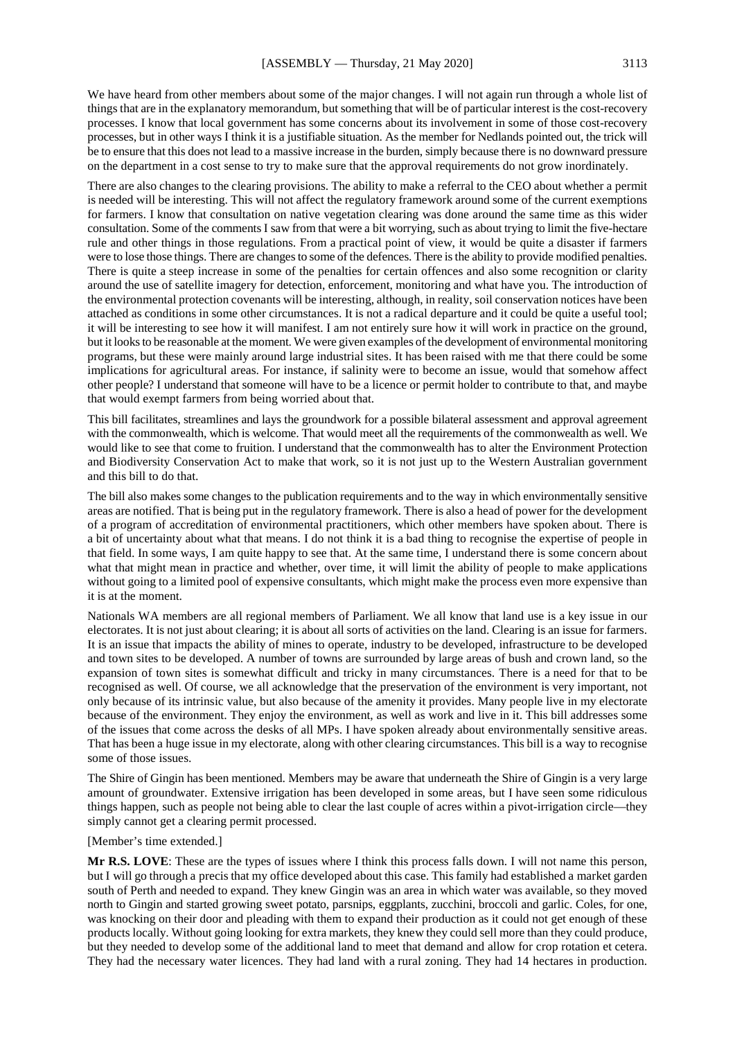We have heard from other members about some of the major changes. I will not again run through a whole list of things that are in the explanatory memorandum, but something that will be of particular interest is the cost-recovery processes. I know that local government has some concerns about its involvement in some of those cost-recovery processes, but in other ways I think it is a justifiable situation. As the member for Nedlands pointed out, the trick will be to ensure that this does not lead to a massive increase in the burden, simply because there is no downward pressure on the department in a cost sense to try to make sure that the approval requirements do not grow inordinately.

There are also changes to the clearing provisions. The ability to make a referral to the CEO about whether a permit is needed will be interesting. This will not affect the regulatory framework around some of the current exemptions for farmers. I know that consultation on native vegetation clearing was done around the same time as this wider consultation. Some of the comments I saw from that were a bit worrying, such as about trying to limit the five-hectare rule and other things in those regulations. From a practical point of view, it would be quite a disaster if farmers were to lose those things. There are changes to some of the defences. There is the ability to provide modified penalties. There is quite a steep increase in some of the penalties for certain offences and also some recognition or clarity around the use of satellite imagery for detection, enforcement, monitoring and what have you. The introduction of the environmental protection covenants will be interesting, although, in reality, soil conservation notices have been attached as conditions in some other circumstances. It is not a radical departure and it could be quite a useful tool; it will be interesting to see how it will manifest. I am not entirely sure how it will work in practice on the ground, but it looks to be reasonable at the moment. We were given examples of the development of environmental monitoring programs, but these were mainly around large industrial sites. It has been raised with me that there could be some implications for agricultural areas. For instance, if salinity were to become an issue, would that somehow affect other people? I understand that someone will have to be a licence or permit holder to contribute to that, and maybe that would exempt farmers from being worried about that.

This bill facilitates, streamlines and lays the groundwork for a possible bilateral assessment and approval agreement with the commonwealth, which is welcome. That would meet all the requirements of the commonwealth as well. We would like to see that come to fruition. I understand that the commonwealth has to alter the Environment Protection and Biodiversity Conservation Act to make that work, so it is not just up to the Western Australian government and this bill to do that.

The bill also makes some changes to the publication requirements and to the way in which environmentally sensitive areas are notified. That is being put in the regulatory framework. There is also a head of power for the development of a program of accreditation of environmental practitioners, which other members have spoken about. There is a bit of uncertainty about what that means. I do not think it is a bad thing to recognise the expertise of people in that field. In some ways, I am quite happy to see that. At the same time, I understand there is some concern about what that might mean in practice and whether, over time, it will limit the ability of people to make applications without going to a limited pool of expensive consultants, which might make the process even more expensive than it is at the moment.

Nationals WA members are all regional members of Parliament. We all know that land use is a key issue in our electorates. It is not just about clearing; it is about all sorts of activities on the land. Clearing is an issue for farmers. It is an issue that impacts the ability of mines to operate, industry to be developed, infrastructure to be developed and town sites to be developed. A number of towns are surrounded by large areas of bush and crown land, so the expansion of town sites is somewhat difficult and tricky in many circumstances. There is a need for that to be recognised as well. Of course, we all acknowledge that the preservation of the environment is very important, not only because of its intrinsic value, but also because of the amenity it provides. Many people live in my electorate because of the environment. They enjoy the environment, as well as work and live in it. This bill addresses some of the issues that come across the desks of all MPs. I have spoken already about environmentally sensitive areas. That has been a huge issue in my electorate, along with other clearing circumstances. This bill is a way to recognise some of those issues.

The Shire of Gingin has been mentioned. Members may be aware that underneath the Shire of Gingin is a very large amount of groundwater. Extensive irrigation has been developed in some areas, but I have seen some ridiculous things happen, such as people not being able to clear the last couple of acres within a pivot-irrigation circle—they simply cannot get a clearing permit processed.

[Member's time extended.]

**Mr R.S. LOVE**: These are the types of issues where I think this process falls down. I will not name this person, but I will go through a precis that my office developed about this case. This family had established a market garden south of Perth and needed to expand. They knew Gingin was an area in which water was available, so they moved north to Gingin and started growing sweet potato, parsnips, eggplants, zucchini, broccoli and garlic. Coles, for one, was knocking on their door and pleading with them to expand their production as it could not get enough of these products locally. Without going looking for extra markets, they knew they could sell more than they could produce, but they needed to develop some of the additional land to meet that demand and allow for crop rotation et cetera. They had the necessary water licences. They had land with a rural zoning. They had 14 hectares in production.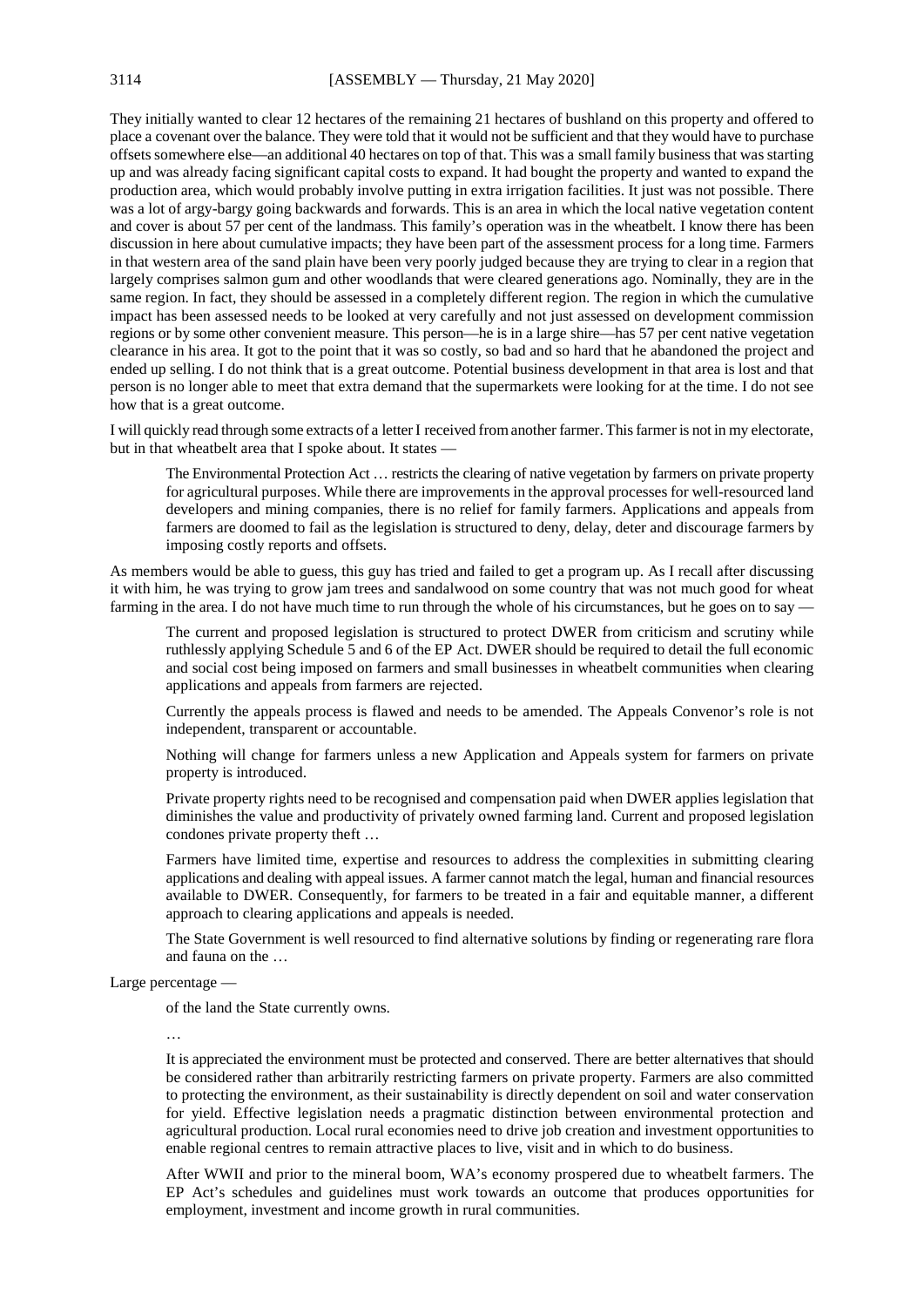They initially wanted to clear 12 hectares of the remaining 21 hectares of bushland on this property and offered to place a covenant over the balance. They were told that it would not be sufficient and that they would have to purchase offsets somewhere else—an additional 40 hectares on top of that. This was a small family business that was starting up and was already facing significant capital costs to expand. It had bought the property and wanted to expand the production area, which would probably involve putting in extra irrigation facilities. It just was not possible. There was a lot of argy-bargy going backwards and forwards. This is an area in which the local native vegetation content and cover is about 57 per cent of the landmass. This family's operation was in the wheatbelt. I know there has been discussion in here about cumulative impacts; they have been part of the assessment process for a long time. Farmers in that western area of the sand plain have been very poorly judged because they are trying to clear in a region that largely comprises salmon gum and other woodlands that were cleared generations ago. Nominally, they are in the same region. In fact, they should be assessed in a completely different region. The region in which the cumulative impact has been assessed needs to be looked at very carefully and not just assessed on development commission regions or by some other convenient measure. This person—he is in a large shire—has 57 per cent native vegetation clearance in his area. It got to the point that it was so costly, so bad and so hard that he abandoned the project and ended up selling. I do not think that is a great outcome. Potential business development in that area is lost and that person is no longer able to meet that extra demand that the supermarkets were looking for at the time. I do not see how that is a great outcome.

I will quickly read through some extracts of a letter I received from another farmer. This farmer is not in my electorate, but in that wheatbelt area that I spoke about. It states —

> The Environmental Protection Act … restricts the clearing of native vegetation by farmers on private property for agricultural purposes. While there are improvements in the approval processes for well-resourced land developers and mining companies, there is no relief for family farmers. Applications and appeals from farmers are doomed to fail as the legislation is structured to deny, delay, deter and discourage farmers by imposing costly reports and offsets.

As members would be able to guess, this guy has tried and failed to get a program up. As I recall after discussing it with him, he was trying to grow jam trees and sandalwood on some country that was not much good for wheat farming in the area. I do not have much time to run through the whole of his circumstances, but he goes on to say —

> The current and proposed legislation is structured to protect DWER from criticism and scrutiny while ruthlessly applying Schedule 5 and 6 of the EP Act. DWER should be required to detail the full economic and social cost being imposed on farmers and small businesses in wheatbelt communities when clearing applications and appeals from farmers are rejected.
>
> Currently the appeals process is flawed and needs to be amended. The Appeals Convenor's role is not independent, transparent or accountable.
>
> Nothing will change for farmers unless a new Application and Appeals system for farmers on private property is introduced.
>
> Private property rights need to be recognised and compensation paid when DWER applies legislation that diminishes the value and productivity of privately owned farming land. Current and proposed legislation condones private property theft …
>
> Farmers have limited time, expertise and resources to address the complexities in submitting clearing applications and dealing with appeal issues. A farmer cannot match the legal, human and financial resources available to DWER. Consequently, for farmers to be treated in a fair and equitable manner, a different approach to clearing applications and appeals is needed.
>
> The State Government is well resourced to find alternative solutions by finding or regenerating rare flora and fauna on the …

Large percentage —

> of the land the State currently owns.
>
> …
>
> It is appreciated the environment must be protected and conserved. There are better alternatives that should be considered rather than arbitrarily restricting farmers on private property. Farmers are also committed to protecting the environment, as their sustainability is directly dependent on soil and water conservation for yield. Effective legislation needs a pragmatic distinction between environmental protection and agricultural production. Local rural economies need to drive job creation and investment opportunities to enable regional centres to remain attractive places to live, visit and in which to do business.
>
> After WWII and prior to the mineral boom, WA's economy prospered due to wheatbelt farmers. The EP Act's schedules and guidelines must work towards an outcome that produces opportunities for employment, investment and income growth in rural communities.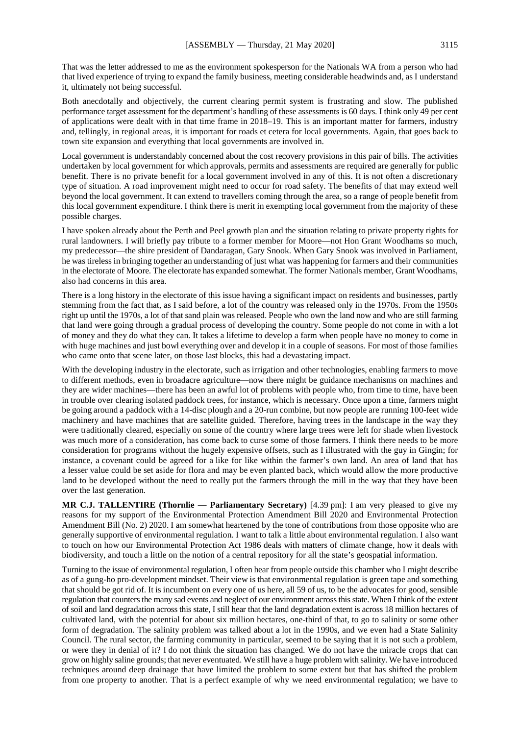That was the letter addressed to me as the environment spokesperson for the Nationals WA from a person who had that lived experience of trying to expand the family business, meeting considerable headwinds and, as I understand it, ultimately not being successful.

Both anecdotally and objectively, the current clearing permit system is frustrating and slow. The published performance target assessment for the department's handling of these assessments is 60 days. I think only 49 per cent of applications were dealt with in that time frame in 2018–19. This is an important matter for farmers, industry and, tellingly, in regional areas, it is important for roads et cetera for local governments. Again, that goes back to town site expansion and everything that local governments are involved in.

Local government is understandably concerned about the cost recovery provisions in this pair of bills. The activities undertaken by local government for which approvals, permits and assessments are required are generally for public benefit. There is no private benefit for a local government involved in any of this. It is not often a discretionary type of situation. A road improvement might need to occur for road safety. The benefits of that may extend well beyond the local government. It can extend to travellers coming through the area, so a range of people benefit from this local government expenditure. I think there is merit in exempting local government from the majority of these possible charges.

I have spoken already about the Perth and Peel growth plan and the situation relating to private property rights for rural landowners. I will briefly pay tribute to a former member for Moore—not Hon Grant Woodhams so much, my predecessor—the shire president of Dandaragan, Gary Snook. When Gary Snook was involved in Parliament, he was tireless in bringing together an understanding of just what was happening for farmers and their communities in the electorate of Moore. The electorate has expanded somewhat. The former Nationals member, Grant Woodhams, also had concerns in this area.

There is a long history in the electorate of this issue having a significant impact on residents and businesses, partly stemming from the fact that, as I said before, a lot of the country was released only in the 1970s. From the 1950s right up until the 1970s, a lot of that sand plain was released. People who own the land now and who are still farming that land were going through a gradual process of developing the country. Some people do not come in with a lot of money and they do what they can. It takes a lifetime to develop a farm when people have no money to come in with huge machines and just bowl everything over and develop it in a couple of seasons. For most of those families who came onto that scene later, on those last blocks, this had a devastating impact.

With the developing industry in the electorate, such as irrigation and other technologies, enabling farmers to move to different methods, even in broadacre agriculture—now there might be guidance mechanisms on machines and they are wider machines—there has been an awful lot of problems with people who, from time to time, have been in trouble over clearing isolated paddock trees, for instance, which is necessary. Once upon a time, farmers might be going around a paddock with a 14-disc plough and a 20-run combine, but now people are running 100-feet wide machinery and have machines that are satellite guided. Therefore, having trees in the landscape in the way they were traditionally cleared, especially on some of the country where large trees were left for shade when livestock was much more of a consideration, has come back to curse some of those farmers. I think there needs to be more consideration for programs without the hugely expensive offsets, such as I illustrated with the guy in Gingin; for instance, a covenant could be agreed for a like for like within the farmer's own land. An area of land that has a lesser value could be set aside for flora and may be even planted back, which would allow the more productive land to be developed without the need to really put the farmers through the mill in the way that they have been over the last generation.

**MR C.J. TALLENTIRE (Thornlie — Parliamentary Secretary)** [4.39 pm]: I am very pleased to give my reasons for my support of the Environmental Protection Amendment Bill 2020 and Environmental Protection Amendment Bill (No. 2) 2020. I am somewhat heartened by the tone of contributions from those opposite who are generally supportive of environmental regulation. I want to talk a little about environmental regulation. I also want to touch on how our Environmental Protection Act 1986 deals with matters of climate change, how it deals with biodiversity, and touch a little on the notion of a central repository for all the state's geospatial information.

Turning to the issue of environmental regulation, I often hear from people outside this chamber who I might describe as of a gung-ho pro-development mindset. Their view is that environmental regulation is green tape and something that should be got rid of. It is incumbent on every one of us here, all 59 of us, to be the advocates for good, sensible regulation that counters the many sad events and neglect of our environment across this state. When I think of the extent of soil and land degradation across this state, I still hear that the land degradation extent is across 18 million hectares of cultivated land, with the potential for about six million hectares, one-third of that, to go to salinity or some other form of degradation. The salinity problem was talked about a lot in the 1990s, and we even had a State Salinity Council. The rural sector, the farming community in particular, seemed to be saying that it is not such a problem, or were they in denial of it? I do not think the situation has changed. We do not have the miracle crops that can grow on highly saline grounds; that never eventuated. We still have a huge problem with salinity. We have introduced techniques around deep drainage that have limited the problem to some extent but that has shifted the problem from one property to another. That is a perfect example of why we need environmental regulation; we have to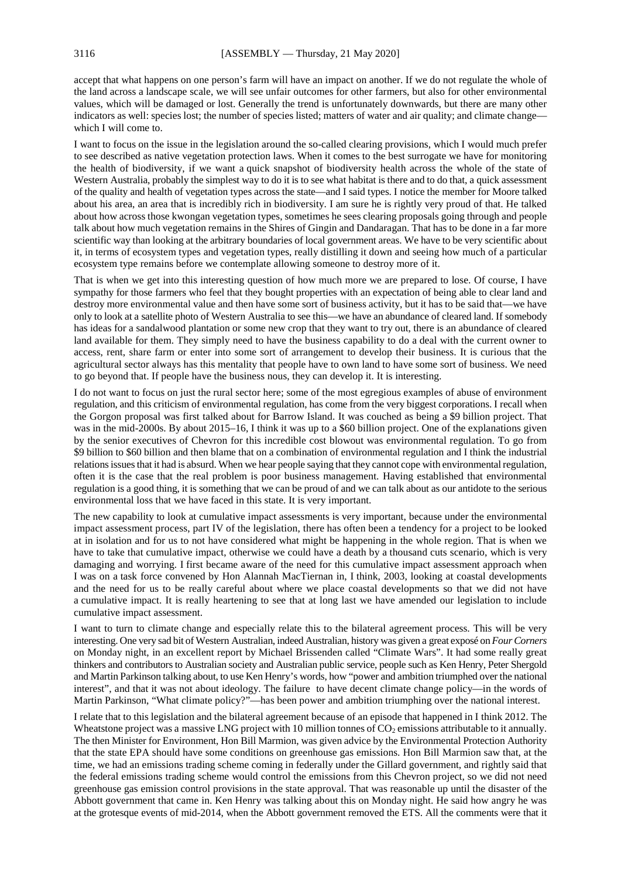accept that what happens on one person's farm will have an impact on another. If we do not regulate the whole of the land across a landscape scale, we will see unfair outcomes for other farmers, but also for other environmental values, which will be damaged or lost. Generally the trend is unfortunately downwards, but there are many other indicators as well: species lost; the number of species listed; matters of water and air quality; and climate change—which I will come to.

I want to focus on the issue in the legislation around the so-called clearing provisions, which I would much prefer to see described as native vegetation protection laws. When it comes to the best surrogate we have for monitoring the health of biodiversity, if we want a quick snapshot of biodiversity health across the whole of the state of Western Australia, probably the simplest way to do it is to see what habitat is there and to do that, a quick assessment of the quality and health of vegetation types across the state—and I said types. I notice the member for Moore talked about his area, an area that is incredibly rich in biodiversity. I am sure he is rightly very proud of that. He talked about how across those kwongan vegetation types, sometimes he sees clearing proposals going through and people talk about how much vegetation remains in the Shires of Gingin and Dandaragan. That has to be done in a far more scientific way than looking at the arbitrary boundaries of local government areas. We have to be very scientific about it, in terms of ecosystem types and vegetation types, really distilling it down and seeing how much of a particular ecosystem type remains before we contemplate allowing someone to destroy more of it.

That is when we get into this interesting question of how much more we are prepared to lose. Of course, I have sympathy for those farmers who feel that they bought properties with an expectation of being able to clear land and destroy more environmental value and then have some sort of business activity, but it has to be said that—we have only to look at a satellite photo of Western Australia to see this—we have an abundance of cleared land. If somebody has ideas for a sandalwood plantation or some new crop that they want to try out, there is an abundance of cleared land available for them. They simply need to have the business capability to do a deal with the current owner to access, rent, share farm or enter into some sort of arrangement to develop their business. It is curious that the agricultural sector always has this mentality that people have to own land to have some sort of business. We need to go beyond that. If people have the business nous, they can develop it. It is interesting.

I do not want to focus on just the rural sector here; some of the most egregious examples of abuse of environment regulation, and this criticism of environmental regulation, has come from the very biggest corporations. I recall when the Gorgon proposal was first talked about for Barrow Island. It was couched as being a \$9 billion project. That was in the mid-2000s. By about 2015–16, I think it was up to a \$60 billion project. One of the explanations given by the senior executives of Chevron for this incredible cost blowout was environmental regulation. To go from \$9 billion to \$60 billion and then blame that on a combination of environmental regulation and I think the industrial relations issues that it had is absurd. When we hear people saying that they cannot cope with environmental regulation, often it is the case that the real problem is poor business management. Having established that environmental regulation is a good thing, it is something that we can be proud of and we can talk about as our antidote to the serious environmental loss that we have faced in this state. It is very important.

The new capability to look at cumulative impact assessments is very important, because under the environmental impact assessment process, part IV of the legislation, there has often been a tendency for a project to be looked at in isolation and for us to not have considered what might be happening in the whole region. That is when we have to take that cumulative impact, otherwise we could have a death by a thousand cuts scenario, which is very damaging and worrying. I first became aware of the need for this cumulative impact assessment approach when I was on a task force convened by Hon Alannah MacTiernan in, I think, 2003, looking at coastal developments and the need for us to be really careful about where we place coastal developments so that we did not have a cumulative impact. It is really heartening to see that at long last we have amended our legislation to include cumulative impact assessment.

I want to turn to climate change and especially relate this to the bilateral agreement process. This will be very interesting. One very sad bit of Western Australian, indeed Australian, history was given a great exposé on *Four Corners* on Monday night, in an excellent report by Michael Brissenden called "Climate Wars". It had some really great thinkers and contributors to Australian society and Australian public service, people such as Ken Henry, Peter Shergold and Martin Parkinson talking about, to use Ken Henry's words, how "power and ambition triumphed over the national interest", and that it was not about ideology. The failure to have decent climate change policy—in the words of Martin Parkinson, "What climate policy?"—has been power and ambition triumphing over the national interest.

I relate that to this legislation and the bilateral agreement because of an episode that happened in I think 2012. The Wheatstone project was a massive LNG project with 10 million tonnes of $CO_2$ emissions attributable to it annually. The then Minister for Environment, Hon Bill Marmion, was given advice by the Environmental Protection Authority that the state EPA should have some conditions on greenhouse gas emissions. Hon Bill Marmion saw that, at the time, we had an emissions trading scheme coming in federally under the Gillard government, and rightly said that the federal emissions trading scheme would control the emissions from this Chevron project, so we did not need greenhouse gas emission control provisions in the state approval. That was reasonable up until the disaster of the Abbott government that came in. Ken Henry was talking about this on Monday night. He said how angry he was at the grotesque events of mid-2014, when the Abbott government removed the ETS. All the comments were that it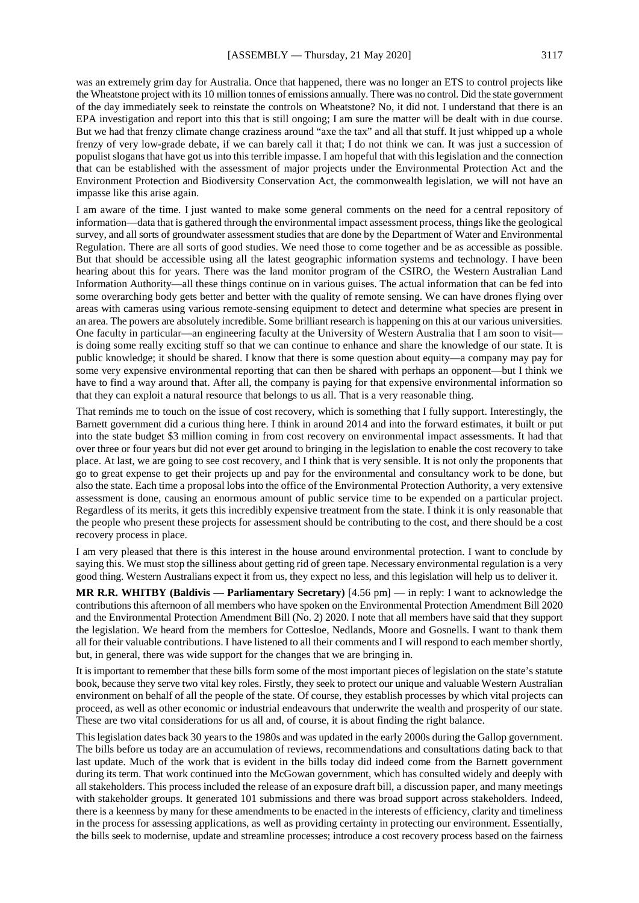was an extremely grim day for Australia. Once that happened, there was no longer an ETS to control projects like the Wheatstone project with its 10 million tonnes of emissions annually. There was no control. Did the state government of the day immediately seek to reinstate the controls on Wheatstone? No, it did not. I understand that there is an EPA investigation and report into this that is still ongoing; I am sure the matter will be dealt with in due course. But we had that frenzy climate change craziness around "axe the tax" and all that stuff. It just whipped up a whole frenzy of very low-grade debate, if we can barely call it that; I do not think we can. It was just a succession of populist slogans that have got us into this terrible impasse. I am hopeful that with this legislation and the connection that can be established with the assessment of major projects under the Environmental Protection Act and the Environment Protection and Biodiversity Conservation Act, the commonwealth legislation, we will not have an impasse like this arise again.

I am aware of the time. I just wanted to make some general comments on the need for a central repository of information—data that is gathered through the environmental impact assessment process, things like the geological survey, and all sorts of groundwater assessment studies that are done by the Department of Water and Environmental Regulation. There are all sorts of good studies. We need those to come together and be as accessible as possible. But that should be accessible using all the latest geographic information systems and technology. I have been hearing about this for years. There was the land monitor program of the CSIRO, the Western Australian Land Information Authority—all these things continue on in various guises. The actual information that can be fed into some overarching body gets better and better with the quality of remote sensing. We can have drones flying over areas with cameras using various remote-sensing equipment to detect and determine what species are present in an area. The powers are absolutely incredible. Some brilliant research is happening on this at our various universities. One faculty in particular—an engineering faculty at the University of Western Australia that I am soon to visit—is doing some really exciting stuff so that we can continue to enhance and share the knowledge of our state. It is public knowledge; it should be shared. I know that there is some question about equity—a company may pay for some very expensive environmental reporting that can then be shared with perhaps an opponent—but I think we have to find a way around that. After all, the company is paying for that expensive environmental information so that they can exploit a natural resource that belongs to us all. That is a very reasonable thing.

That reminds me to touch on the issue of cost recovery, which is something that I fully support. Interestingly, the Barnett government did a curious thing here. I think in around 2014 and into the forward estimates, it built or put into the state budget $3 million coming in from cost recovery on environmental impact assessments. It had that over three or four years but did not ever get around to bringing in the legislation to enable the cost recovery to take place. At last, we are going to see cost recovery, and I think that is very sensible. It is not only the proponents that go to great expense to get their projects up and pay for the environmental and consultancy work to be done, but also the state. Each time a proposal lobs into the office of the Environmental Protection Authority, a very extensive assessment is done, causing an enormous amount of public service time to be expended on a particular project. Regardless of its merits, it gets this incredibly expensive treatment from the state. I think it is only reasonable that the people who present these projects for assessment should be contributing to the cost, and there should be a cost recovery process in place.

I am very pleased that there is this interest in the house around environmental protection. I want to conclude by saying this. We must stop the silliness about getting rid of green tape. Necessary environmental regulation is a very good thing. Western Australians expect it from us, they expect no less, and this legislation will help us to deliver it.

**MR R.R. WHITBY (Baldivis — Parliamentary Secretary)** [4.56 pm] — in reply: I want to acknowledge the contributions this afternoon of all members who have spoken on the Environmental Protection Amendment Bill 2020 and the Environmental Protection Amendment Bill (No. 2) 2020. I note that all members have said that they support the legislation. We heard from the members for Cottesloe, Nedlands, Moore and Gosnells. I want to thank them all for their valuable contributions. I have listened to all their comments and I will respond to each member shortly, but, in general, there was wide support for the changes that we are bringing in.

It is important to remember that these bills form some of the most important pieces of legislation on the state's statute book, because they serve two vital key roles. Firstly, they seek to protect our unique and valuable Western Australian environment on behalf of all the people of the state. Of course, they establish processes by which vital projects can proceed, as well as other economic or industrial endeavours that underwrite the wealth and prosperity of our state. These are two vital considerations for us all and, of course, it is about finding the right balance.

This legislation dates back 30 years to the 1980s and was updated in the early 2000s during the Gallop government. The bills before us today are an accumulation of reviews, recommendations and consultations dating back to that last update. Much of the work that is evident in the bills today did indeed come from the Barnett government during its term. That work continued into the McGowan government, which has consulted widely and deeply with all stakeholders. This process included the release of an exposure draft bill, a discussion paper, and many meetings with stakeholder groups. It generated 101 submissions and there was broad support across stakeholders. Indeed, there is a keenness by many for these amendments to be enacted in the interests of efficiency, clarity and timeliness in the process for assessing applications, as well as providing certainty in protecting our environment. Essentially, the bills seek to modernise, update and streamline processes; introduce a cost recovery process based on the fairness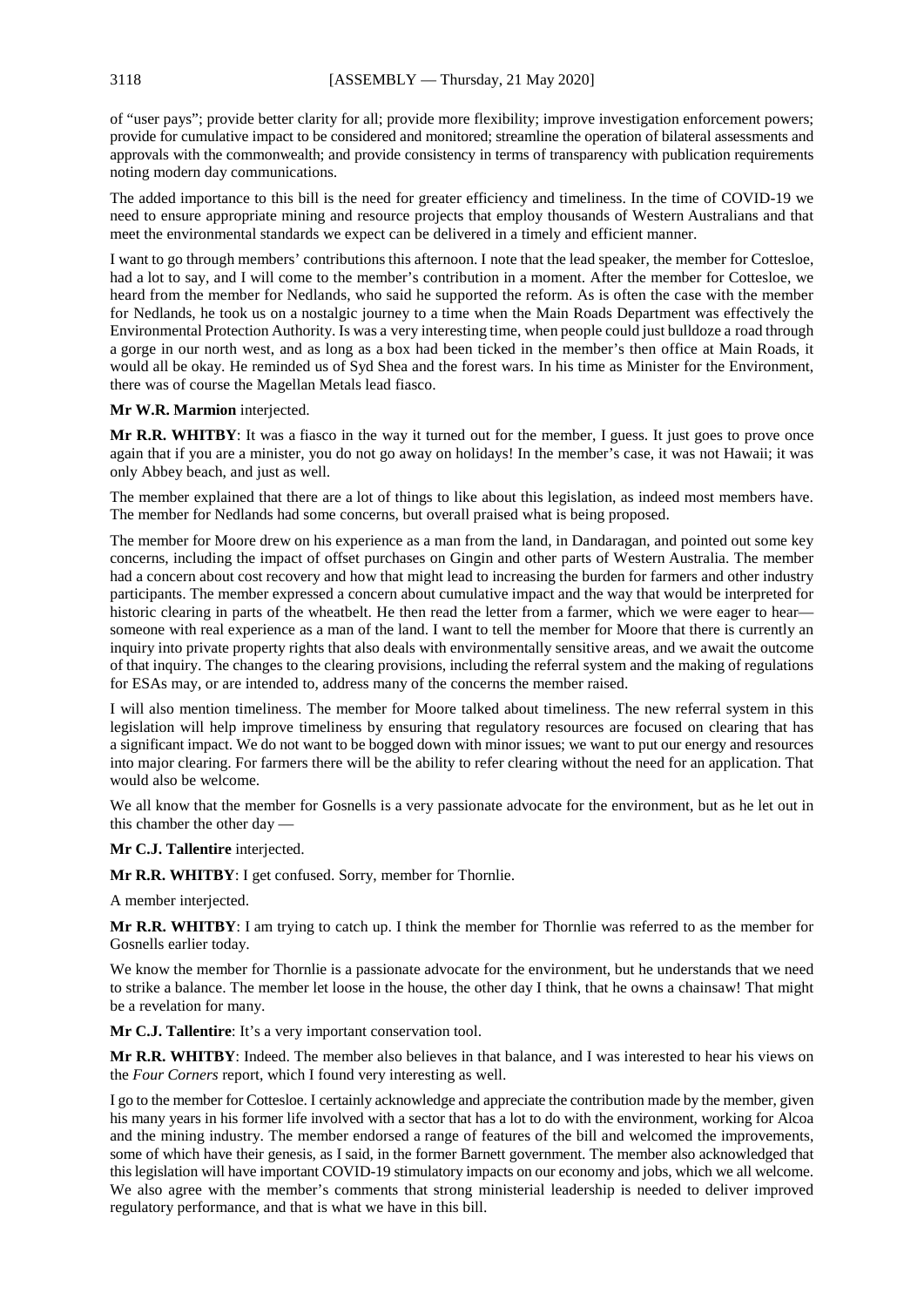of "user pays"; provide better clarity for all; provide more flexibility; improve investigation enforcement powers; provide for cumulative impact to be considered and monitored; streamline the operation of bilateral assessments and approvals with the commonwealth; and provide consistency in terms of transparency with publication requirements noting modern day communications.

The added importance to this bill is the need for greater efficiency and timeliness. In the time of COVID-19 we need to ensure appropriate mining and resource projects that employ thousands of Western Australians and that meet the environmental standards we expect can be delivered in a timely and efficient manner.

I want to go through members' contributions this afternoon. I note that the lead speaker, the member for Cottesloe, had a lot to say, and I will come to the member's contribution in a moment. After the member for Cottesloe, we heard from the member for Nedlands, who said he supported the reform. As is often the case with the member for Nedlands, he took us on a nostalgic journey to a time when the Main Roads Department was effectively the Environmental Protection Authority. Is was a very interesting time, when people could just bulldoze a road through a gorge in our north west, and as long as a box had been ticked in the member's then office at Main Roads, it would all be okay. He reminded us of Syd Shea and the forest wars. In his time as Minister for the Environment, there was of course the Magellan Metals lead fiasco.

**Mr W.R. Marmion** interjected.

**Mr R.R. WHITBY**: It was a fiasco in the way it turned out for the member, I guess. It just goes to prove once again that if you are a minister, you do not go away on holidays! In the member's case, it was not Hawaii; it was only Abbey beach, and just as well.

The member explained that there are a lot of things to like about this legislation, as indeed most members have. The member for Nedlands had some concerns, but overall praised what is being proposed.

The member for Moore drew on his experience as a man from the land, in Dandaragan, and pointed out some key concerns, including the impact of offset purchases on Gingin and other parts of Western Australia. The member had a concern about cost recovery and how that might lead to increasing the burden for farmers and other industry participants. The member expressed a concern about cumulative impact and the way that would be interpreted for historic clearing in parts of the wheatbelt. He then read the letter from a farmer, which we were eager to hear—someone with real experience as a man of the land. I want to tell the member for Moore that there is currently an inquiry into private property rights that also deals with environmentally sensitive areas, and we await the outcome of that inquiry. The changes to the clearing provisions, including the referral system and the making of regulations for ESAs may, or are intended to, address many of the concerns the member raised.

I will also mention timeliness. The member for Moore talked about timeliness. The new referral system in this legislation will help improve timeliness by ensuring that regulatory resources are focused on clearing that has a significant impact. We do not want to be bogged down with minor issues; we want to put our energy and resources into major clearing. For farmers there will be the ability to refer clearing without the need for an application. That would also be welcome.

We all know that the member for Gosnells is a very passionate advocate for the environment, but as he let out in this chamber the other day —

**Mr C.J. Tallentire** interjected.

**Mr R.R. WHITBY**: I get confused. Sorry, member for Thornlie.

A member interjected.

**Mr R.R. WHITBY**: I am trying to catch up. I think the member for Thornlie was referred to as the member for Gosnells earlier today.

We know the member for Thornlie is a passionate advocate for the environment, but he understands that we need to strike a balance. The member let loose in the house, the other day I think, that he owns a chainsaw! That might be a revelation for many.

**Mr C.J. Tallentire**: It's a very important conservation tool.

**Mr R.R. WHITBY**: Indeed. The member also believes in that balance, and I was interested to hear his views on the *Four Corners* report, which I found very interesting as well.

I go to the member for Cottesloe. I certainly acknowledge and appreciate the contribution made by the member, given his many years in his former life involved with a sector that has a lot to do with the environment, working for Alcoa and the mining industry. The member endorsed a range of features of the bill and welcomed the improvements, some of which have their genesis, as I said, in the former Barnett government. The member also acknowledged that this legislation will have important COVID-19 stimulatory impacts on our economy and jobs, which we all welcome. We also agree with the member's comments that strong ministerial leadership is needed to deliver improved regulatory performance, and that is what we have in this bill.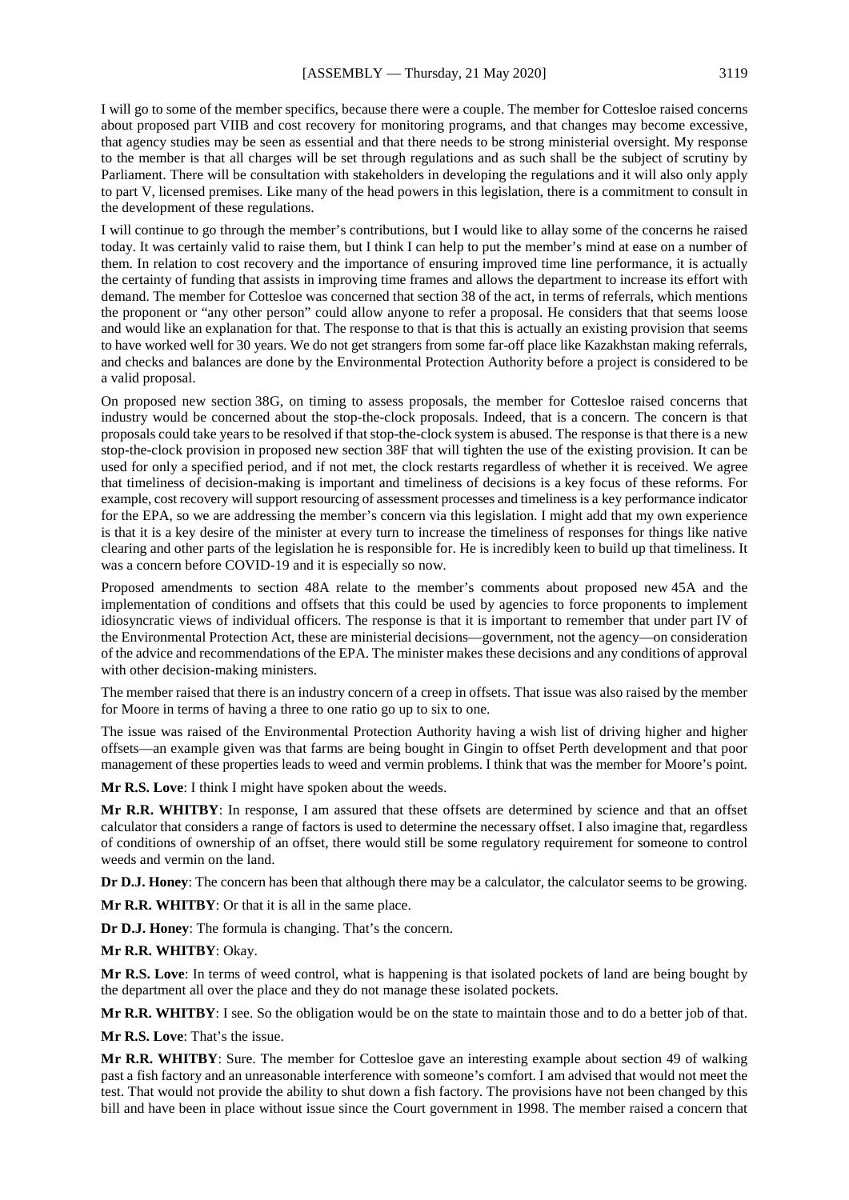I will go to some of the member specifics, because there were a couple. The member for Cottesloe raised concerns about proposed part VIIB and cost recovery for monitoring programs, and that changes may become excessive, that agency studies may be seen as essential and that there needs to be strong ministerial oversight. My response to the member is that all charges will be set through regulations and as such shall be the subject of scrutiny by Parliament. There will be consultation with stakeholders in developing the regulations and it will also only apply to part V, licensed premises. Like many of the head powers in this legislation, there is a commitment to consult in the development of these regulations.

I will continue to go through the member's contributions, but I would like to allay some of the concerns he raised today. It was certainly valid to raise them, but I think I can help to put the member's mind at ease on a number of them. In relation to cost recovery and the importance of ensuring improved time line performance, it is actually the certainty of funding that assists in improving time frames and allows the department to increase its effort with demand. The member for Cottesloe was concerned that section 38 of the act, in terms of referrals, which mentions the proponent or "any other person" could allow anyone to refer a proposal. He considers that that seems loose and would like an explanation for that. The response to that is that this is actually an existing provision that seems to have worked well for 30 years. We do not get strangers from some far-off place like Kazakhstan making referrals, and checks and balances are done by the Environmental Protection Authority before a project is considered to be a valid proposal.

On proposed new section 38G, on timing to assess proposals, the member for Cottesloe raised concerns that industry would be concerned about the stop-the-clock proposals. Indeed, that is a concern. The concern is that proposals could take years to be resolved if that stop-the-clock system is abused. The response is that there is a new stop-the-clock provision in proposed new section 38F that will tighten the use of the existing provision. It can be used for only a specified period, and if not met, the clock restarts regardless of whether it is received. We agree that timeliness of decision-making is important and timeliness of decisions is a key focus of these reforms. For example, cost recovery will support resourcing of assessment processes and timeliness is a key performance indicator for the EPA, so we are addressing the member's concern via this legislation. I might add that my own experience is that it is a key desire of the minister at every turn to increase the timeliness of responses for things like native clearing and other parts of the legislation he is responsible for. He is incredibly keen to build up that timeliness. It was a concern before COVID-19 and it is especially so now.

Proposed amendments to section 48A relate to the member's comments about proposed new 45A and the implementation of conditions and offsets that this could be used by agencies to force proponents to implement idiosyncratic views of individual officers. The response is that it is important to remember that under part IV of the Environmental Protection Act, these are ministerial decisions—government, not the agency—on consideration of the advice and recommendations of the EPA. The minister makes these decisions and any conditions of approval with other decision-making ministers.

The member raised that there is an industry concern of a creep in offsets. That issue was also raised by the member for Moore in terms of having a three to one ratio go up to six to one.

The issue was raised of the Environmental Protection Authority having a wish list of driving higher and higher offsets—an example given was that farms are being bought in Gingin to offset Perth development and that poor management of these properties leads to weed and vermin problems. I think that was the member for Moore's point.

**Mr R.S. Love**: I think I might have spoken about the weeds.

**Mr R.R. WHITBY**: In response, I am assured that these offsets are determined by science and that an offset calculator that considers a range of factors is used to determine the necessary offset. I also imagine that, regardless of conditions of ownership of an offset, there would still be some regulatory requirement for someone to control weeds and vermin on the land.

**Dr D.J. Honey**: The concern has been that although there may be a calculator, the calculator seems to be growing.

**Mr R.R. WHITBY**: Or that it is all in the same place.

**Dr D.J. Honey**: The formula is changing. That's the concern.

**Mr R.R. WHITBY**: Okay.

**Mr R.S. Love**: In terms of weed control, what is happening is that isolated pockets of land are being bought by the department all over the place and they do not manage these isolated pockets.

**Mr R.R. WHITBY**: I see. So the obligation would be on the state to maintain those and to do a better job of that.

**Mr R.S. Love**: That's the issue.

**Mr R.R. WHITBY**: Sure. The member for Cottesloe gave an interesting example about section 49 of walking past a fish factory and an unreasonable interference with someone's comfort. I am advised that would not meet the test. That would not provide the ability to shut down a fish factory. The provisions have not been changed by this bill and have been in place without issue since the Court government in 1998. The member raised a concern that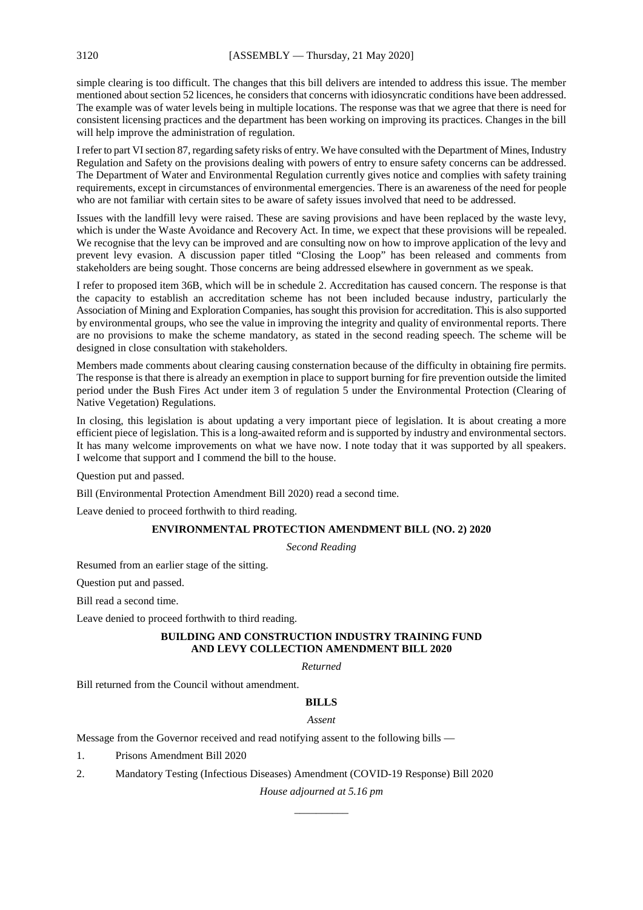simple clearing is too difficult. The changes that this bill delivers are intended to address this issue. The member mentioned about section 52 licences, he considers that concerns with idiosyncratic conditions have been addressed. The example was of water levels being in multiple locations. The response was that we agree that there is need for consistent licensing practices and the department has been working on improving its practices. Changes in the bill will help improve the administration of regulation.

I refer to part VI section 87, regarding safety risks of entry. We have consulted with the Department of Mines, Industry Regulation and Safety on the provisions dealing with powers of entry to ensure safety concerns can be addressed. The Department of Water and Environmental Regulation currently gives notice and complies with safety training requirements, except in circumstances of environmental emergencies. There is an awareness of the need for people who are not familiar with certain sites to be aware of safety issues involved that need to be addressed.

Issues with the landfill levy were raised. These are saving provisions and have been replaced by the waste levy, which is under the Waste Avoidance and Recovery Act. In time, we expect that these provisions will be repealed. We recognise that the levy can be improved and are consulting now on how to improve application of the levy and prevent levy evasion. A discussion paper titled "Closing the Loop" has been released and comments from stakeholders are being sought. Those concerns are being addressed elsewhere in government as we speak.

I refer to proposed item 36B, which will be in schedule 2. Accreditation has caused concern. The response is that the capacity to establish an accreditation scheme has not been included because industry, particularly the Association of Mining and Exploration Companies, has sought this provision for accreditation. This is also supported by environmental groups, who see the value in improving the integrity and quality of environmental reports. There are no provisions to make the scheme mandatory, as stated in the second reading speech. The scheme will be designed in close consultation with stakeholders.

Members made comments about clearing causing consternation because of the difficulty in obtaining fire permits. The response is that there is already an exemption in place to support burning for fire prevention outside the limited period under the Bush Fires Act under item 3 of regulation 5 under the Environmental Protection (Clearing of Native Vegetation) Regulations.

In closing, this legislation is about updating a very important piece of legislation. It is about creating a more efficient piece of legislation. This is a long-awaited reform and is supported by industry and environmental sectors. It has many welcome improvements on what we have now. I note today that it was supported by all speakers. I welcome that support and I commend the bill to the house.

Question put and passed.

Bill (Environmental Protection Amendment Bill 2020) read a second time.

Leave denied to proceed forthwith to third reading.

## ENVIRONMENTAL PROTECTION AMENDMENT BILL (NO. 2) 2020

*Second Reading*

Resumed from an earlier stage of the sitting.

Question put and passed.

Bill read a second time.

Leave denied to proceed forthwith to third reading.

## BUILDING AND CONSTRUCTION INDUSTRY TRAINING FUND AND LEVY COLLECTION AMENDMENT BILL 2020

*Returned*

Bill returned from the Council without amendment.

## BILLS

*Assent*

Message from the Governor received and read notifying assent to the following bills —

1. Prisons Amendment Bill 2020
2. Mandatory Testing (Infectious Diseases) Amendment (COVID-19 Response) Bill 2020

*House adjourned at 5.16 pm*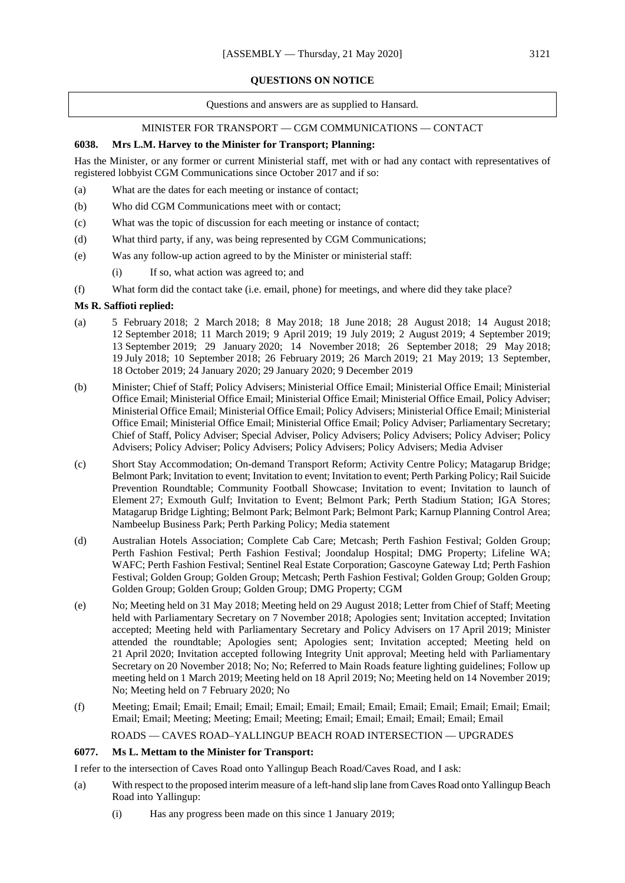**QUESTIONS ON NOTICE**

Questions and answers are as supplied to Hansard.

MINISTER FOR TRANSPORT — CGM COMMUNICATIONS — CONTACT

**6038. Mrs L.M. Harvey to the Minister for Transport; Planning:**

Has the Minister, or any former or current Ministerial staff, met with or had any contact with representatives of registered lobbyist CGM Communications since October 2017 and if so:

(a) What are the dates for each meeting or instance of contact;

(b) Who did CGM Communications meet with or contact;

(c) What was the topic of discussion for each meeting or instance of contact;

(d) What third party, if any, was being represented by CGM Communications;

(e) Was any follow-up action agreed to by the Minister or ministerial staff:

 (i) If so, what action was agreed to; and

(f) What form did the contact take (i.e. email, phone) for meetings, and where did they take place?

**Ms R. Saffioti replied:**

(a) 5 February 2018; 2 March 2018; 8 May 2018; 18 June 2018; 28 August 2018; 14 August 2018; 12 September 2018; 11 March 2019; 9 April 2019; 19 July 2019; 2 August 2019; 4 September 2019; 13 September 2019; 29 January 2020; 14 November 2018; 26 September 2018; 29 May 2018; 19 July 2018; 10 September 2018; 26 February 2019; 26 March 2019; 21 May 2019; 13 September, 18 October 2019; 24 January 2020; 29 January 2020; 9 December 2019

(b) Minister; Chief of Staff; Policy Advisers; Ministerial Office Email; Ministerial Office Email; Ministerial Office Email; Ministerial Office Email; Ministerial Office Email; Ministerial Office Email, Policy Adviser; Ministerial Office Email; Ministerial Office Email; Policy Advisers; Ministerial Office Email; Ministerial Office Email; Ministerial Office Email; Ministerial Office Email; Policy Adviser; Parliamentary Secretary; Chief of Staff, Policy Adviser; Special Adviser, Policy Advisers; Policy Advisers; Policy Adviser; Policy Advisers; Policy Adviser; Policy Advisers; Policy Advisers; Policy Advisers; Media Adviser

(c) Short Stay Accommodation; On-demand Transport Reform; Activity Centre Policy; Matagarup Bridge; Belmont Park; Invitation to event; Invitation to event; Invitation to event; Perth Parking Policy; Rail Suicide Prevention Roundtable; Community Football Showcase; Invitation to event; Invitation to launch of Element 27; Exmouth Gulf; Invitation to Event; Belmont Park; Perth Stadium Station; IGA Stores; Matagarup Bridge Lighting; Belmont Park; Belmont Park; Belmont Park; Karnup Planning Control Area; Nambeelup Business Park; Perth Parking Policy; Media statement

(d) Australian Hotels Association; Complete Cab Care; Metcash; Perth Fashion Festival; Golden Group; Perth Fashion Festival; Perth Fashion Festival; Joondalup Hospital; DMG Property; Lifeline WA; WAFC; Perth Fashion Festival; Sentinel Real Estate Corporation; Gascoyne Gateway Ltd; Perth Fashion Festival; Golden Group; Golden Group; Metcash; Perth Fashion Festival; Golden Group; Golden Group; Golden Group; Golden Group; Golden Group; DMG Property; CGM

(e) No; Meeting held on 31 May 2018; Meeting held on 29 August 2018; Letter from Chief of Staff; Meeting held with Parliamentary Secretary on 7 November 2018; Apologies sent; Invitation accepted; Invitation accepted; Meeting held with Parliamentary Secretary and Policy Advisers on 17 April 2019; Minister attended the roundtable; Apologies sent; Apologies sent; Invitation accepted; Meeting held on 21 April 2020; Invitation accepted following Integrity Unit approval; Meeting held with Parliamentary Secretary on 20 November 2018; No; No; Referred to Main Roads feature lighting guidelines; Follow up meeting held on 1 March 2019; Meeting held on 18 April 2019; No; Meeting held on 14 November 2019; No; Meeting held on 7 February 2020; No

(f) Meeting; Email; Email; Email; Email; Email; Email; Email; Email; Email; Email; Email; Email; Email; Email; Email; Meeting; Meeting; Email; Meeting; Email; Email; Email; Email; Email; Email

ROADS — CAVES ROAD–YALLINGUP BEACH ROAD INTERSECTION — UPGRADES

**6077. Ms L. Mettam to the Minister for Transport:**

I refer to the intersection of Caves Road onto Yallingup Beach Road/Caves Road, and I ask:

(a) With respect to the proposed interim measure of a left-hand slip lane from Caves Road onto Yallingup Beach Road into Yallingup:

 (i) Has any progress been made on this since 1 January 2019;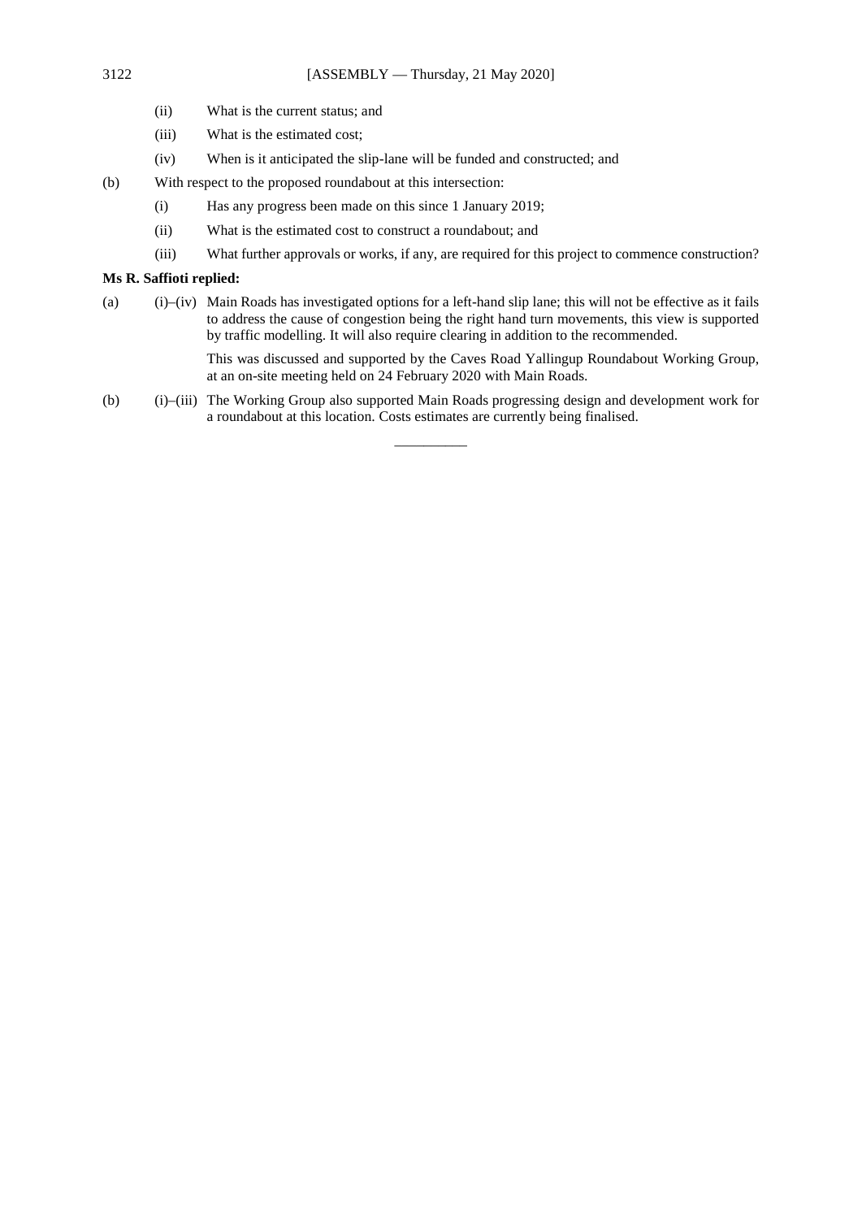(ii) What is the current status; and

(iii) What is the estimated cost;

(iv) When is it anticipated the slip-lane will be funded and constructed; and

(b) With respect to the proposed roundabout at this intersection:

(i) Has any progress been made on this since 1 January 2019;

(ii) What is the estimated cost to construct a roundabout; and

(iii) What further approvals or works, if any, are required for this project to commence construction?

**Ms R. Saffioti replied:**

(a) (i)–(iv) Main Roads has investigated options for a left-hand slip lane; this will not be effective as it fails to address the cause of congestion being the right hand turn movements, this view is supported by traffic modelling. It will also require clearing in addition to the recommended.

This was discussed and supported by the Caves Road Yallingup Roundabout Working Group, at an on-site meeting held on 24 February 2020 with Main Roads.

(b) (i)–(iii) The Working Group also supported Main Roads progressing design and development work for a roundabout at this location. Costs estimates are currently being finalised.

__________